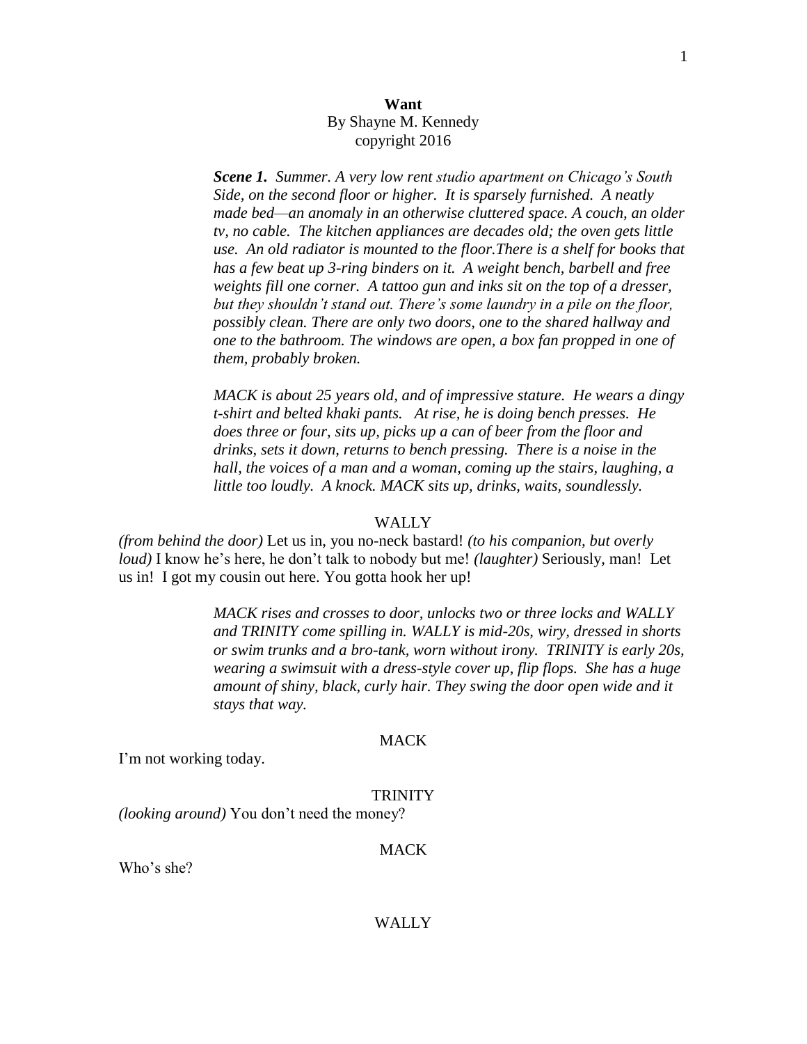**Want**

By Shayne M. Kennedy
copyright 2016

***Scene 1.*** *Summer. A very low rent studio apartment on Chicago's South Side, on the second floor or higher. It is sparsely furnished. A neatly made bed—an anomaly in an otherwise cluttered space. A couch, an older tv, no cable. The kitchen appliances are decades old; the oven gets little use. An old radiator is mounted to the floor.There is a shelf for books that has a few beat up 3-ring binders on it. A weight bench, barbell and free weights fill one corner. A tattoo gun and inks sit on the top of a dresser, but they shouldn't stand out. There's some laundry in a pile on the floor, possibly clean. There are only two doors, one to the shared hallway and one to the bathroom. The windows are open, a box fan propped in one of them, probably broken.*

*MACK is about 25 years old, and of impressive stature. He wears a dingy t-shirt and belted khaki pants. At rise, he is doing bench presses. He does three or four, sits up, picks up a can of beer from the floor and drinks, sets it down, returns to bench pressing. There is a noise in the hall, the voices of a man and a woman, coming up the stairs, laughing, a little too loudly. A knock. MACK sits up, drinks, waits, soundlessly.*

WALLY

*(from behind the door)* Let us in, you no-neck bastard! *(to his companion, but overly loud)* I know he's here, he don't talk to nobody but me! *(laughter)* Seriously, man! Let us in! I got my cousin out here. You gotta hook her up!

*MACK rises and crosses to door, unlocks two or three locks and WALLY and TRINITY come spilling in. WALLY is mid-20s, wiry, dressed in shorts or swim trunks and a bro-tank, worn without irony. TRINITY is early 20s, wearing a swimsuit with a dress-style cover up, flip flops. She has a huge amount of shiny, black, curly hair. They swing the door open wide and it stays that way.*

MACK

I'm not working today.

TRINITY

*(looking around)* You don't need the money?

MACK

Who's she?

WALLY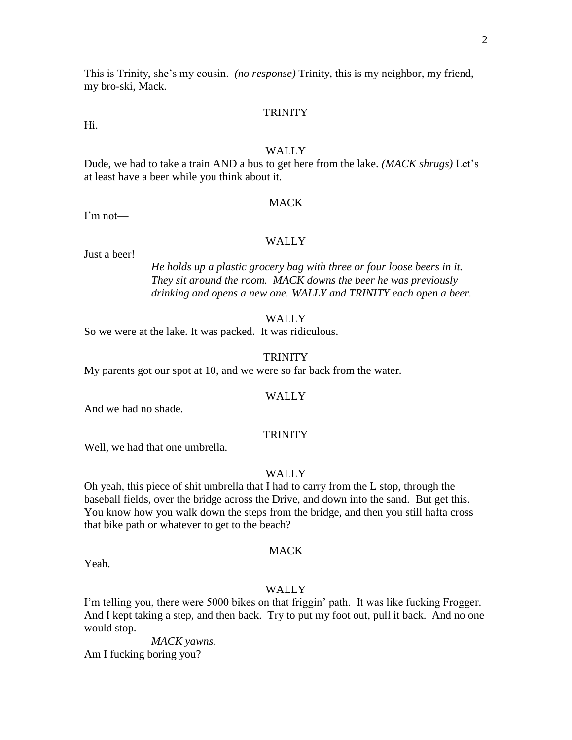This is Trinity, she's my cousin. *(no response)* Trinity, this is my neighbor, my friend, my bro-ski, Mack.

TRINITY

Hi.

WALLY

Dude, we had to take a train AND a bus to get here from the lake. *(MACK shrugs)* Let's at least have a beer while you think about it.

MACK

I'm not—

WALLY

Just a beer!

*He holds up a plastic grocery bag with three or four loose beers in it. They sit around the room. MACK downs the beer he was previously drinking and opens a new one. WALLY and TRINITY each open a beer.*

WALLY

So we were at the lake. It was packed. It was ridiculous.

TRINITY

My parents got our spot at 10, and we were so far back from the water.

WALLY

And we had no shade.

TRINITY

Well, we had that one umbrella.

WALLY

Oh yeah, this piece of shit umbrella that I had to carry from the L stop, through the baseball fields, over the bridge across the Drive, and down into the sand. But get this. You know how you walk down the steps from the bridge, and then you still hafta cross that bike path or whatever to get to the beach?

MACK

Yeah.

WALLY

I'm telling you, there were 5000 bikes on that friggin' path. It was like fucking Frogger. And I kept taking a step, and then back. Try to put my foot out, pull it back. And no one would stop.

*MACK yawns.*

Am I fucking boring you?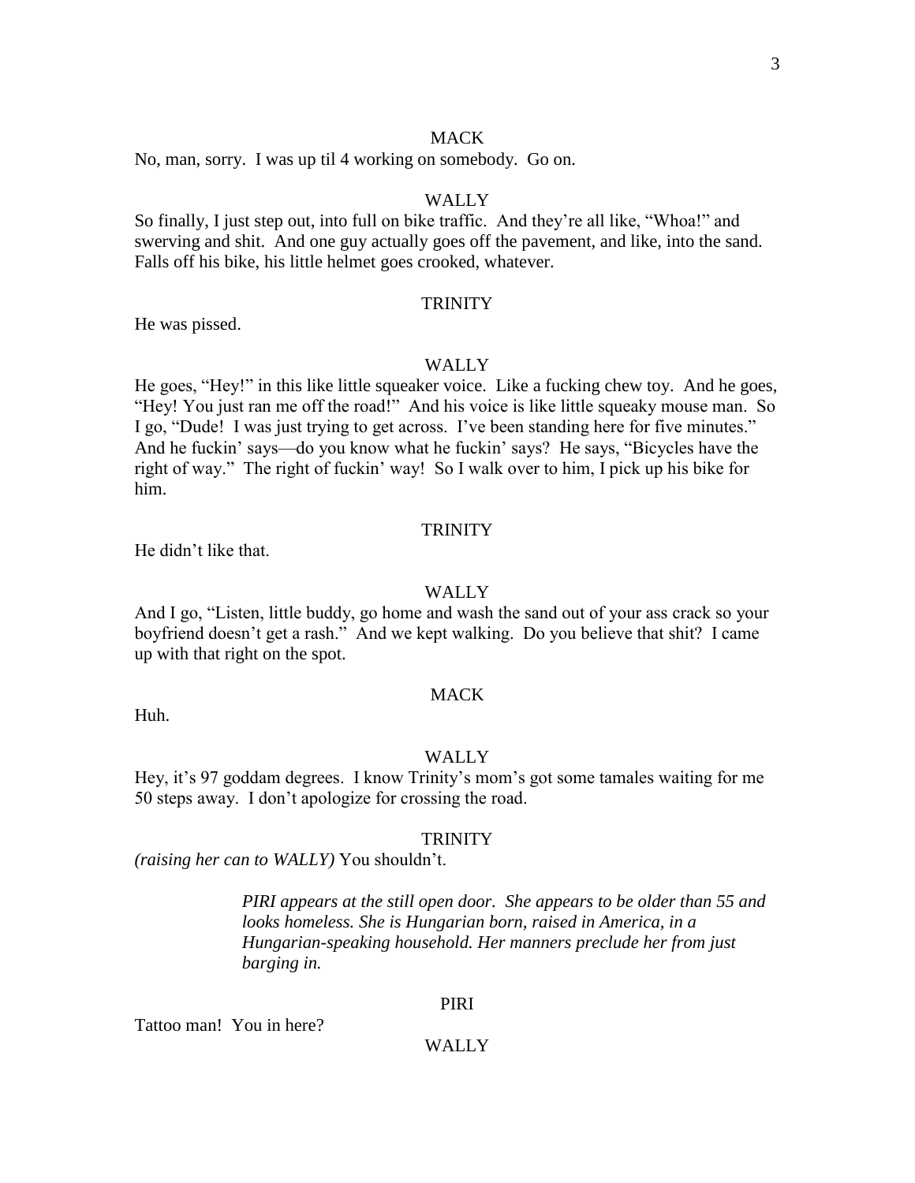MACK

No, man, sorry. I was up til 4 working on somebody. Go on.

WALLY

So finally, I just step out, into full on bike traffic. And they're all like, "Whoa!" and swerving and shit. And one guy actually goes off the pavement, and like, into the sand. Falls off his bike, his little helmet goes crooked, whatever.

TRINITY

He was pissed.

WALLY

He goes, "Hey!" in this like little squeaker voice. Like a fucking chew toy. And he goes, "Hey! You just ran me off the road!" And his voice is like little squeaky mouse man. So I go, "Dude! I was just trying to get across. I've been standing here for five minutes." And he fuckin' says—do you know what he fuckin' says? He says, "Bicycles have the right of way." The right of fuckin' way! So I walk over to him, I pick up his bike for him.

TRINITY

He didn't like that.

WALLY

And I go, "Listen, little buddy, go home and wash the sand out of your ass crack so your boyfriend doesn't get a rash." And we kept walking. Do you believe that shit? I came up with that right on the spot.

MACK

Huh.

WALLY

Hey, it's 97 goddam degrees. I know Trinity's mom's got some tamales waiting for me 50 steps away. I don't apologize for crossing the road.

TRINITY

*(raising her can to WALLY)* You shouldn't.

*PIRI appears at the still open door. She appears to be older than 55 and looks homeless. She is Hungarian born, raised in America, in a Hungarian-speaking household. Her manners preclude her from just barging in.*

PIRI

Tattoo man! You in here?

WALLY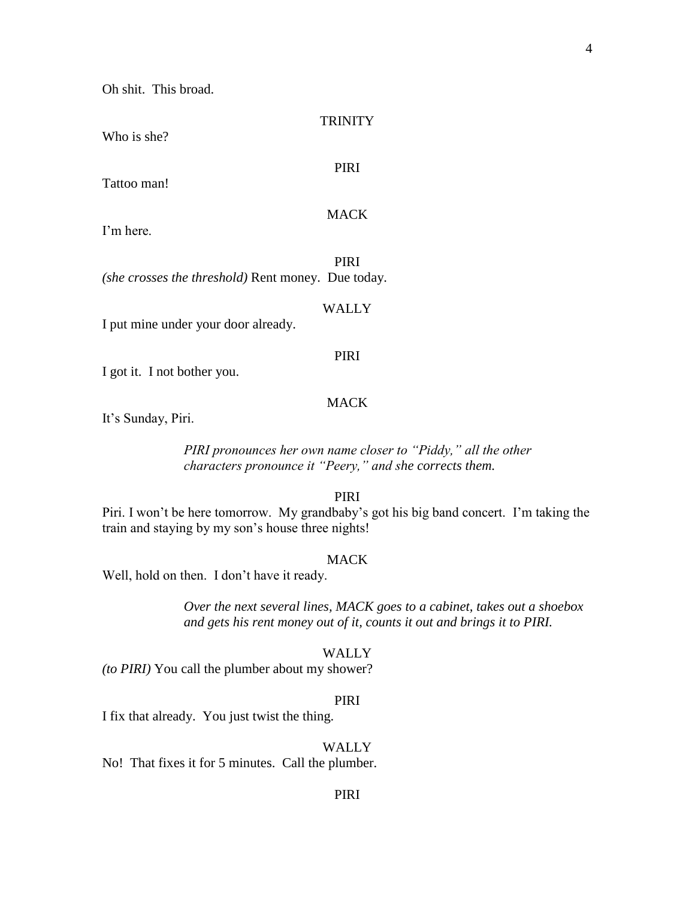Oh shit. This broad.

TRINITY

Who is she?

PIRI

Tattoo man!

MACK

I'm here.

PIRI

*(she crosses the threshold)* Rent money. Due today.

WALLY

I put mine under your door already.

PIRI

I got it. I not bother you.

MACK

It's Sunday, Piri.

> *PIRI pronounces her own name closer to "Piddy," all the other characters pronounce it "Peery," and she corrects them.*

PIRI

Piri. I won't be here tomorrow. My grandbaby's got his big band concert. I'm taking the train and staying by my son's house three nights!

MACK

Well, hold on then. I don't have it ready.

> *Over the next several lines, MACK goes to a cabinet, takes out a shoebox and gets his rent money out of it, counts it out and brings it to PIRI.*

WALLY

*(to PIRI)* You call the plumber about my shower?

PIRI

I fix that already. You just twist the thing.

WALLY

No! That fixes it for 5 minutes. Call the plumber.

PIRI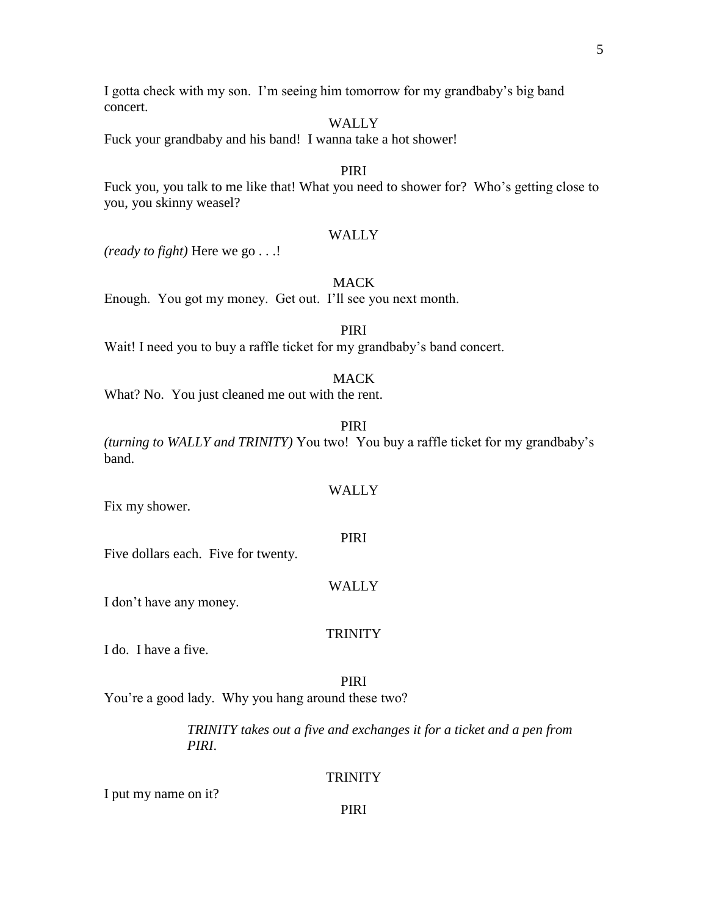I gotta check with my son. I'm seeing him tomorrow for my grandbaby's big band concert.

WALLY

Fuck your grandbaby and his band! I wanna take a hot shower!

PIRI

Fuck you, you talk to me like that! What you need to shower for? Who's getting close to you, you skinny weasel?

WALLY

*(ready to fight)* Here we go . . .!

MACK

Enough. You got my money. Get out. I'll see you next month.

PIRI

Wait! I need you to buy a raffle ticket for my grandbaby's band concert.

MACK

What? No. You just cleaned me out with the rent.

PIRI

*(turning to WALLY and TRINITY)* You two! You buy a raffle ticket for my grandbaby's band.

WALLY

Fix my shower.

PIRI

Five dollars each. Five for twenty.

WALLY

I don't have any money.

TRINITY

I do. I have a five.

PIRI

You're a good lady. Why you hang around these two?

*TRINITY takes out a five and exchanges it for a ticket and a pen from PIRI.*

TRINITY

I put my name on it?

PIRI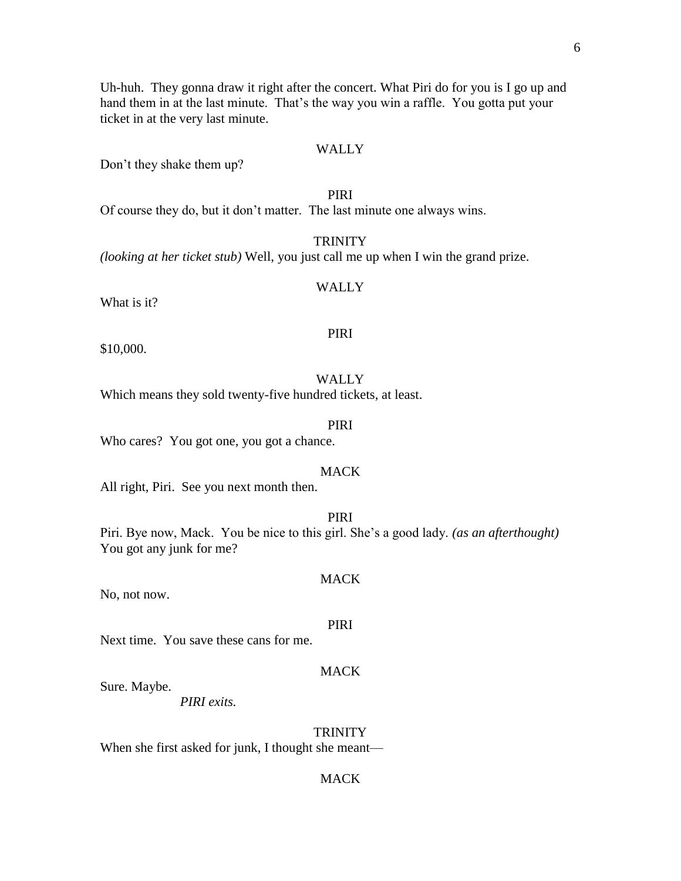Uh-huh. They gonna draw it right after the concert. What Piri do for you is I go up and hand them in at the last minute. That's the way you win a raffle. You gotta put your ticket in at the very last minute.

WALLY

Don't they shake them up?

PIRI

Of course they do, but it don't matter. The last minute one always wins.

TRINITY

*(looking at her ticket stub)* Well, you just call me up when I win the grand prize.

WALLY

What is it?

PIRI

$10,000.

WALLY

Which means they sold twenty-five hundred tickets, at least.

PIRI

Who cares? You got one, you got a chance.

MACK

All right, Piri. See you next month then.

PIRI

Piri. Bye now, Mack. You be nice to this girl. She's a good lady. *(as an afterthought)* You got any junk for me?

MACK

No, not now.

PIRI

Next time. You save these cans for me.

MACK

Sure. Maybe.

*PIRI exits.*

TRINITY

When she first asked for junk, I thought she meant—

MACK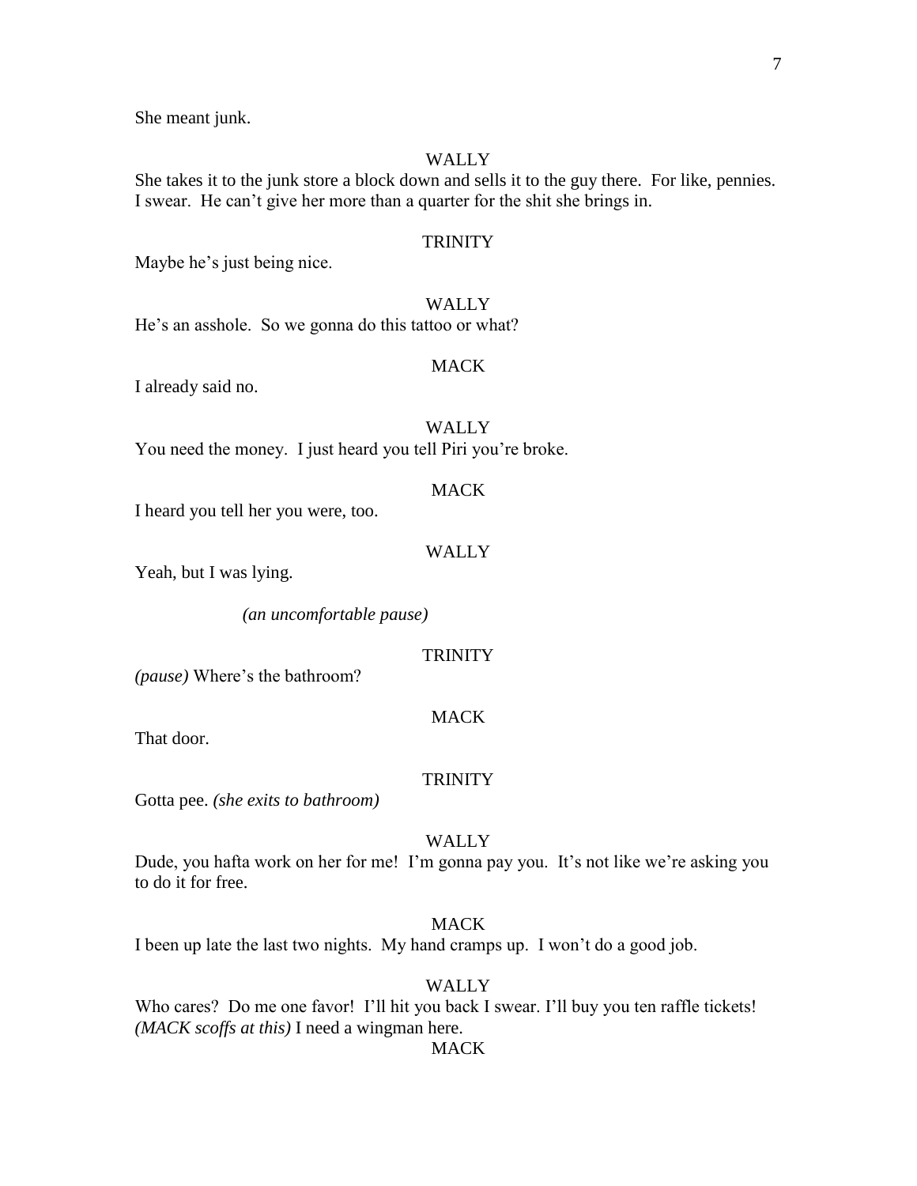She meant junk.

WALLY

She takes it to the junk store a block down and sells it to the guy there. For like, pennies. I swear. He can't give her more than a quarter for the shit she brings in.

TRINITY

Maybe he's just being nice.

WALLY

He's an asshole. So we gonna do this tattoo or what?

MACK

I already said no.

WALLY

You need the money. I just heard you tell Piri you're broke.

MACK

I heard you tell her you were, too.

WALLY

Yeah, but I was lying.

*(an uncomfortable pause)*

TRINITY

*(pause)* Where's the bathroom?

MACK

That door.

TRINITY

Gotta pee. *(she exits to bathroom)*

WALLY

Dude, you hafta work on her for me! I'm gonna pay you. It's not like we're asking you to do it for free.

MACK

I been up late the last two nights. My hand cramps up. I won't do a good job.

WALLY

Who cares? Do me one favor! I'll hit you back I swear. I'll buy you ten raffle tickets! *(MACK scoffs at this)* I need a wingman here.

MACK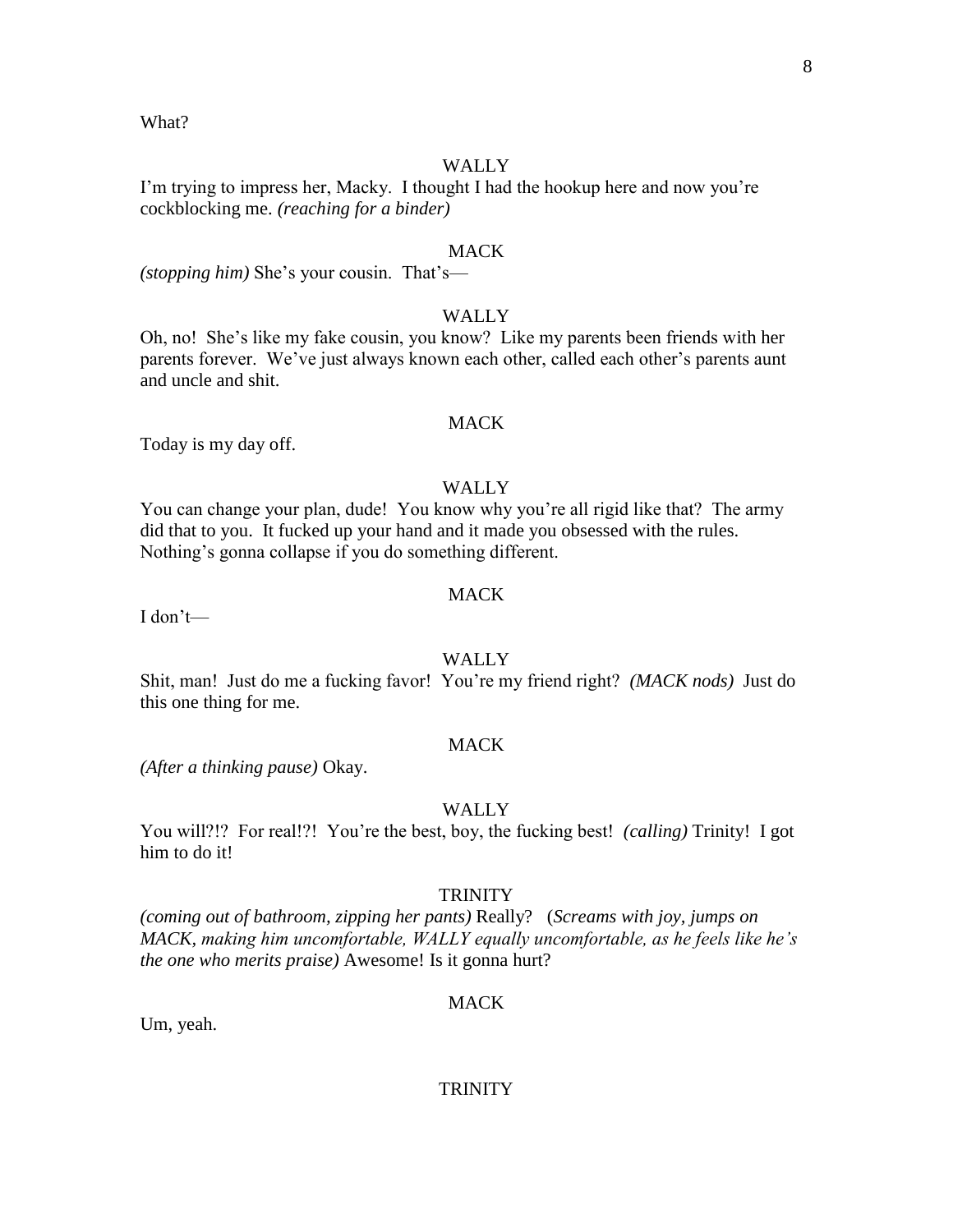What?

WALLY

I'm trying to impress her, Macky. I thought I had the hookup here and now you're cockblocking me. *(reaching for a binder)*

MACK

*(stopping him)* She's your cousin. That's—

WALLY

Oh, no! She's like my fake cousin, you know? Like my parents been friends with her parents forever. We've just always known each other, called each other's parents aunt and uncle and shit.

MACK

Today is my day off.

WALLY

You can change your plan, dude! You know why you're all rigid like that? The army did that to you. It fucked up your hand and it made you obsessed with the rules. Nothing's gonna collapse if you do something different.

MACK

I don't—

WALLY

Shit, man! Just do me a fucking favor! You're my friend right? *(MACK nods)* Just do this one thing for me.

MACK

*(After a thinking pause)* Okay.

WALLY

You will?!? For real!?! You're the best, boy, the fucking best! *(calling)* Trinity! I got him to do it!

TRINITY

*(coming out of bathroom, zipping her pants)* Really? (*Screams with joy, jumps on MACK, making him uncomfortable, WALLY equally uncomfortable, as he feels like he's the one who merits praise)* Awesome! Is it gonna hurt?

MACK

Um, yeah.

TRINITY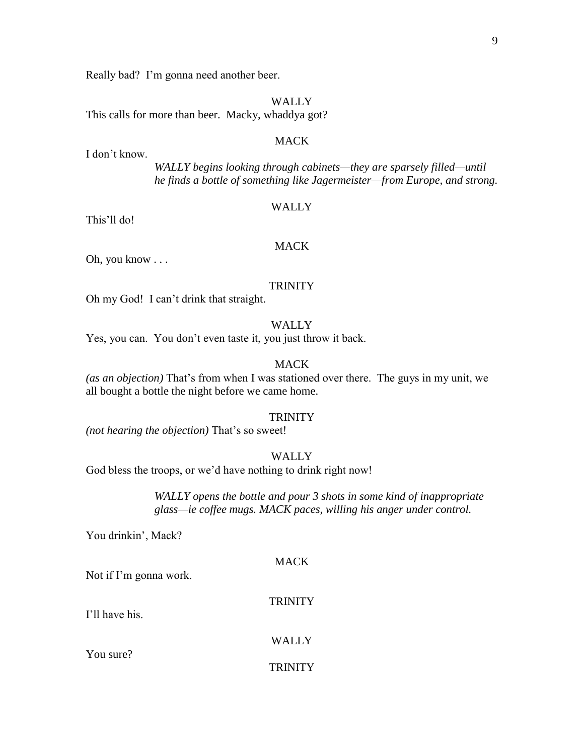Really bad? I'm gonna need another beer.

WALLY

This calls for more than beer. Macky, whaddya got?

MACK

I don't know.

*WALLY begins looking through cabinets—they are sparsely filled—until he finds a bottle of something like Jagermeister—from Europe, and strong.*

WALLY

This'll do!

MACK

Oh, you know . . .

TRINITY

Oh my God! I can't drink that straight.

WALLY

Yes, you can. You don't even taste it, you just throw it back.

MACK

*(as an objection)* That's from when I was stationed over there. The guys in my unit, we all bought a bottle the night before we came home.

TRINITY

*(not hearing the objection)* That's so sweet!

WALLY

God bless the troops, or we'd have nothing to drink right now!

*WALLY opens the bottle and pour 3 shots in some kind of inappropriate glass—ie coffee mugs. MACK paces, willing his anger under control.*

You drinkin', Mack?

MACK

Not if I'm gonna work.

TRINITY

I'll have his.

WALLY

You sure?

TRINITY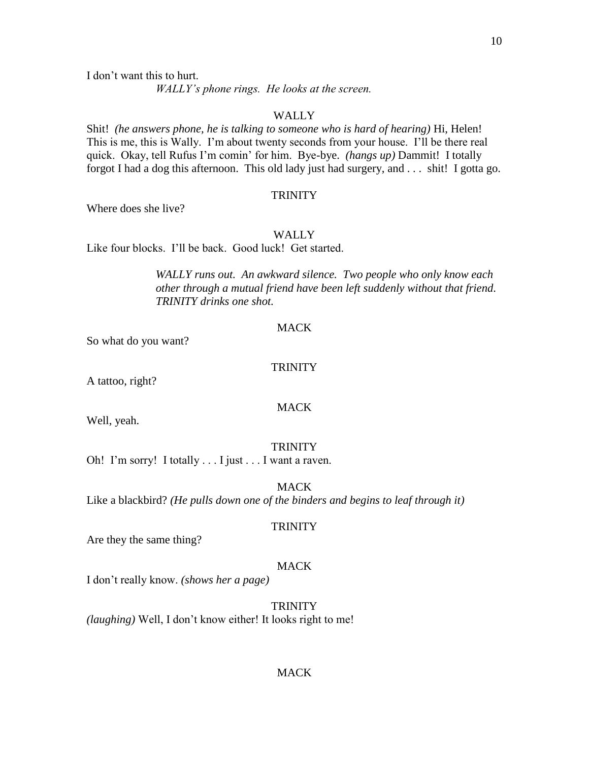I don't want this to hurt.

*WALLY's phone rings. He looks at the screen.*

WALLY

Shit! *(he answers phone, he is talking to someone who is hard of hearing)* Hi, Helen! This is me, this is Wally. I'm about twenty seconds from your house. I'll be there real quick. Okay, tell Rufus I'm comin' for him. Bye-bye. *(hangs up)* Dammit! I totally forgot I had a dog this afternoon. This old lady just had surgery, and . . . shit! I gotta go.

TRINITY

Where does she live?

WALLY

Like four blocks. I'll be back. Good luck! Get started.

*WALLY runs out. An awkward silence. Two people who only know each other through a mutual friend have been left suddenly without that friend. TRINITY drinks one shot.*

MACK

So what do you want?

TRINITY

A tattoo, right?

MACK

Well, yeah.

TRINITY

Oh! I'm sorry! I totally . . . I just . . . I want a raven.

MACK

Like a blackbird? *(He pulls down one of the binders and begins to leaf through it)*

TRINITY

Are they the same thing?

MACK

I don't really know. *(shows her a page)*

TRINITY

*(laughing)* Well, I don't know either! It looks right to me!

MACK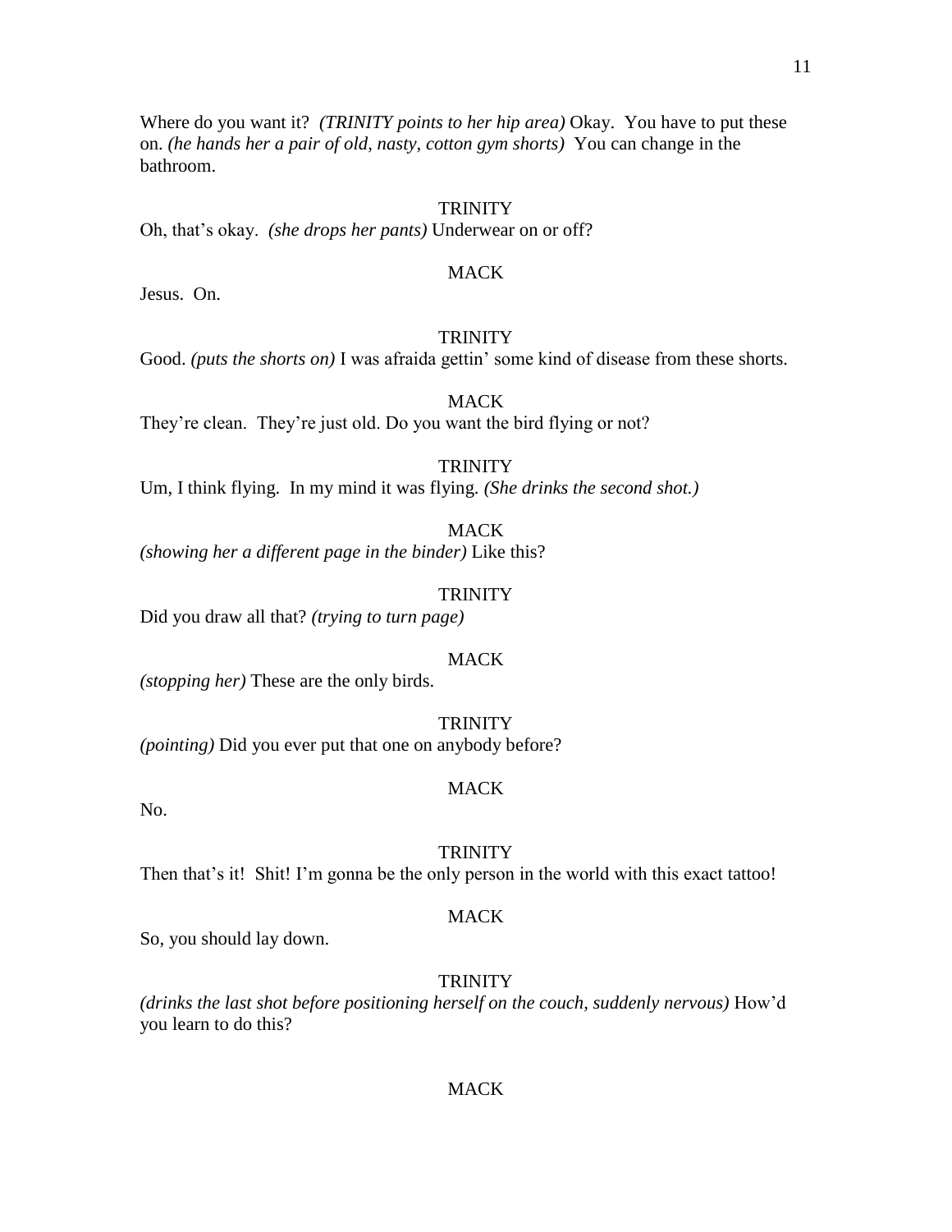Where do you want it? *(TRINITY points to her hip area)* Okay. You have to put these on. *(he hands her a pair of old, nasty, cotton gym shorts)* You can change in the bathroom.

TRINITY

Oh, that's okay. *(she drops her pants)* Underwear on or off?

MACK

Jesus. On.

TRINITY

Good. *(puts the shorts on)* I was afraida gettin' some kind of disease from these shorts.

MACK

They're clean. They're just old. Do you want the bird flying or not?

TRINITY

Um, I think flying. In my mind it was flying. *(She drinks the second shot.)*

MACK

*(showing her a different page in the binder)* Like this?

TRINITY

Did you draw all that? *(trying to turn page)*

MACK

*(stopping her)* These are the only birds.

TRINITY

*(pointing)* Did you ever put that one on anybody before?

MACK

No.

TRINITY

Then that's it! Shit! I'm gonna be the only person in the world with this exact tattoo!

MACK

So, you should lay down.

TRINITY

*(drinks the last shot before positioning herself on the couch, suddenly nervous)* How'd you learn to do this?

MACK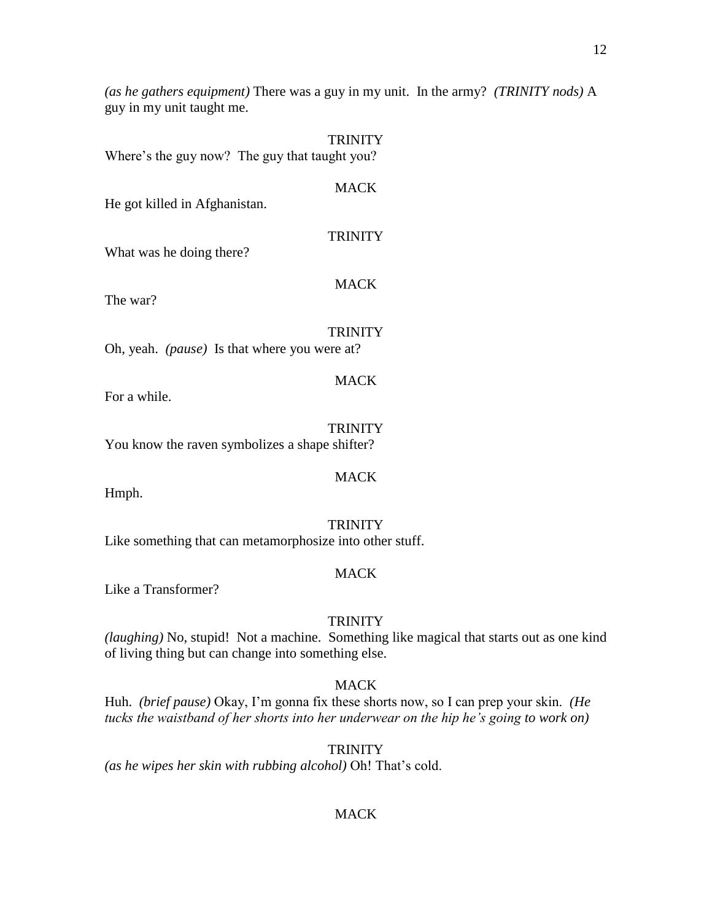*(as he gathers equipment)* There was a guy in my unit. In the army? *(TRINITY nods)* A guy in my unit taught me.

TRINITY

Where's the guy now? The guy that taught you?

MACK

He got killed in Afghanistan.

TRINITY

What was he doing there?

MACK

The war?

TRINITY

Oh, yeah. *(pause)* Is that where you were at?

MACK

For a while.

TRINITY

You know the raven symbolizes a shape shifter?

MACK

Hmph.

TRINITY

Like something that can metamorphosize into other stuff.

MACK

Like a Transformer?

TRINITY

*(laughing)* No, stupid! Not a machine. Something like magical that starts out as one kind of living thing but can change into something else.

MACK

Huh. *(brief pause)* Okay, I'm gonna fix these shorts now, so I can prep your skin. *(He tucks the waistband of her shorts into her underwear on the hip he's going to work on)*

TRINITY

*(as he wipes her skin with rubbing alcohol)* Oh! That's cold.

MACK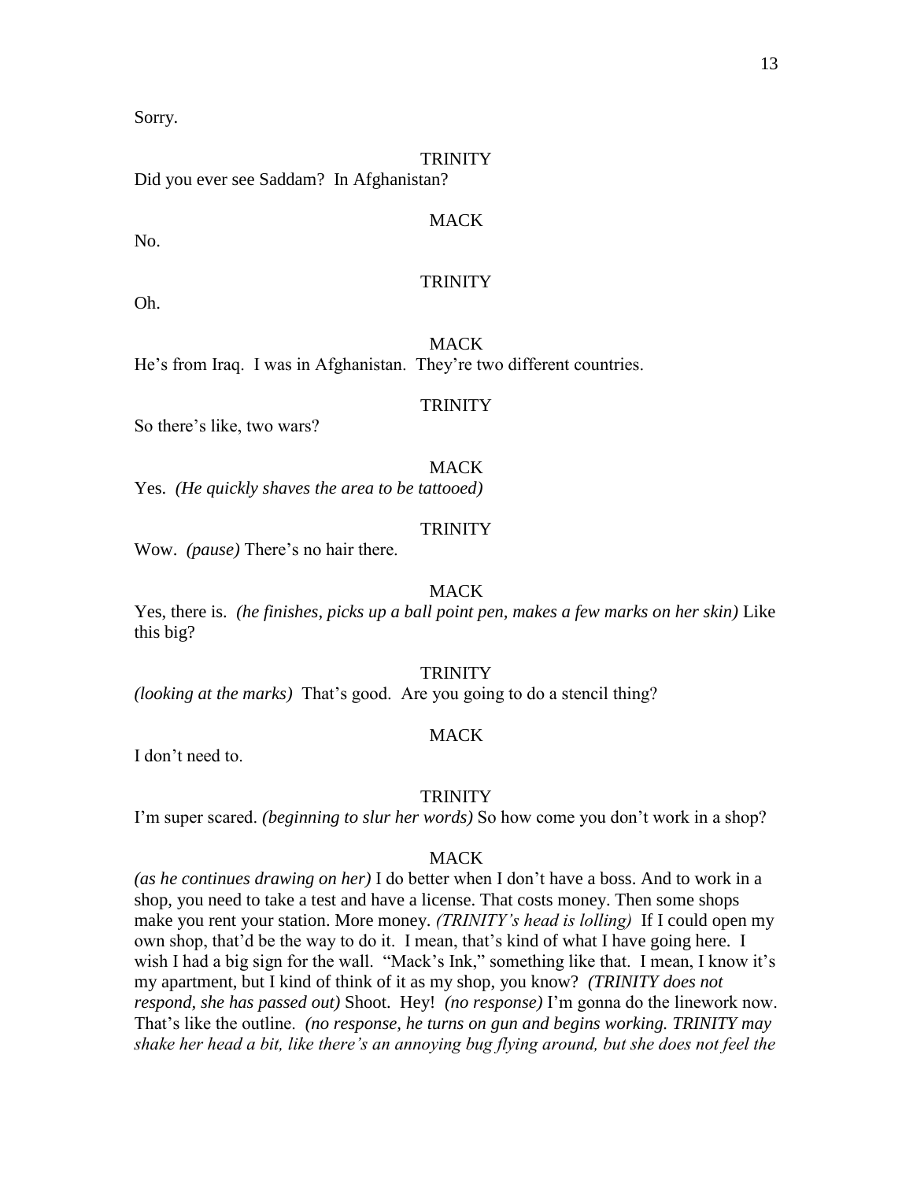Sorry.

TRINITY

Did you ever see Saddam? In Afghanistan?

MACK

No.

TRINITY

Oh.

MACK

He's from Iraq. I was in Afghanistan. They're two different countries.

TRINITY

So there's like, two wars?

MACK

Yes. *(He quickly shaves the area to be tattooed)*

TRINITY

Wow. *(pause)* There's no hair there.

MACK

Yes, there is. *(he finishes, picks up a ball point pen, makes a few marks on her skin)* Like this big?

TRINITY

*(looking at the marks)* That's good. Are you going to do a stencil thing?

MACK

I don't need to.

TRINITY

I'm super scared. *(beginning to slur her words)* So how come you don't work in a shop?

MACK

*(as he continues drawing on her)* I do better when I don't have a boss. And to work in a shop, you need to take a test and have a license. That costs money. Then some shops make you rent your station. More money. *(TRINITY's head is lolling)* If I could open my own shop, that'd be the way to do it. I mean, that's kind of what I have going here. I wish I had a big sign for the wall. "Mack's Ink," something like that. I mean, I know it's my apartment, but I kind of think of it as my shop, you know? *(TRINITY does not respond, she has passed out)* Shoot. Hey! *(no response)* I'm gonna do the linework now. That's like the outline. *(no response, he turns on gun and begins working. TRINITY may shake her head a bit, like there's an annoying bug flying around, but she does not feel the*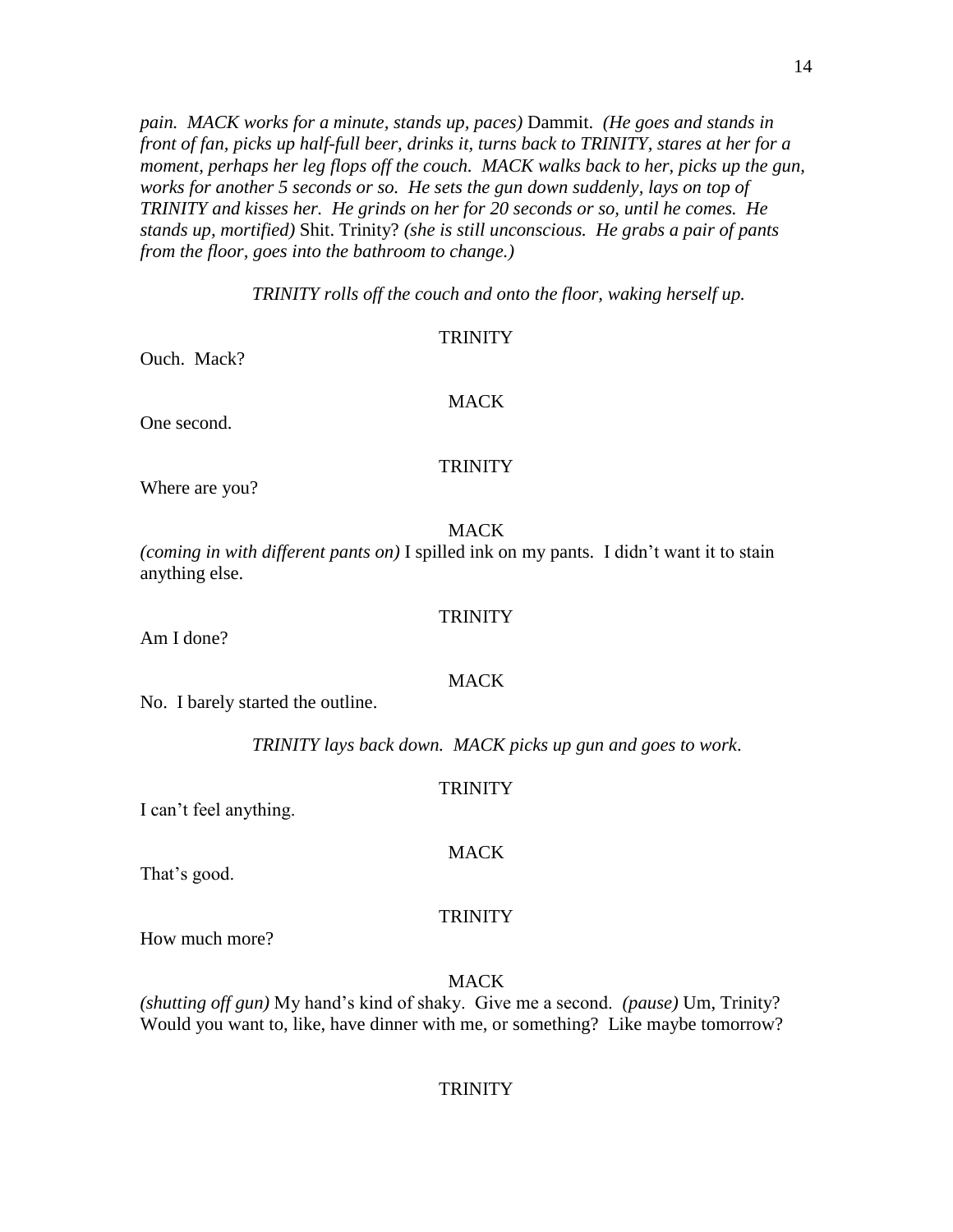*pain. MACK works for a minute, stands up, paces)* Dammit. *(He goes and stands in front of fan, picks up half-full beer, drinks it, turns back to TRINITY, stares at her for a moment, perhaps her leg flops off the couch. MACK walks back to her, picks up the gun, works for another 5 seconds or so. He sets the gun down suddenly, lays on top of TRINITY and kisses her. He grinds on her for 20 seconds or so, until he comes. He stands up, mortified)* Shit. Trinity? *(she is still unconscious. He grabs a pair of pants from the floor, goes into the bathroom to change.)*

*TRINITY rolls off the couch and onto the floor, waking herself up.*

TRINITY

Ouch. Mack?

MACK

One second.

TRINITY

Where are you?

MACK

*(coming in with different pants on)* I spilled ink on my pants. I didn't want it to stain anything else.

TRINITY

Am I done?

MACK

No. I barely started the outline.

*TRINITY lays back down. MACK picks up gun and goes to work.*

TRINITY

I can't feel anything.

MACK

That's good.

TRINITY

How much more?

MACK

*(shutting off gun)* My hand's kind of shaky. Give me a second. *(pause)* Um, Trinity? Would you want to, like, have dinner with me, or something? Like maybe tomorrow?

TRINITY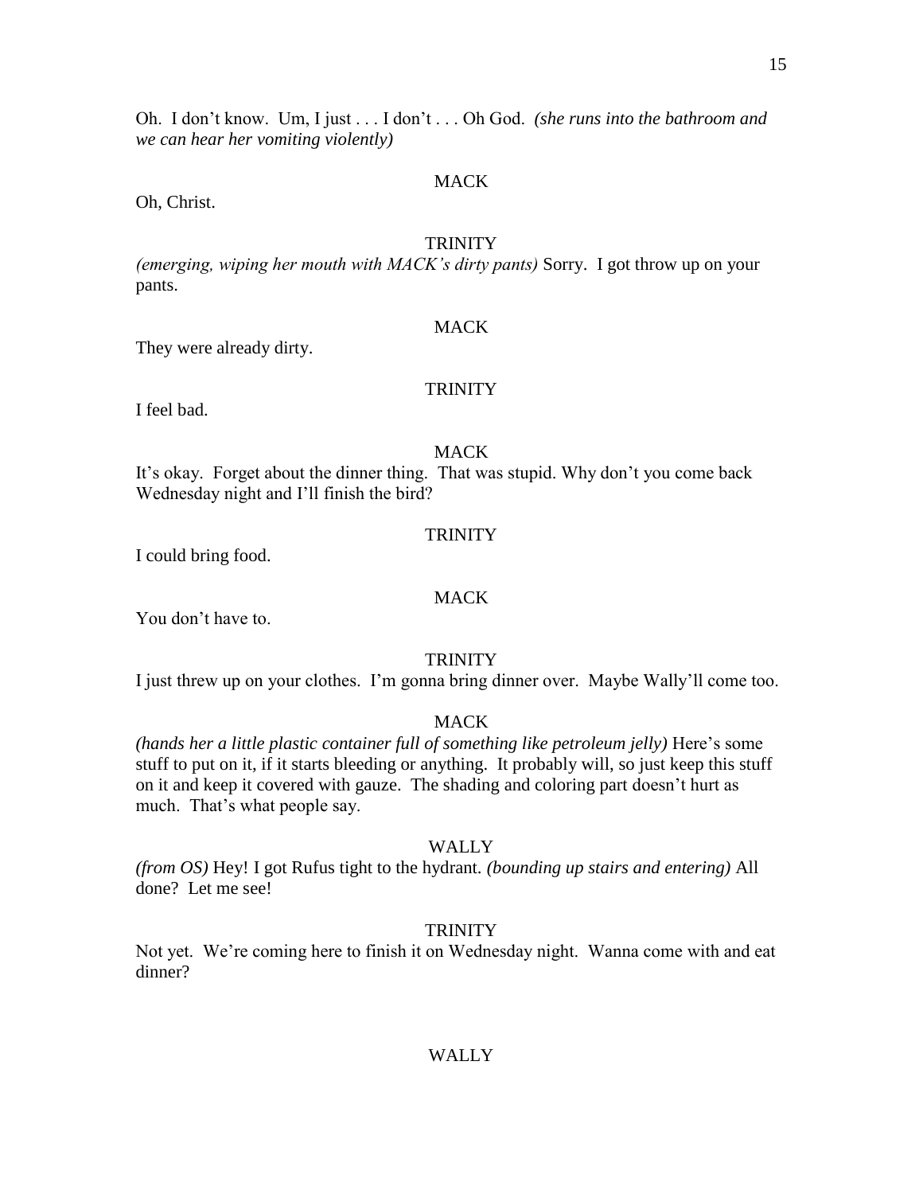Oh. I don't know. Um, I just . . . I don't . . . Oh God. *(she runs into the bathroom and we can hear her vomiting violently)*

MACK

Oh, Christ.

TRINITY

*(emerging, wiping her mouth with MACK's dirty pants)* Sorry. I got throw up on your pants.

MACK

They were already dirty.

TRINITY

I feel bad.

MACK

It's okay. Forget about the dinner thing. That was stupid. Why don't you come back Wednesday night and I'll finish the bird?

TRINITY

I could bring food.

MACK

You don't have to.

TRINITY

I just threw up on your clothes. I'm gonna bring dinner over. Maybe Wally'll come too.

MACK

*(hands her a little plastic container full of something like petroleum jelly)* Here's some stuff to put on it, if it starts bleeding or anything. It probably will, so just keep this stuff on it and keep it covered with gauze. The shading and coloring part doesn't hurt as much. That's what people say.

WALLY

*(from OS)* Hey! I got Rufus tight to the hydrant. *(bounding up stairs and entering)* All done? Let me see!

TRINITY

Not yet. We're coming here to finish it on Wednesday night. Wanna come with and eat dinner?

WALLY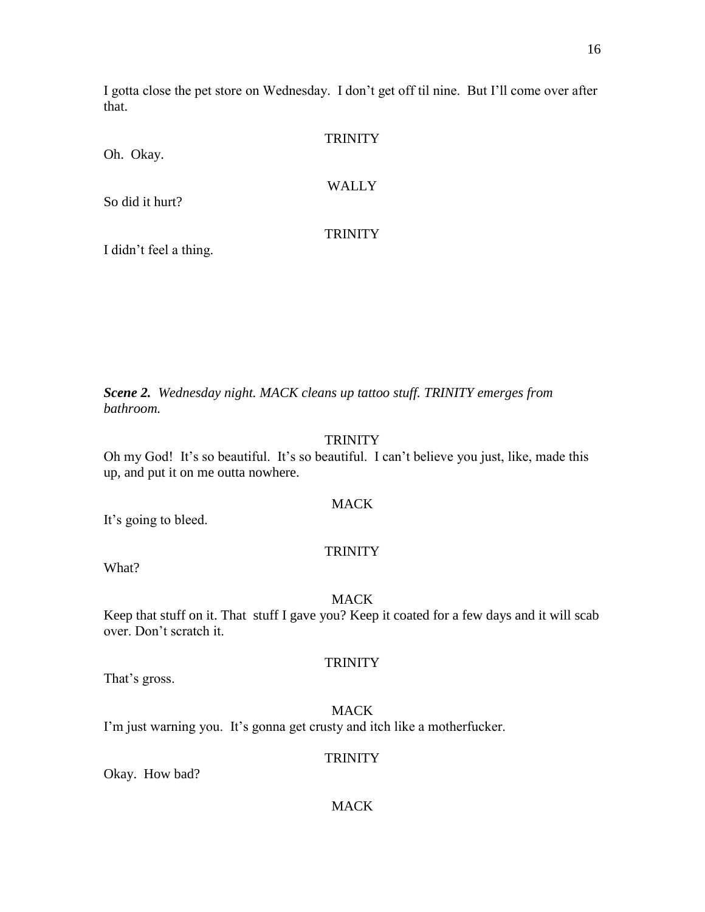I gotta close the pet store on Wednesday. I don't get off til nine. But I'll come over after that.

TRINITY

Oh. Okay.

WALLY

So did it hurt?

TRINITY

I didn't feel a thing.

***Scene 2.*** *Wednesday night. MACK cleans up tattoo stuff. TRINITY emerges from bathroom.*

TRINITY

Oh my God! It's so beautiful. It's so beautiful. I can't believe you just, like, made this up, and put it on me outta nowhere.

MACK

It's going to bleed.

TRINITY

What?

MACK

Keep that stuff on it. That stuff I gave you? Keep it coated for a few days and it will scab over. Don't scratch it.

TRINITY

That's gross.

MACK

I'm just warning you. It's gonna get crusty and itch like a motherfucker.

TRINITY

Okay. How bad?

MACK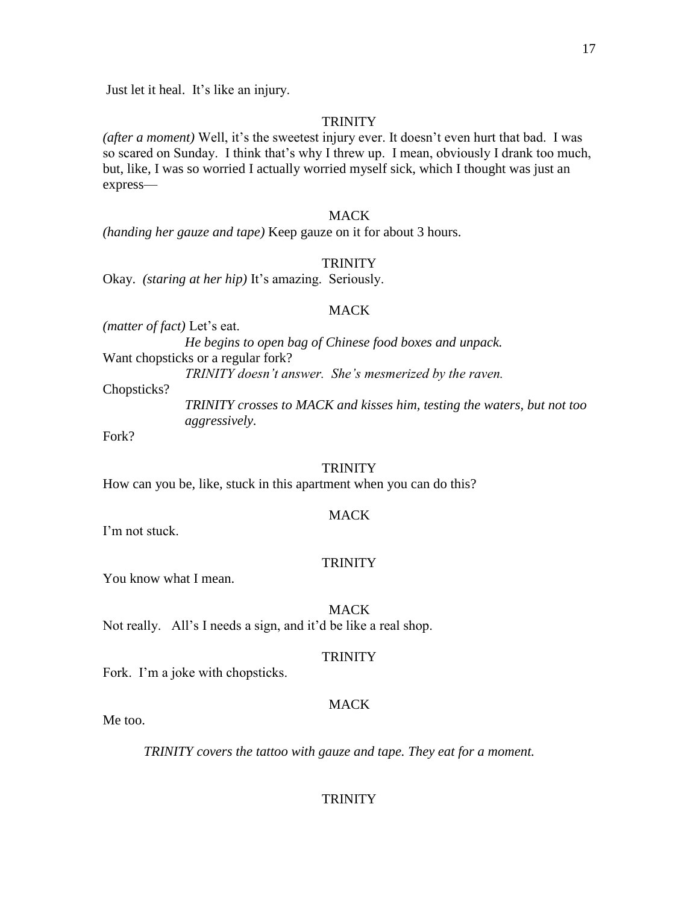Just let it heal. It's like an injury.

TRINITY

*(after a moment)* Well, it's the sweetest injury ever. It doesn't even hurt that bad. I was so scared on Sunday. I think that's why I threw up. I mean, obviously I drank too much, but, like, I was so worried I actually worried myself sick, which I thought was just an express—

MACK

*(handing her gauze and tape)* Keep gauze on it for about 3 hours.

TRINITY

Okay. *(staring at her hip)* It's amazing. Seriously.

MACK

*(matter of fact)* Let's eat.

*He begins to open bag of Chinese food boxes and unpack.*

Want chopsticks or a regular fork?

*TRINITY doesn't answer. She's mesmerized by the raven.*

Chopsticks?

*TRINITY crosses to MACK and kisses him, testing the waters, but not too aggressively.*

Fork?

TRINITY

How can you be, like, stuck in this apartment when you can do this?

MACK

I'm not stuck.

TRINITY

You know what I mean.

MACK

Not really. All's I needs a sign, and it'd be like a real shop.

TRINITY

Fork. I'm a joke with chopsticks.

MACK

Me too.

*TRINITY covers the tattoo with gauze and tape. They eat for a moment.*

TRINITY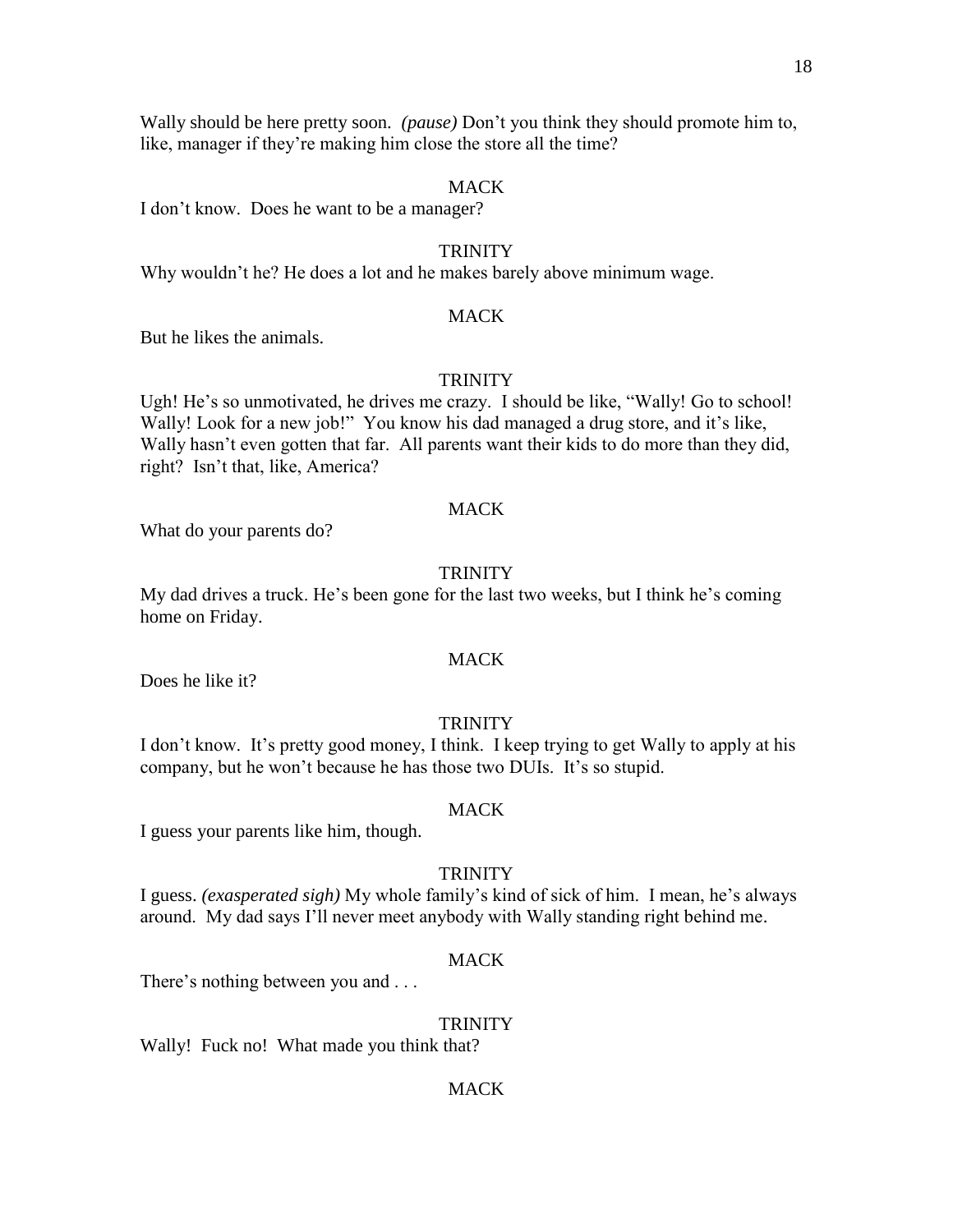Wally should be here pretty soon. *(pause)* Don't you think they should promote him to, like, manager if they're making him close the store all the time?

MACK

I don't know. Does he want to be a manager?

TRINITY

Why wouldn't he? He does a lot and he makes barely above minimum wage.

MACK

But he likes the animals.

TRINITY

Ugh! He's so unmotivated, he drives me crazy. I should be like, "Wally! Go to school! Wally! Look for a new job!" You know his dad managed a drug store, and it's like, Wally hasn't even gotten that far. All parents want their kids to do more than they did, right? Isn't that, like, America?

MACK

What do your parents do?

TRINITY

My dad drives a truck. He's been gone for the last two weeks, but I think he's coming home on Friday.

MACK

Does he like it?

TRINITY

I don't know. It's pretty good money, I think. I keep trying to get Wally to apply at his company, but he won't because he has those two DUIs. It's so stupid.

MACK

I guess your parents like him, though.

TRINITY

I guess. *(exasperated sigh)* My whole family's kind of sick of him. I mean, he's always around. My dad says I'll never meet anybody with Wally standing right behind me.

MACK

There's nothing between you and . . .

TRINITY

Wally! Fuck no! What made you think that?

MACK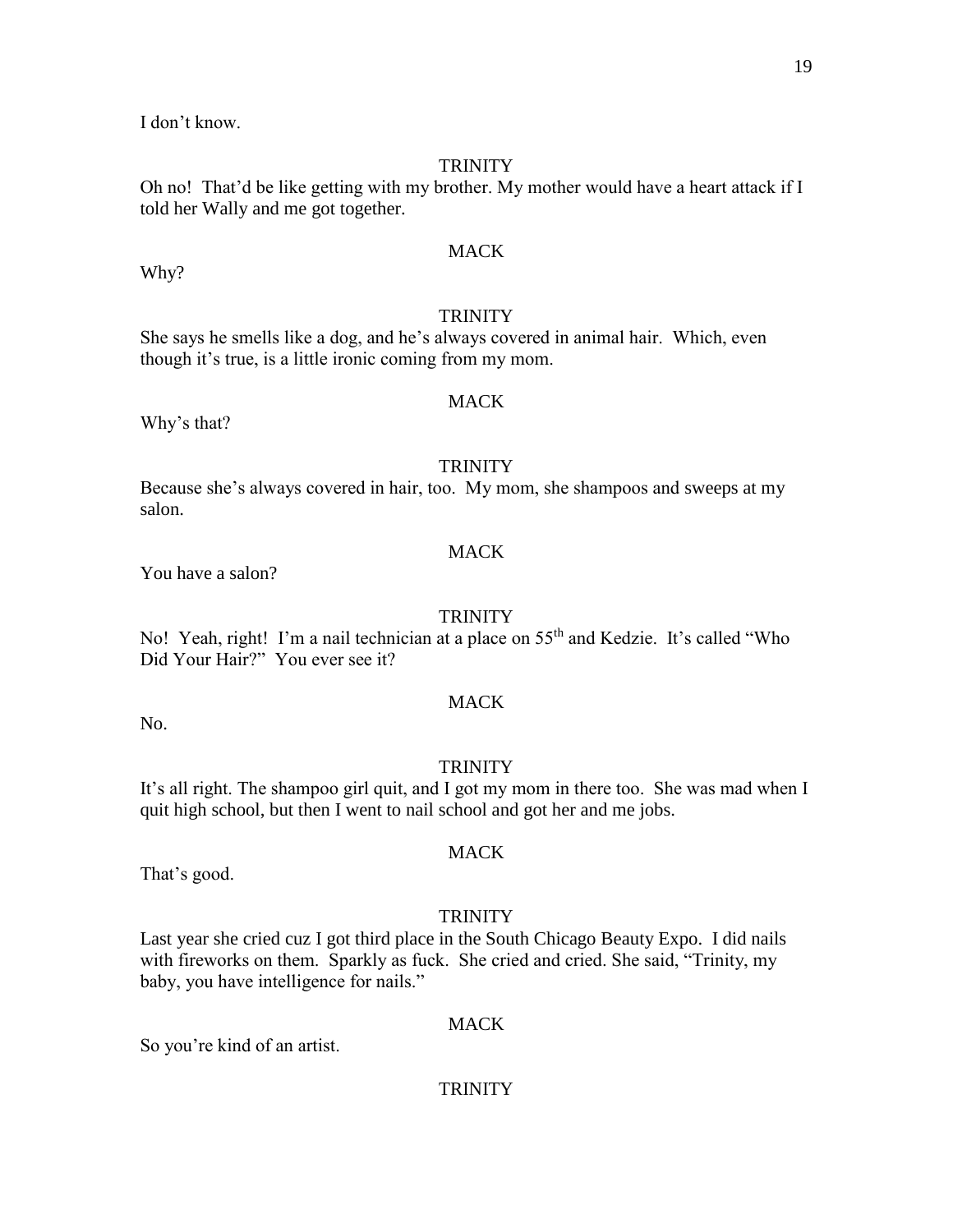I don't know.

TRINITY

Oh no! That'd be like getting with my brother. My mother would have a heart attack if I told her Wally and me got together.

MACK

Why?

TRINITY

She says he smells like a dog, and he's always covered in animal hair. Which, even though it's true, is a little ironic coming from my mom.

MACK

Why's that?

TRINITY

Because she's always covered in hair, too. My mom, she shampoos and sweeps at my salon.

MACK

You have a salon?

TRINITY

No! Yeah, right! I'm a nail technician at a place on 55th and Kedzie. It's called "Who Did Your Hair?" You ever see it?

MACK

No.

TRINITY

It's all right. The shampoo girl quit, and I got my mom in there too. She was mad when I quit high school, but then I went to nail school and got her and me jobs.

MACK

That's good.

TRINITY

Last year she cried cuz I got third place in the South Chicago Beauty Expo. I did nails with fireworks on them. Sparkly as fuck. She cried and cried. She said, "Trinity, my baby, you have intelligence for nails."

MACK

So you're kind of an artist.

TRINITY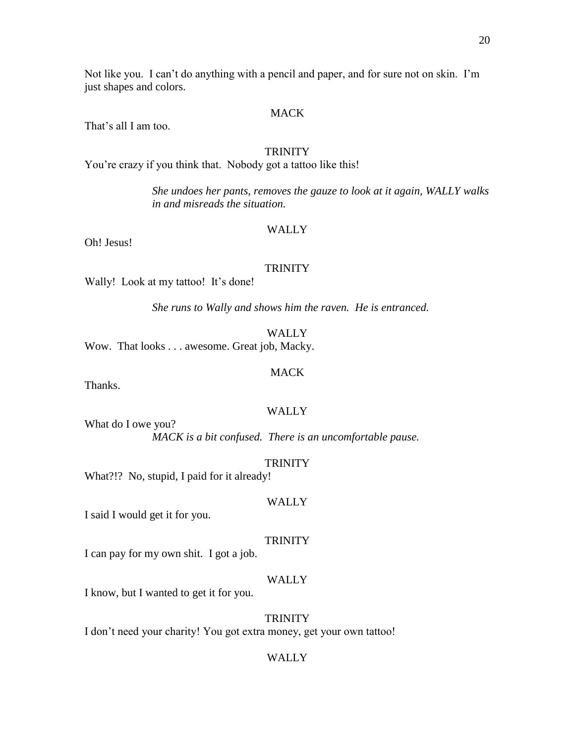Not like you. I can't do anything with a pencil and paper, and for sure not on skin. I'm just shapes and colors.

MACK

That's all I am too.

TRINITY

You're crazy if you think that. Nobody got a tattoo like this!

*She undoes her pants, removes the gauze to look at it again, WALLY walks in and misreads the situation.*

WALLY

Oh! Jesus!

TRINITY

Wally! Look at my tattoo! It's done!

*She runs to Wally and shows him the raven. He is entranced.*

WALLY

Wow. That looks . . . awesome. Great job, Macky.

MACK

Thanks.

WALLY

What do I owe you?

*MACK is a bit confused. There is an uncomfortable pause.*

TRINITY

What?!? No, stupid, I paid for it already!

WALLY

I said I would get it for you.

TRINITY

I can pay for my own shit. I got a job.

WALLY

I know, but I wanted to get it for you.

TRINITY

I don't need your charity! You got extra money, get your own tattoo!

WALLY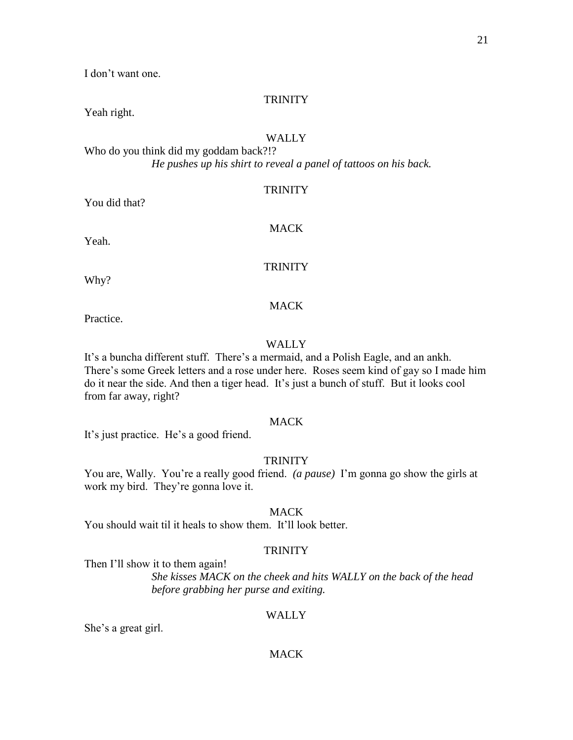I don't want one.

TRINITY

Yeah right.

WALLY

Who do you think did my goddam back?!?

*He pushes up his shirt to reveal a panel of tattoos on his back.*

TRINITY

You did that?

MACK

Yeah.

TRINITY

Why?

MACK

Practice.

WALLY

It's a buncha different stuff. There's a mermaid, and a Polish Eagle, and an ankh. There's some Greek letters and a rose under here. Roses seem kind of gay so I made him do it near the side. And then a tiger head. It's just a bunch of stuff. But it looks cool from far away, right?

MACK

It's just practice. He's a good friend.

TRINITY

You are, Wally. You're a really good friend. *(a pause)* I'm gonna go show the girls at work my bird. They're gonna love it.

MACK

You should wait til it heals to show them. It'll look better.

TRINITY

Then I'll show it to them again!

*She kisses MACK on the cheek and hits WALLY on the back of the head before grabbing her purse and exiting.*

WALLY

She's a great girl.

MACK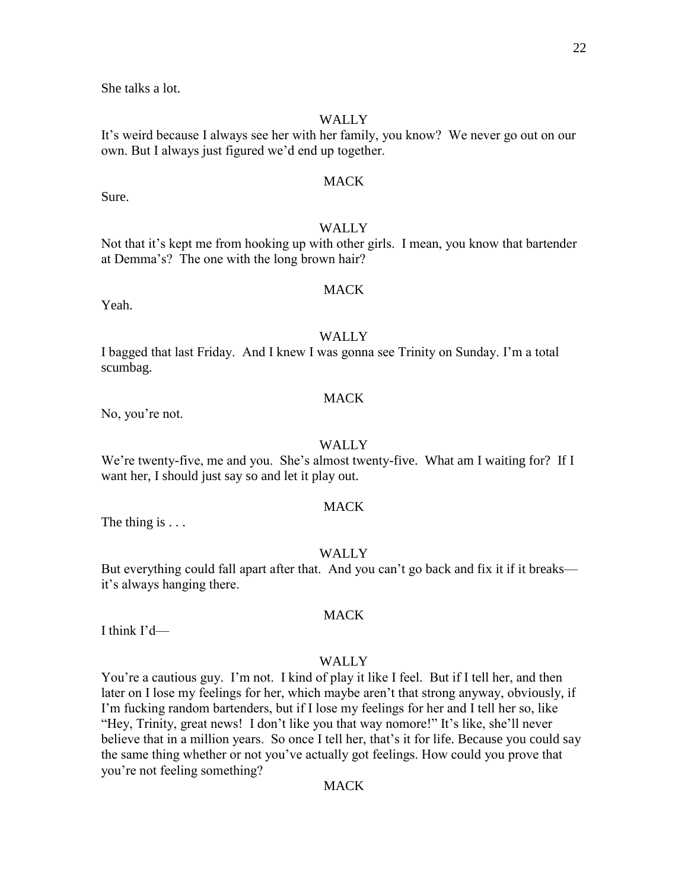She talks a lot.

WALLY

It's weird because I always see her with her family, you know? We never go out on our own. But I always just figured we'd end up together.

MACK

Sure.

WALLY

Not that it's kept me from hooking up with other girls. I mean, you know that bartender at Demma's? The one with the long brown hair?

MACK

Yeah.

WALLY

I bagged that last Friday. And I knew I was gonna see Trinity on Sunday. I'm a total scumbag.

MACK

No, you're not.

WALLY

We're twenty-five, me and you. She's almost twenty-five. What am I waiting for? If I want her, I should just say so and let it play out.

MACK

The thing is . . .

WALLY

But everything could fall apart after that. And you can't go back and fix it if it breaks—it's always hanging there.

MACK

I think I'd—

WALLY

You're a cautious guy. I'm not. I kind of play it like I feel. But if I tell her, and then later on I lose my feelings for her, which maybe aren't that strong anyway, obviously, if I'm fucking random bartenders, but if I lose my feelings for her and I tell her so, like "Hey, Trinity, great news! I don't like you that way nomore!" It's like, she'll never believe that in a million years. So once I tell her, that's it for life. Because you could say the same thing whether or not you've actually got feelings. How could you prove that you're not feeling something?

MACK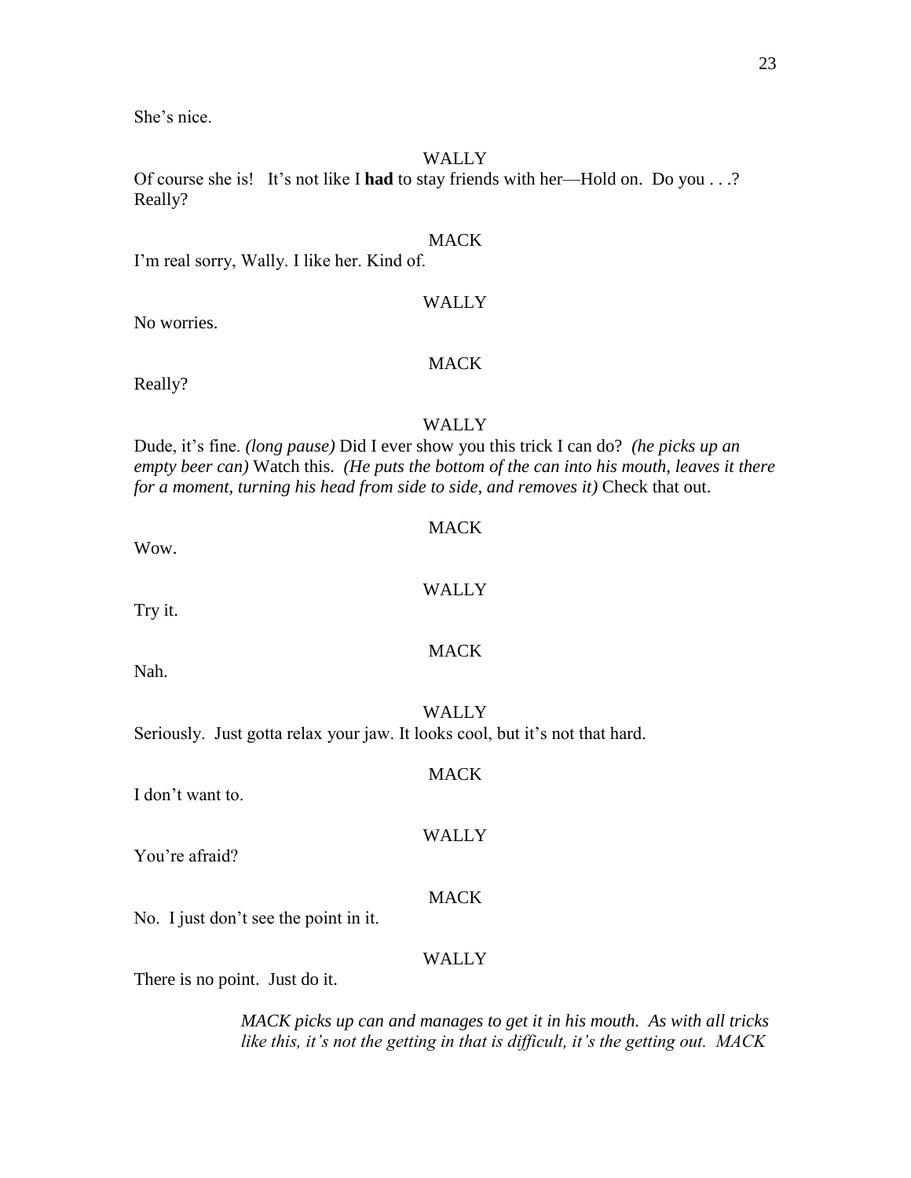She's nice.

WALLY

Of course she is!   It's not like I **had** to stay friends with her—Hold on.  Do you . . .? Really?

MACK

I'm real sorry, Wally. I like her. Kind of.

WALLY

No worries.

MACK

Really?

WALLY

Dude, it's fine. *(long pause)* Did I ever show you this trick I can do?  *(he picks up an empty beer can)* Watch this.  *(He puts the bottom of the can into his mouth, leaves it there for a moment, turning his head from side to side, and removes it)* Check that out.

MACK

Wow.

WALLY

Try it.

MACK

Nah.

WALLY

Seriously.  Just gotta relax your jaw. It looks cool, but it's not that hard.

MACK

I don't want to.

WALLY

You're afraid?

MACK

No.  I just don't see the point in it.

WALLY

There is no point.  Just do it.

*MACK picks up can and manages to get it in his mouth.  As with all tricks like this, it's not the getting in that is difficult, it's the getting out.  MACK*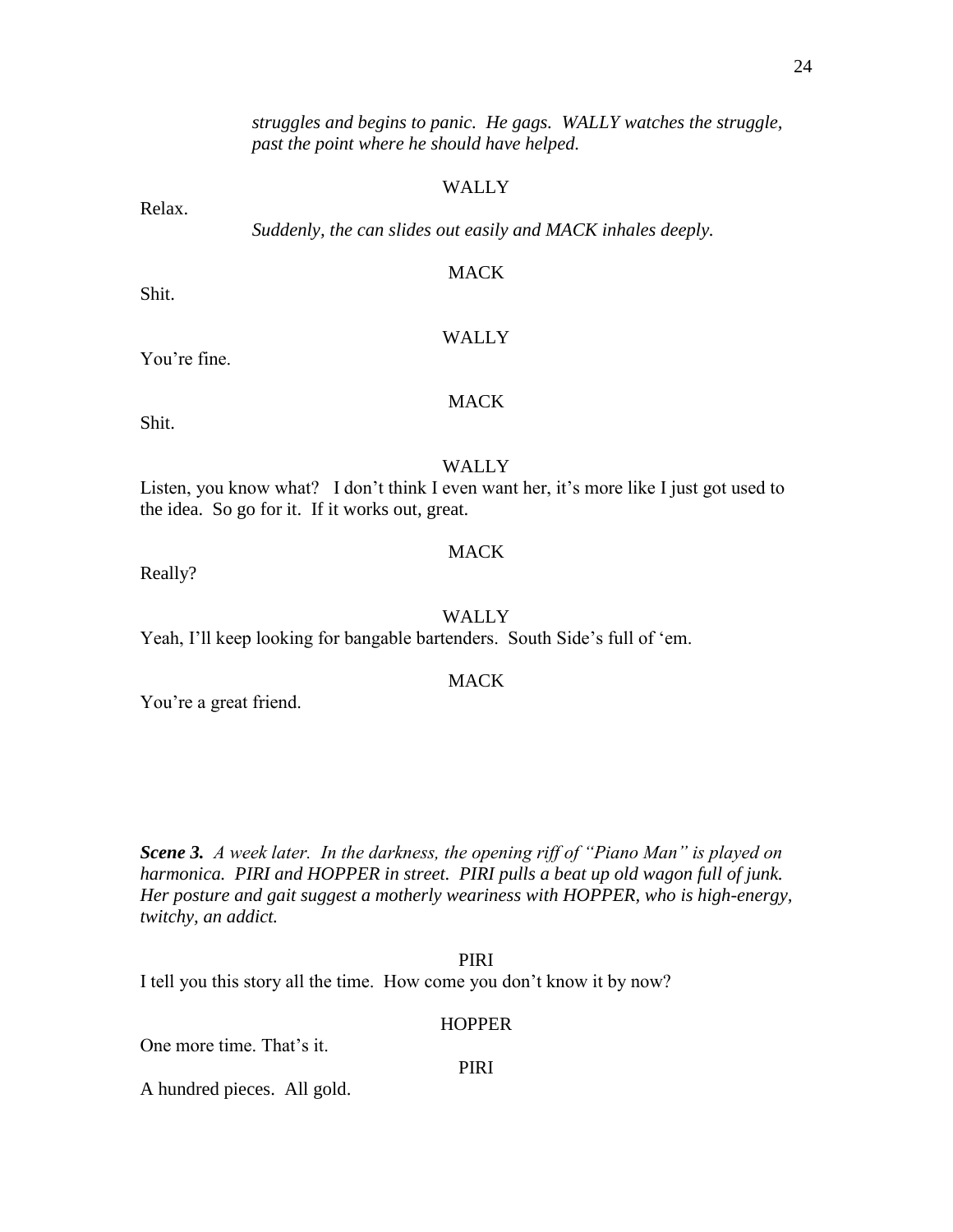*struggles and begins to panic. He gags. WALLY watches the struggle, past the point where he should have helped.*

WALLY

Relax.

*Suddenly, the can slides out easily and MACK inhales deeply.*

MACK

Shit.

WALLY

You're fine.

MACK

Shit.

WALLY

Listen, you know what? I don't think I even want her, it's more like I just got used to the idea. So go for it. If it works out, great.

MACK

Really?

WALLY

Yeah, I'll keep looking for bangable bartenders. South Side's full of 'em.

MACK

You're a great friend.

***Scene 3.*** *A week later. In the darkness, the opening riff of "Piano Man" is played on harmonica. PIRI and HOPPER in street. PIRI pulls a beat up old wagon full of junk. Her posture and gait suggest a motherly weariness with HOPPER, who is high-energy, twitchy, an addict.*

PIRI

I tell you this story all the time. How come you don't know it by now?

HOPPER

One more time. That's it.

PIRI

A hundred pieces. All gold.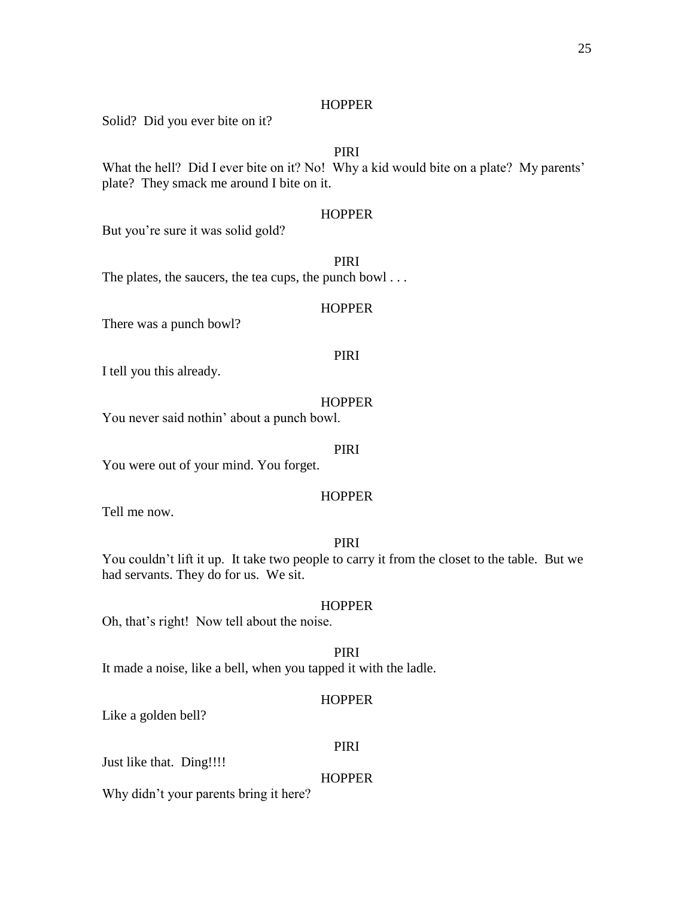HOPPER

Solid? Did you ever bite on it?

PIRI

What the hell? Did I ever bite on it? No! Why a kid would bite on a plate? My parents' plate? They smack me around I bite on it.

HOPPER

But you're sure it was solid gold?

PIRI

The plates, the saucers, the tea cups, the punch bowl . . .

HOPPER

There was a punch bowl?

PIRI

I tell you this already.

HOPPER

You never said nothin' about a punch bowl.

PIRI

You were out of your mind. You forget.

HOPPER

Tell me now.

PIRI

You couldn't lift it up. It take two people to carry it from the closet to the table. But we had servants. They do for us. We sit.

HOPPER

Oh, that's right! Now tell about the noise.

PIRI

It made a noise, like a bell, when you tapped it with the ladle.

HOPPER

Like a golden bell?

PIRI

Just like that. Ding!!!!

HOPPER

Why didn't your parents bring it here?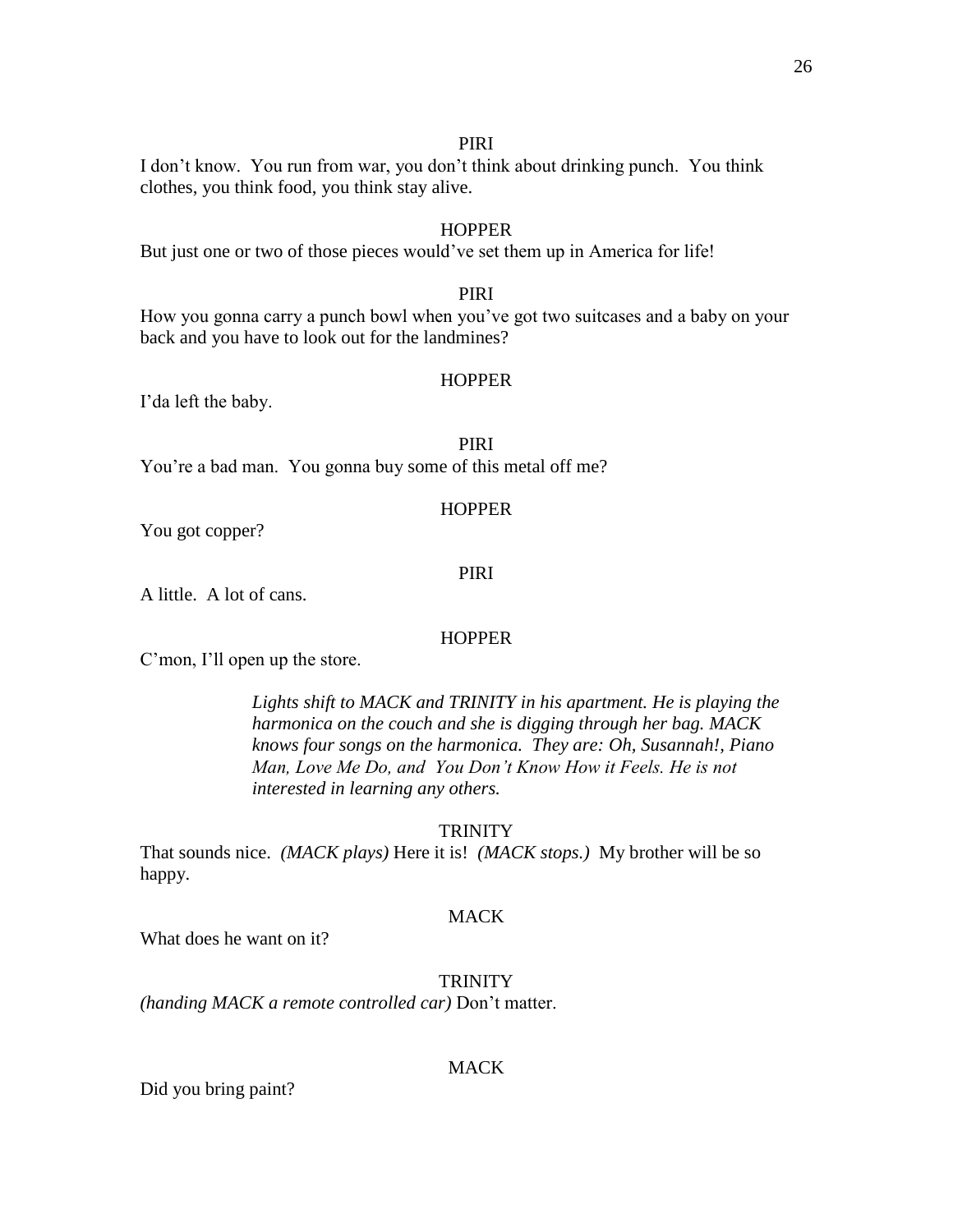PIRI

I don't know. You run from war, you don't think about drinking punch. You think clothes, you think food, you think stay alive.

HOPPER

But just one or two of those pieces would've set them up in America for life!

PIRI

How you gonna carry a punch bowl when you've got two suitcases and a baby on your back and you have to look out for the landmines?

HOPPER

I'da left the baby.

PIRI

You're a bad man. You gonna buy some of this metal off me?

HOPPER

You got copper?

PIRI

A little. A lot of cans.

HOPPER

C'mon, I'll open up the store.

> *Lights shift to MACK and TRINITY in his apartment. He is playing the harmonica on the couch and she is digging through her bag. MACK knows four songs on the harmonica. They are: Oh, Susannah!, Piano Man, Love Me Do, and You Don't Know How it Feels. He is not interested in learning any others.*

TRINITY

That sounds nice. *(MACK plays)* Here it is! *(MACK stops.)* My brother will be so happy.

MACK

What does he want on it?

TRINITY

*(handing MACK a remote controlled car)* Don't matter.

MACK

Did you bring paint?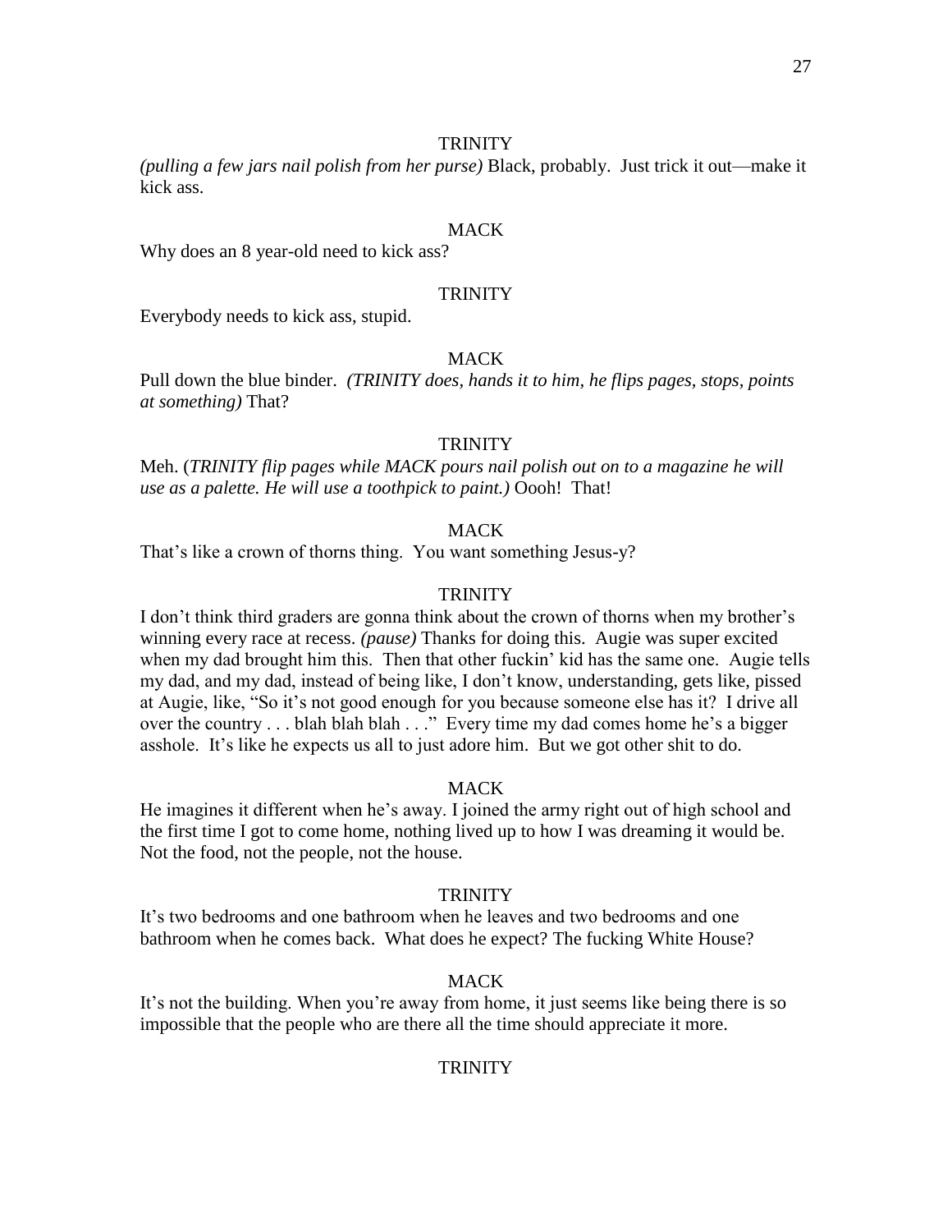TRINITY

*(pulling a few jars nail polish from her purse)* Black, probably. Just trick it out—make it kick ass.

MACK

Why does an 8 year-old need to kick ass?

TRINITY

Everybody needs to kick ass, stupid.

MACK

Pull down the blue binder. *(TRINITY does, hands it to him, he flips pages, stops, points at something)* That?

TRINITY

Meh. (*TRINITY flip pages while MACK pours nail polish out on to a magazine he will use as a palette. He will use a toothpick to paint.)* Oooh! That!

MACK

That's like a crown of thorns thing. You want something Jesus-y?

TRINITY

I don't think third graders are gonna think about the crown of thorns when my brother's winning every race at recess. *(pause)* Thanks for doing this. Augie was super excited when my dad brought him this. Then that other fuckin' kid has the same one. Augie tells my dad, and my dad, instead of being like, I don't know, understanding, gets like, pissed at Augie, like, "So it's not good enough for you because someone else has it? I drive all over the country . . . blah blah blah . . ." Every time my dad comes home he's a bigger asshole. It's like he expects us all to just adore him. But we got other shit to do.

MACK

He imagines it different when he's away. I joined the army right out of high school and the first time I got to come home, nothing lived up to how I was dreaming it would be. Not the food, not the people, not the house.

TRINITY

It's two bedrooms and one bathroom when he leaves and two bedrooms and one bathroom when he comes back. What does he expect? The fucking White House?

MACK

It's not the building. When you're away from home, it just seems like being there is so impossible that the people who are there all the time should appreciate it more.

TRINITY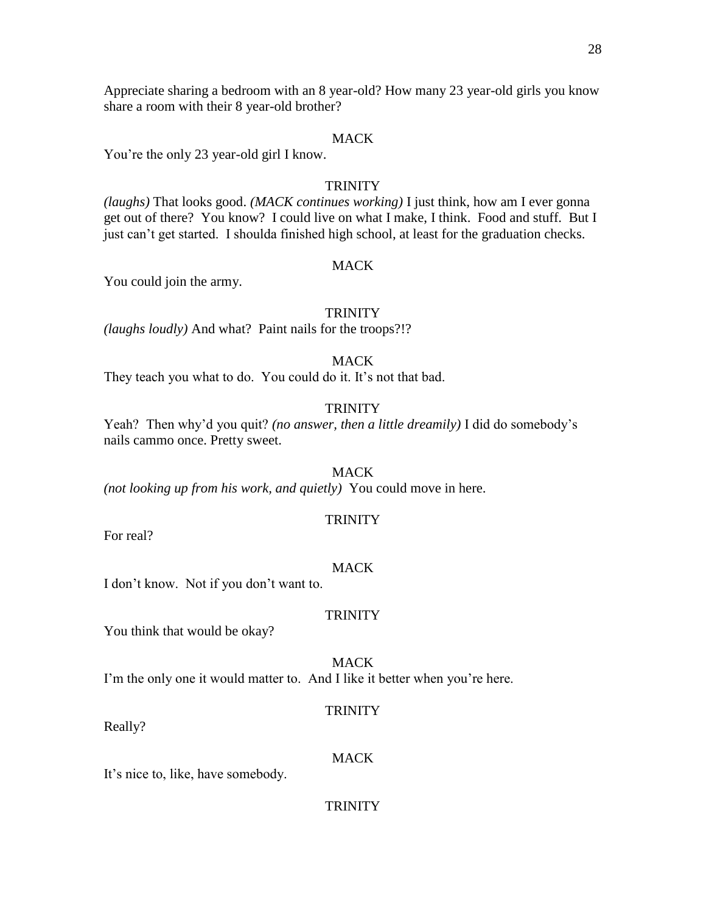Appreciate sharing a bedroom with an 8 year-old? How many 23 year-old girls you know share a room with their 8 year-old brother?

MACK

You're the only 23 year-old girl I know.

TRINITY

*(laughs)* That looks good. *(MACK continues working)* I just think, how am I ever gonna get out of there? You know? I could live on what I make, I think. Food and stuff. But I just can't get started. I shoulda finished high school, at least for the graduation checks.

MACK

You could join the army.

TRINITY

*(laughs loudly)* And what? Paint nails for the troops?!?

MACK

They teach you what to do. You could do it. It's not that bad.

TRINITY

Yeah? Then why'd you quit? *(no answer, then a little dreamily)* I did do somebody's nails cammo once. Pretty sweet.

MACK

*(not looking up from his work, and quietly)* You could move in here.

TRINITY

For real?

MACK

I don't know. Not if you don't want to.

TRINITY

You think that would be okay?

MACK

I'm the only one it would matter to. And I like it better when you're here.

TRINITY

Really?

MACK

It's nice to, like, have somebody.

TRINITY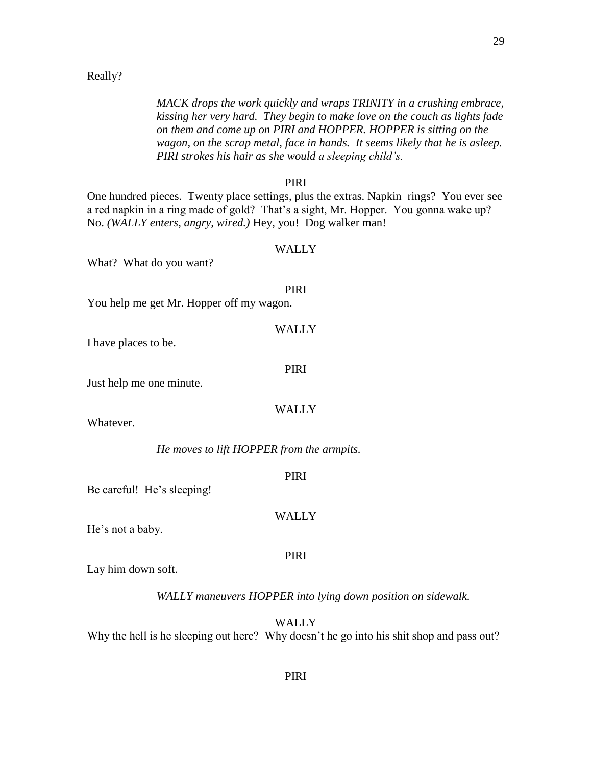Really?

*MACK drops the work quickly and wraps TRINITY in a crushing embrace, kissing her very hard. They begin to make love on the couch as lights fade on them and come up on PIRI and HOPPER. HOPPER is sitting on the wagon, on the scrap metal, face in hands. It seems likely that he is asleep. PIRI strokes his hair as she would a sleeping child's.*

PIRI

One hundred pieces. Twenty place settings, plus the extras. Napkin rings? You ever see a red napkin in a ring made of gold? That's a sight, Mr. Hopper. You gonna wake up? No. *(WALLY enters, angry, wired.)* Hey, you! Dog walker man!

WALLY

What? What do you want?

PIRI

You help me get Mr. Hopper off my wagon.

WALLY

I have places to be.

PIRI

Just help me one minute.

WALLY

Whatever.

*He moves to lift HOPPER from the armpits.*

PIRI

Be careful! He's sleeping!

WALLY

He's not a baby.

PIRI

Lay him down soft.

*WALLY maneuvers HOPPER into lying down position on sidewalk.*

WALLY

Why the hell is he sleeping out here? Why doesn't he go into his shit shop and pass out?

PIRI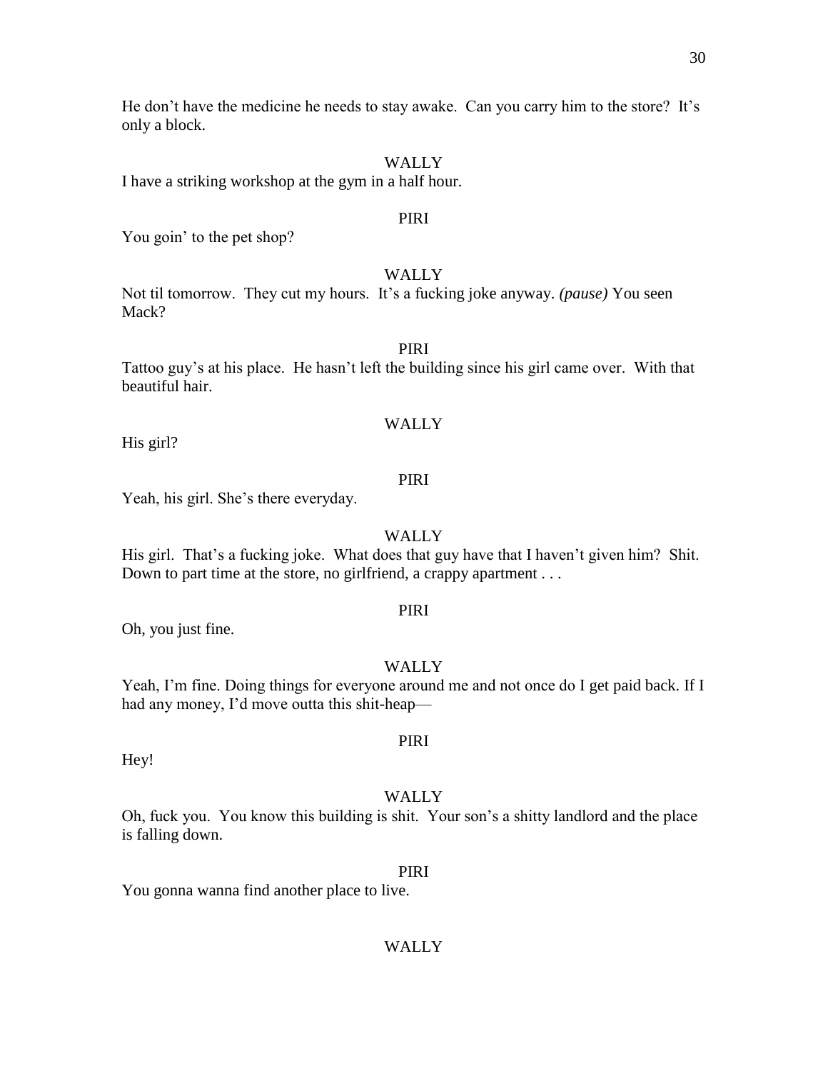He don't have the medicine he needs to stay awake. Can you carry him to the store? It's only a block.

WALLY

I have a striking workshop at the gym in a half hour.

PIRI

You goin' to the pet shop?

WALLY

Not til tomorrow. They cut my hours. It's a fucking joke anyway. *(pause)* You seen Mack?

PIRI

Tattoo guy's at his place. He hasn't left the building since his girl came over. With that beautiful hair.

WALLY

His girl?

PIRI

Yeah, his girl. She's there everyday.

WALLY

His girl. That's a fucking joke. What does that guy have that I haven't given him? Shit. Down to part time at the store, no girlfriend, a crappy apartment . . .

PIRI

Oh, you just fine.

WALLY

Yeah, I'm fine. Doing things for everyone around me and not once do I get paid back. If I had any money, I'd move outta this shit-heap—

PIRI

Hey!

WALLY

Oh, fuck you. You know this building is shit. Your son's a shitty landlord and the place is falling down.

PIRI

You gonna wanna find another place to live.

WALLY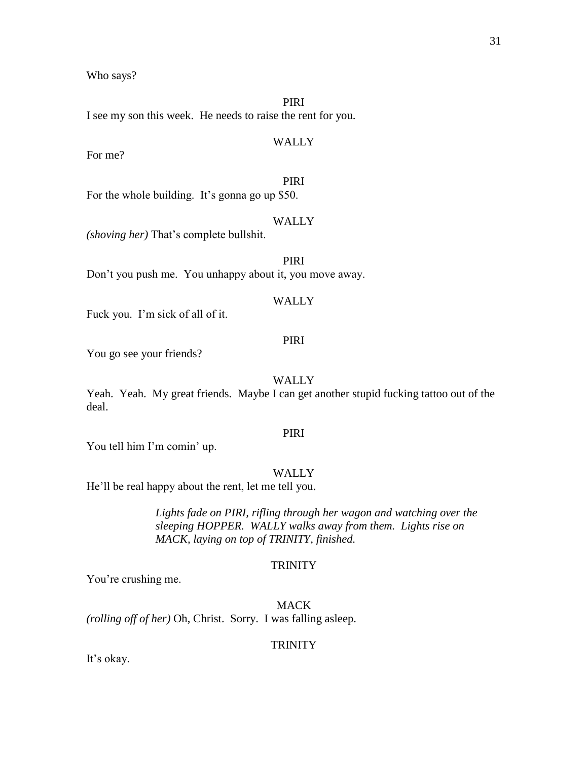Who says?

PIRI

I see my son this week. He needs to raise the rent for you.

WALLY

For me?

PIRI

For the whole building. It's gonna go up $50.

WALLY

*(shoving her)* That's complete bullshit.

PIRI

Don't you push me. You unhappy about it, you move away.

WALLY

Fuck you. I'm sick of all of it.

PIRI

You go see your friends?

WALLY

Yeah. Yeah. My great friends. Maybe I can get another stupid fucking tattoo out of the deal.

PIRI

You tell him I'm comin' up.

WALLY

He'll be real happy about the rent, let me tell you.

*Lights fade on PIRI, rifling through her wagon and watching over the sleeping HOPPER. WALLY walks away from them. Lights rise on MACK, laying on top of TRINITY, finished.*

TRINITY

You're crushing me.

MACK

*(rolling off of her)* Oh, Christ. Sorry. I was falling asleep.

TRINITY

It's okay.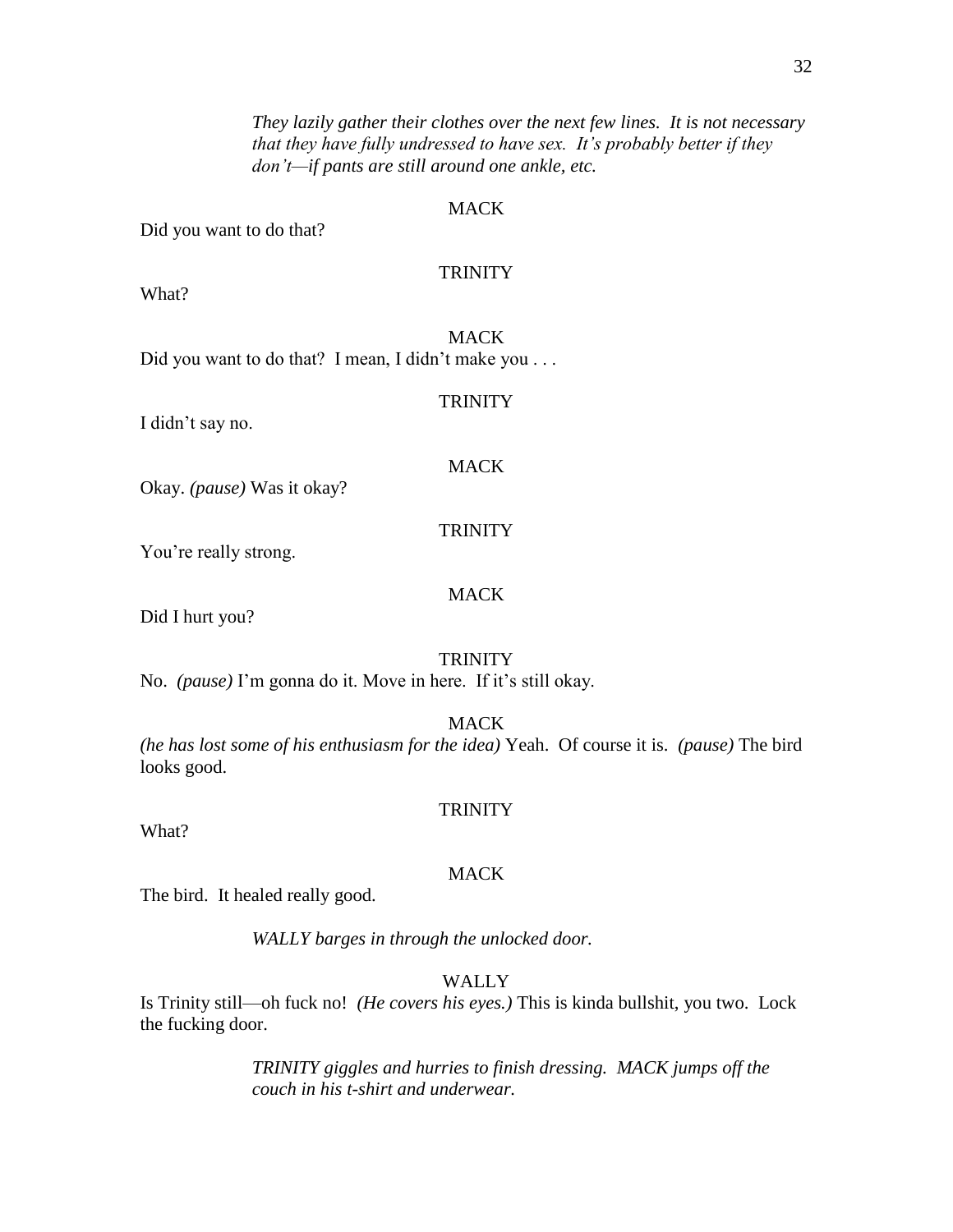*They lazily gather their clothes over the next few lines. It is not necessary that they have fully undressed to have sex. It's probably better if they don't—if pants are still around one ankle, etc.*

MACK

Did you want to do that?

TRINITY

What?

MACK

Did you want to do that? I mean, I didn't make you . . .

TRINITY

I didn't say no.

MACK

Okay. *(pause)* Was it okay?

TRINITY

You're really strong.

MACK

Did I hurt you?

TRINITY

No. *(pause)* I'm gonna do it. Move in here. If it's still okay.

MACK

*(he has lost some of his enthusiasm for the idea)* Yeah. Of course it is. *(pause)* The bird looks good.

TRINITY

What?

MACK

The bird. It healed really good.

*WALLY barges in through the unlocked door.*

WALLY

Is Trinity still—oh fuck no! *(He covers his eyes.)* This is kinda bullshit, you two. Lock the fucking door.

*TRINITY giggles and hurries to finish dressing. MACK jumps off the couch in his t-shirt and underwear.*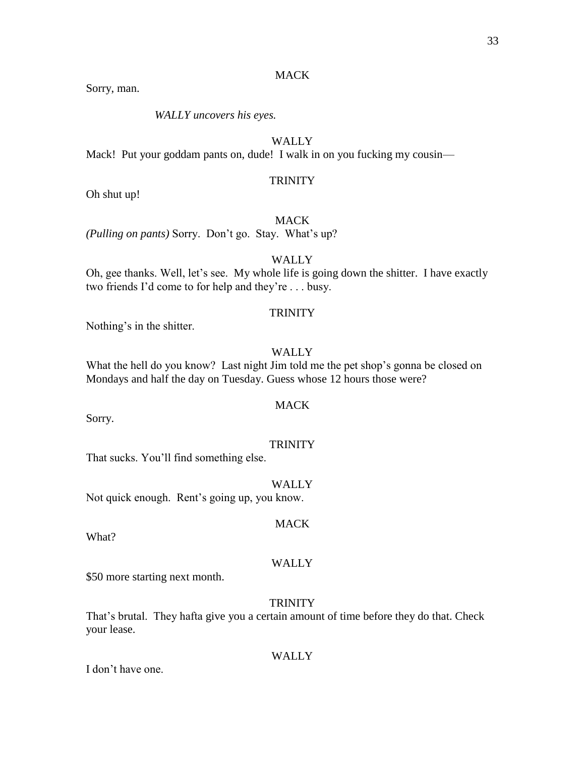MACK

Sorry, man.

*WALLY uncovers his eyes.*

WALLY

Mack! Put your goddam pants on, dude! I walk in on you fucking my cousin—

TRINITY

Oh shut up!

MACK

*(Pulling on pants)* Sorry. Don't go. Stay. What's up?

WALLY

Oh, gee thanks. Well, let's see. My whole life is going down the shitter. I have exactly two friends I'd come to for help and they're . . . busy.

TRINITY

Nothing's in the shitter.

WALLY

What the hell do you know? Last night Jim told me the pet shop's gonna be closed on Mondays and half the day on Tuesday. Guess whose 12 hours those were?

MACK

Sorry.

TRINITY

That sucks. You'll find something else.

WALLY

Not quick enough. Rent's going up, you know.

MACK

What?

WALLY

$50 more starting next month.

TRINITY

That's brutal. They hafta give you a certain amount of time before they do that. Check your lease.

WALLY

I don't have one.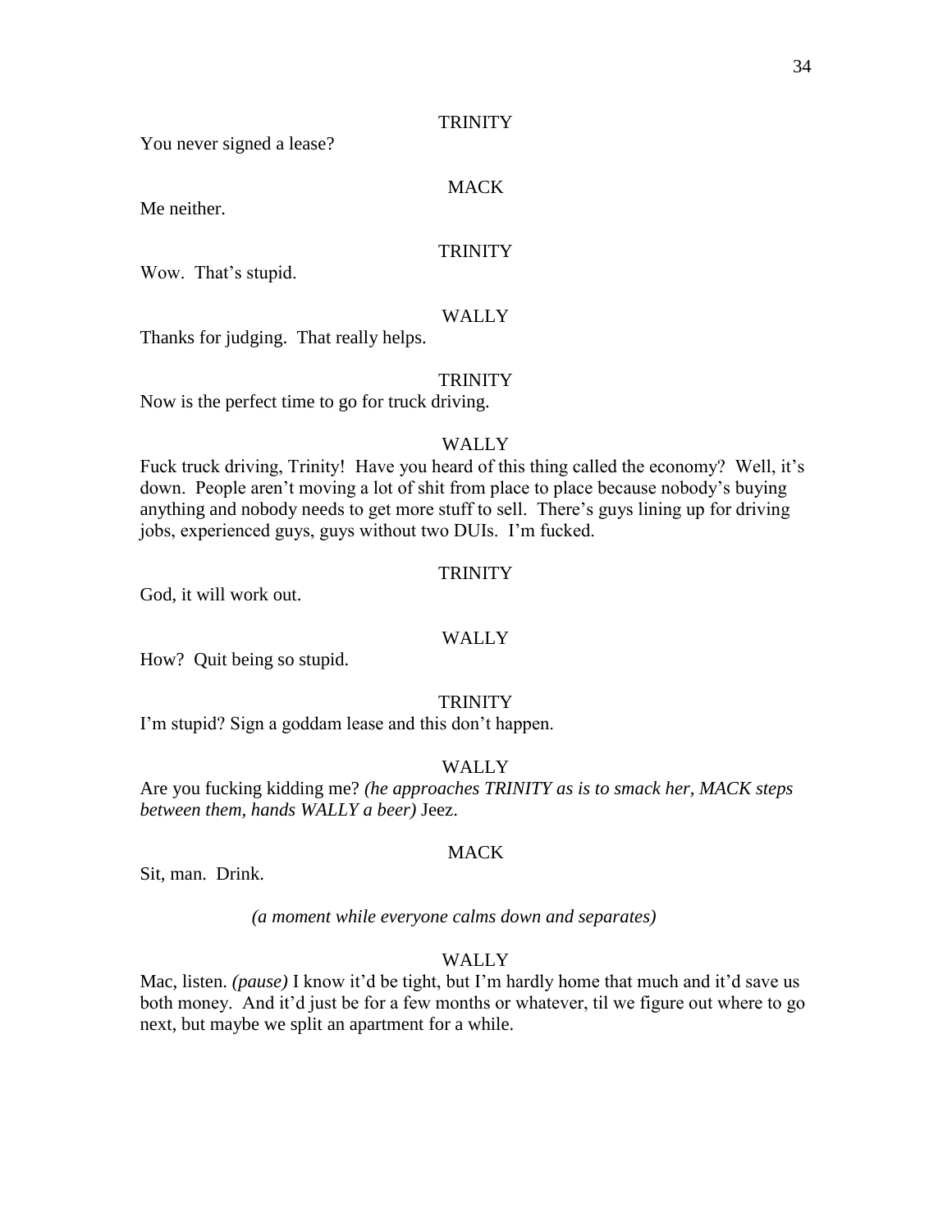TRINITY

You never signed a lease?

MACK

Me neither.

TRINITY

Wow. That's stupid.

WALLY

Thanks for judging. That really helps.

TRINITY

Now is the perfect time to go for truck driving.

WALLY

Fuck truck driving, Trinity! Have you heard of this thing called the economy? Well, it's down. People aren't moving a lot of shit from place to place because nobody's buying anything and nobody needs to get more stuff to sell. There's guys lining up for driving jobs, experienced guys, guys without two DUIs. I'm fucked.

TRINITY

God, it will work out.

WALLY

How? Quit being so stupid.

TRINITY

I'm stupid? Sign a goddam lease and this don't happen.

WALLY

Are you fucking kidding me? *(he approaches TRINITY as is to smack her, MACK steps between them, hands WALLY a beer)* Jeez.

MACK

Sit, man. Drink.

*(a moment while everyone calms down and separates)*

WALLY

Mac, listen. *(pause)* I know it'd be tight, but I'm hardly home that much and it'd save us both money. And it'd just be for a few months or whatever, til we figure out where to go next, but maybe we split an apartment for a while.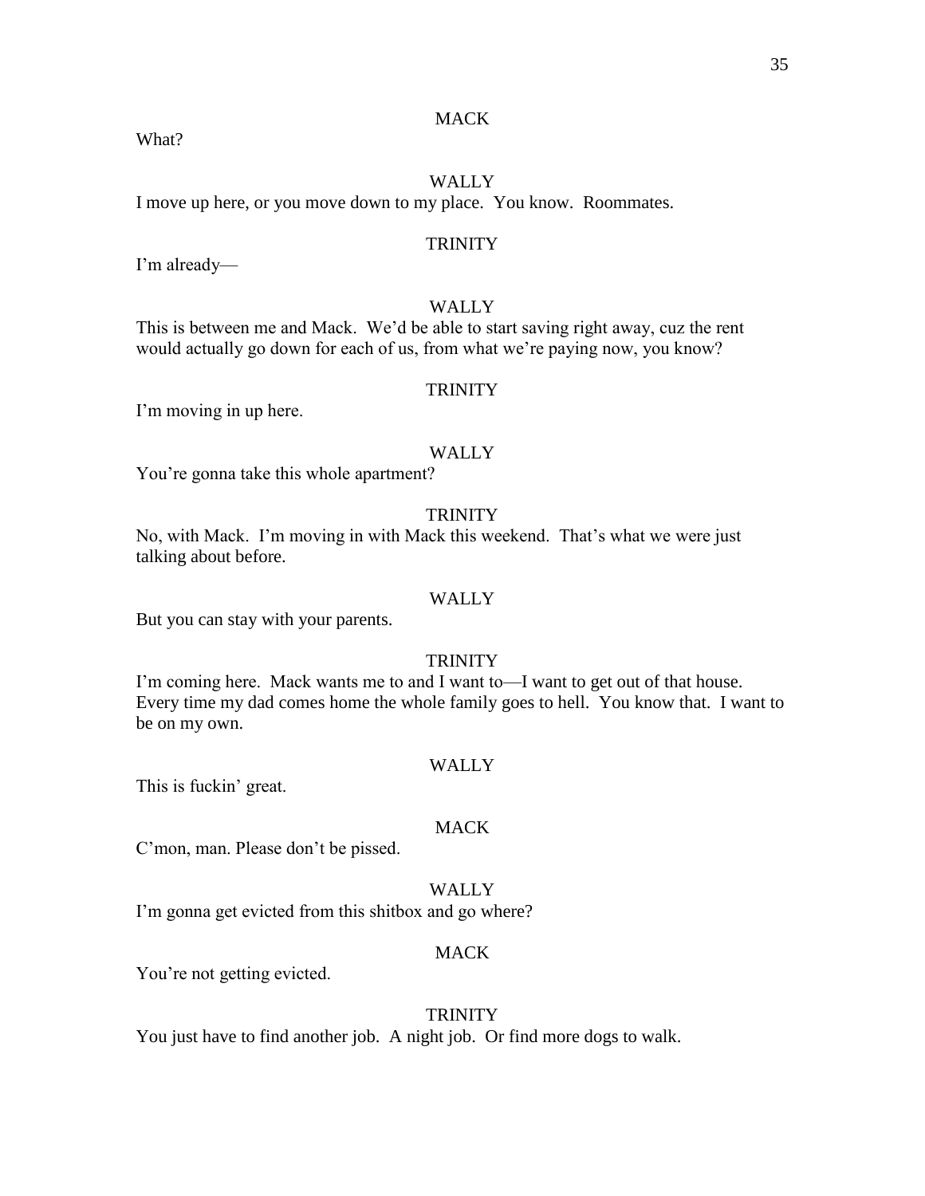MACK

What?

WALLY

I move up here, or you move down to my place. You know. Roommates.

TRINITY

I'm already—

WALLY

This is between me and Mack. We'd be able to start saving right away, cuz the rent would actually go down for each of us, from what we're paying now, you know?

TRINITY

I'm moving in up here.

WALLY

You're gonna take this whole apartment?

TRINITY

No, with Mack. I'm moving in with Mack this weekend. That's what we were just talking about before.

WALLY

But you can stay with your parents.

TRINITY

I'm coming here. Mack wants me to and I want to—I want to get out of that house. Every time my dad comes home the whole family goes to hell. You know that. I want to be on my own.

WALLY

This is fuckin' great.

MACK

C'mon, man. Please don't be pissed.

WALLY

I'm gonna get evicted from this shitbox and go where?

MACK

You're not getting evicted.

TRINITY

You just have to find another job. A night job. Or find more dogs to walk.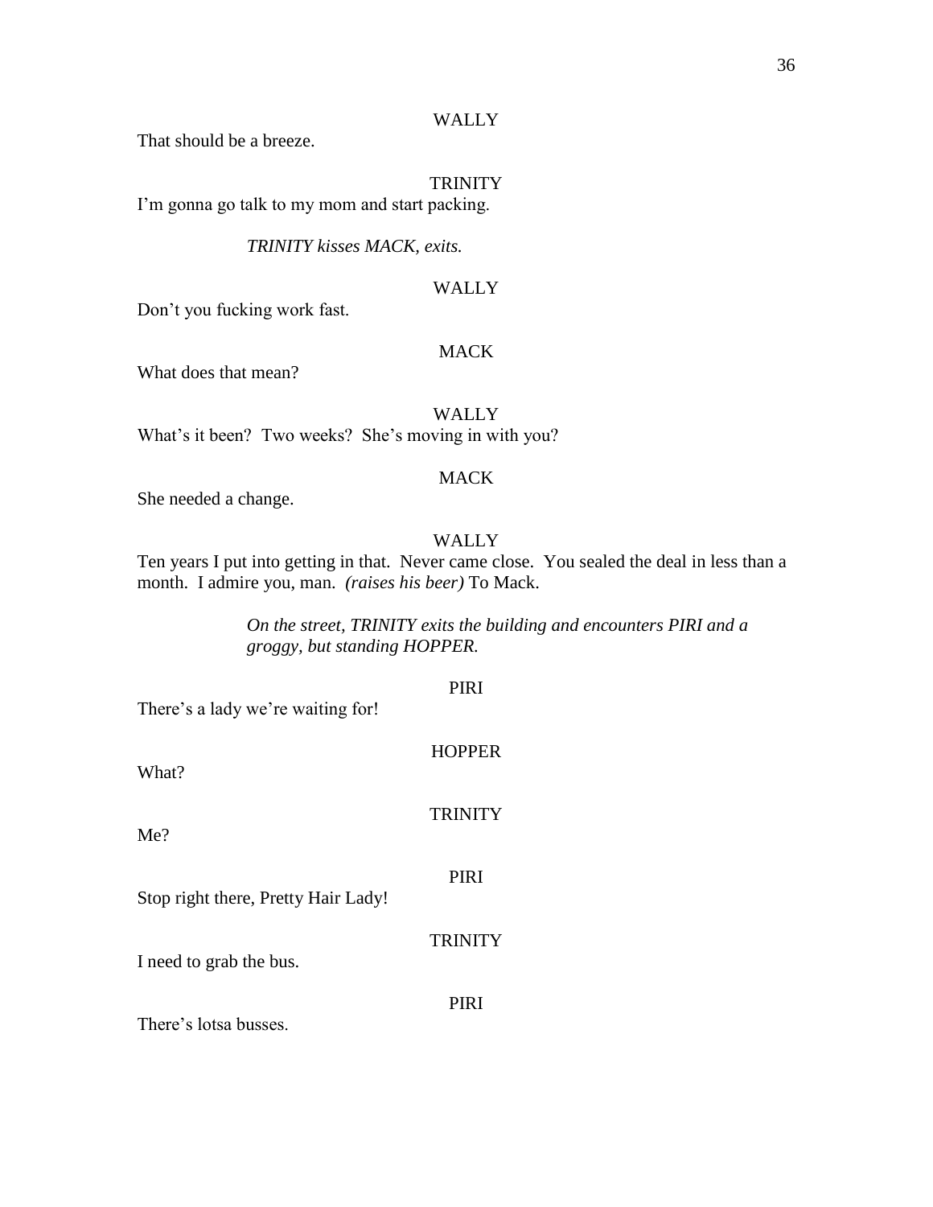WALLY

That should be a breeze.

TRINITY

I'm gonna go talk to my mom and start packing.

*TRINITY kisses MACK, exits.*

WALLY

Don't you fucking work fast.

MACK

What does that mean?

WALLY

What's it been? Two weeks? She's moving in with you?

MACK

She needed a change.

WALLY

Ten years I put into getting in that. Never came close. You sealed the deal in less than a month. I admire you, man. *(raises his beer)* To Mack.

*On the street, TRINITY exits the building and encounters PIRI and a groggy, but standing HOPPER.*

PIRI

There's a lady we're waiting for!

HOPPER

What?

TRINITY

Me?

PIRI

Stop right there, Pretty Hair Lady!

TRINITY

I need to grab the bus.

PIRI

There's lotsa busses.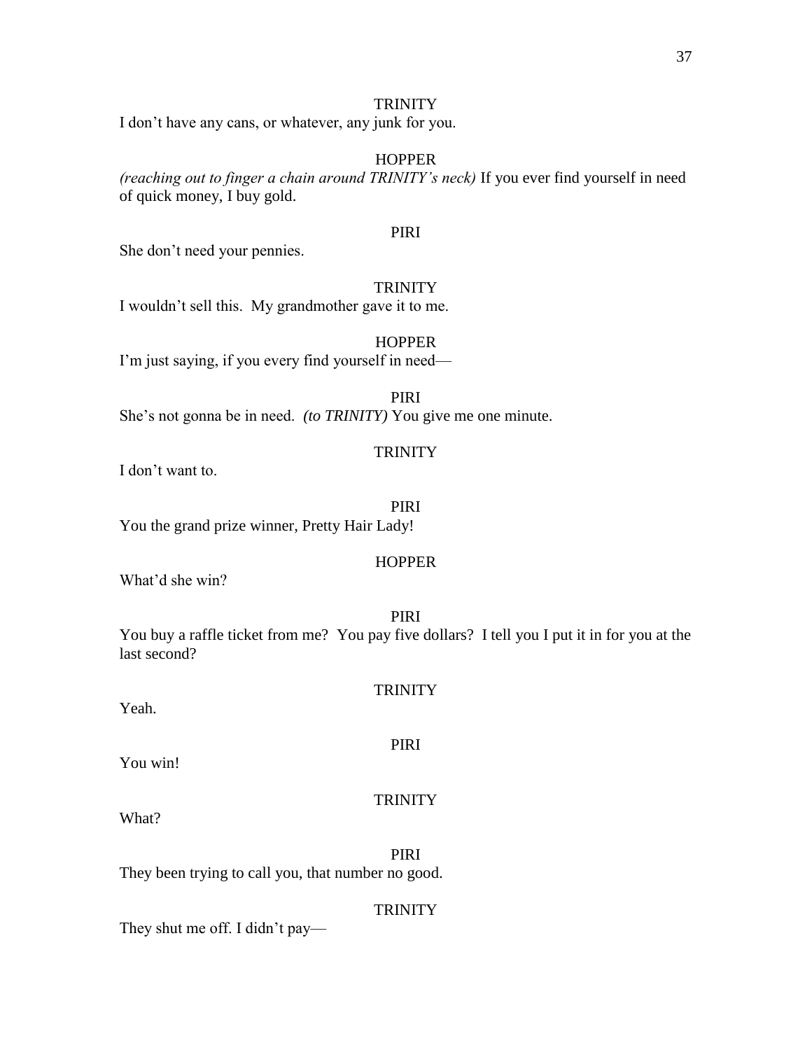TRINITY

I don't have any cans, or whatever, any junk for you.

HOPPER

*(reaching out to finger a chain around TRINITY's neck)* If you ever find yourself in need of quick money, I buy gold.

PIRI

She don't need your pennies.

TRINITY

I wouldn't sell this. My grandmother gave it to me.

HOPPER

I'm just saying, if you every find yourself in need—

PIRI

She's not gonna be in need. *(to TRINITY)* You give me one minute.

TRINITY

I don't want to.

PIRI

You the grand prize winner, Pretty Hair Lady!

HOPPER

What'd she win?

PIRI

You buy a raffle ticket from me? You pay five dollars? I tell you I put it in for you at the last second?

TRINITY

Yeah.

PIRI

You win!

TRINITY

What?

PIRI

They been trying to call you, that number no good.

TRINITY

They shut me off. I didn't pay—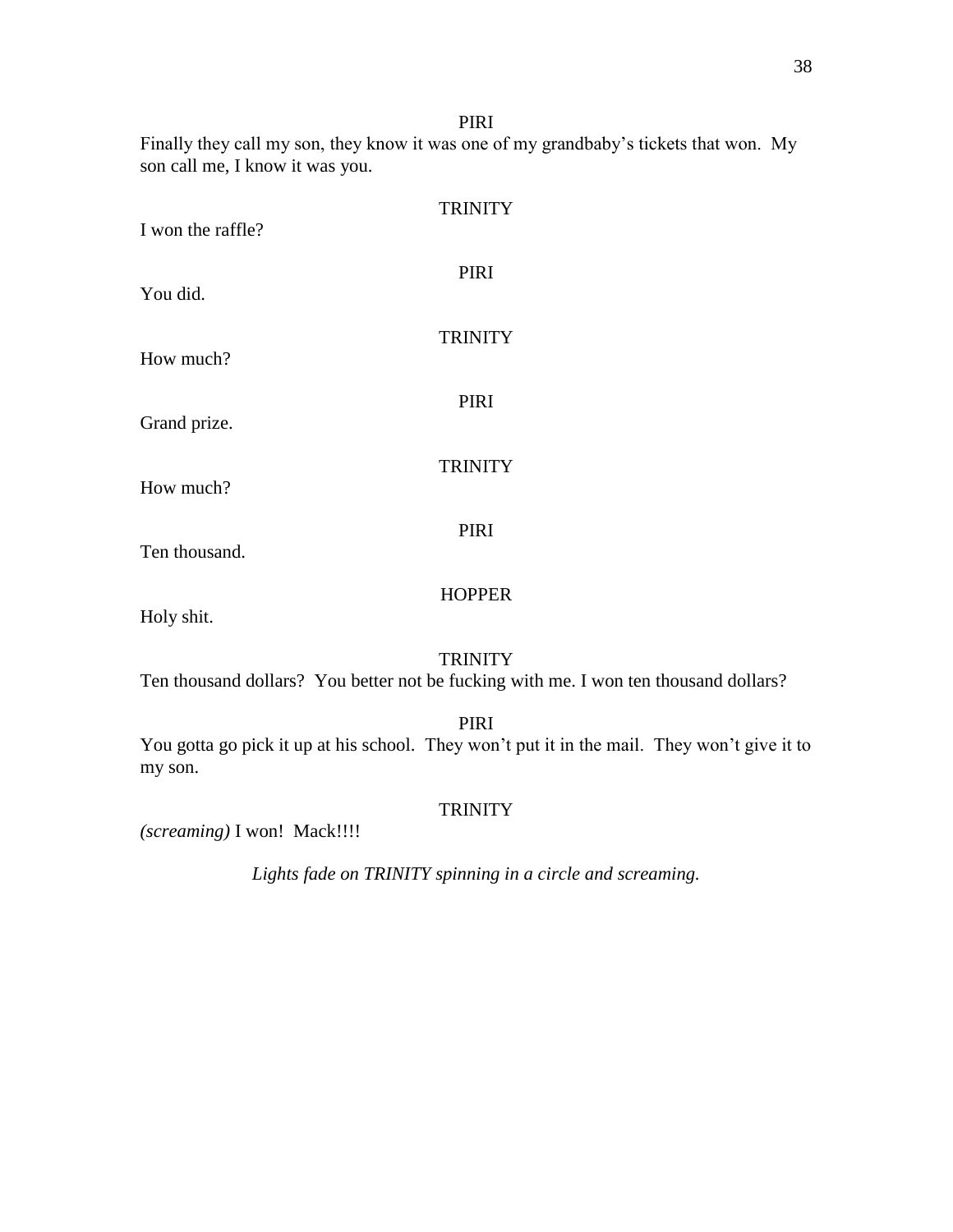PIRI

Finally they call my son, they know it was one of my grandbaby's tickets that won. My son call me, I know it was you.

TRINITY

I won the raffle?

PIRI

You did.

TRINITY

How much?

PIRI

Grand prize.

TRINITY

How much?

PIRI

Ten thousand.

HOPPER

Holy shit.

TRINITY

Ten thousand dollars? You better not be fucking with me. I won ten thousand dollars?

PIRI

You gotta go pick it up at his school. They won't put it in the mail. They won't give it to my son.

TRINITY

*(screaming)* I won! Mack!!!!

*Lights fade on TRINITY spinning in a circle and screaming.*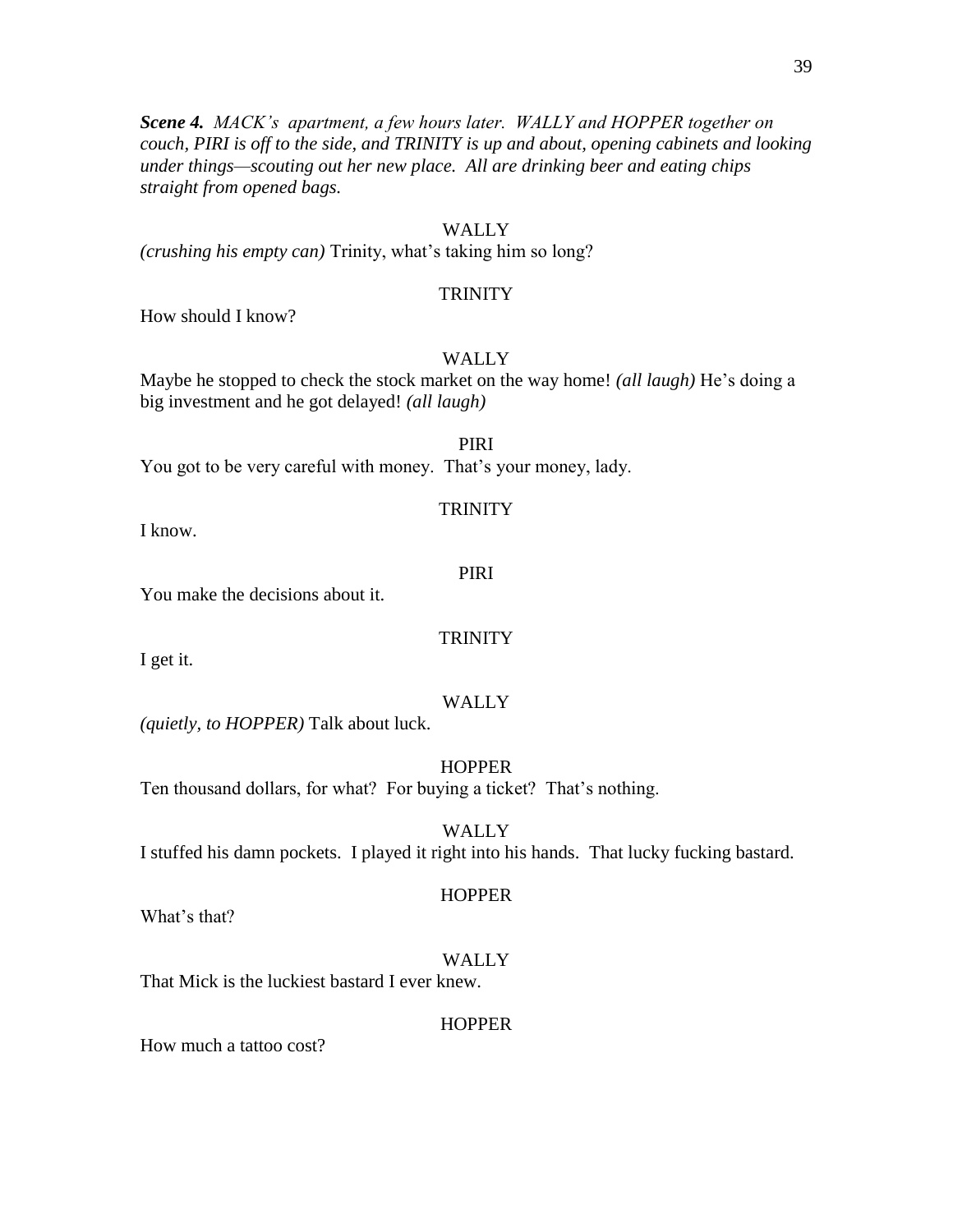***Scene 4.*** *MACK's apartment, a few hours later. WALLY and HOPPER together on couch, PIRI is off to the side, and TRINITY is up and about, opening cabinets and looking under things—scouting out her new place. All are drinking beer and eating chips straight from opened bags.*

WALLY

*(crushing his empty can)* Trinity, what's taking him so long?

TRINITY

How should I know?

WALLY

Maybe he stopped to check the stock market on the way home! *(all laugh)* He's doing a big investment and he got delayed! *(all laugh)*

PIRI

You got to be very careful with money. That's your money, lady.

TRINITY

I know.

PIRI

You make the decisions about it.

TRINITY

I get it.

WALLY

*(quietly, to HOPPER)* Talk about luck.

HOPPER

Ten thousand dollars, for what? For buying a ticket? That's nothing.

WALLY

I stuffed his damn pockets. I played it right into his hands. That lucky fucking bastard.

HOPPER

What's that?

WALLY

That Mick is the luckiest bastard I ever knew.

HOPPER

How much a tattoo cost?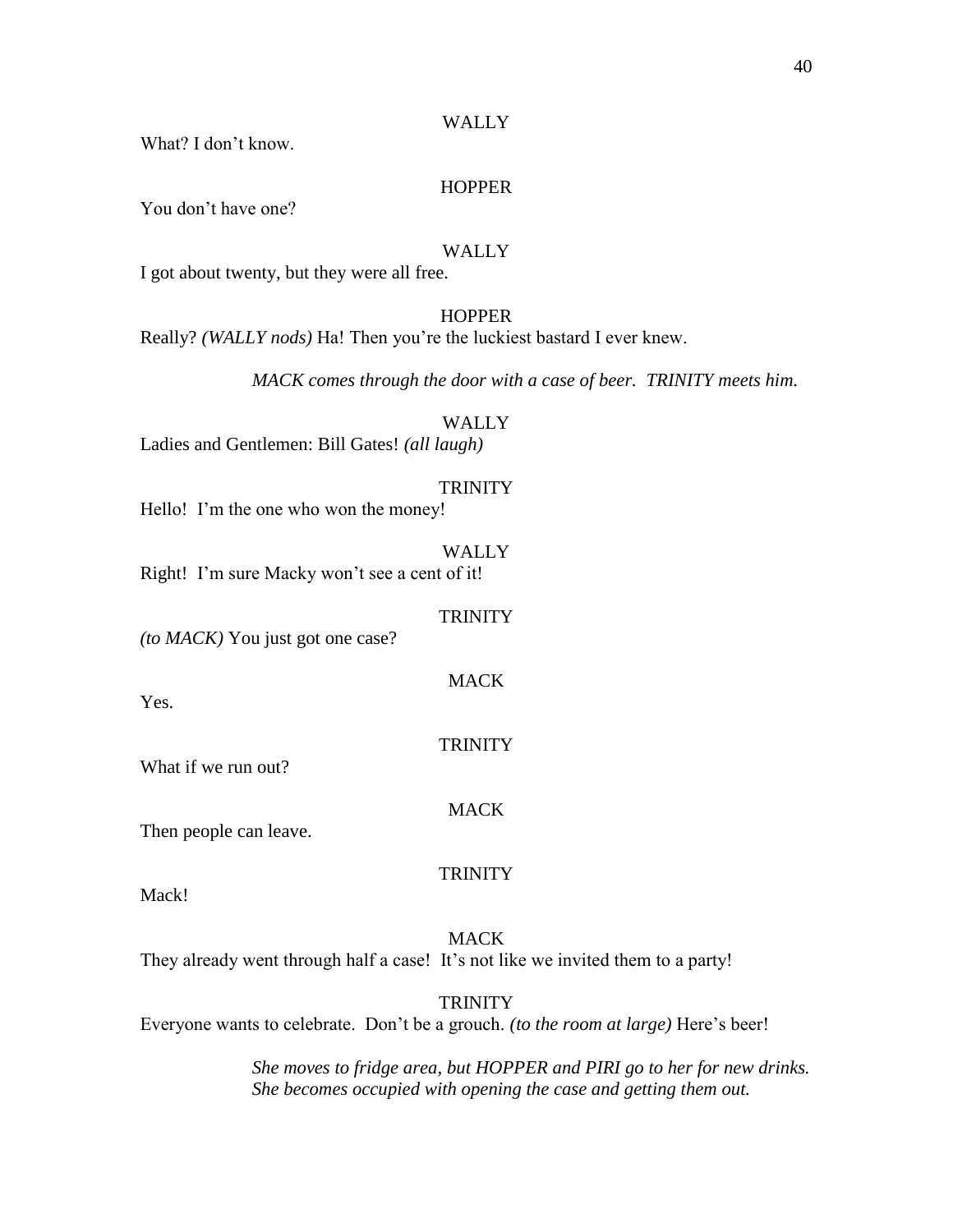WALLY

What? I don't know.

HOPPER

You don't have one?

WALLY

I got about twenty, but they were all free.

HOPPER

Really? *(WALLY nods)* Ha! Then you're the luckiest bastard I ever knew.

*MACK comes through the door with a case of beer. TRINITY meets him.*

WALLY

Ladies and Gentlemen: Bill Gates! *(all laugh)*

TRINITY

Hello! I'm the one who won the money!

WALLY

Right! I'm sure Macky won't see a cent of it!

TRINITY

*(to MACK)* You just got one case?

MACK

Yes.

TRINITY

What if we run out?

MACK

Then people can leave.

TRINITY

Mack!

MACK

They already went through half a case! It's not like we invited them to a party!

TRINITY

Everyone wants to celebrate. Don't be a grouch. *(to the room at large)* Here's beer!

*She moves to fridge area, but HOPPER and PIRI go to her for new drinks. She becomes occupied with opening the case and getting them out.*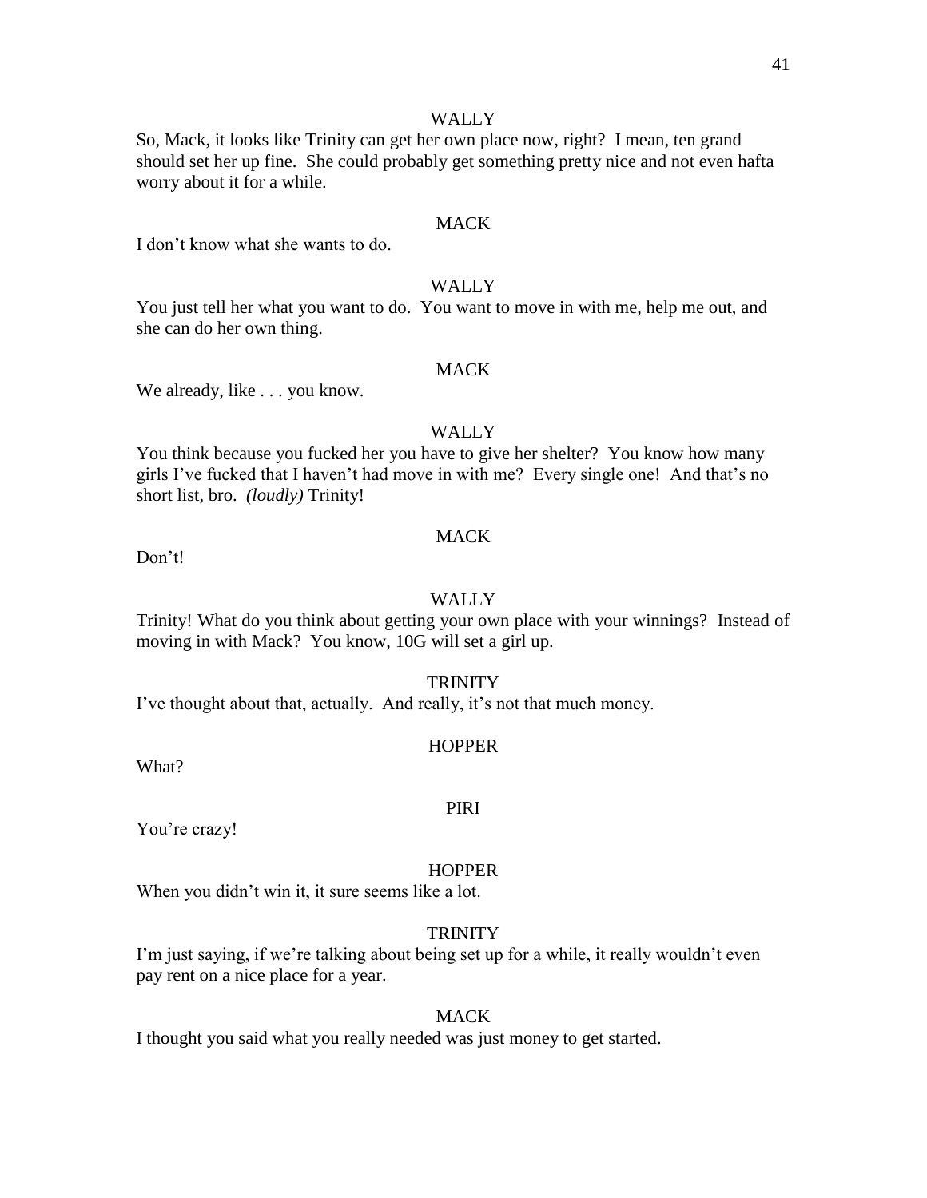WALLY

So, Mack, it looks like Trinity can get her own place now, right? I mean, ten grand should set her up fine. She could probably get something pretty nice and not even hafta worry about it for a while.

MACK

I don't know what she wants to do.

WALLY

You just tell her what you want to do. You want to move in with me, help me out, and she can do her own thing.

MACK

We already, like . . . you know.

WALLY

You think because you fucked her you have to give her shelter? You know how many girls I've fucked that I haven't had move in with me? Every single one! And that's no short list, bro. *(loudly)* Trinity!

MACK

Don't!

WALLY

Trinity! What do you think about getting your own place with your winnings? Instead of moving in with Mack? You know, 10G will set a girl up.

TRINITY

I've thought about that, actually. And really, it's not that much money.

HOPPER

What?

PIRI

You're crazy!

HOPPER

When you didn't win it, it sure seems like a lot.

TRINITY

I'm just saying, if we're talking about being set up for a while, it really wouldn't even pay rent on a nice place for a year.

MACK

I thought you said what you really needed was just money to get started.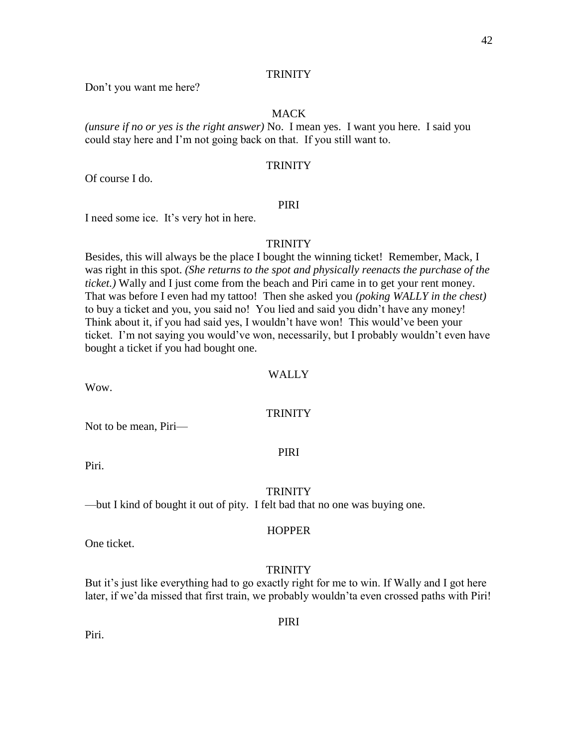TRINITY

Don't you want me here?

MACK

*(unsure if no or yes is the right answer)* No. I mean yes. I want you here. I said you could stay here and I'm not going back on that. If you still want to.

TRINITY

Of course I do.

PIRI

I need some ice. It's very hot in here.

TRINITY

Besides, this will always be the place I bought the winning ticket! Remember, Mack, I was right in this spot. *(She returns to the spot and physically reenacts the purchase of the ticket.)* Wally and I just come from the beach and Piri came in to get your rent money. That was before I even had my tattoo! Then she asked you *(poking WALLY in the chest)* to buy a ticket and you, you said no! You lied and said you didn't have any money! Think about it, if you had said yes, I wouldn't have won! This would've been your ticket. I'm not saying you would've won, necessarily, but I probably wouldn't even have bought a ticket if you had bought one.

WALLY

Wow.

TRINITY

Not to be mean, Piri—

PIRI

Piri.

TRINITY

—but I kind of bought it out of pity. I felt bad that no one was buying one.

HOPPER

One ticket.

TRINITY

But it's just like everything had to go exactly right for me to win. If Wally and I got here later, if we'da missed that first train, we probably wouldn'ta even crossed paths with Piri!

PIRI

Piri.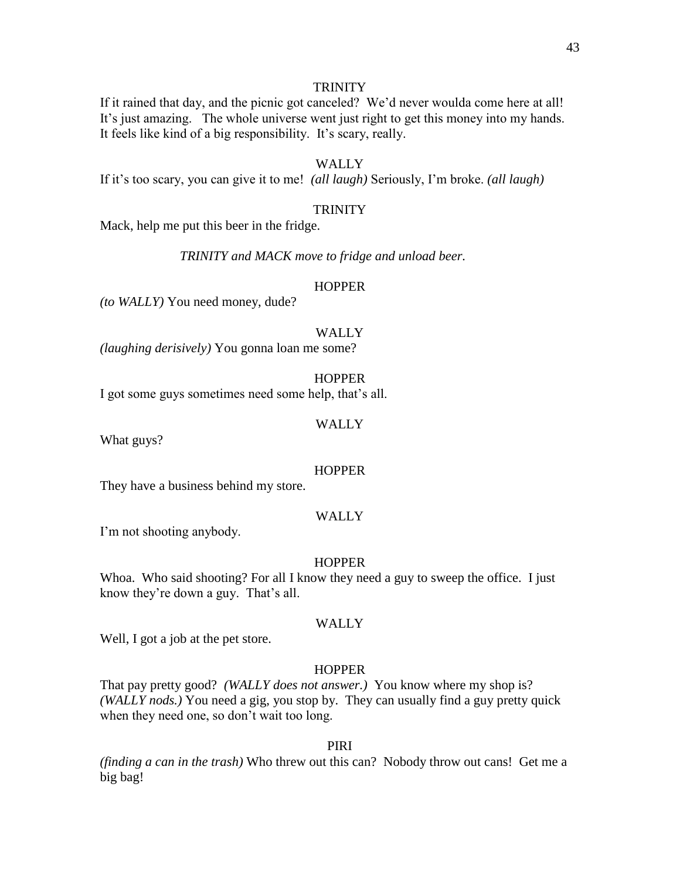TRINITY

If it rained that day, and the picnic got canceled? We'd never woulda come here at all! It's just amazing. The whole universe went just right to get this money into my hands. It feels like kind of a big responsibility. It's scary, really.

WALLY

If it's too scary, you can give it to me! *(all laugh)* Seriously, I'm broke. *(all laugh)*

TRINITY

Mack, help me put this beer in the fridge.

*TRINITY and MACK move to fridge and unload beer.*

HOPPER

*(to WALLY)* You need money, dude?

WALLY

*(laughing derisively)* You gonna loan me some?

HOPPER

I got some guys sometimes need some help, that's all.

WALLY

What guys?

HOPPER

They have a business behind my store.

WALLY

I'm not shooting anybody.

HOPPER

Whoa. Who said shooting? For all I know they need a guy to sweep the office. I just know they're down a guy. That's all.

WALLY

Well, I got a job at the pet store.

HOPPER

That pay pretty good? *(WALLY does not answer.)* You know where my shop is? *(WALLY nods.)* You need a gig, you stop by. They can usually find a guy pretty quick when they need one, so don't wait too long.

PIRI

*(finding a can in the trash)* Who threw out this can? Nobody throw out cans! Get me a big bag!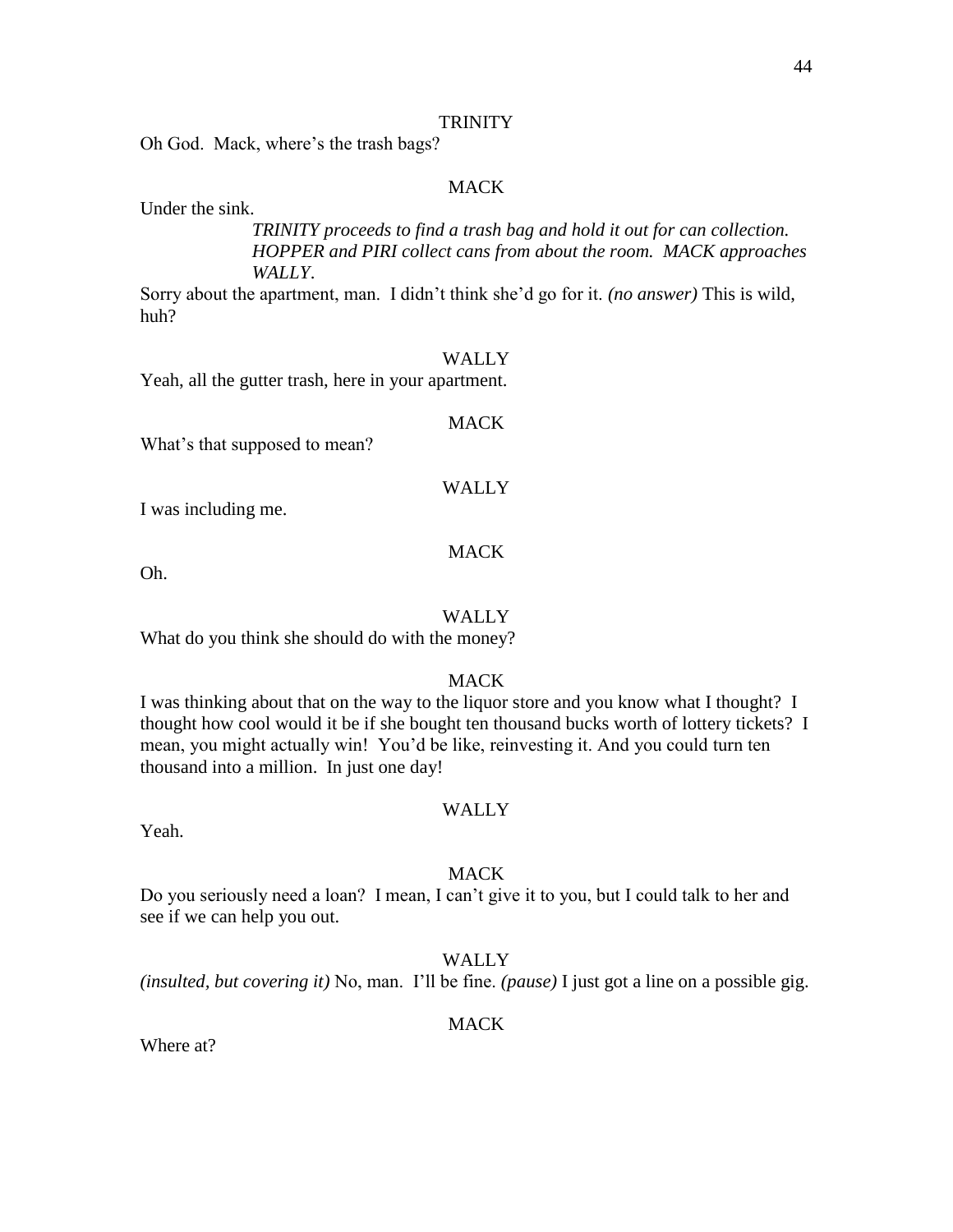TRINITY

Oh God. Mack, where's the trash bags?

MACK

Under the sink.

*TRINITY proceeds to find a trash bag and hold it out for can collection. HOPPER and PIRI collect cans from about the room. MACK approaches WALLY.*

Sorry about the apartment, man. I didn't think she'd go for it. *(no answer)* This is wild, huh?

WALLY

Yeah, all the gutter trash, here in your apartment.

MACK

What's that supposed to mean?

WALLY

I was including me.

MACK

Oh.

WALLY

What do you think she should do with the money?

MACK

I was thinking about that on the way to the liquor store and you know what I thought? I thought how cool would it be if she bought ten thousand bucks worth of lottery tickets? I mean, you might actually win! You'd be like, reinvesting it. And you could turn ten thousand into a million. In just one day!

WALLY

Yeah.

MACK

Do you seriously need a loan? I mean, I can't give it to you, but I could talk to her and see if we can help you out.

WALLY

*(insulted, but covering it)* No, man. I'll be fine. *(pause)* I just got a line on a possible gig.

MACK

Where at?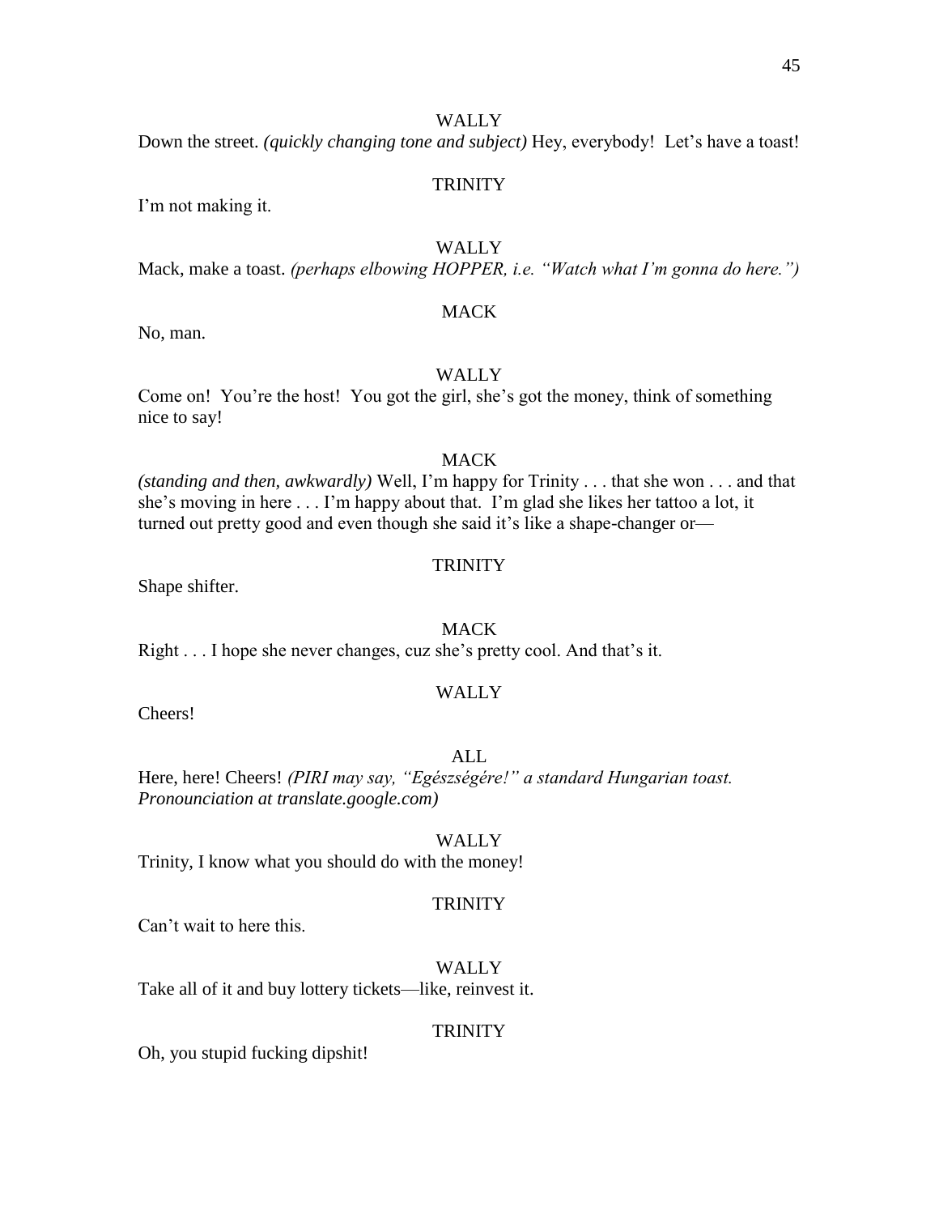WALLY

Down the street. *(quickly changing tone and subject)* Hey, everybody! Let's have a toast!

TRINITY

I'm not making it.

WALLY

Mack, make a toast. *(perhaps elbowing HOPPER, i.e. "Watch what I'm gonna do here.")*

MACK

No, man.

WALLY

Come on! You're the host! You got the girl, she's got the money, think of something nice to say!

MACK

*(standing and then, awkwardly)* Well, I'm happy for Trinity . . . that she won . . . and that she's moving in here . . . I'm happy about that. I'm glad she likes her tattoo a lot, it turned out pretty good and even though she said it's like a shape-changer or—

TRINITY

Shape shifter.

MACK

Right . . . I hope she never changes, cuz she's pretty cool. And that's it.

WALLY

Cheers!

ALL

Here, here! Cheers! *(PIRI may say, "Egészségére!" a standard Hungarian toast. Pronounciation at translate.google.com)*

WALLY

Trinity, I know what you should do with the money!

TRINITY

Can't wait to here this.

WALLY

Take all of it and buy lottery tickets—like, reinvest it.

TRINITY

Oh, you stupid fucking dipshit!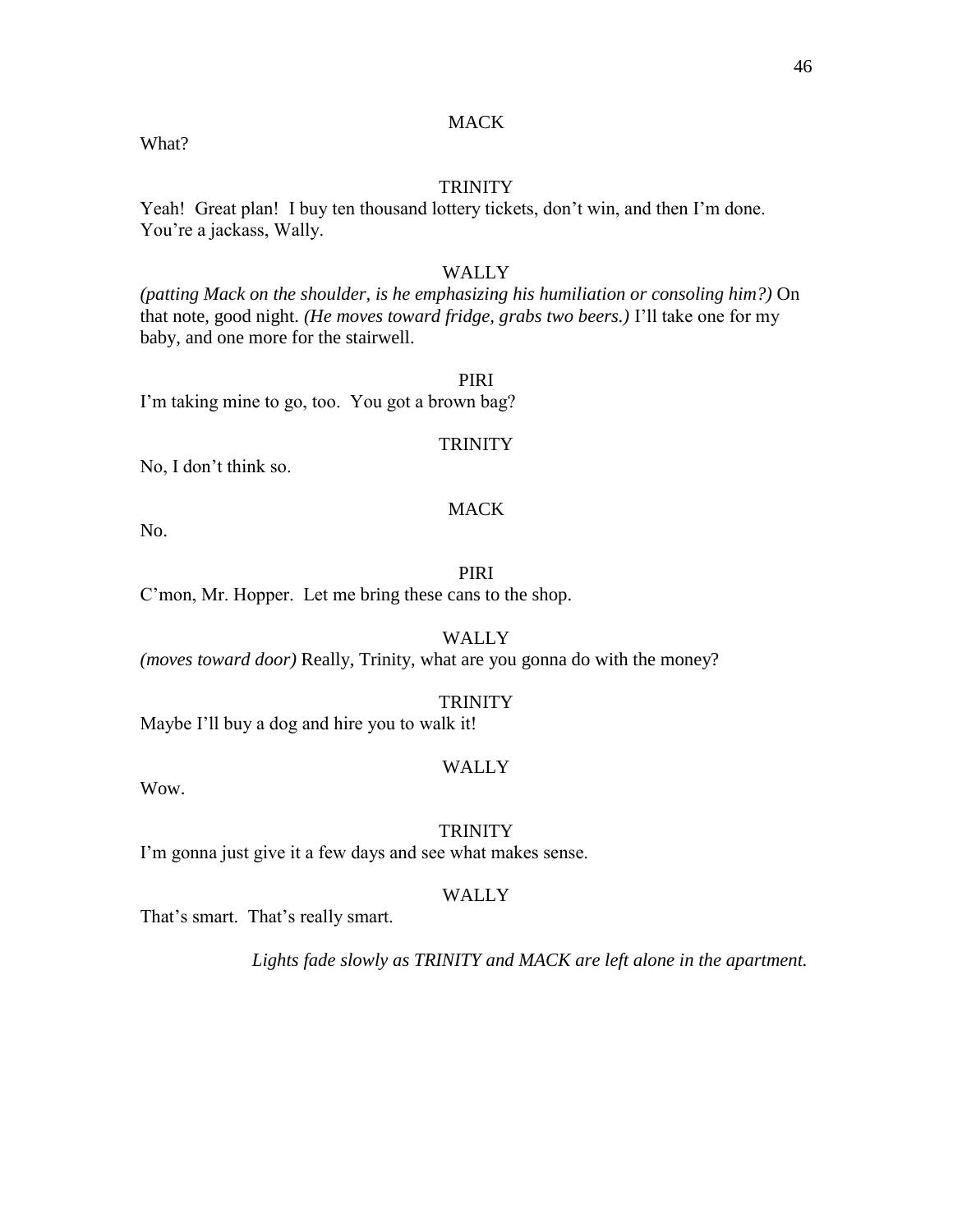MACK

What?

TRINITY

Yeah! Great plan! I buy ten thousand lottery tickets, don't win, and then I'm done. You're a jackass, Wally.

WALLY

*(patting Mack on the shoulder, is he emphasizing his humiliation or consoling him?)* On that note, good night. *(He moves toward fridge, grabs two beers.)* I'll take one for my baby, and one more for the stairwell.

PIRI

I'm taking mine to go, too. You got a brown bag?

TRINITY

No, I don't think so.

MACK

No.

PIRI

C'mon, Mr. Hopper. Let me bring these cans to the shop.

WALLY

*(moves toward door)* Really, Trinity, what are you gonna do with the money?

TRINITY

Maybe I'll buy a dog and hire you to walk it!

WALLY

Wow.

TRINITY

I'm gonna just give it a few days and see what makes sense.

WALLY

That's smart. That's really smart.

*Lights fade slowly as TRINITY and MACK are left alone in the apartment.*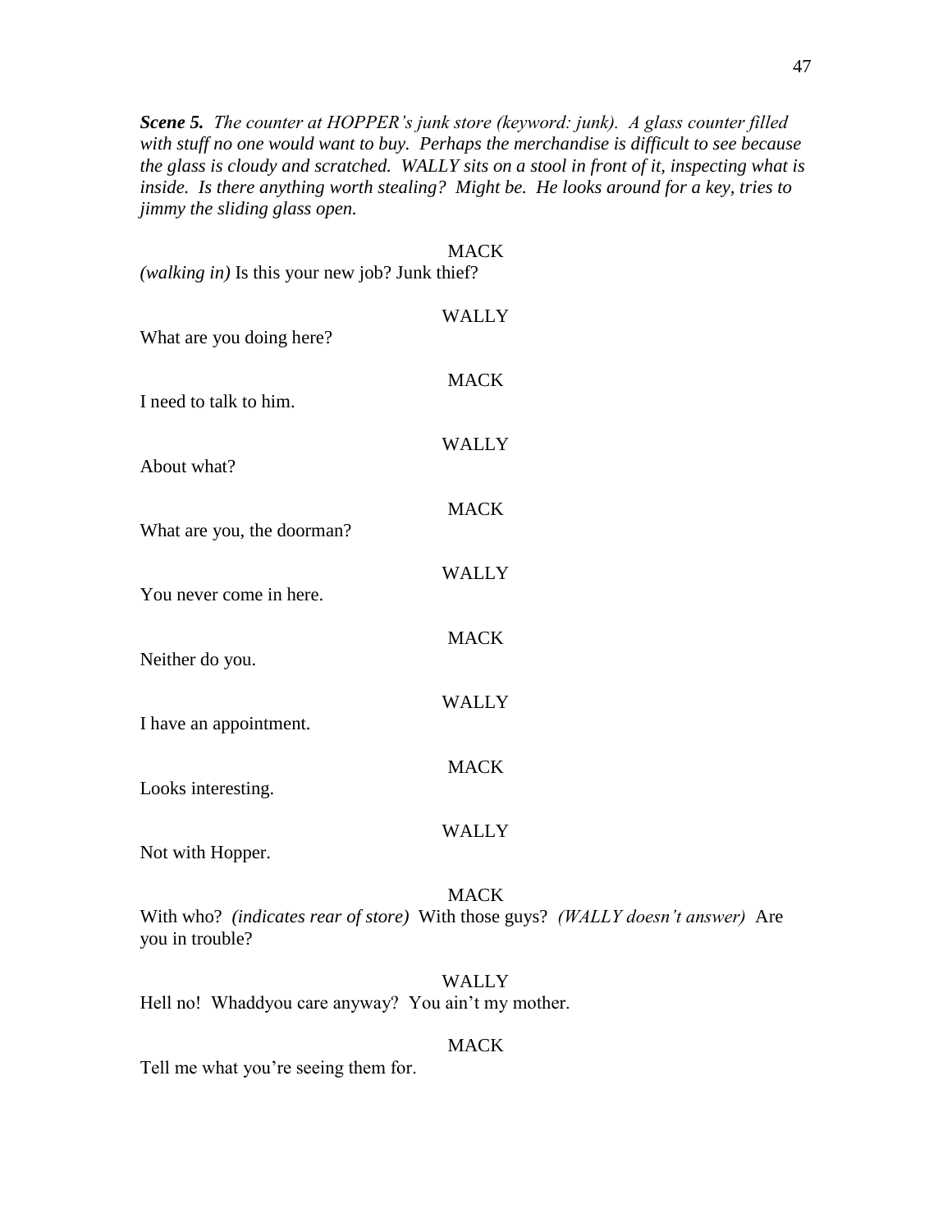***Scene 5.*** *The counter at HOPPER's junk store (keyword: junk). A glass counter filled with stuff no one would want to buy. Perhaps the merchandise is difficult to see because the glass is cloudy and scratched. WALLY sits on a stool in front of it, inspecting what is inside. Is there anything worth stealing? Might be. He looks around for a key, tries to jimmy the sliding glass open.*

MACK

*(walking in)* Is this your new job? Junk thief?

WALLY

What are you doing here?

MACK

I need to talk to him.

WALLY

About what?

MACK

What are you, the doorman?

WALLY

You never come in here.

MACK

Neither do you.

WALLY

I have an appointment.

MACK

Looks interesting.

WALLY

Not with Hopper.

MACK

With who? *(indicates rear of store)* With those guys? *(WALLY doesn't answer)* Are you in trouble?

WALLY

Hell no! Whaddyou care anyway? You ain't my mother.

MACK

Tell me what you're seeing them for.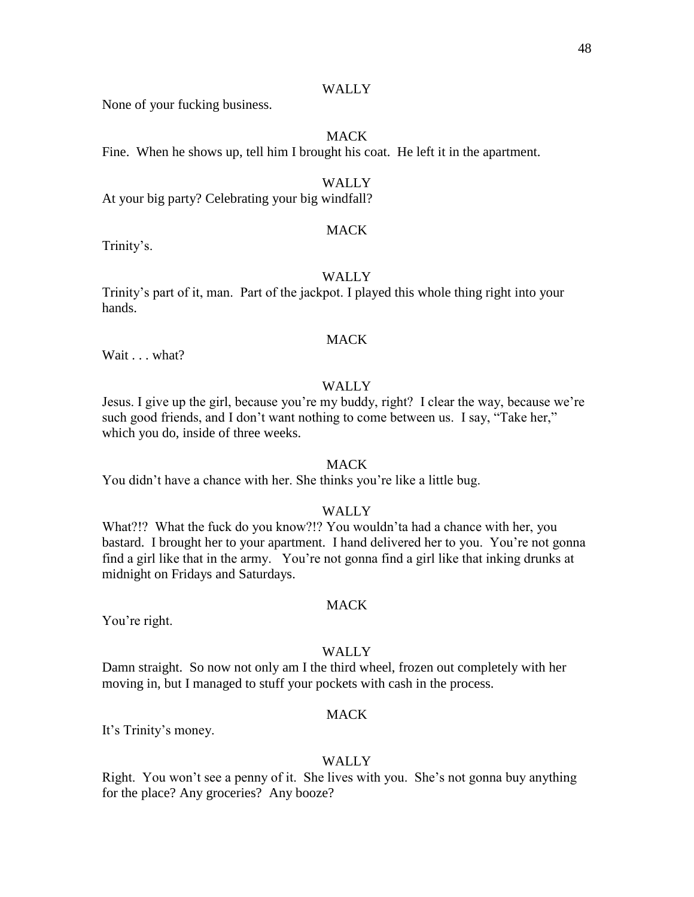WALLY

None of your fucking business.

MACK

Fine. When he shows up, tell him I brought his coat. He left it in the apartment.

WALLY

At your big party? Celebrating your big windfall?

MACK

Trinity's.

WALLY

Trinity's part of it, man. Part of the jackpot. I played this whole thing right into your hands.

MACK

Wait . . . what?

WALLY

Jesus. I give up the girl, because you're my buddy, right? I clear the way, because we're such good friends, and I don't want nothing to come between us. I say, "Take her," which you do, inside of three weeks.

MACK

You didn't have a chance with her. She thinks you're like a little bug.

WALLY

What?!? What the fuck do you know?!? You wouldn'ta had a chance with her, you bastard. I brought her to your apartment. I hand delivered her to you. You're not gonna find a girl like that in the army. You're not gonna find a girl like that inking drunks at midnight on Fridays and Saturdays.

MACK

You're right.

WALLY

Damn straight. So now not only am I the third wheel, frozen out completely with her moving in, but I managed to stuff your pockets with cash in the process.

MACK

It's Trinity's money.

WALLY

Right. You won't see a penny of it. She lives with you. She's not gonna buy anything for the place? Any groceries? Any booze?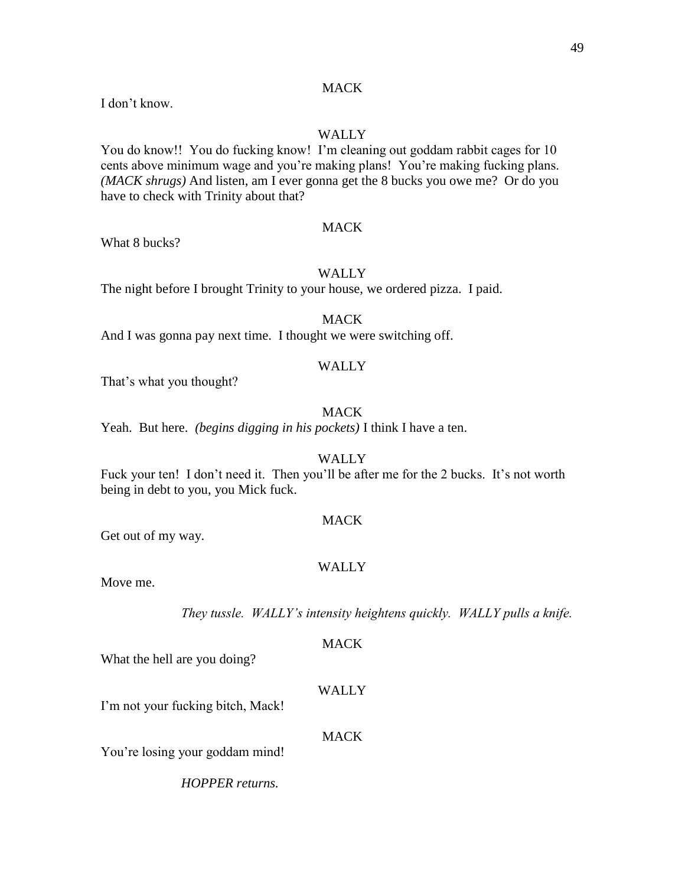MACK

I don't know.

WALLY

You do know!! You do fucking know! I'm cleaning out goddam rabbit cages for 10 cents above minimum wage and you're making plans! You're making fucking plans. *(MACK shrugs)* And listen, am I ever gonna get the 8 bucks you owe me? Or do you have to check with Trinity about that?

MACK

What 8 bucks?

WALLY

The night before I brought Trinity to your house, we ordered pizza. I paid.

MACK

And I was gonna pay next time. I thought we were switching off.

WALLY

That's what you thought?

MACK

Yeah. But here. *(begins digging in his pockets)* I think I have a ten.

WALLY

Fuck your ten! I don't need it. Then you'll be after me for the 2 bucks. It's not worth being in debt to you, you Mick fuck.

MACK

Get out of my way.

WALLY

Move me.

*They tussle. WALLY's intensity heightens quickly. WALLY pulls a knife.*

MACK

What the hell are you doing?

WALLY

I'm not your fucking bitch, Mack!

MACK

You're losing your goddam mind!

*HOPPER returns.*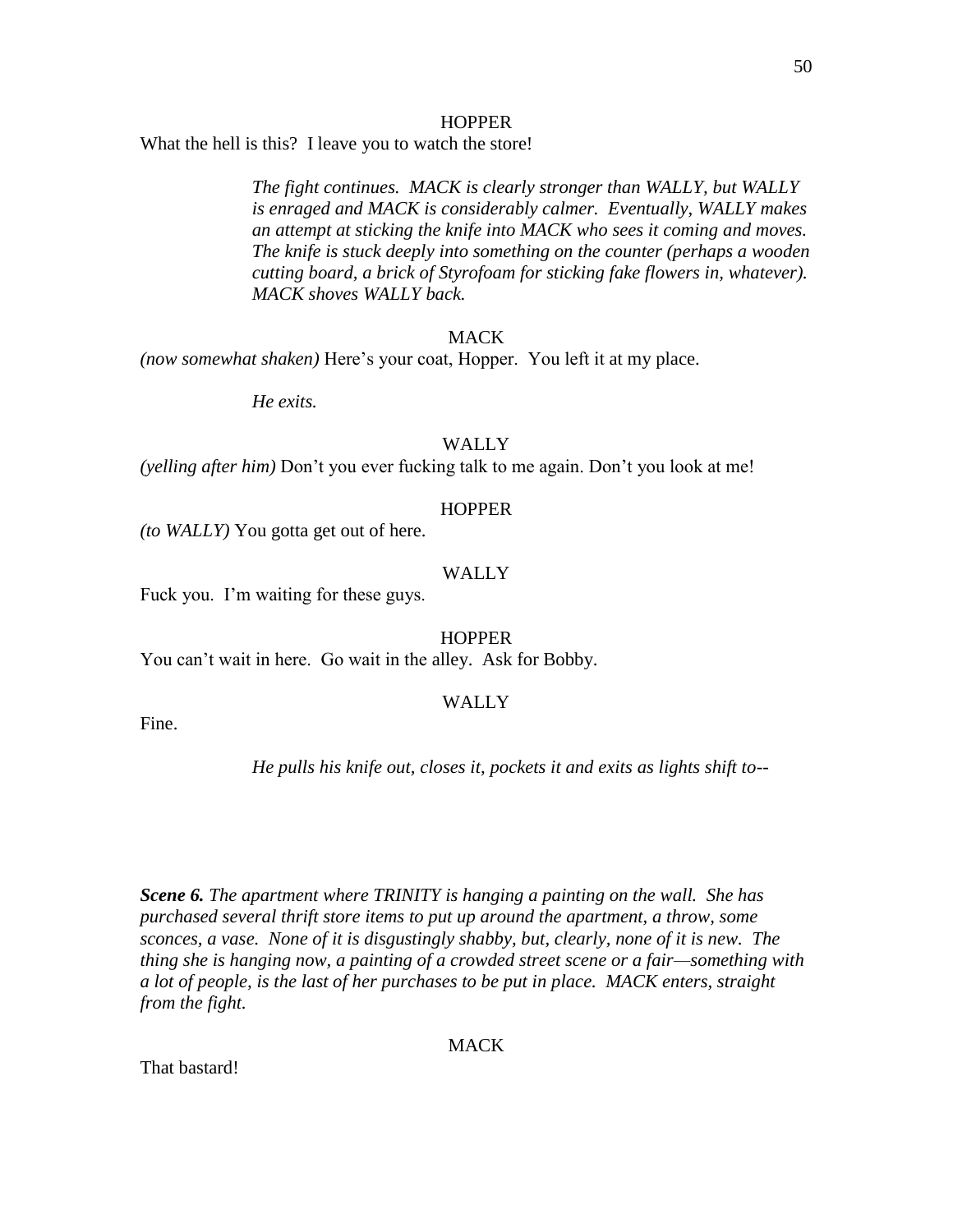HOPPER

What the hell is this? I leave you to watch the store!

*The fight continues. MACK is clearly stronger than WALLY, but WALLY is enraged and MACK is considerably calmer. Eventually, WALLY makes an attempt at sticking the knife into MACK who sees it coming and moves. The knife is stuck deeply into something on the counter (perhaps a wooden cutting board, a brick of Styrofoam for sticking fake flowers in, whatever). MACK shoves WALLY back.*

MACK

*(now somewhat shaken)* Here's your coat, Hopper. You left it at my place.

*He exits.*

WALLY

*(yelling after him)* Don't you ever fucking talk to me again. Don't you look at me!

HOPPER

*(to WALLY)* You gotta get out of here.

WALLY

Fuck you. I'm waiting for these guys.

HOPPER

You can't wait in here. Go wait in the alley. Ask for Bobby.

WALLY

Fine.

*He pulls his knife out, closes it, pockets it and exits as lights shift to--*

***Scene 6.*** *The apartment where TRINITY is hanging a painting on the wall. She has purchased several thrift store items to put up around the apartment, a throw, some sconces, a vase. None of it is disgustingly shabby, but, clearly, none of it is new. The thing she is hanging now, a painting of a crowded street scene or a fair—something with a lot of people, is the last of her purchases to be put in place. MACK enters, straight from the fight.*

MACK

That bastard!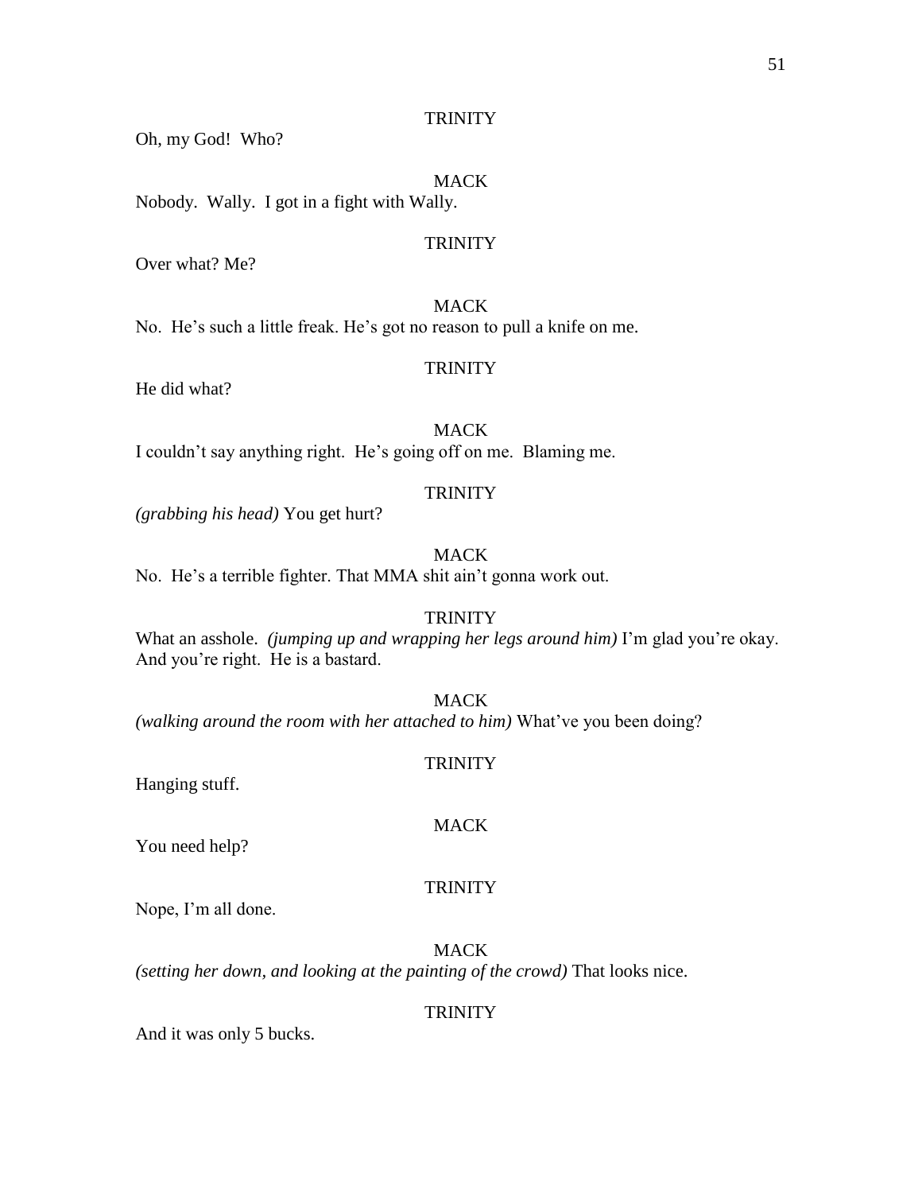TRINITY

Oh, my God!  Who?

MACK

Nobody.  Wally.  I got in a fight with Wally.

TRINITY

Over what? Me?

MACK

No.  He's such a little freak. He's got no reason to pull a knife on me.

TRINITY

He did what?

MACK

I couldn't say anything right.  He's going off on me.  Blaming me.

TRINITY

*(grabbing his head)* You get hurt?

MACK

No.  He's a terrible fighter. That MMA shit ain't gonna work out.

TRINITY

What an asshole.  *(jumping up and wrapping her legs around him)* I'm glad you're okay.  And you're right.  He is a bastard.

MACK

*(walking around the room with her attached to him)* What've you been doing?

TRINITY

Hanging stuff.

MACK

You need help?

TRINITY

Nope, I'm all done.

MACK

*(setting her down, and looking at the painting of the crowd)* That looks nice.

TRINITY

And it was only 5 bucks.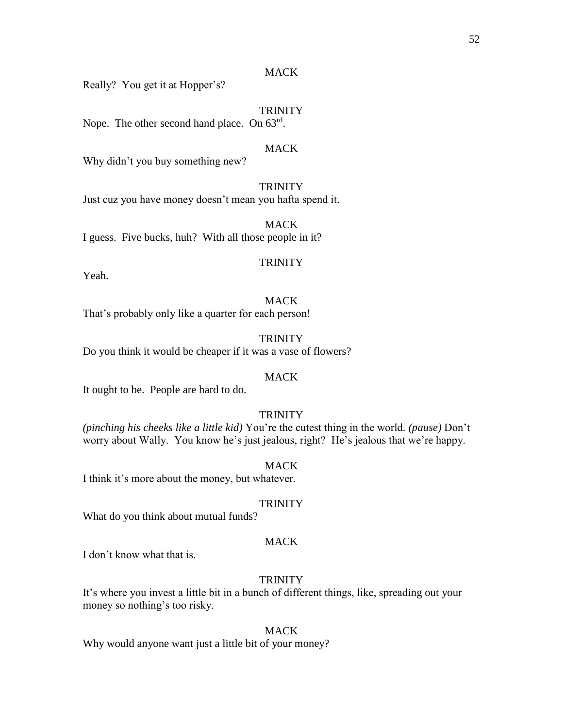MACK

Really? You get it at Hopper's?

TRINITY

Nope. The other second hand place. On 63rd.

MACK

Why didn't you buy something new?

TRINITY

Just cuz you have money doesn't mean you hafta spend it.

MACK

I guess. Five bucks, huh? With all those people in it?

TRINITY

Yeah.

MACK

That's probably only like a quarter for each person!

TRINITY

Do you think it would be cheaper if it was a vase of flowers?

MACK

It ought to be. People are hard to do.

TRINITY

*(pinching his cheeks like a little kid)* You're the cutest thing in the world. *(pause)* Don't worry about Wally. You know he's just jealous, right? He's jealous that we're happy.

MACK

I think it's more about the money, but whatever.

TRINITY

What do you think about mutual funds?

MACK

I don't know what that is.

TRINITY

It's where you invest a little bit in a bunch of different things, like, spreading out your money so nothing's too risky.

MACK

Why would anyone want just a little bit of your money?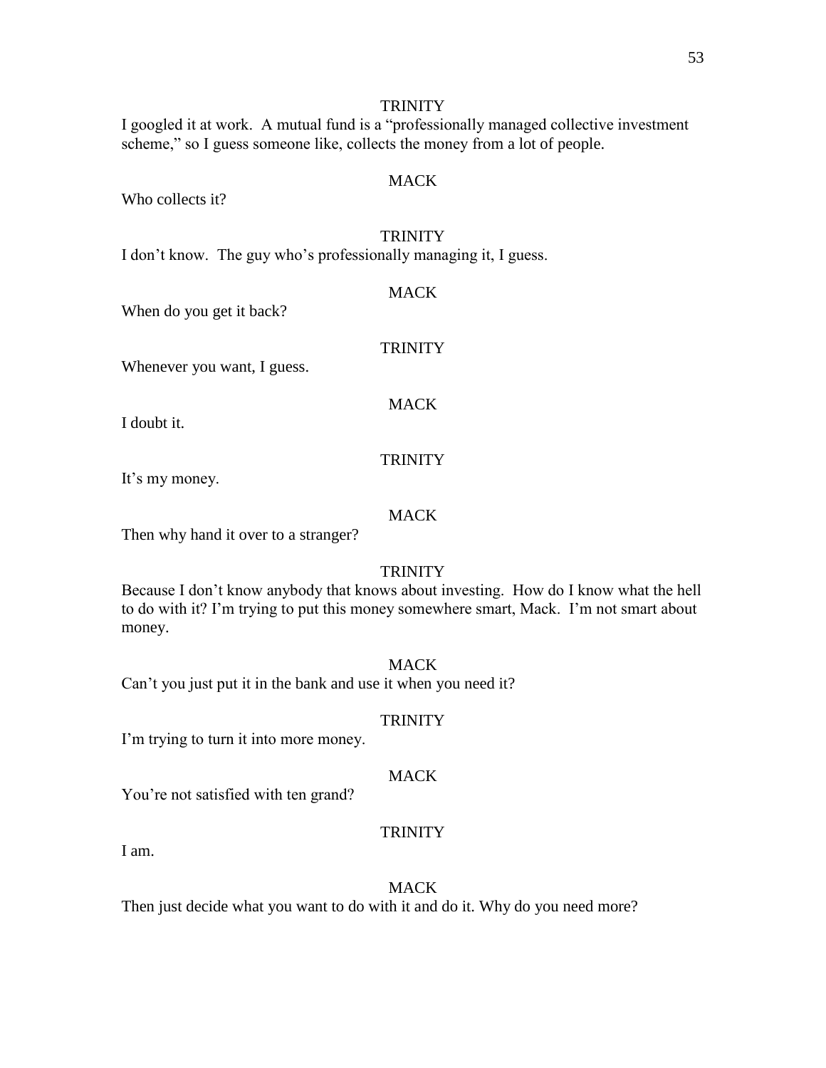TRINITY

I googled it at work. A mutual fund is a "professionally managed collective investment scheme," so I guess someone like, collects the money from a lot of people.

MACK

Who collects it?

TRINITY

I don't know. The guy who's professionally managing it, I guess.

MACK

When do you get it back?

TRINITY

Whenever you want, I guess.

MACK

I doubt it.

TRINITY

It's my money.

MACK

Then why hand it over to a stranger?

TRINITY

Because I don't know anybody that knows about investing. How do I know what the hell to do with it? I'm trying to put this money somewhere smart, Mack. I'm not smart about money.

MACK

Can't you just put it in the bank and use it when you need it?

TRINITY

I'm trying to turn it into more money.

MACK

You're not satisfied with ten grand?

TRINITY

I am.

MACK

Then just decide what you want to do with it and do it. Why do you need more?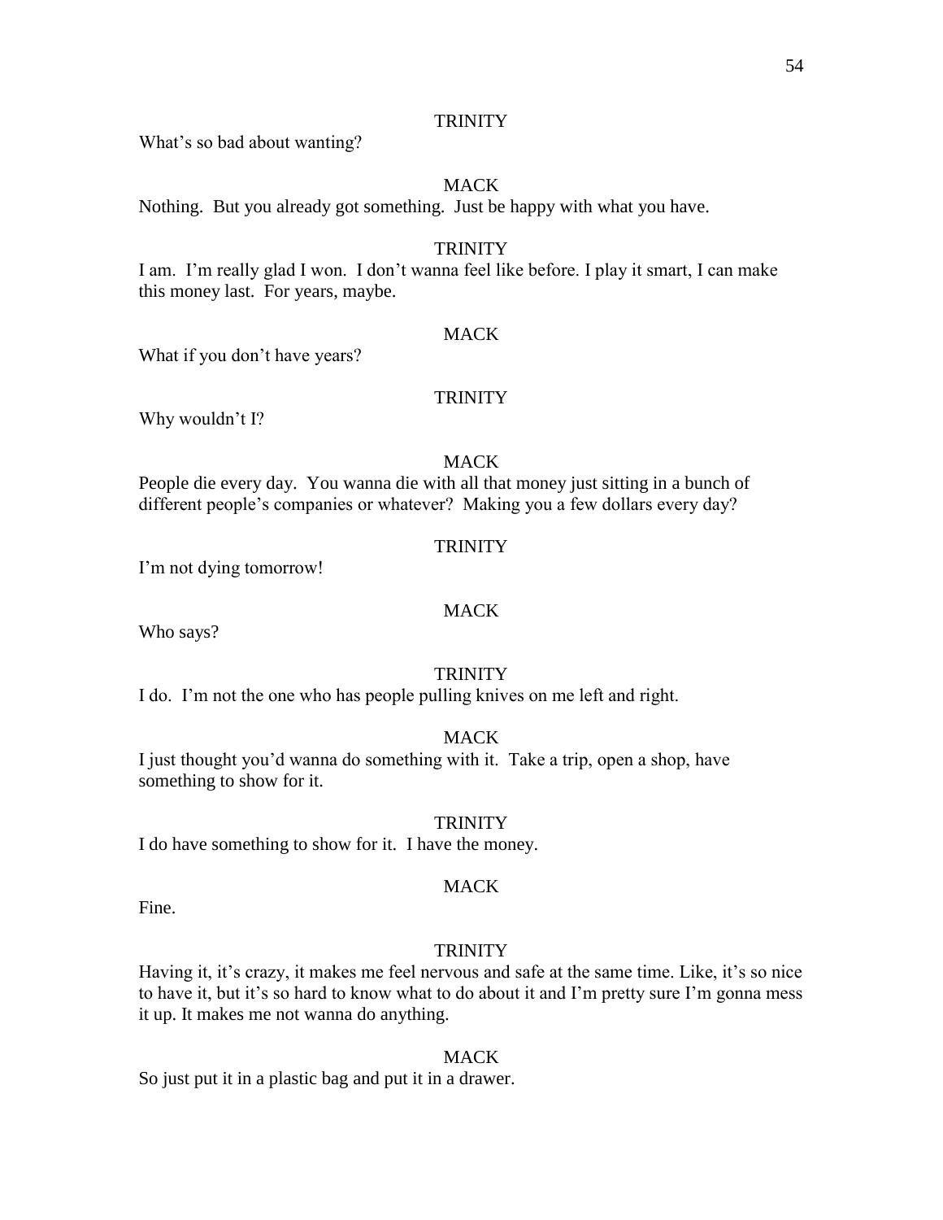TRINITY

What's so bad about wanting?

MACK

Nothing. But you already got something. Just be happy with what you have.

TRINITY

I am. I'm really glad I won. I don't wanna feel like before. I play it smart, I can make this money last. For years, maybe.

MACK

What if you don't have years?

TRINITY

Why wouldn't I?

MACK

People die every day. You wanna die with all that money just sitting in a bunch of different people's companies or whatever? Making you a few dollars every day?

TRINITY

I'm not dying tomorrow!

MACK

Who says?

TRINITY

I do. I'm not the one who has people pulling knives on me left and right.

MACK

I just thought you'd wanna do something with it. Take a trip, open a shop, have something to show for it.

TRINITY

I do have something to show for it. I have the money.

MACK

Fine.

TRINITY

Having it, it's crazy, it makes me feel nervous and safe at the same time. Like, it's so nice to have it, but it's so hard to know what to do about it and I'm pretty sure I'm gonna mess it up. It makes me not wanna do anything.

MACK

So just put it in a plastic bag and put it in a drawer.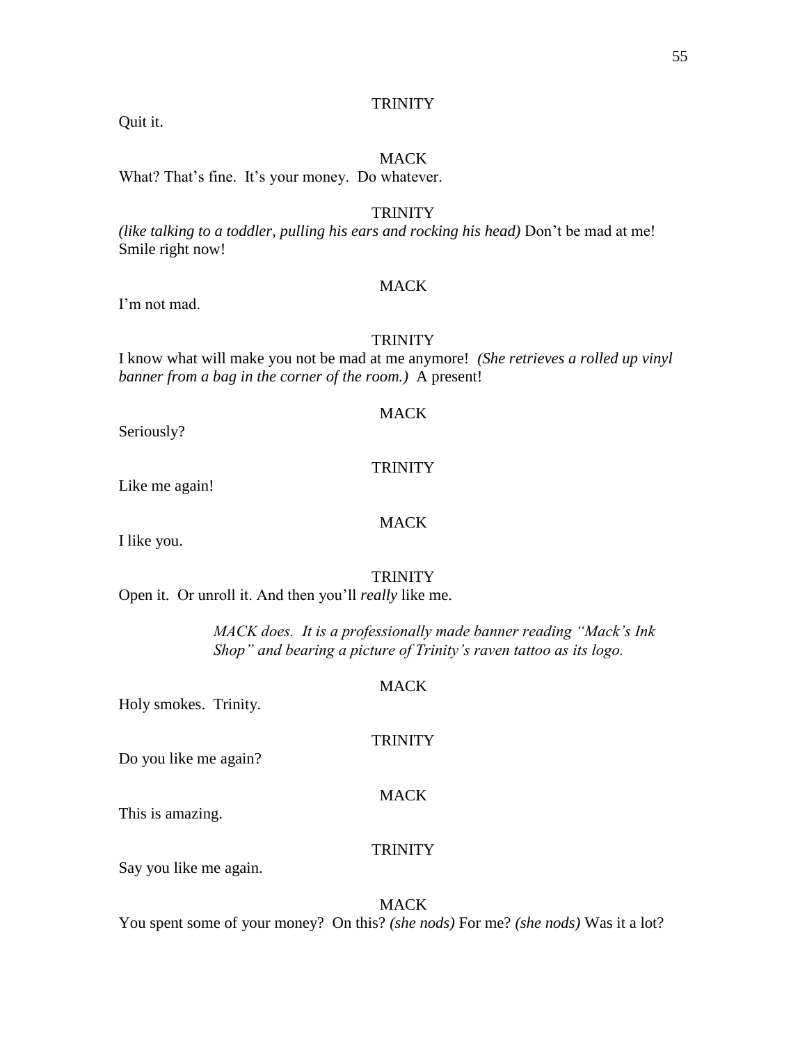TRINITY

Quit it.

MACK

What? That's fine. It's your money. Do whatever.

TRINITY

*(like talking to a toddler, pulling his ears and rocking his head)* Don't be mad at me! Smile right now!

MACK

I'm not mad.

TRINITY

I know what will make you not be mad at me anymore! *(She retrieves a rolled up vinyl banner from a bag in the corner of the room.)* A present!

MACK

Seriously?

TRINITY

Like me again!

MACK

I like you.

TRINITY

Open it. Or unroll it. And then you'll *really* like me.

> *MACK does. It is a professionally made banner reading "Mack's Ink Shop" and bearing a picture of Trinity's raven tattoo as its logo.*

MACK

Holy smokes. Trinity.

TRINITY

Do you like me again?

MACK

This is amazing.

TRINITY

Say you like me again.

MACK

You spent some of your money? On this? *(she nods)* For me? *(she nods)* Was it a lot?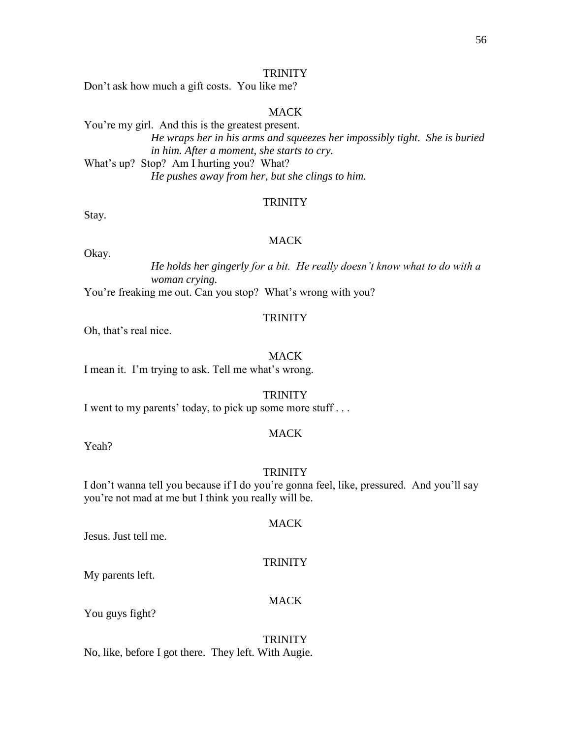TRINITY

Don't ask how much a gift costs. You like me?

MACK

You're my girl. And this is the greatest present.

*He wraps her in his arms and squeezes her impossibly tight. She is buried in him. After a moment, she starts to cry.*

What's up? Stop? Am I hurting you? What?

*He pushes away from her, but she clings to him.*

TRINITY

Stay.

MACK

Okay.

*He holds her gingerly for a bit. He really doesn't know what to do with a woman crying.*

You're freaking me out. Can you stop? What's wrong with you?

TRINITY

Oh, that's real nice.

MACK

I mean it. I'm trying to ask. Tell me what's wrong.

TRINITY

I went to my parents' today, to pick up some more stuff . . .

MACK

Yeah?

TRINITY

I don't wanna tell you because if I do you're gonna feel, like, pressured. And you'll say you're not mad at me but I think you really will be.

MACK

Jesus. Just tell me.

TRINITY

My parents left.

MACK

You guys fight?

TRINITY

No, like, before I got there. They left. With Augie.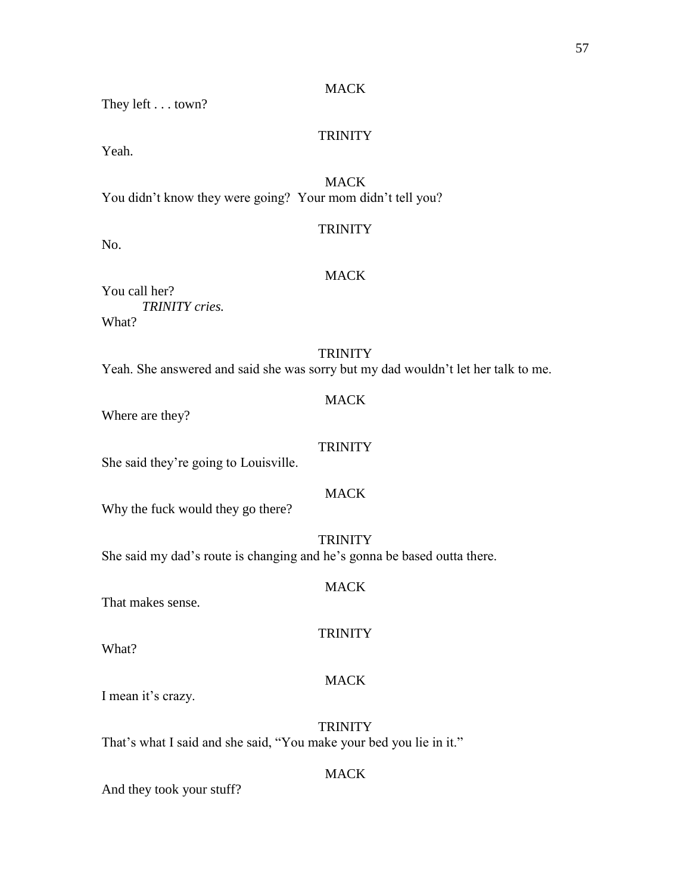MACK

They left . . . town?

TRINITY

Yeah.

MACK

You didn't know they were going? Your mom didn't tell you?

TRINITY

No.

MACK

You call her?

*TRINITY cries.*

What?

TRINITY

Yeah. She answered and said she was sorry but my dad wouldn't let her talk to me.

MACK

Where are they?

TRINITY

She said they're going to Louisville.

MACK

Why the fuck would they go there?

TRINITY

She said my dad's route is changing and he's gonna be based outta there.

MACK

That makes sense.

TRINITY

What?

MACK

I mean it's crazy.

TRINITY

That's what I said and she said, "You make your bed you lie in it."

MACK

And they took your stuff?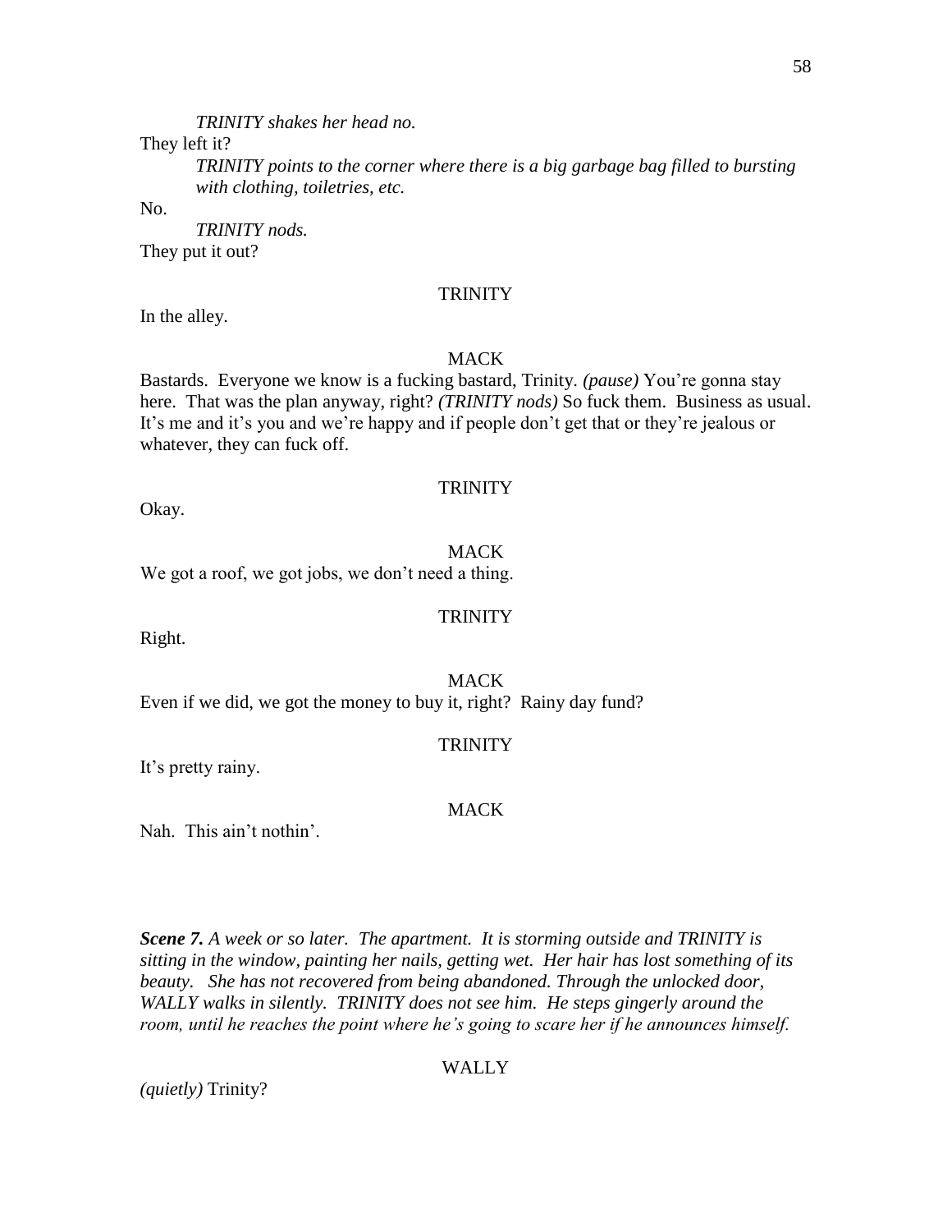*TRINITY shakes her head no.*

They left it?

*TRINITY points to the corner where there is a big garbage bag filled to bursting with clothing, toiletries, etc.*

No.

*TRINITY nods.*

They put it out?

TRINITY

In the alley.

MACK

Bastards. Everyone we know is a fucking bastard, Trinity. *(pause)* You're gonna stay here. That was the plan anyway, right? *(TRINITY nods)* So fuck them. Business as usual. It's me and it's you and we're happy and if people don't get that or they're jealous or whatever, they can fuck off.

TRINITY

Okay.

MACK

We got a roof, we got jobs, we don't need a thing.

TRINITY

Right.

MACK

Even if we did, we got the money to buy it, right? Rainy day fund?

TRINITY

It's pretty rainy.

MACK

Nah. This ain't nothin'.

***Scene 7.*** *A week or so later. The apartment. It is storming outside and TRINITY is sitting in the window, painting her nails, getting wet. Her hair has lost something of its beauty. She has not recovered from being abandoned. Through the unlocked door, WALLY walks in silently. TRINITY does not see him. He steps gingerly around the room, until he reaches the point where he's going to scare her if he announces himself.*

WALLY

*(quietly)* Trinity?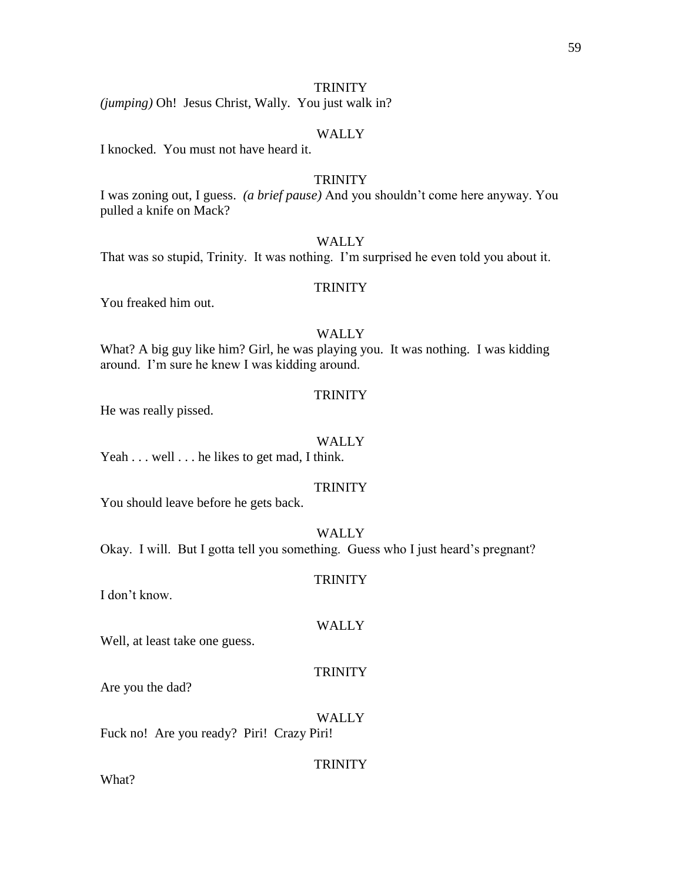TRINITY

*(jumping)* Oh!  Jesus Christ, Wally.  You just walk in?

WALLY

I knocked.  You must not have heard it.

TRINITY

I was zoning out, I guess.  *(a brief pause)* And you shouldn't come here anyway. You pulled a knife on Mack?

WALLY

That was so stupid, Trinity.  It was nothing.  I'm surprised he even told you about it.

TRINITY

You freaked him out.

WALLY

What? A big guy like him? Girl, he was playing you.  It was nothing.  I was kidding around.  I'm sure he knew I was kidding around.

TRINITY

He was really pissed.

WALLY

Yeah . . . well . . . he likes to get mad, I think.

TRINITY

You should leave before he gets back.

WALLY

Okay.  I will.  But I gotta tell you something.  Guess who I just heard's pregnant?

TRINITY

I don't know.

WALLY

Well, at least take one guess.

TRINITY

Are you the dad?

WALLY

Fuck no!  Are you ready?  Piri!  Crazy Piri!

TRINITY

What?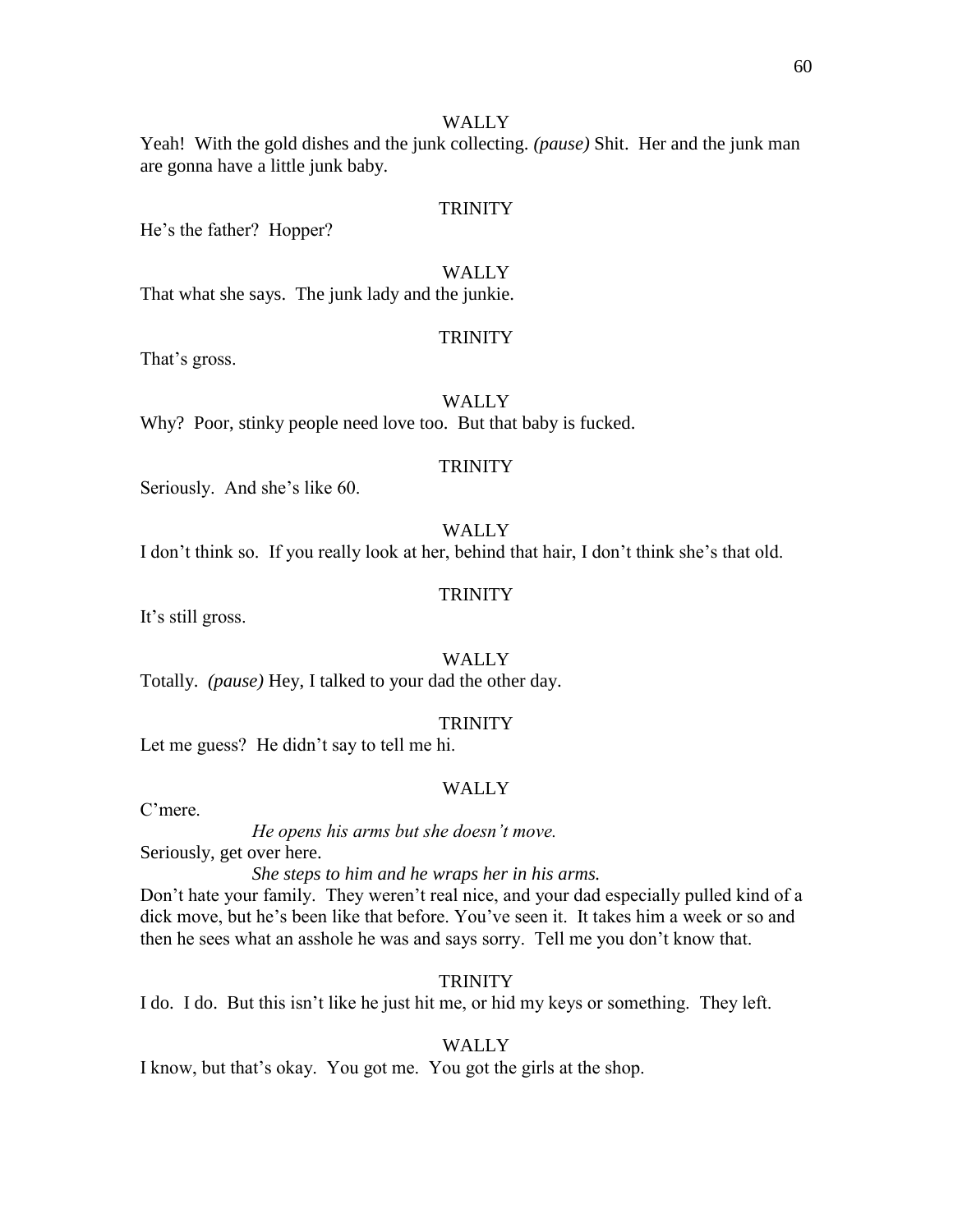WALLY

Yeah! With the gold dishes and the junk collecting. *(pause)* Shit. Her and the junk man are gonna have a little junk baby.

TRINITY

He's the father? Hopper?

WALLY

That what she says. The junk lady and the junkie.

TRINITY

That's gross.

WALLY

Why? Poor, stinky people need love too. But that baby is fucked.

TRINITY

Seriously. And she's like 60.

WALLY

I don't think so. If you really look at her, behind that hair, I don't think she's that old.

TRINITY

It's still gross.

WALLY

Totally. *(pause)* Hey, I talked to your dad the other day.

TRINITY

Let me guess? He didn't say to tell me hi.

WALLY

C'mere.

*He opens his arms but she doesn't move.*

Seriously, get over here.

*She steps to him and he wraps her in his arms.*

Don't hate your family. They weren't real nice, and your dad especially pulled kind of a dick move, but he's been like that before. You've seen it. It takes him a week or so and then he sees what an asshole he was and says sorry. Tell me you don't know that.

TRINITY

I do. I do. But this isn't like he just hit me, or hid my keys or something. They left.

WALLY

I know, but that's okay. You got me. You got the girls at the shop.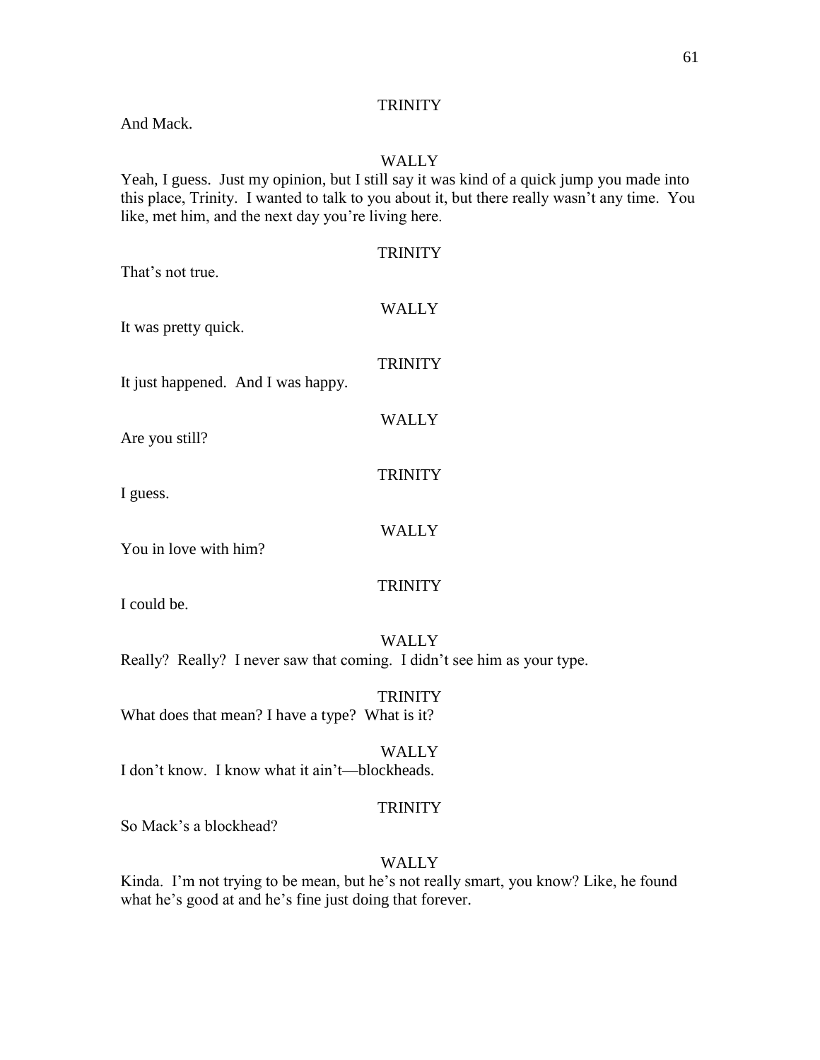TRINITY

And Mack.

WALLY

Yeah, I guess. Just my opinion, but I still say it was kind of a quick jump you made into this place, Trinity. I wanted to talk to you about it, but there really wasn't any time. You like, met him, and the next day you're living here.

TRINITY

That's not true.

WALLY

It was pretty quick.

TRINITY

It just happened. And I was happy.

WALLY

Are you still?

TRINITY

I guess.

WALLY

You in love with him?

TRINITY

I could be.

WALLY

Really? Really? I never saw that coming. I didn't see him as your type.

TRINITY

What does that mean? I have a type? What is it?

WALLY

I don't know. I know what it ain't—blockheads.

TRINITY

So Mack's a blockhead?

WALLY

Kinda. I'm not trying to be mean, but he's not really smart, you know? Like, he found what he's good at and he's fine just doing that forever.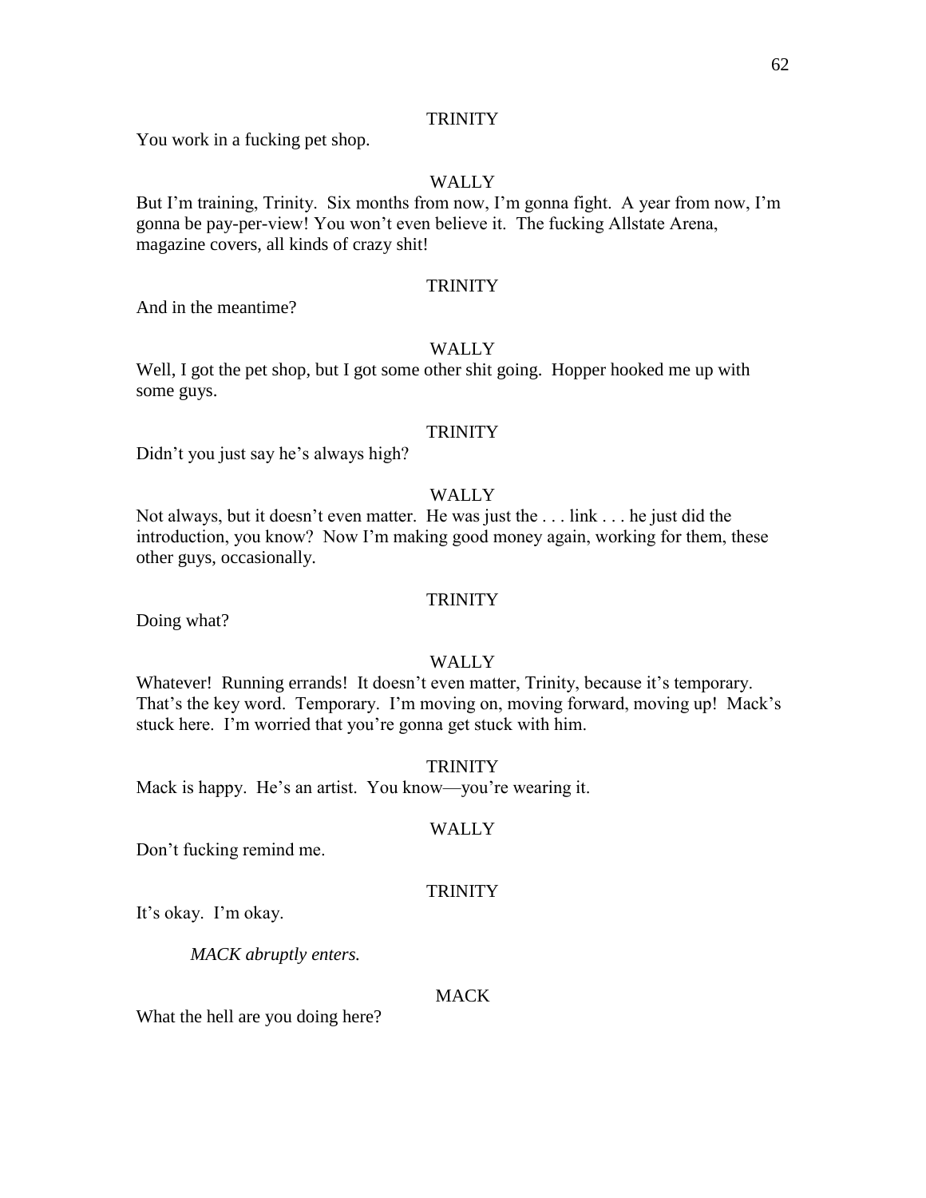TRINITY

You work in a fucking pet shop.

WALLY

But I'm training, Trinity. Six months from now, I'm gonna fight. A year from now, I'm gonna be pay-per-view! You won't even believe it. The fucking Allstate Arena, magazine covers, all kinds of crazy shit!

TRINITY

And in the meantime?

WALLY

Well, I got the pet shop, but I got some other shit going. Hopper hooked me up with some guys.

TRINITY

Didn't you just say he's always high?

WALLY

Not always, but it doesn't even matter. He was just the . . . link . . . he just did the introduction, you know? Now I'm making good money again, working for them, these other guys, occasionally.

TRINITY

Doing what?

WALLY

Whatever! Running errands! It doesn't even matter, Trinity, because it's temporary. That's the key word. Temporary. I'm moving on, moving forward, moving up! Mack's stuck here. I'm worried that you're gonna get stuck with him.

TRINITY

Mack is happy. He's an artist. You know—you're wearing it.

WALLY

Don't fucking remind me.

TRINITY

It's okay. I'm okay.

*MACK abruptly enters.*

MACK

What the hell are you doing here?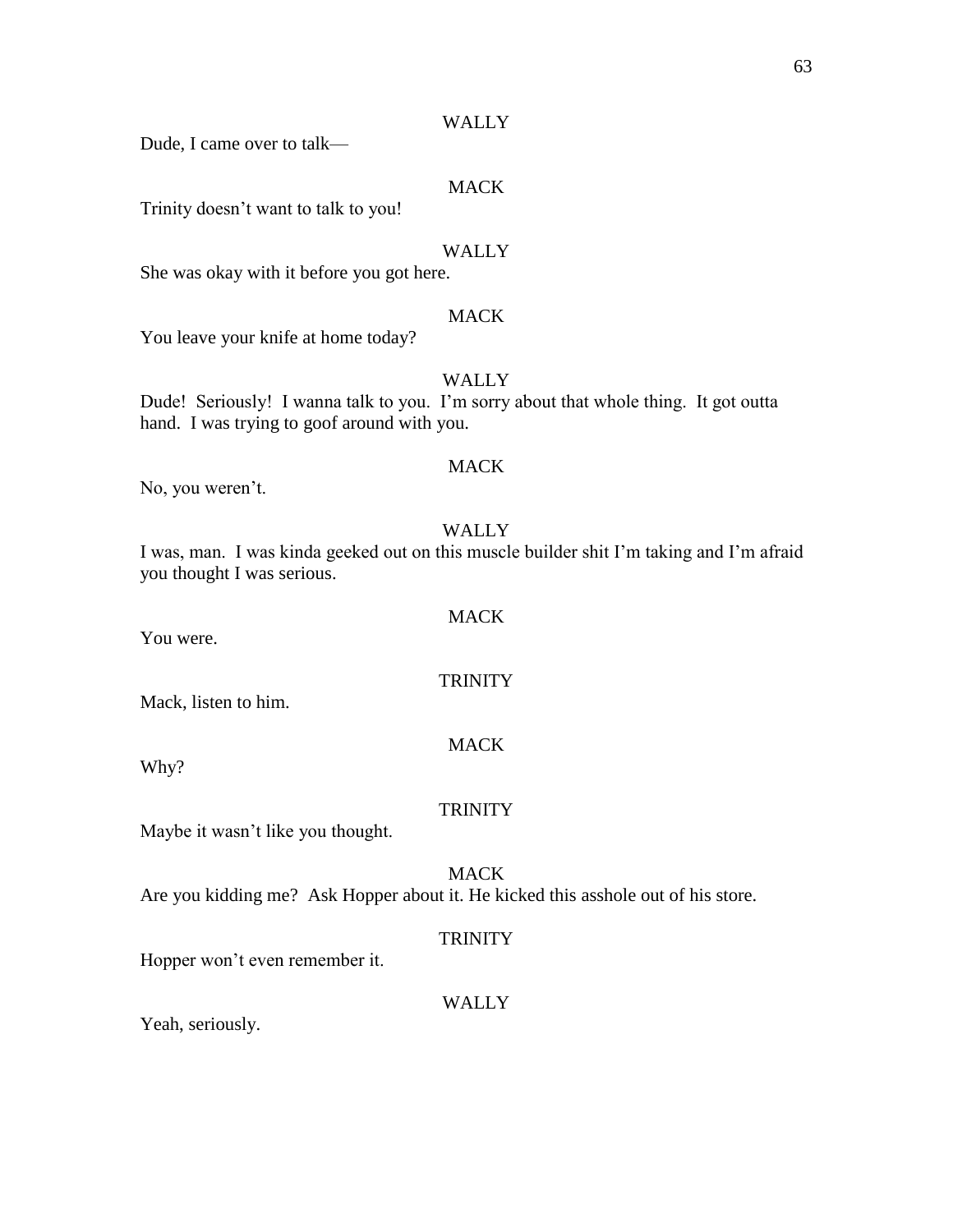WALLY

Dude, I came over to talk—

MACK

Trinity doesn't want to talk to you!

WALLY

She was okay with it before you got here.

MACK

You leave your knife at home today?

WALLY

Dude! Seriously! I wanna talk to you. I'm sorry about that whole thing. It got outta hand. I was trying to goof around with you.

MACK

No, you weren't.

WALLY

I was, man. I was kinda geeked out on this muscle builder shit I'm taking and I'm afraid you thought I was serious.

MACK

You were.

TRINITY

Mack, listen to him.

MACK

Why?

TRINITY

Maybe it wasn't like you thought.

MACK

Are you kidding me? Ask Hopper about it. He kicked this asshole out of his store.

TRINITY

Hopper won't even remember it.

WALLY

Yeah, seriously.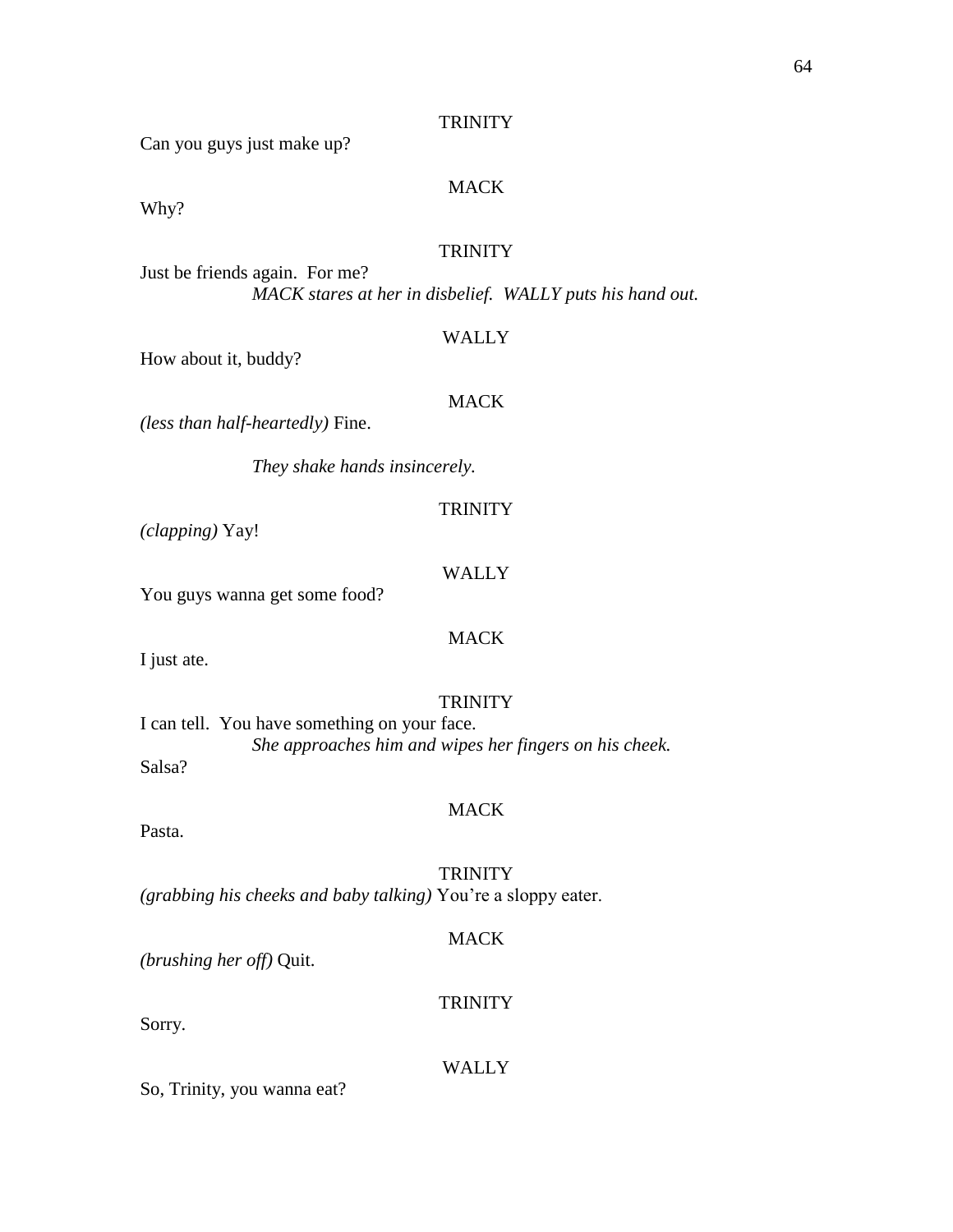TRINITY

Can you guys just make up?

MACK

Why?

TRINITY

Just be friends again. For me?

*MACK stares at her in disbelief. WALLY puts his hand out.*

WALLY

How about it, buddy?

MACK

*(less than half-heartedly)* Fine.

*They shake hands insincerely.*

TRINITY

*(clapping)* Yay!

WALLY

You guys wanna get some food?

MACK

I just ate.

TRINITY

I can tell. You have something on your face.

*She approaches him and wipes her fingers on his cheek.*

Salsa?

MACK

Pasta.

TRINITY

*(grabbing his cheeks and baby talking)* You're a sloppy eater.

MACK

*(brushing her off)* Quit.

TRINITY

Sorry.

WALLY

So, Trinity, you wanna eat?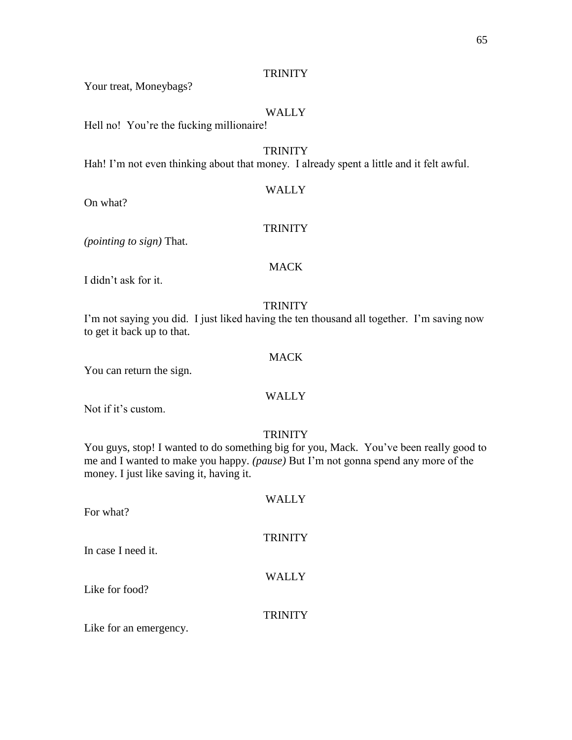TRINITY

Your treat, Moneybags?

WALLY

Hell no! You're the fucking millionaire!

TRINITY

Hah! I'm not even thinking about that money. I already spent a little and it felt awful.

WALLY

On what?

TRINITY

*(pointing to sign)* That.

MACK

I didn't ask for it.

TRINITY

I'm not saying you did. I just liked having the ten thousand all together. I'm saving now to get it back up to that.

MACK

You can return the sign.

WALLY

Not if it's custom.

TRINITY

You guys, stop! I wanted to do something big for you, Mack. You've been really good to me and I wanted to make you happy. *(pause)* But I'm not gonna spend any more of the money. I just like saving it, having it.

WALLY

For what?

TRINITY

In case I need it.

WALLY

Like for food?

TRINITY

Like for an emergency.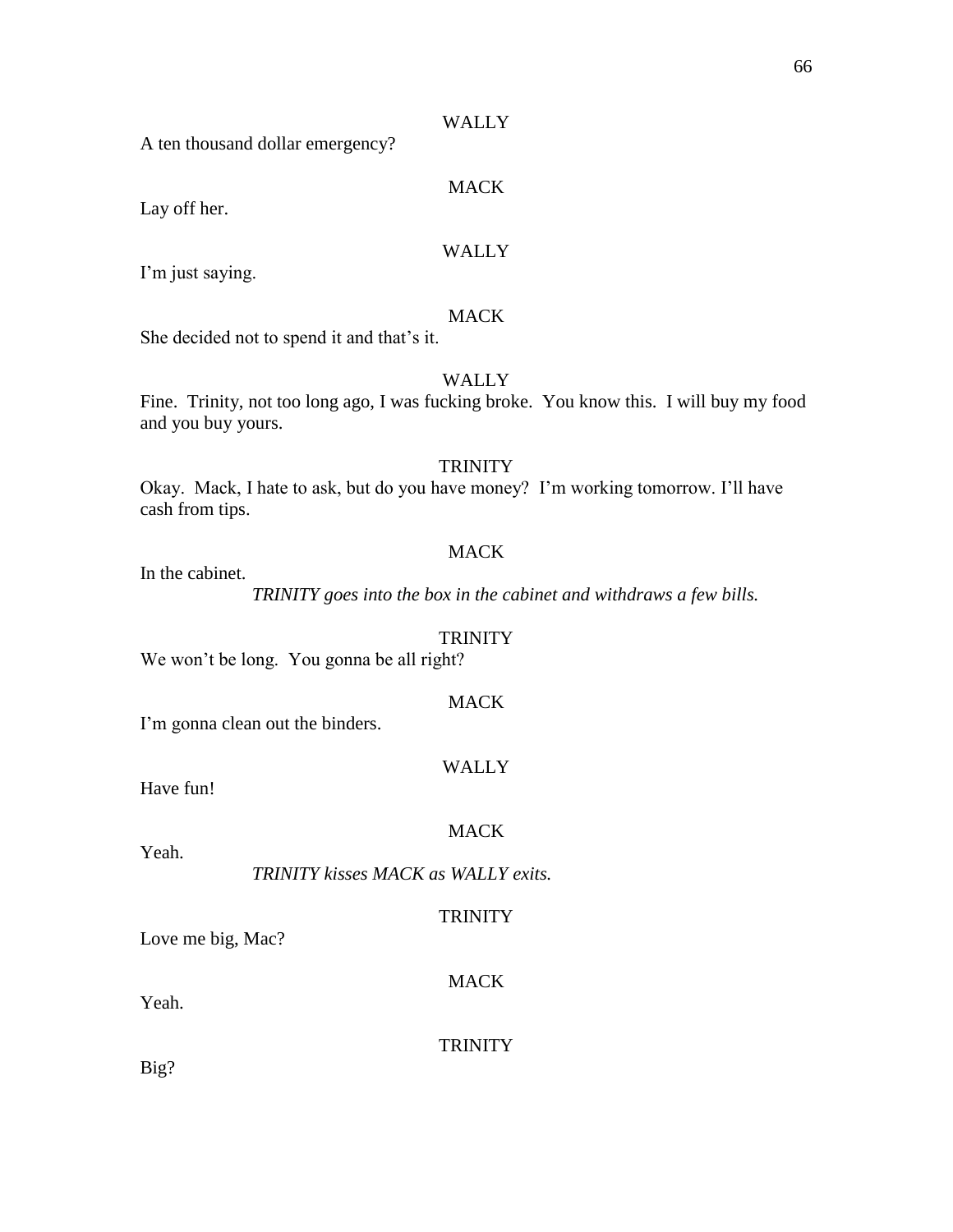WALLY

A ten thousand dollar emergency?

MACK

Lay off her.

WALLY

I'm just saying.

MACK

She decided not to spend it and that's it.

WALLY

Fine. Trinity, not too long ago, I was fucking broke. You know this. I will buy my food and you buy yours.

TRINITY

Okay. Mack, I hate to ask, but do you have money? I'm working tomorrow. I'll have cash from tips.

MACK

In the cabinet.

*TRINITY goes into the box in the cabinet and withdraws a few bills.*

TRINITY

We won't be long. You gonna be all right?

MACK

I'm gonna clean out the binders.

WALLY

Have fun!

MACK

Yeah.

*TRINITY kisses MACK as WALLY exits.*

TRINITY

Love me big, Mac?

MACK

Yeah.

TRINITY

Big?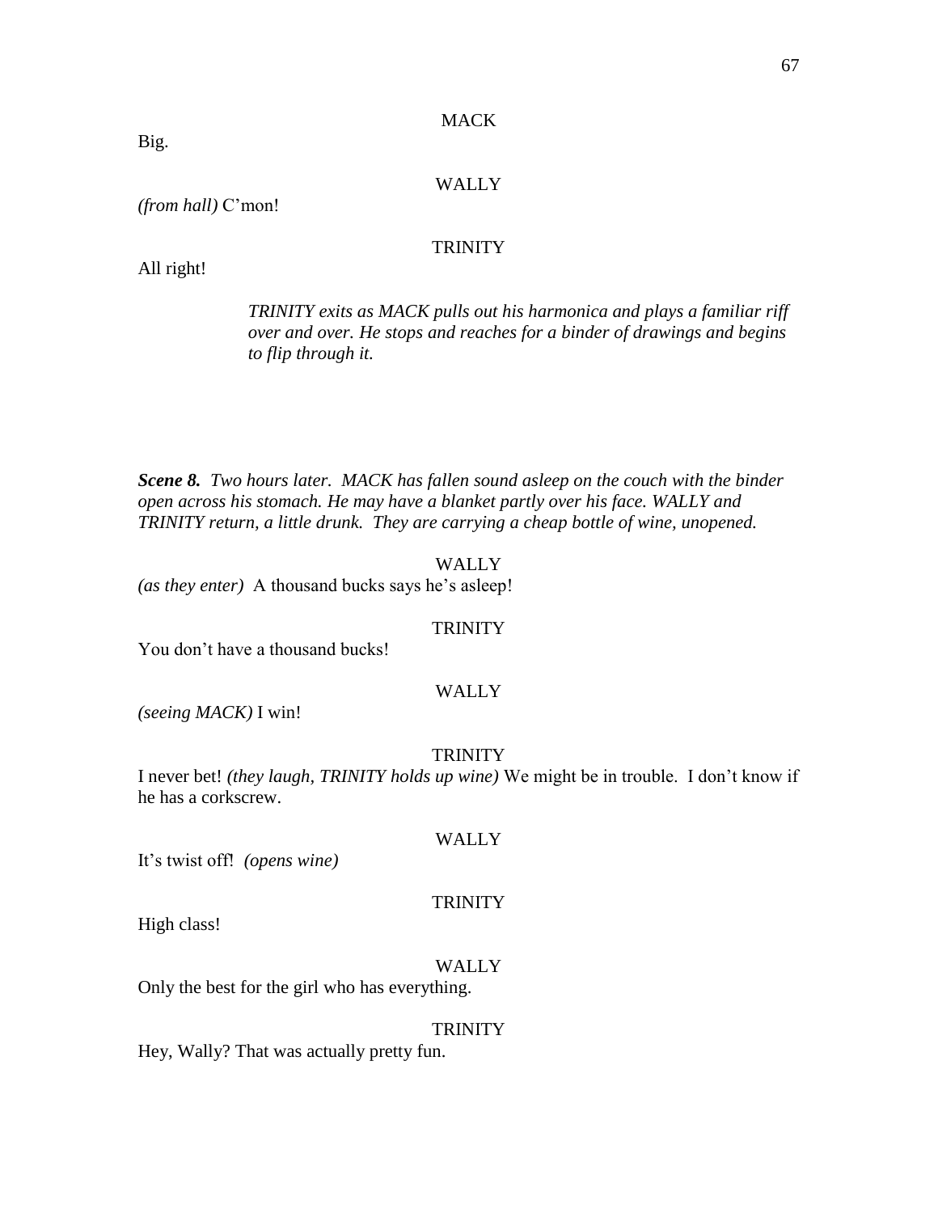MACK

Big.

WALLY

*(from hall)* C'mon!

TRINITY

All right!

*TRINITY exits as MACK pulls out his harmonica and plays a familiar riff over and over. He stops and reaches for a binder of drawings and begins to flip through it.*

***Scene 8.*** *Two hours later. MACK has fallen sound asleep on the couch with the binder open across his stomach. He may have a blanket partly over his face. WALLY and TRINITY return, a little drunk. They are carrying a cheap bottle of wine, unopened.*

WALLY

*(as they enter)* A thousand bucks says he's asleep!

TRINITY

You don't have a thousand bucks!

WALLY

*(seeing MACK)* I win!

TRINITY

I never bet! *(they laugh, TRINITY holds up wine)* We might be in trouble. I don't know if he has a corkscrew.

WALLY

It's twist off! *(opens wine)*

TRINITY

High class!

WALLY

Only the best for the girl who has everything.

TRINITY

Hey, Wally? That was actually pretty fun.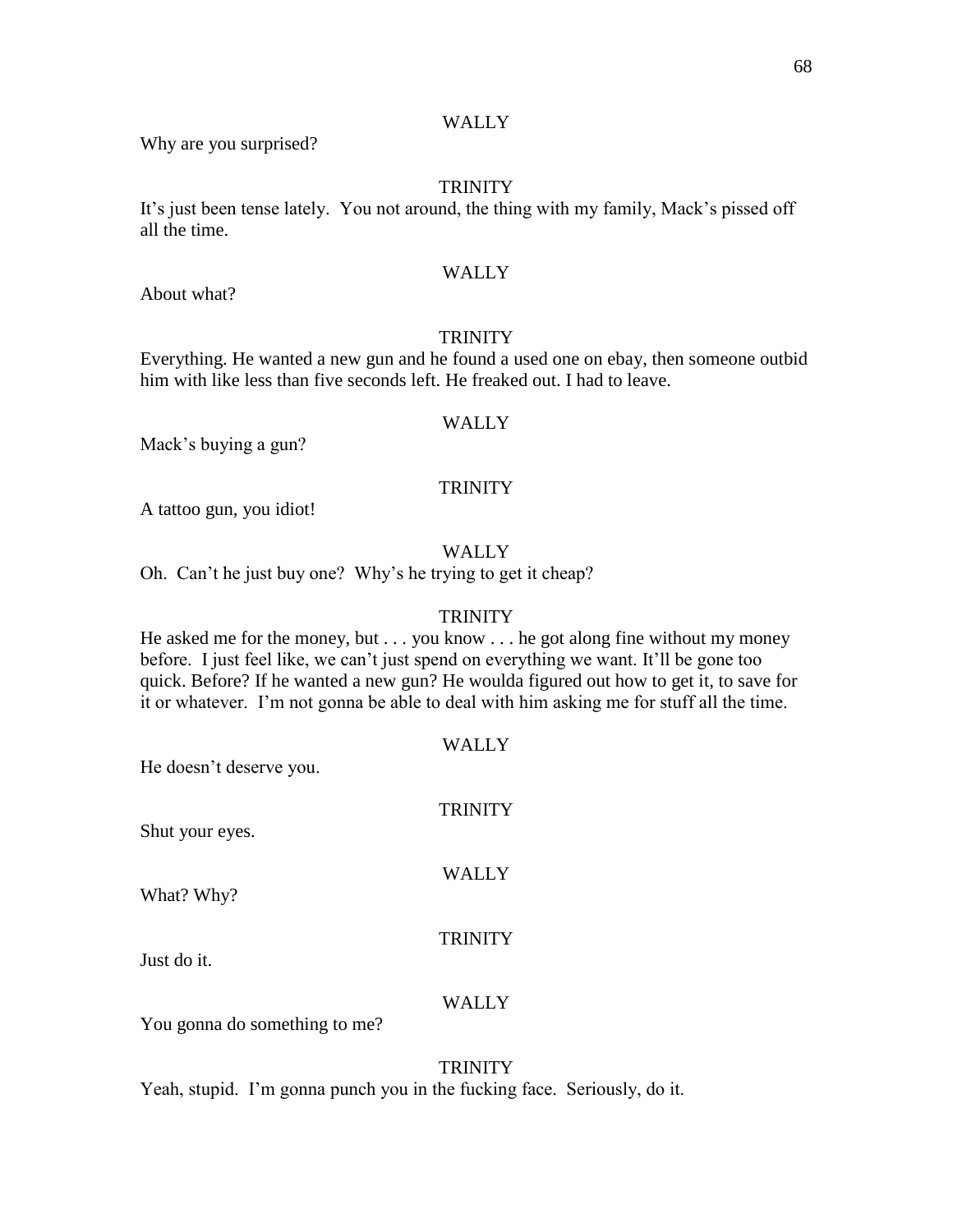WALLY

Why are you surprised?

TRINITY

It's just been tense lately. You not around, the thing with my family, Mack's pissed off all the time.

WALLY

About what?

TRINITY

Everything. He wanted a new gun and he found a used one on ebay, then someone outbid him with like less than five seconds left. He freaked out. I had to leave.

WALLY

Mack's buying a gun?

TRINITY

A tattoo gun, you idiot!

WALLY

Oh. Can't he just buy one? Why's he trying to get it cheap?

TRINITY

He asked me for the money, but . . . you know . . . he got along fine without my money before. I just feel like, we can't just spend on everything we want. It'll be gone too quick. Before? If he wanted a new gun? He woulda figured out how to get it, to save for it or whatever. I'm not gonna be able to deal with him asking me for stuff all the time.

WALLY

He doesn't deserve you.

TRINITY

Shut your eyes.

WALLY

What? Why?

TRINITY

Just do it.

WALLY

You gonna do something to me?

TRINITY

Yeah, stupid. I'm gonna punch you in the fucking face. Seriously, do it.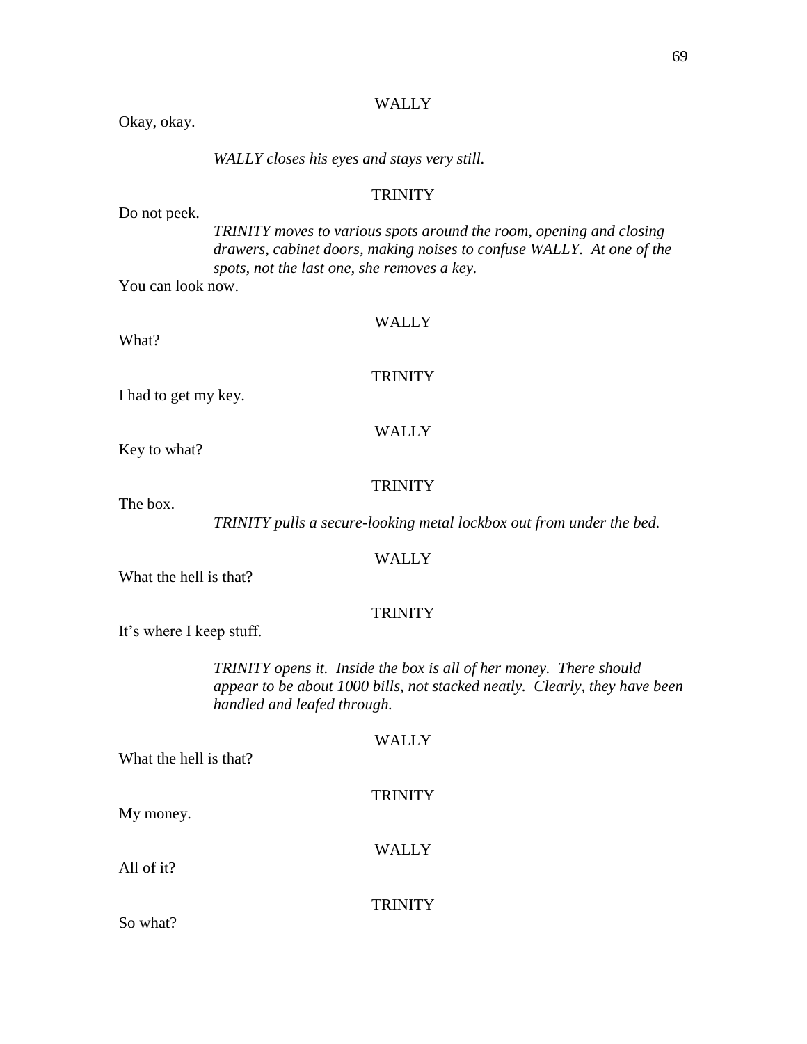WALLY

Okay, okay.

*WALLY closes his eyes and stays very still.*

TRINITY

Do not peek.

*TRINITY moves to various spots around the room, opening and closing drawers, cabinet doors, making noises to confuse WALLY. At one of the spots, not the last one, she removes a key.*

You can look now.

WALLY

What?

TRINITY

I had to get my key.

WALLY

Key to what?

TRINITY

The box.

*TRINITY pulls a secure-looking metal lockbox out from under the bed.*

WALLY

What the hell is that?

TRINITY

It's where I keep stuff.

*TRINITY opens it. Inside the box is all of her money. There should appear to be about 1000 bills, not stacked neatly. Clearly, they have been handled and leafed through.*

WALLY

What the hell is that?

TRINITY

My money.

WALLY

All of it?

TRINITY

So what?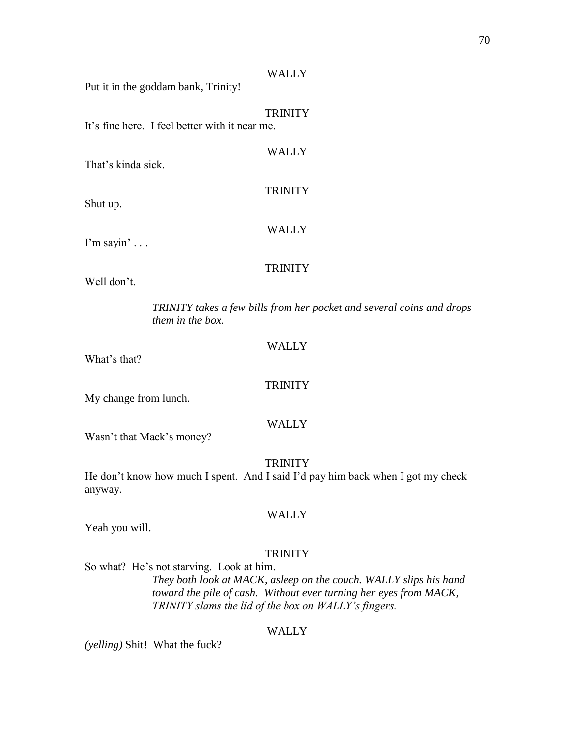WALLY

Put it in the goddam bank, Trinity!

TRINITY

It's fine here. I feel better with it near me.

WALLY

That's kinda sick.

TRINITY

Shut up.

WALLY

I'm sayin' . . .

TRINITY

Well don't.

*TRINITY takes a few bills from her pocket and several coins and drops them in the box.*

WALLY

What's that?

TRINITY

My change from lunch.

WALLY

Wasn't that Mack's money?

TRINITY

He don't know how much I spent. And I said I'd pay him back when I got my check anyway.

WALLY

Yeah you will.

TRINITY

So what? He's not starving. Look at him.

*They both look at MACK, asleep on the couch. WALLY slips his hand toward the pile of cash. Without ever turning her eyes from MACK, TRINITY slams the lid of the box on WALLY's fingers.*

WALLY

*(yelling)* Shit! What the fuck?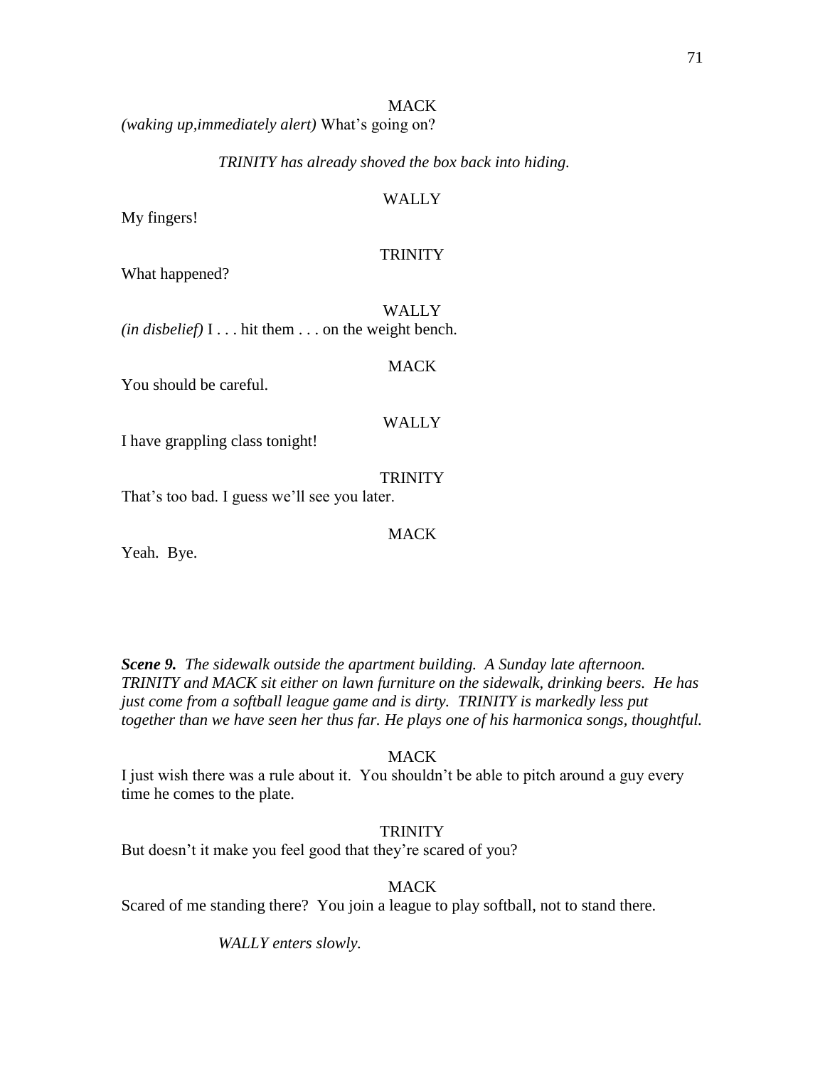MACK

*(waking up,immediately alert)* What's going on?

*TRINITY has already shoved the box back into hiding.*

WALLY

My fingers!

TRINITY

What happened?

WALLY

*(in disbelief)* I . . . hit them . . . on the weight bench.

MACK

You should be careful.

WALLY

I have grappling class tonight!

TRINITY

That's too bad. I guess we'll see you later.

MACK

Yeah. Bye.

***Scene 9.*** *The sidewalk outside the apartment building. A Sunday late afternoon. TRINITY and MACK sit either on lawn furniture on the sidewalk, drinking beers. He has just come from a softball league game and is dirty. TRINITY is markedly less put together than we have seen her thus far. He plays one of his harmonica songs, thoughtful.*

MACK

I just wish there was a rule about it. You shouldn't be able to pitch around a guy every time he comes to the plate.

TRINITY

But doesn't it make you feel good that they're scared of you?

MACK

Scared of me standing there? You join a league to play softball, not to stand there.

*WALLY enters slowly.*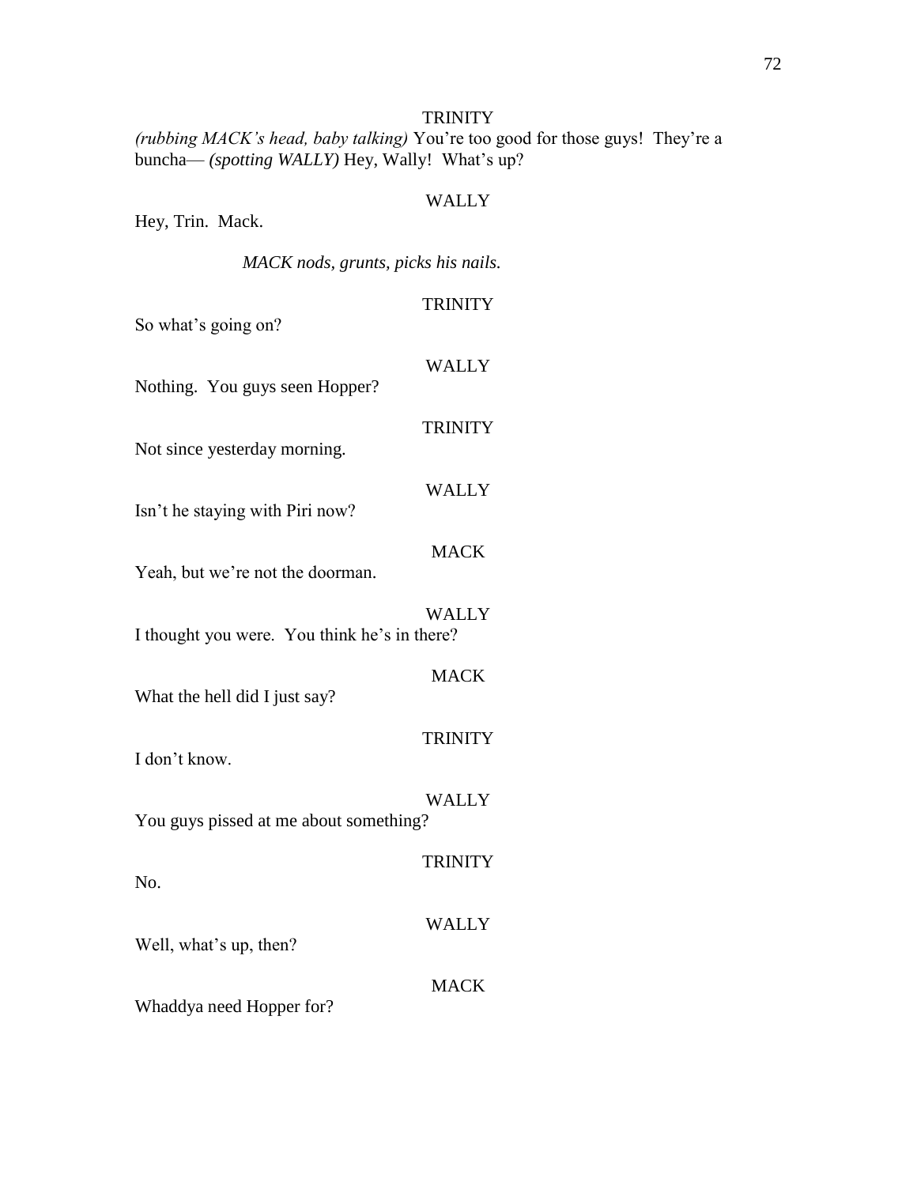TRINITY

*(rubbing MACK's head, baby talking)* You're too good for those guys! They're a buncha— *(spotting WALLY)* Hey, Wally! What's up?

WALLY

Hey, Trin. Mack.

*MACK nods, grunts, picks his nails.*

TRINITY

So what's going on?

WALLY

Nothing. You guys seen Hopper?

TRINITY

Not since yesterday morning.

WALLY

Isn't he staying with Piri now?

MACK

Yeah, but we're not the doorman.

WALLY

I thought you were. You think he's in there?

MACK

What the hell did I just say?

TRINITY

I don't know.

WALLY

You guys pissed at me about something?

TRINITY

No.

WALLY

Well, what's up, then?

MACK

Whaddya need Hopper for?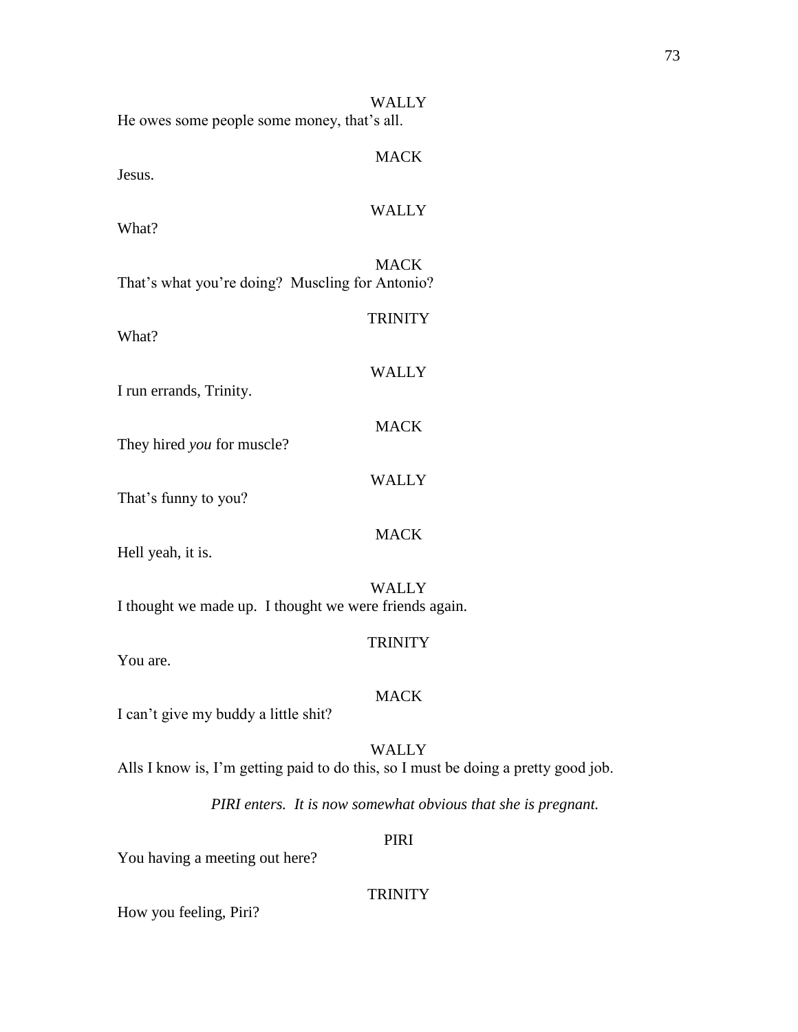WALLY

He owes some people some money, that's all.

MACK

Jesus.

WALLY

What?

MACK

That's what you're doing? Muscling for Antonio?

TRINITY

What?

WALLY

I run errands, Trinity.

MACK

They hired *you* for muscle?

WALLY

That's funny to you?

MACK

Hell yeah, it is.

WALLY

I thought we made up. I thought we were friends again.

TRINITY

You are.

MACK

I can't give my buddy a little shit?

WALLY

Alls I know is, I'm getting paid to do this, so I must be doing a pretty good job.

*PIRI enters. It is now somewhat obvious that she is pregnant.*

PIRI

You having a meeting out here?

TRINITY

How you feeling, Piri?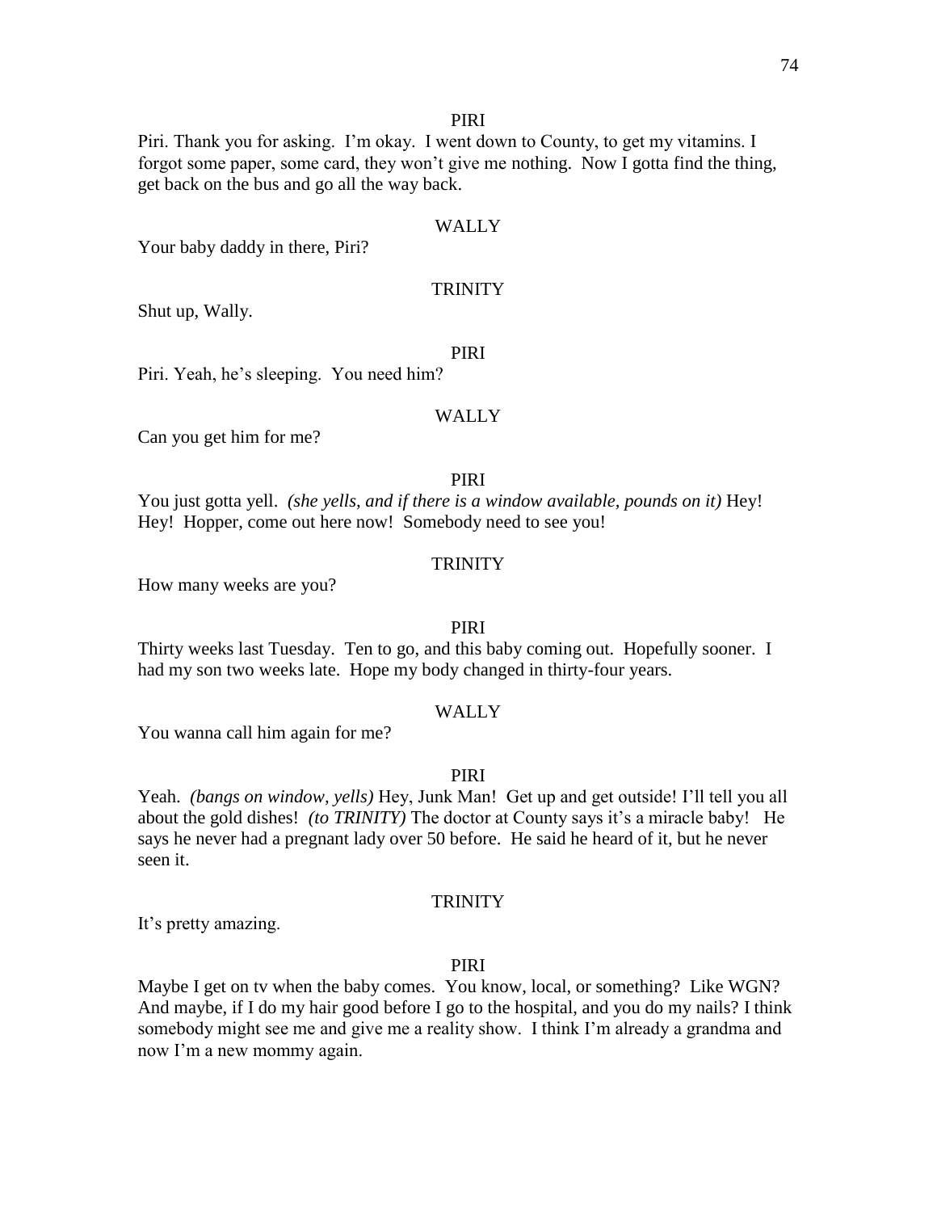PIRI

Piri. Thank you for asking. I'm okay. I went down to County, to get my vitamins. I forgot some paper, some card, they won't give me nothing. Now I gotta find the thing, get back on the bus and go all the way back.

WALLY

Your baby daddy in there, Piri?

TRINITY

Shut up, Wally.

PIRI

Piri. Yeah, he's sleeping. You need him?

WALLY

Can you get him for me?

PIRI

You just gotta yell. *(she yells, and if there is a window available, pounds on it)* Hey! Hey! Hopper, come out here now! Somebody need to see you!

TRINITY

How many weeks are you?

PIRI

Thirty weeks last Tuesday. Ten to go, and this baby coming out. Hopefully sooner. I had my son two weeks late. Hope my body changed in thirty-four years.

WALLY

You wanna call him again for me?

PIRI

Yeah. *(bangs on window, yells)* Hey, Junk Man! Get up and get outside! I'll tell you all about the gold dishes! *(to TRINITY)* The doctor at County says it's a miracle baby! He says he never had a pregnant lady over 50 before. He said he heard of it, but he never seen it.

TRINITY

It's pretty amazing.

PIRI

Maybe I get on tv when the baby comes. You know, local, or something? Like WGN? And maybe, if I do my hair good before I go to the hospital, and you do my nails? I think somebody might see me and give me a reality show. I think I'm already a grandma and now I'm a new mommy again.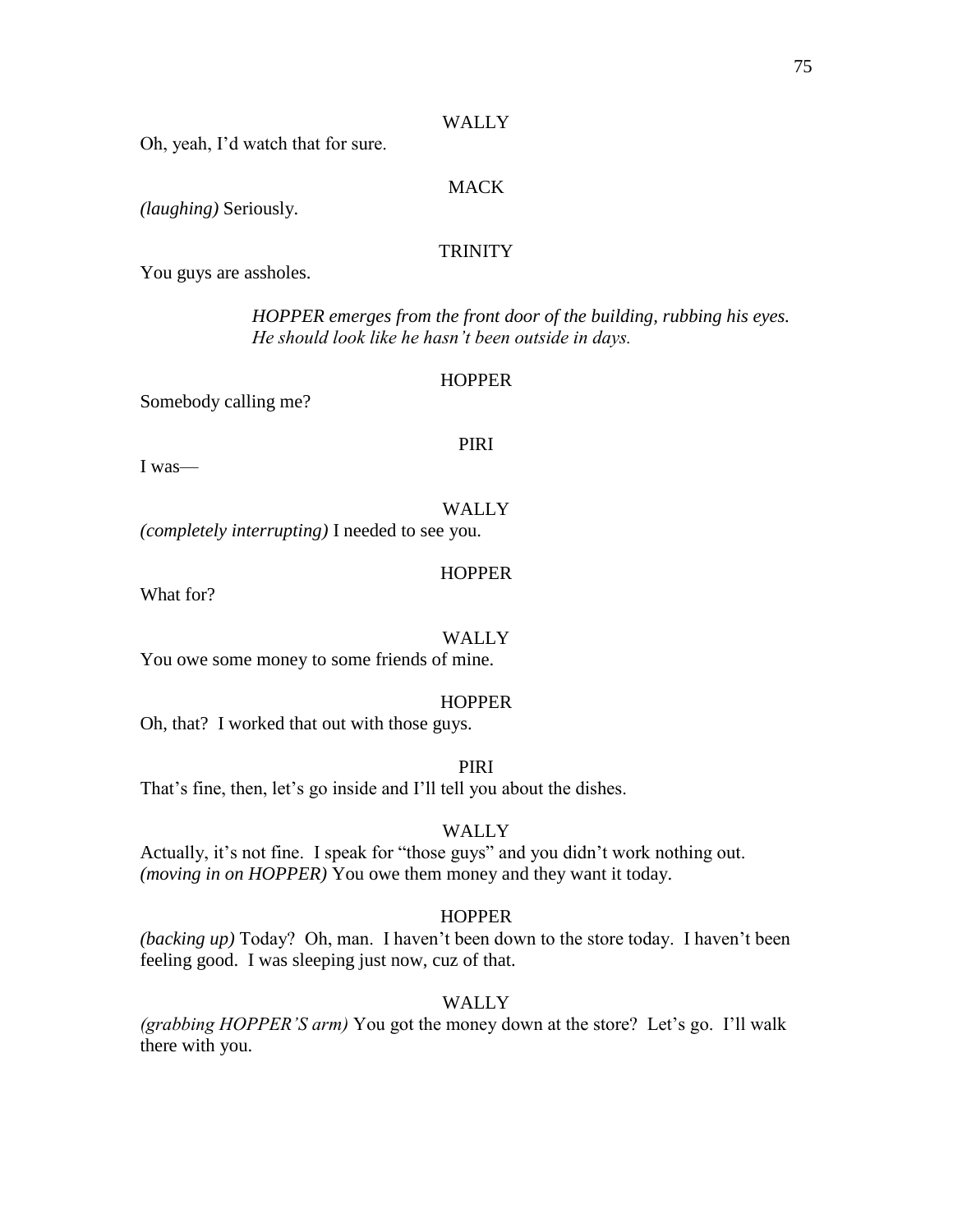WALLY

Oh, yeah, I'd watch that for sure.

MACK

*(laughing)* Seriously.

TRINITY

You guys are assholes.

> *HOPPER emerges from the front door of the building, rubbing his eyes. He should look like he hasn't been outside in days.*

HOPPER

Somebody calling me?

PIRI

I was—

WALLY

*(completely interrupting)* I needed to see you.

HOPPER

What for?

WALLY

You owe some money to some friends of mine.

HOPPER

Oh, that? I worked that out with those guys.

PIRI

That's fine, then, let's go inside and I'll tell you about the dishes.

WALLY

Actually, it's not fine. I speak for "those guys" and you didn't work nothing out. *(moving in on HOPPER)* You owe them money and they want it today.

HOPPER

*(backing up)* Today? Oh, man. I haven't been down to the store today. I haven't been feeling good. I was sleeping just now, cuz of that.

WALLY

*(grabbing HOPPER'S arm)* You got the money down at the store? Let's go. I'll walk there with you.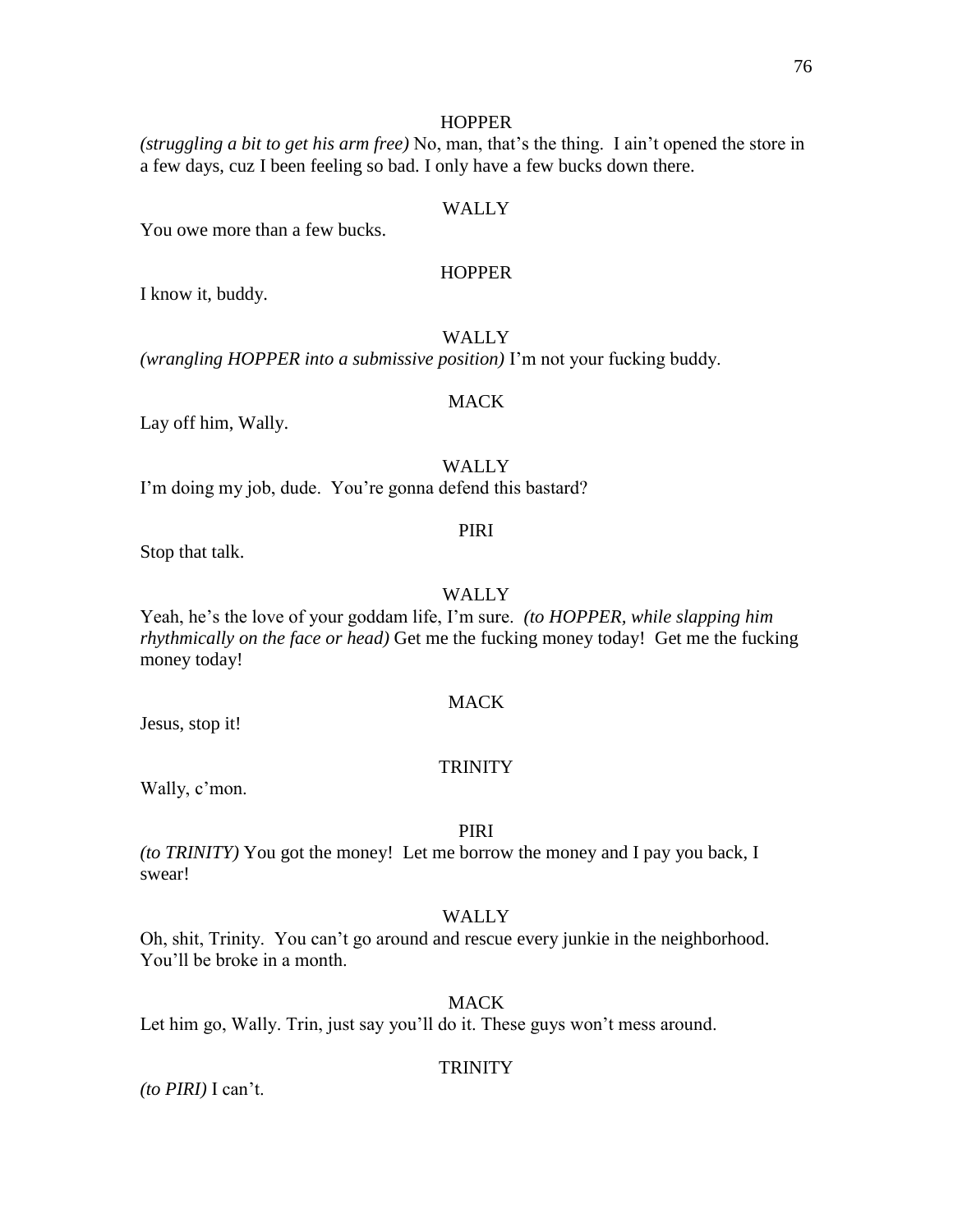HOPPER

*(struggling a bit to get his arm free)* No, man, that's the thing. I ain't opened the store in a few days, cuz I been feeling so bad. I only have a few bucks down there.

WALLY

You owe more than a few bucks.

HOPPER

I know it, buddy.

WALLY

*(wrangling HOPPER into a submissive position)* I'm not your fucking buddy.

MACK

Lay off him, Wally.

WALLY

I'm doing my job, dude. You're gonna defend this bastard?

PIRI

Stop that talk.

WALLY

Yeah, he's the love of your goddam life, I'm sure. *(to HOPPER, while slapping him rhythmically on the face or head)* Get me the fucking money today! Get me the fucking money today!

MACK

Jesus, stop it!

TRINITY

Wally, c'mon.

PIRI

*(to TRINITY)* You got the money! Let me borrow the money and I pay you back, I swear!

WALLY

Oh, shit, Trinity. You can't go around and rescue every junkie in the neighborhood. You'll be broke in a month.

MACK

Let him go, Wally. Trin, just say you'll do it. These guys won't mess around.

TRINITY

*(to PIRI)* I can't.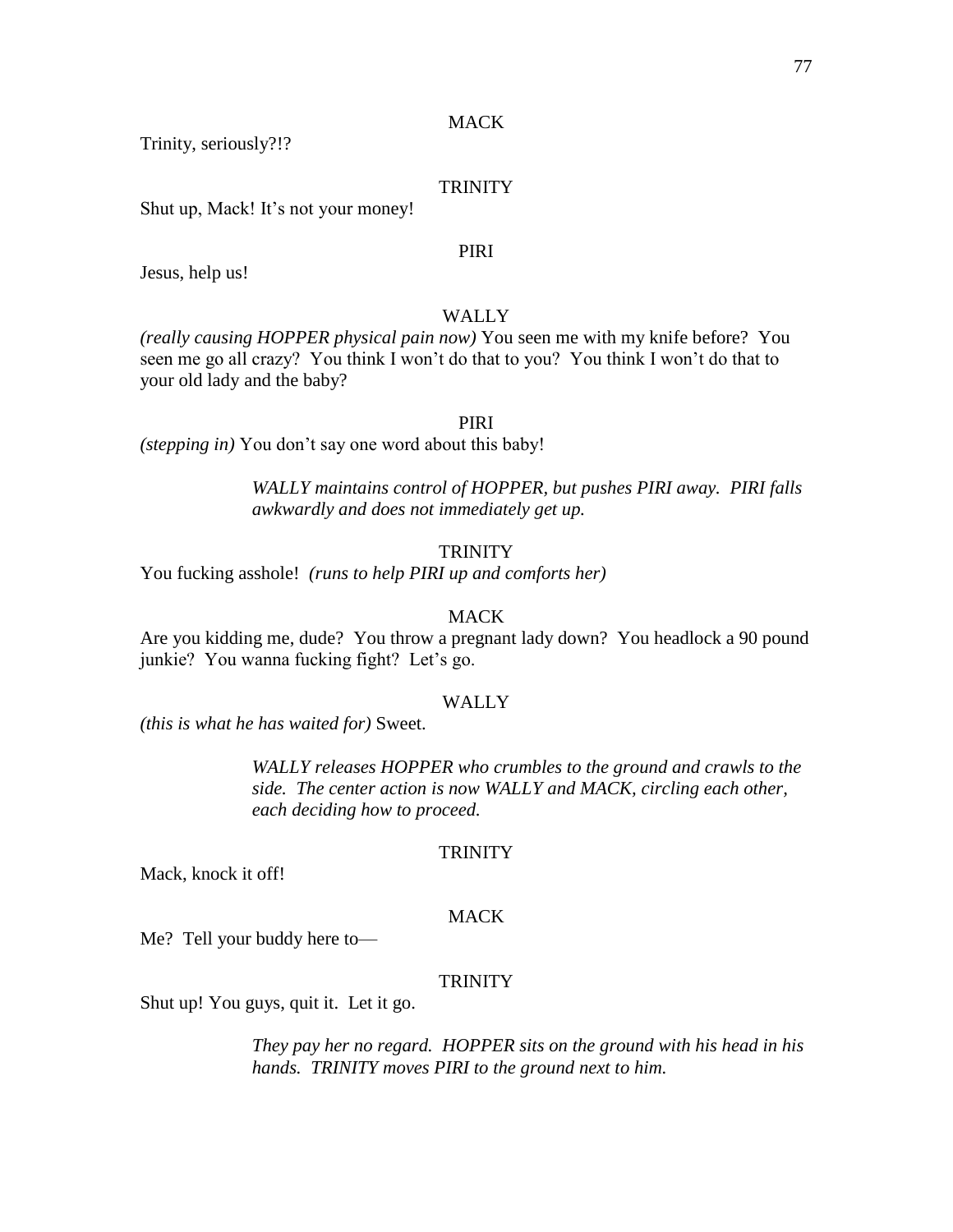MACK

Trinity, seriously?!?

TRINITY

Shut up, Mack! It's not your money!

PIRI

Jesus, help us!

WALLY

*(really causing HOPPER physical pain now)* You seen me with my knife before? You seen me go all crazy? You think I won't do that to you? You think I won't do that to your old lady and the baby?

PIRI

*(stepping in)* You don't say one word about this baby!

*WALLY maintains control of HOPPER, but pushes PIRI away. PIRI falls awkwardly and does not immediately get up.*

TRINITY

You fucking asshole! *(runs to help PIRI up and comforts her)*

MACK

Are you kidding me, dude? You throw a pregnant lady down? You headlock a 90 pound junkie? You wanna fucking fight? Let's go.

WALLY

*(this is what he has waited for)* Sweet.

*WALLY releases HOPPER who crumbles to the ground and crawls to the side. The center action is now WALLY and MACK, circling each other, each deciding how to proceed.*

TRINITY

Mack, knock it off!

MACK

Me? Tell your buddy here to—

TRINITY

Shut up! You guys, quit it. Let it go.

*They pay her no regard. HOPPER sits on the ground with his head in his hands. TRINITY moves PIRI to the ground next to him.*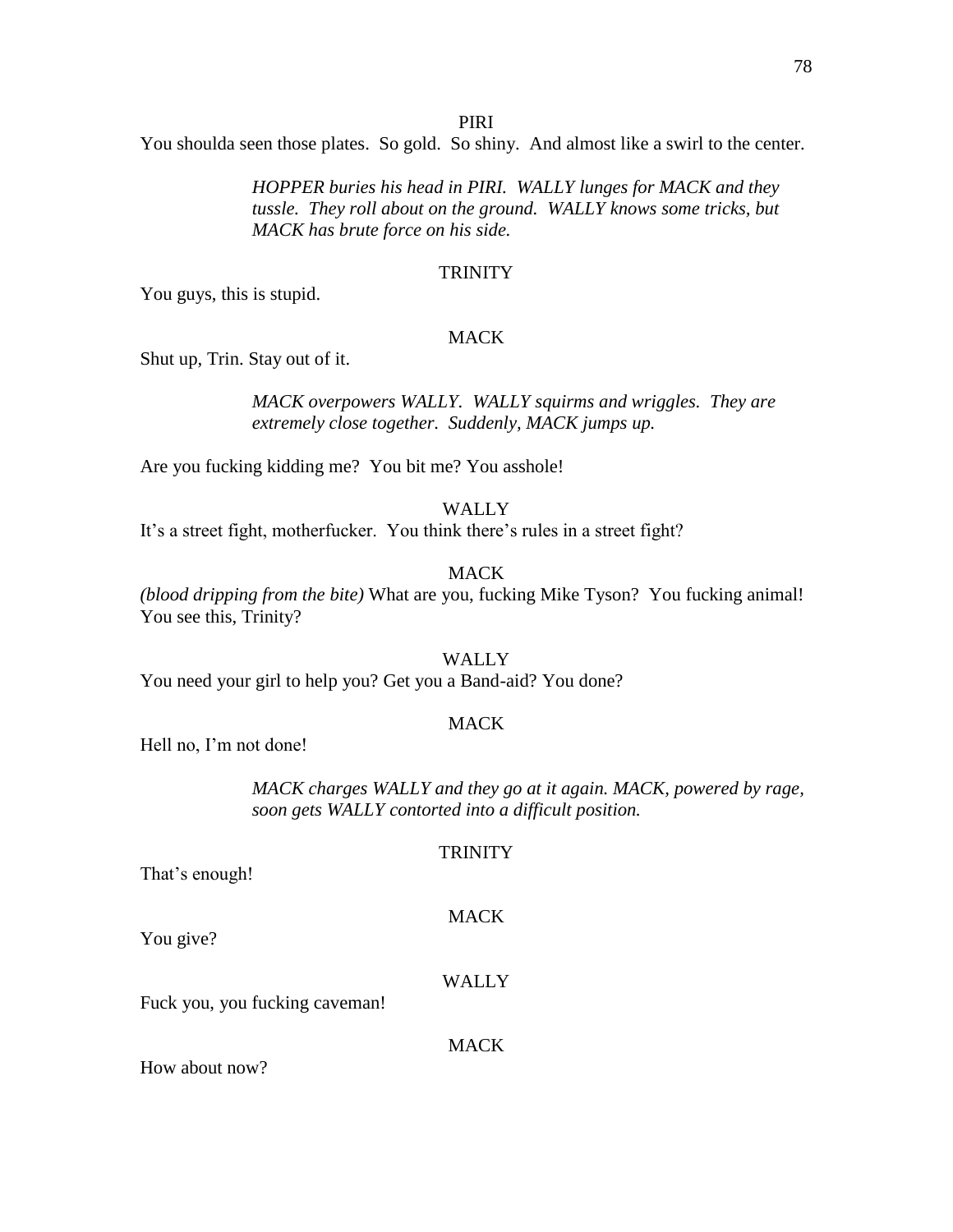PIRI

You shoulda seen those plates. So gold. So shiny. And almost like a swirl to the center.

*HOPPER buries his head in PIRI. WALLY lunges for MACK and they tussle. They roll about on the ground. WALLY knows some tricks, but MACK has brute force on his side.*

TRINITY

You guys, this is stupid.

MACK

Shut up, Trin. Stay out of it.

*MACK overpowers WALLY. WALLY squirms and wriggles. They are extremely close together. Suddenly, MACK jumps up.*

Are you fucking kidding me? You bit me? You asshole!

WALLY

It's a street fight, motherfucker. You think there's rules in a street fight?

MACK

*(blood dripping from the bite)* What are you, fucking Mike Tyson? You fucking animal! You see this, Trinity?

WALLY

You need your girl to help you? Get you a Band-aid? You done?

MACK

Hell no, I'm not done!

*MACK charges WALLY and they go at it again. MACK, powered by rage, soon gets WALLY contorted into a difficult position.*

TRINITY

That's enough!

MACK

You give?

WALLY

Fuck you, you fucking caveman!

MACK

How about now?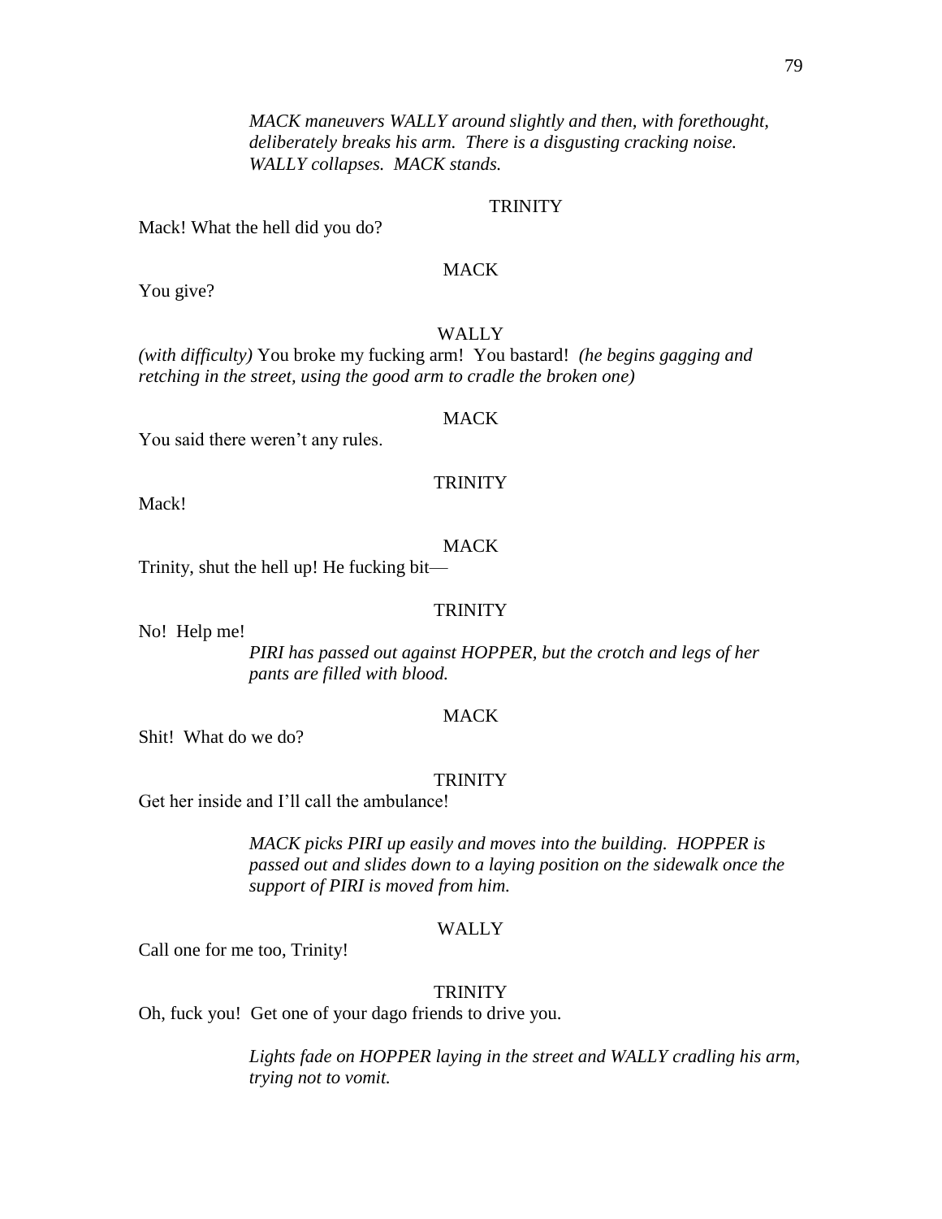*MACK maneuvers WALLY around slightly and then, with forethought, deliberately breaks his arm. There is a disgusting cracking noise. WALLY collapses. MACK stands.*

TRINITY

Mack! What the hell did you do?

MACK

You give?

WALLY

*(with difficulty)* You broke my fucking arm! You bastard! *(he begins gagging and retching in the street, using the good arm to cradle the broken one)*

MACK

You said there weren't any rules.

TRINITY

Mack!

MACK

Trinity, shut the hell up! He fucking bit—

TRINITY

No! Help me!

*PIRI has passed out against HOPPER, but the crotch and legs of her pants are filled with blood.*

MACK

Shit! What do we do?

TRINITY

Get her inside and I'll call the ambulance!

*MACK picks PIRI up easily and moves into the building. HOPPER is passed out and slides down to a laying position on the sidewalk once the support of PIRI is moved from him.*

WALLY

Call one for me too, Trinity!

TRINITY

Oh, fuck you! Get one of your dago friends to drive you.

*Lights fade on HOPPER laying in the street and WALLY cradling his arm, trying not to vomit.*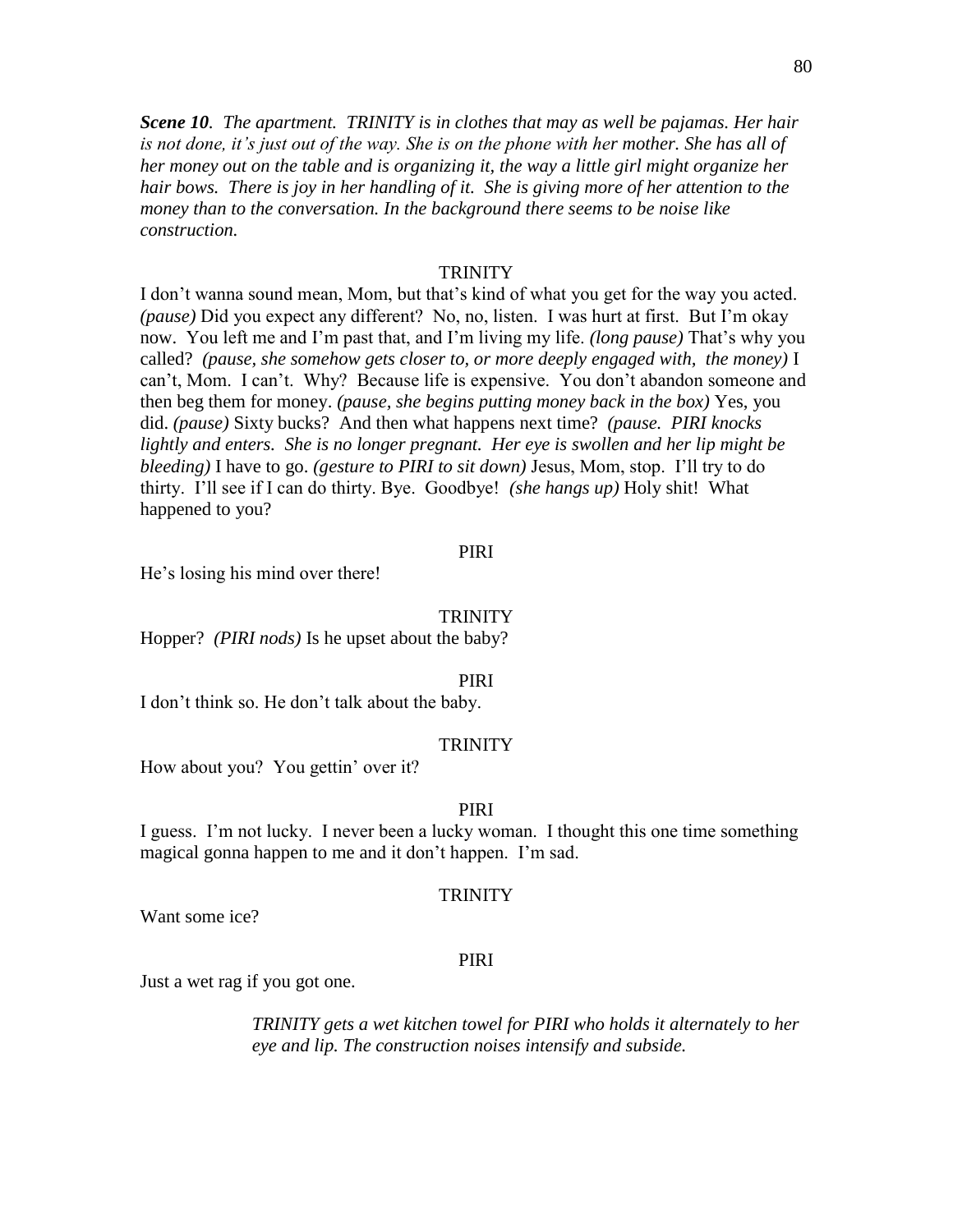***Scene 10****. The apartment. TRINITY is in clothes that may as well be pajamas. Her hair is not done, it's just out of the way. She is on the phone with her mother. She has all of her money out on the table and is organizing it, the way a little girl might organize her hair bows. There is joy in her handling of it. She is giving more of her attention to the money than to the conversation. In the background there seems to be noise like construction.*

TRINITY

I don't wanna sound mean, Mom, but that's kind of what you get for the way you acted. *(pause)* Did you expect any different? No, no, listen. I was hurt at first. But I'm okay now. You left me and I'm past that, and I'm living my life. *(long pause)* That's why you called? *(pause, she somehow gets closer to, or more deeply engaged with, the money)* I can't, Mom. I can't. Why? Because life is expensive. You don't abandon someone and then beg them for money. *(pause, she begins putting money back in the box)* Yes, you did. *(pause)* Sixty bucks? And then what happens next time? *(pause. PIRI knocks lightly and enters. She is no longer pregnant. Her eye is swollen and her lip might be bleeding)* I have to go. *(gesture to PIRI to sit down)* Jesus, Mom, stop. I'll try to do thirty. I'll see if I can do thirty. Bye. Goodbye! *(she hangs up)* Holy shit! What happened to you?

PIRI

He's losing his mind over there!

TRINITY

Hopper? *(PIRI nods)* Is he upset about the baby?

PIRI

I don't think so. He don't talk about the baby.

TRINITY

How about you? You gettin' over it?

PIRI

I guess. I'm not lucky. I never been a lucky woman. I thought this one time something magical gonna happen to me and it don't happen. I'm sad.

TRINITY

Want some ice?

PIRI

Just a wet rag if you got one.

*TRINITY gets a wet kitchen towel for PIRI who holds it alternately to her eye and lip. The construction noises intensify and subside.*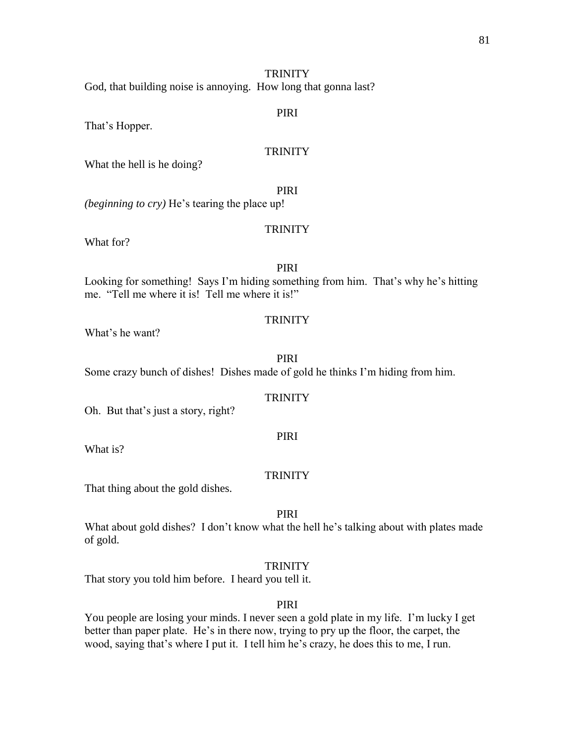TRINITY

God, that building noise is annoying. How long that gonna last?

PIRI

That's Hopper.

TRINITY

What the hell is he doing?

PIRI

*(beginning to cry)* He's tearing the place up!

TRINITY

What for?

PIRI

Looking for something! Says I'm hiding something from him. That's why he's hitting me. "Tell me where it is! Tell me where it is!"

TRINITY

What's he want?

PIRI

Some crazy bunch of dishes! Dishes made of gold he thinks I'm hiding from him.

TRINITY

Oh. But that's just a story, right?

PIRI

What is?

TRINITY

That thing about the gold dishes.

PIRI

What about gold dishes? I don't know what the hell he's talking about with plates made of gold.

TRINITY

That story you told him before. I heard you tell it.

PIRI

You people are losing your minds. I never seen a gold plate in my life. I'm lucky I get better than paper plate. He's in there now, trying to pry up the floor, the carpet, the wood, saying that's where I put it. I tell him he's crazy, he does this to me, I run.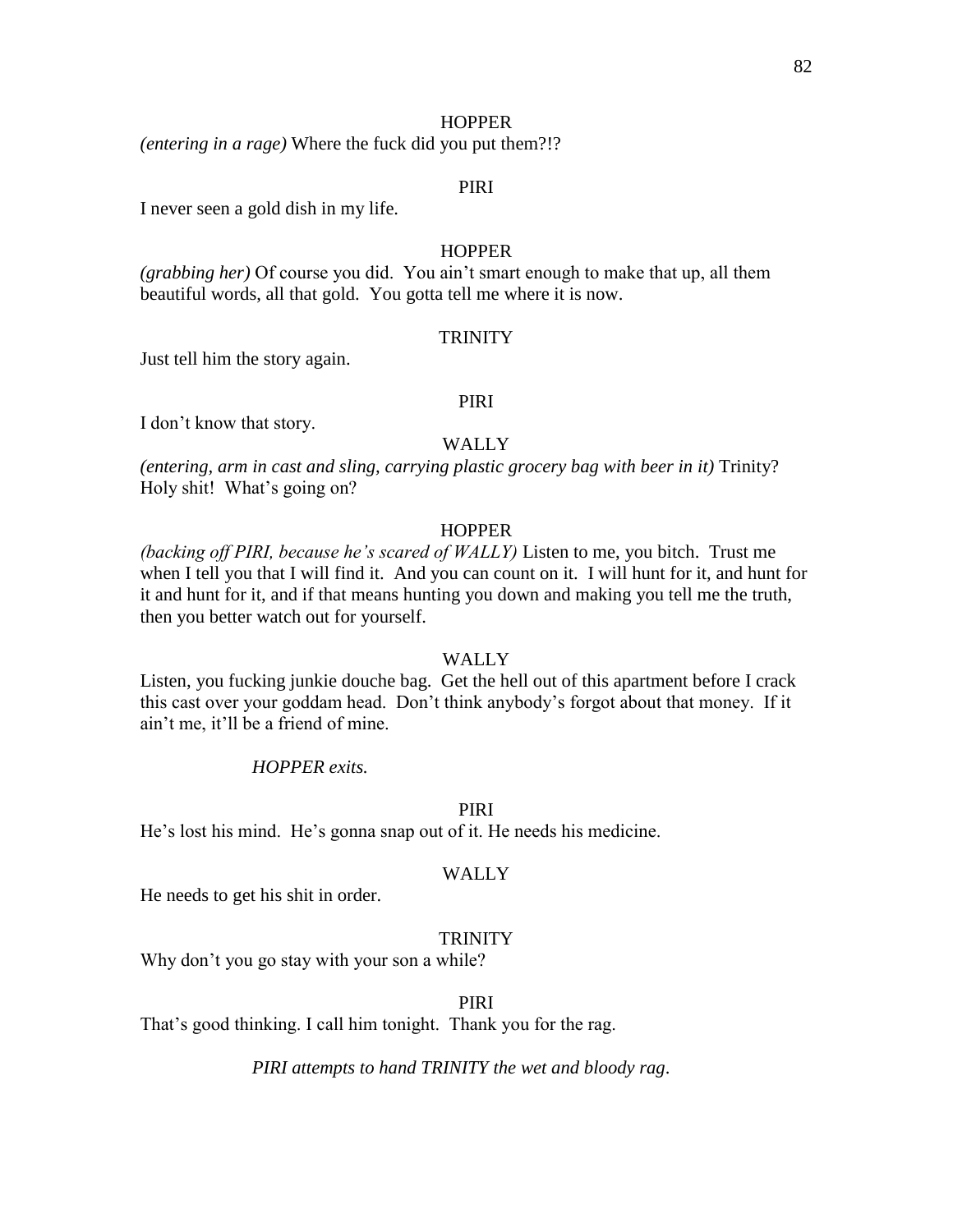HOPPER

*(entering in a rage)* Where the fuck did you put them?!?

PIRI

I never seen a gold dish in my life.

HOPPER

*(grabbing her)* Of course you did. You ain't smart enough to make that up, all them beautiful words, all that gold. You gotta tell me where it is now.

TRINITY

Just tell him the story again.

PIRI

I don't know that story.

WALLY

*(entering, arm in cast and sling, carrying plastic grocery bag with beer in it)* Trinity? Holy shit! What's going on?

HOPPER

*(backing off PIRI, because he's scared of WALLY)* Listen to me, you bitch. Trust me when I tell you that I will find it. And you can count on it. I will hunt for it, and hunt for it and hunt for it, and if that means hunting you down and making you tell me the truth, then you better watch out for yourself.

WALLY

Listen, you fucking junkie douche bag. Get the hell out of this apartment before I crack this cast over your goddam head. Don't think anybody's forgot about that money. If it ain't me, it'll be a friend of mine.

*HOPPER exits.*

PIRI

He's lost his mind. He's gonna snap out of it. He needs his medicine.

WALLY

He needs to get his shit in order.

TRINITY

Why don't you go stay with your son a while?

PIRI

That's good thinking. I call him tonight. Thank you for the rag.

*PIRI attempts to hand TRINITY the wet and bloody rag.*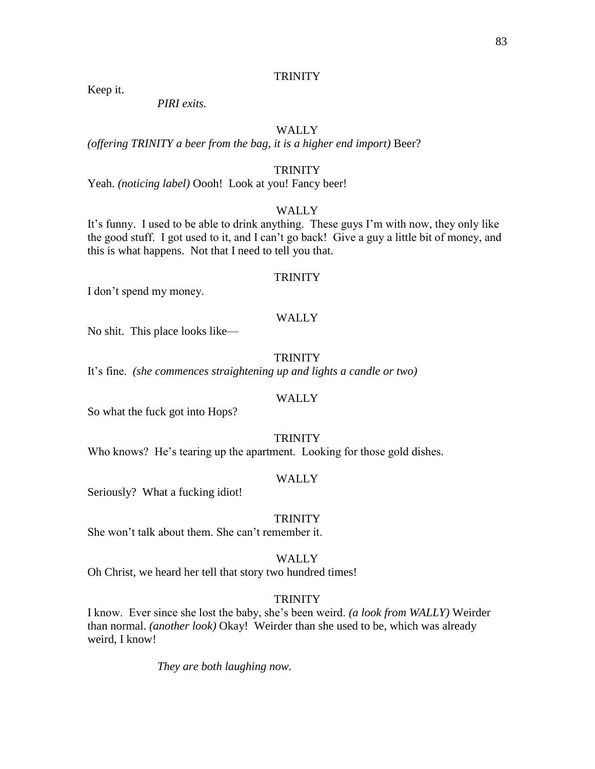TRINITY

Keep it.

*PIRI exits.*

WALLY

*(offering TRINITY a beer from the bag, it is a higher end import)* Beer?

TRINITY

Yeah. *(noticing label)* Oooh! Look at you! Fancy beer!

WALLY

It's funny. I used to be able to drink anything. These guys I'm with now, they only like the good stuff. I got used to it, and I can't go back! Give a guy a little bit of money, and this is what happens. Not that I need to tell you that.

TRINITY

I don't spend my money.

WALLY

No shit. This place looks like—

TRINITY

It's fine. *(she commences straightening up and lights a candle or two)*

WALLY

So what the fuck got into Hops?

TRINITY

Who knows? He's tearing up the apartment. Looking for those gold dishes.

WALLY

Seriously? What a fucking idiot!

TRINITY

She won't talk about them. She can't remember it.

WALLY

Oh Christ, we heard her tell that story two hundred times!

TRINITY

I know. Ever since she lost the baby, she's been weird. *(a look from WALLY)* Weirder than normal. *(another look)* Okay! Weirder than she used to be, which was already weird, I know!

*They are both laughing now.*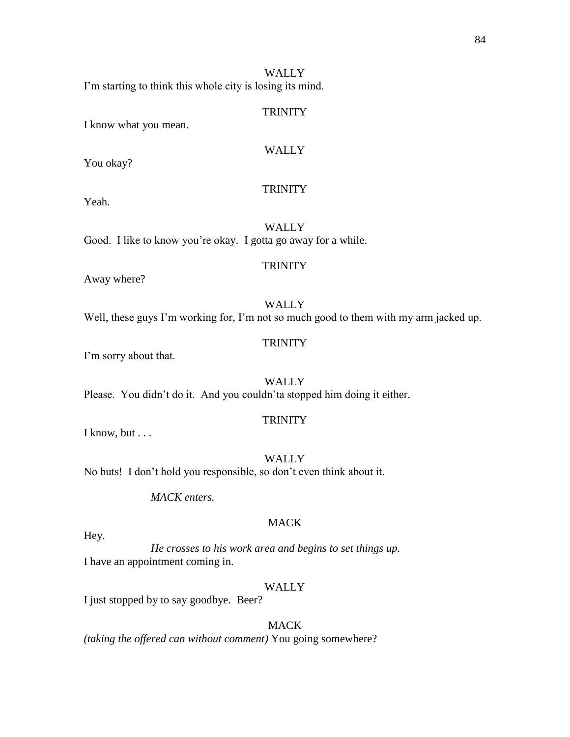WALLY

I'm starting to think this whole city is losing its mind.

TRINITY

I know what you mean.

WALLY

You okay?

TRINITY

Yeah.

WALLY

Good. I like to know you're okay. I gotta go away for a while.

TRINITY

Away where?

WALLY

Well, these guys I'm working for, I'm not so much good to them with my arm jacked up.

TRINITY

I'm sorry about that.

WALLY

Please. You didn't do it. And you couldn'ta stopped him doing it either.

TRINITY

I know, but . . .

WALLY

No buts! I don't hold you responsible, so don't even think about it.

*MACK enters.*

MACK

Hey.

*He crosses to his work area and begins to set things up.*

I have an appointment coming in.

WALLY

I just stopped by to say goodbye. Beer?

MACK

*(taking the offered can without comment)* You going somewhere?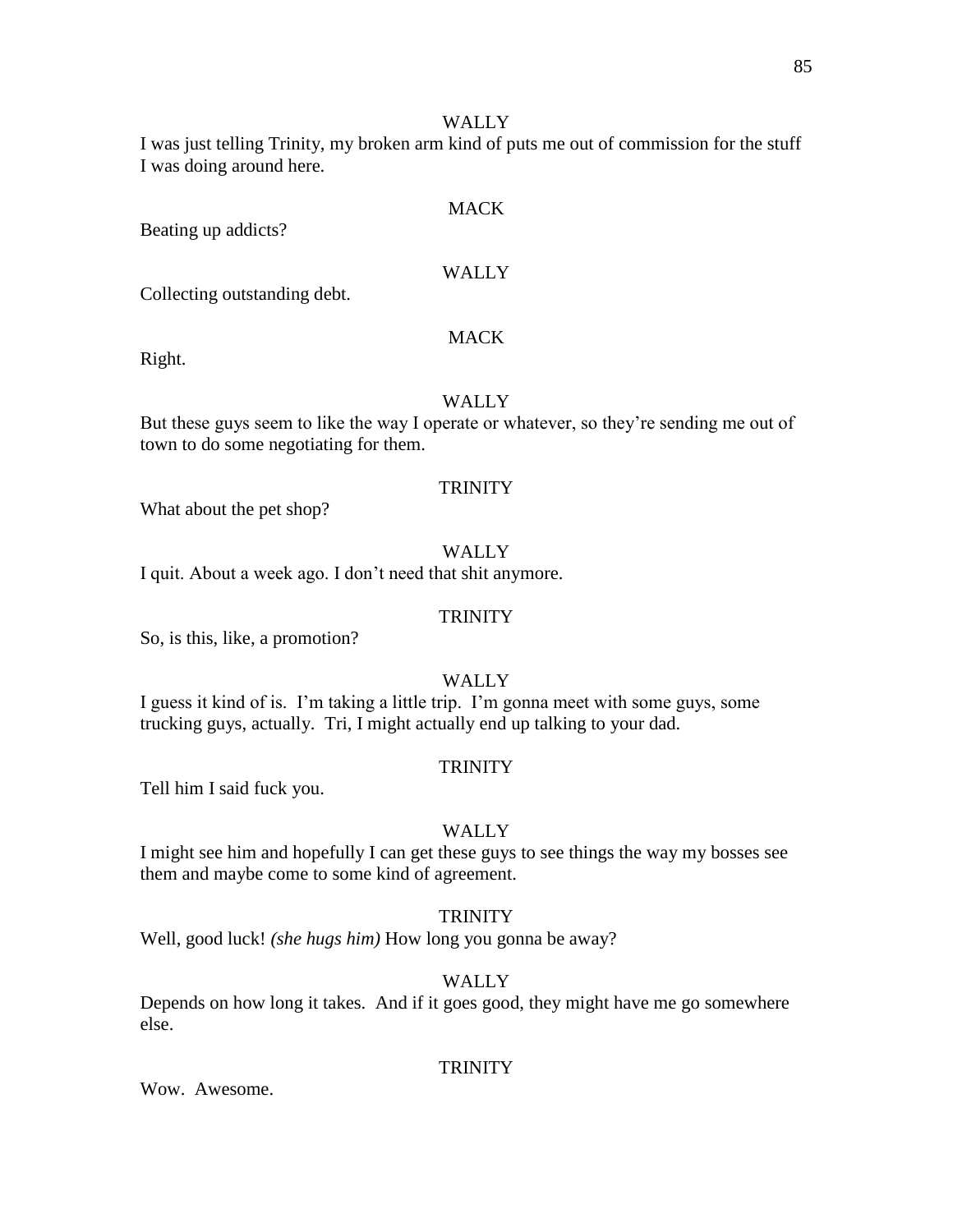WALLY

I was just telling Trinity, my broken arm kind of puts me out of commission for the stuff I was doing around here.

MACK

Beating up addicts?

WALLY

Collecting outstanding debt.

MACK

Right.

WALLY

But these guys seem to like the way I operate or whatever, so they're sending me out of town to do some negotiating for them.

TRINITY

What about the pet shop?

WALLY

I quit. About a week ago. I don't need that shit anymore.

TRINITY

So, is this, like, a promotion?

WALLY

I guess it kind of is. I'm taking a little trip. I'm gonna meet with some guys, some trucking guys, actually. Tri, I might actually end up talking to your dad.

TRINITY

Tell him I said fuck you.

WALLY

I might see him and hopefully I can get these guys to see things the way my bosses see them and maybe come to some kind of agreement.

TRINITY

Well, good luck! *(she hugs him)* How long you gonna be away?

WALLY

Depends on how long it takes. And if it goes good, they might have me go somewhere else.

TRINITY

Wow. Awesome.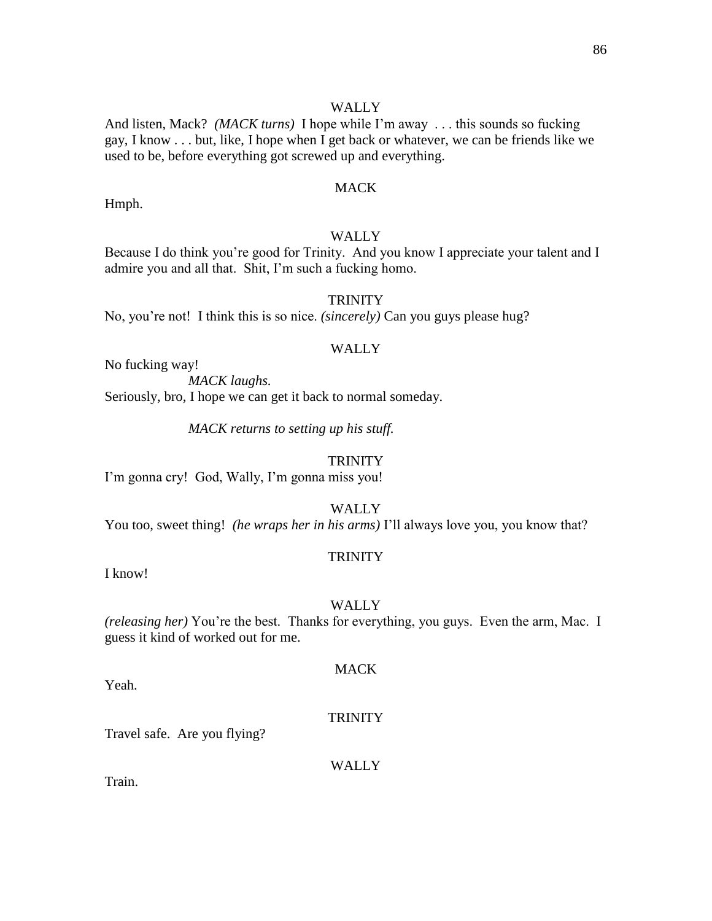WALLY

And listen, Mack? *(MACK turns)* I hope while I'm away . . . this sounds so fucking gay, I know . . . but, like, I hope when I get back or whatever, we can be friends like we used to be, before everything got screwed up and everything.

MACK

Hmph.

WALLY

Because I do think you're good for Trinity. And you know I appreciate your talent and I admire you and all that. Shit, I'm such a fucking homo.

TRINITY

No, you're not! I think this is so nice. *(sincerely)* Can you guys please hug?

WALLY

No fucking way!

*MACK laughs.*

Seriously, bro, I hope we can get it back to normal someday.

*MACK returns to setting up his stuff.*

TRINITY

I'm gonna cry! God, Wally, I'm gonna miss you!

WALLY

You too, sweet thing! *(he wraps her in his arms)* I'll always love you, you know that?

TRINITY

I know!

WALLY

*(releasing her)* You're the best. Thanks for everything, you guys. Even the arm, Mac. I guess it kind of worked out for me.

MACK

Yeah.

TRINITY

Travel safe. Are you flying?

WALLY

Train.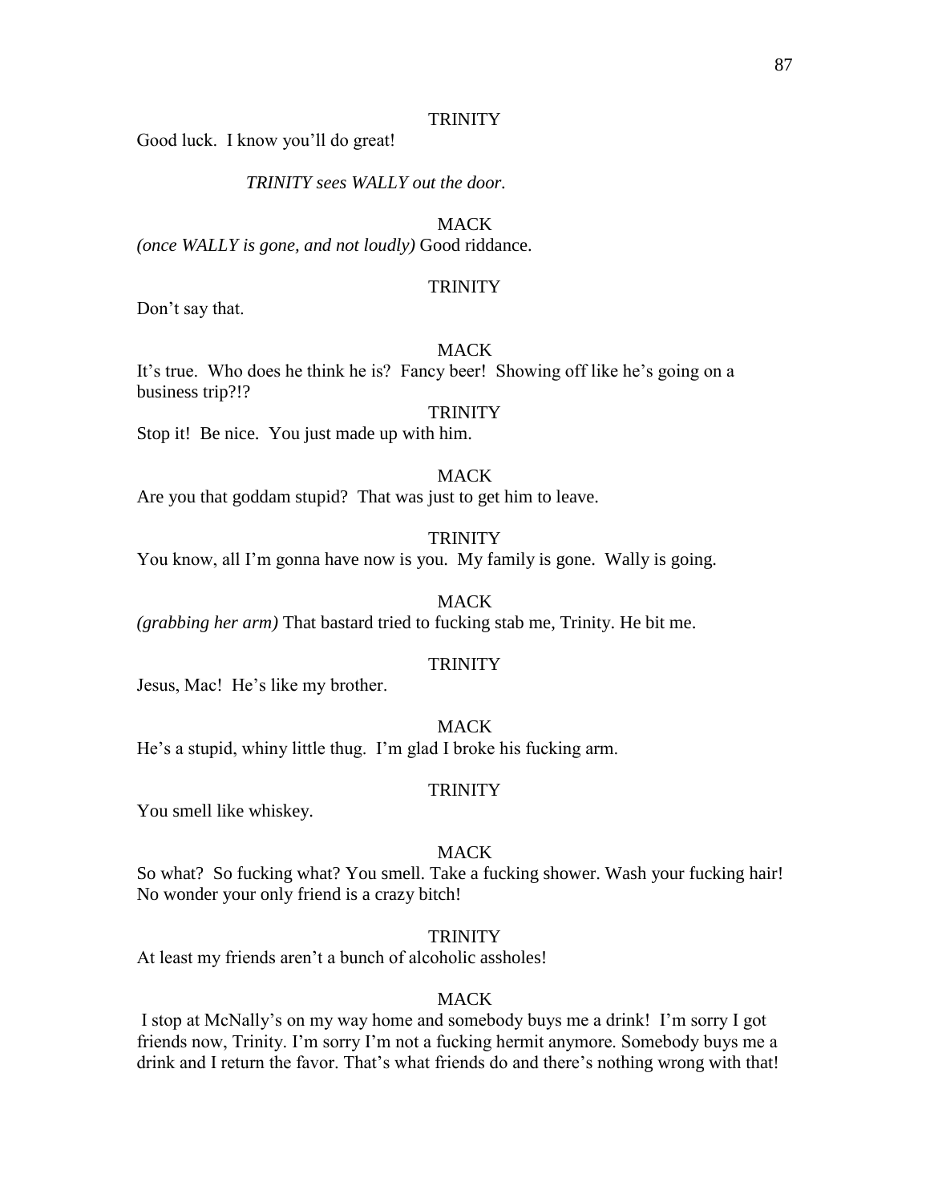TRINITY

Good luck. I know you'll do great!

*TRINITY sees WALLY out the door.*

MACK

*(once WALLY is gone, and not loudly)* Good riddance.

TRINITY

Don't say that.

MACK

It's true. Who does he think he is? Fancy beer! Showing off like he's going on a business trip?!?

TRINITY

Stop it! Be nice. You just made up with him.

MACK

Are you that goddam stupid? That was just to get him to leave.

TRINITY

You know, all I'm gonna have now is you. My family is gone. Wally is going.

MACK

*(grabbing her arm)* That bastard tried to fucking stab me, Trinity. He bit me.

TRINITY

Jesus, Mac! He's like my brother.

MACK

He's a stupid, whiny little thug. I'm glad I broke his fucking arm.

TRINITY

You smell like whiskey.

MACK

So what? So fucking what? You smell. Take a fucking shower. Wash your fucking hair! No wonder your only friend is a crazy bitch!

TRINITY

At least my friends aren't a bunch of alcoholic assholes!

MACK

I stop at McNally's on my way home and somebody buys me a drink! I'm sorry I got friends now, Trinity. I'm sorry I'm not a fucking hermit anymore. Somebody buys me a drink and I return the favor. That's what friends do and there's nothing wrong with that!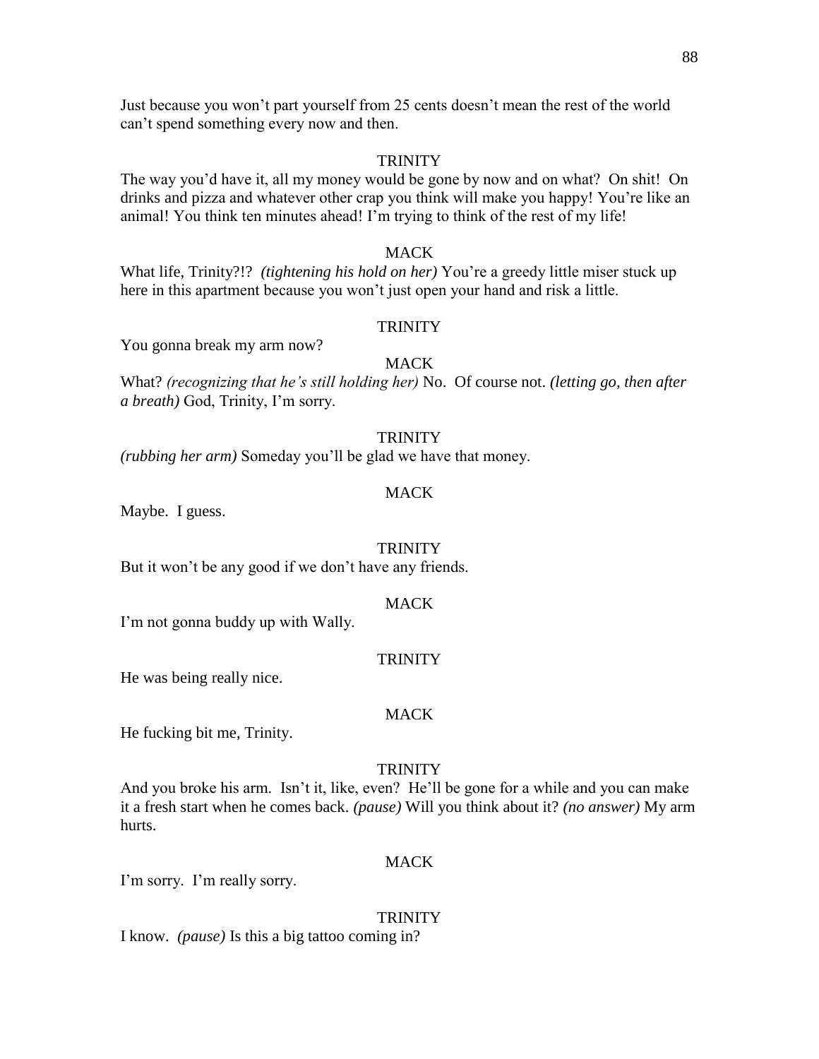Just because you won't part yourself from 25 cents doesn't mean the rest of the world can't spend something every now and then.

TRINITY

The way you'd have it, all my money would be gone by now and on what? On shit! On drinks and pizza and whatever other crap you think will make you happy! You're like an animal! You think ten minutes ahead! I'm trying to think of the rest of my life!

MACK

What life, Trinity?!? *(tightening his hold on her)* You're a greedy little miser stuck up here in this apartment because you won't just open your hand and risk a little.

TRINITY

You gonna break my arm now?

MACK

What? *(recognizing that he's still holding her)* No. Of course not. *(letting go, then after a breath)* God, Trinity, I'm sorry.

TRINITY

*(rubbing her arm)* Someday you'll be glad we have that money.

MACK

Maybe. I guess.

TRINITY

But it won't be any good if we don't have any friends.

MACK

I'm not gonna buddy up with Wally.

TRINITY

He was being really nice.

MACK

He fucking bit me, Trinity.

TRINITY

And you broke his arm. Isn't it, like, even? He'll be gone for a while and you can make it a fresh start when he comes back. *(pause)* Will you think about it? *(no answer)* My arm hurts.

MACK

I'm sorry. I'm really sorry.

TRINITY

I know. *(pause)* Is this a big tattoo coming in?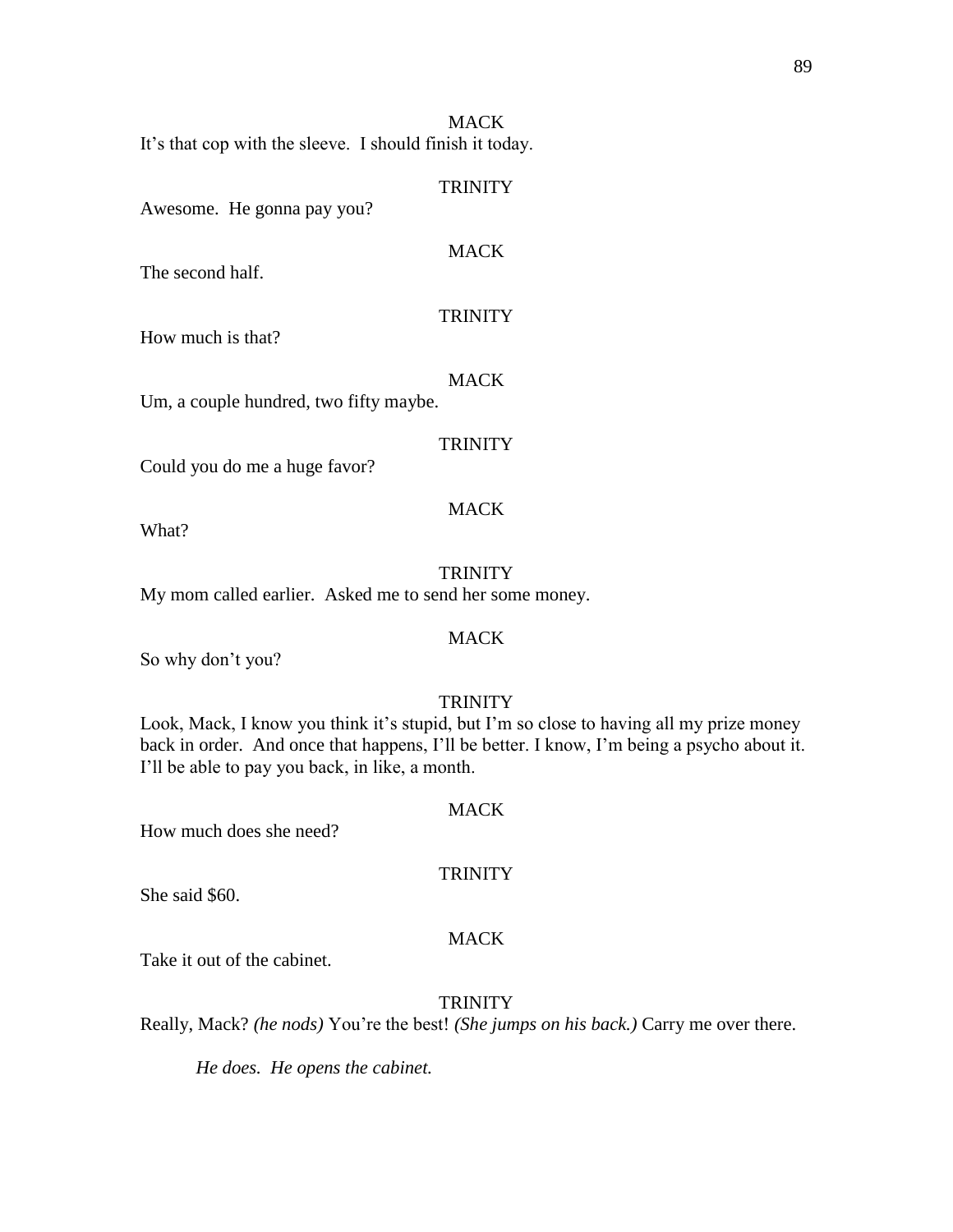MACK

It's that cop with the sleeve. I should finish it today.

TRINITY

Awesome. He gonna pay you?

MACK

The second half.

TRINITY

How much is that?

MACK

Um, a couple hundred, two fifty maybe.

TRINITY

Could you do me a huge favor?

MACK

What?

TRINITY

My mom called earlier. Asked me to send her some money.

MACK

So why don't you?

TRINITY

Look, Mack, I know you think it's stupid, but I'm so close to having all my prize money back in order. And once that happens, I'll be better. I know, I'm being a psycho about it. I'll be able to pay you back, in like, a month.

MACK

How much does she need?

TRINITY

She said $60.

MACK

Take it out of the cabinet.

TRINITY

Really, Mack? *(he nods)* You're the best! *(She jumps on his back.)* Carry me over there.

*He does. He opens the cabinet.*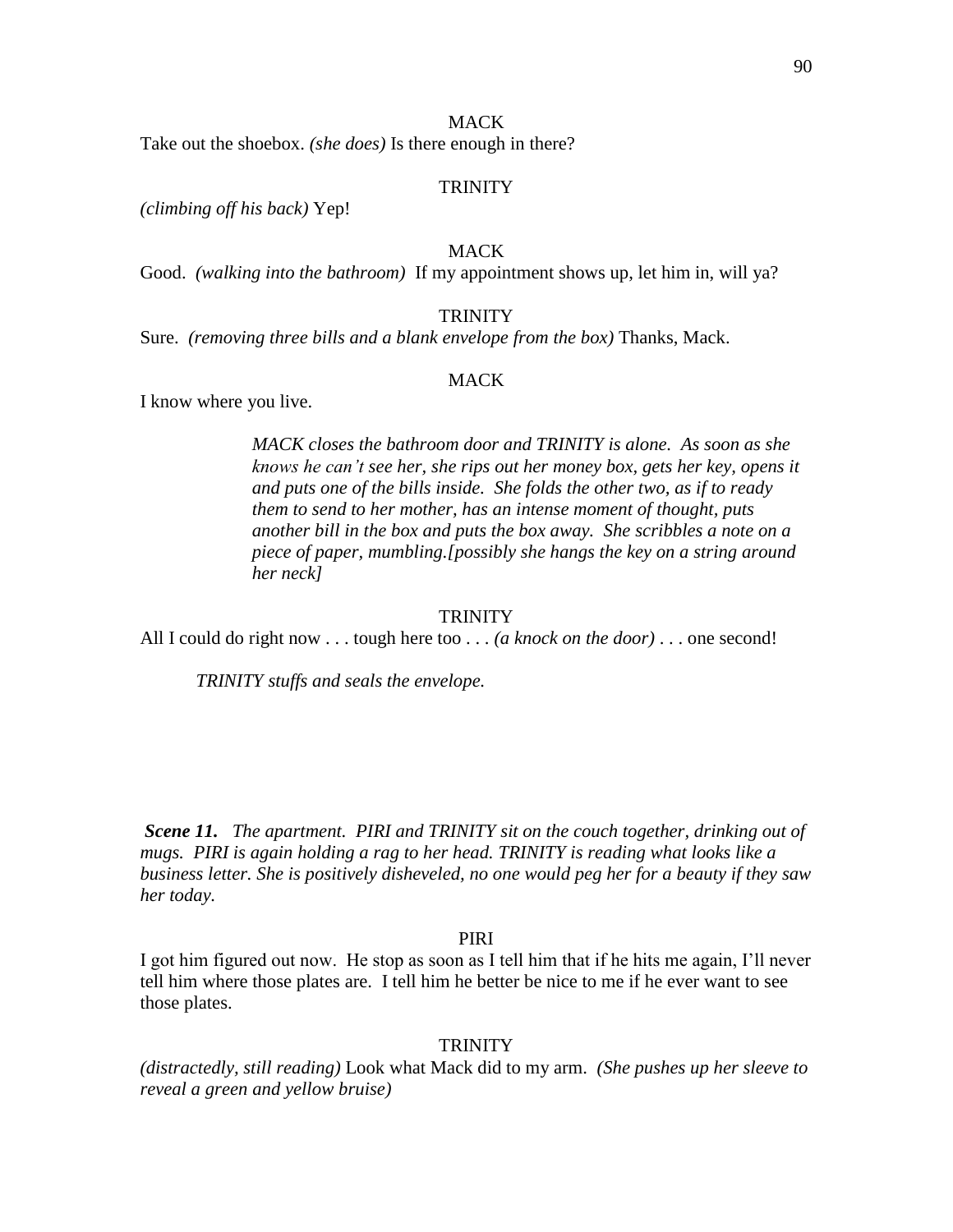MACK

Take out the shoebox. *(she does)* Is there enough in there?

TRINITY

*(climbing off his back)* Yep!

MACK

Good. *(walking into the bathroom)* If my appointment shows up, let him in, will ya?

TRINITY

Sure. *(removing three bills and a blank envelope from the box)* Thanks, Mack.

MACK

I know where you live.

> *MACK closes the bathroom door and TRINITY is alone. As soon as she knows he can't see her, she rips out her money box, gets her key, opens it and puts one of the bills inside. She folds the other two, as if to ready them to send to her mother, has an intense moment of thought, puts another bill in the box and puts the box away. She scribbles a note on a piece of paper, mumbling.[possibly she hangs the key on a string around her neck]*

TRINITY

All I could do right now . . . tough here too . . . *(a knock on the door)* . . . one second!

> *TRINITY stuffs and seals the envelope.*

***Scene 11.*** *The apartment. PIRI and TRINITY sit on the couch together, drinking out of mugs. PIRI is again holding a rag to her head. TRINITY is reading what looks like a business letter. She is positively disheveled, no one would peg her for a beauty if they saw her today.*

PIRI

I got him figured out now. He stop as soon as I tell him that if he hits me again, I'll never tell him where those plates are. I tell him he better be nice to me if he ever want to see those plates.

TRINITY

*(distractedly, still reading)* Look what Mack did to my arm. *(She pushes up her sleeve to reveal a green and yellow bruise)*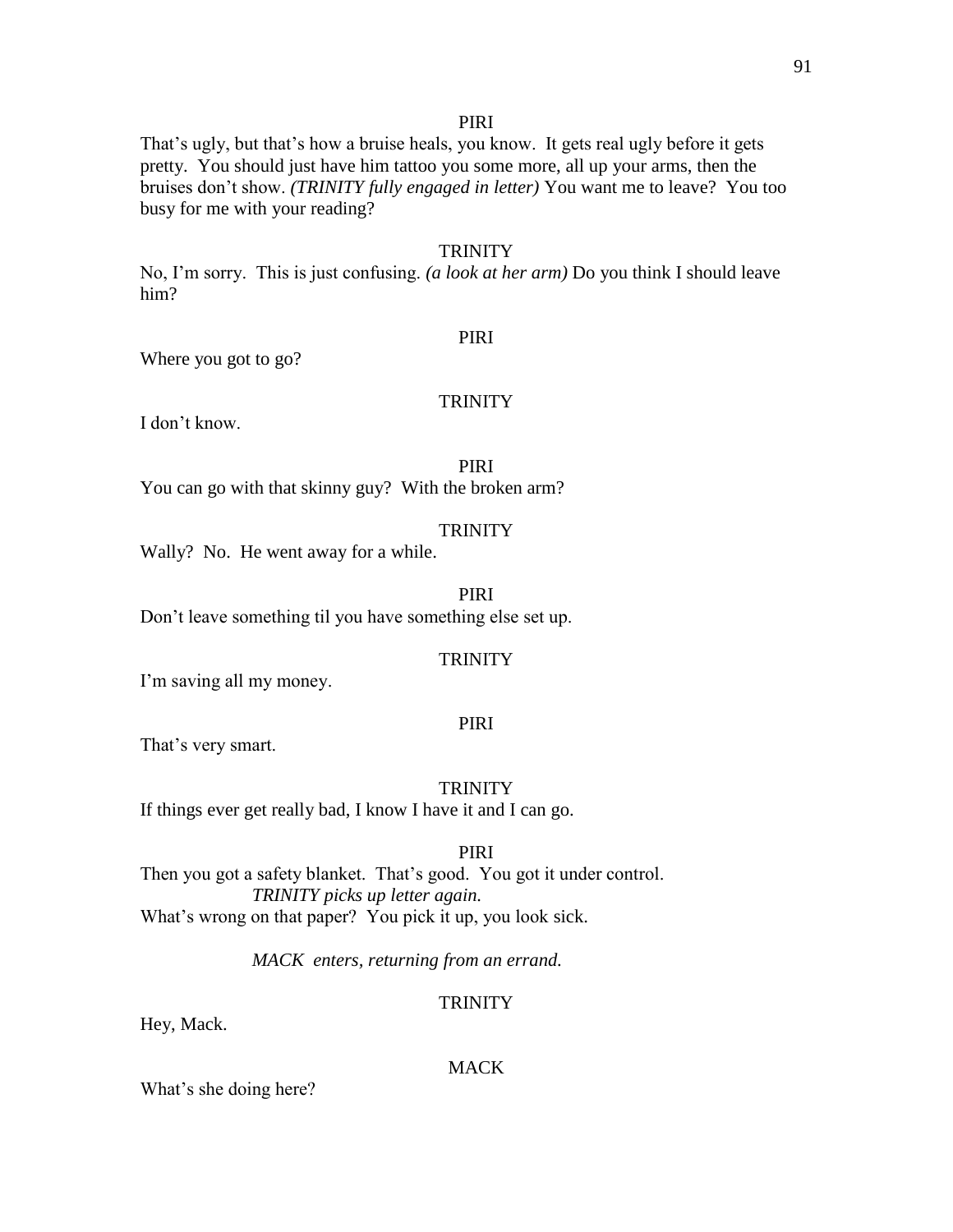PIRI

That's ugly, but that's how a bruise heals, you know. It gets real ugly before it gets pretty. You should just have him tattoo you some more, all up your arms, then the bruises don't show. *(TRINITY fully engaged in letter)* You want me to leave? You too busy for me with your reading?

TRINITY

No, I'm sorry. This is just confusing. *(a look at her arm)* Do you think I should leave him?

PIRI

Where you got to go?

TRINITY

I don't know.

PIRI

You can go with that skinny guy? With the broken arm?

TRINITY

Wally? No. He went away for a while.

PIRI

Don't leave something til you have something else set up.

TRINITY

I'm saving all my money.

PIRI

That's very smart.

TRINITY

If things ever get really bad, I know I have it and I can go.

PIRI

Then you got a safety blanket. That's good. You got it under control.

*TRINITY picks up letter again.*

What's wrong on that paper? You pick it up, you look sick.

*MACK enters, returning from an errand.*

TRINITY

Hey, Mack.

MACK

What's she doing here?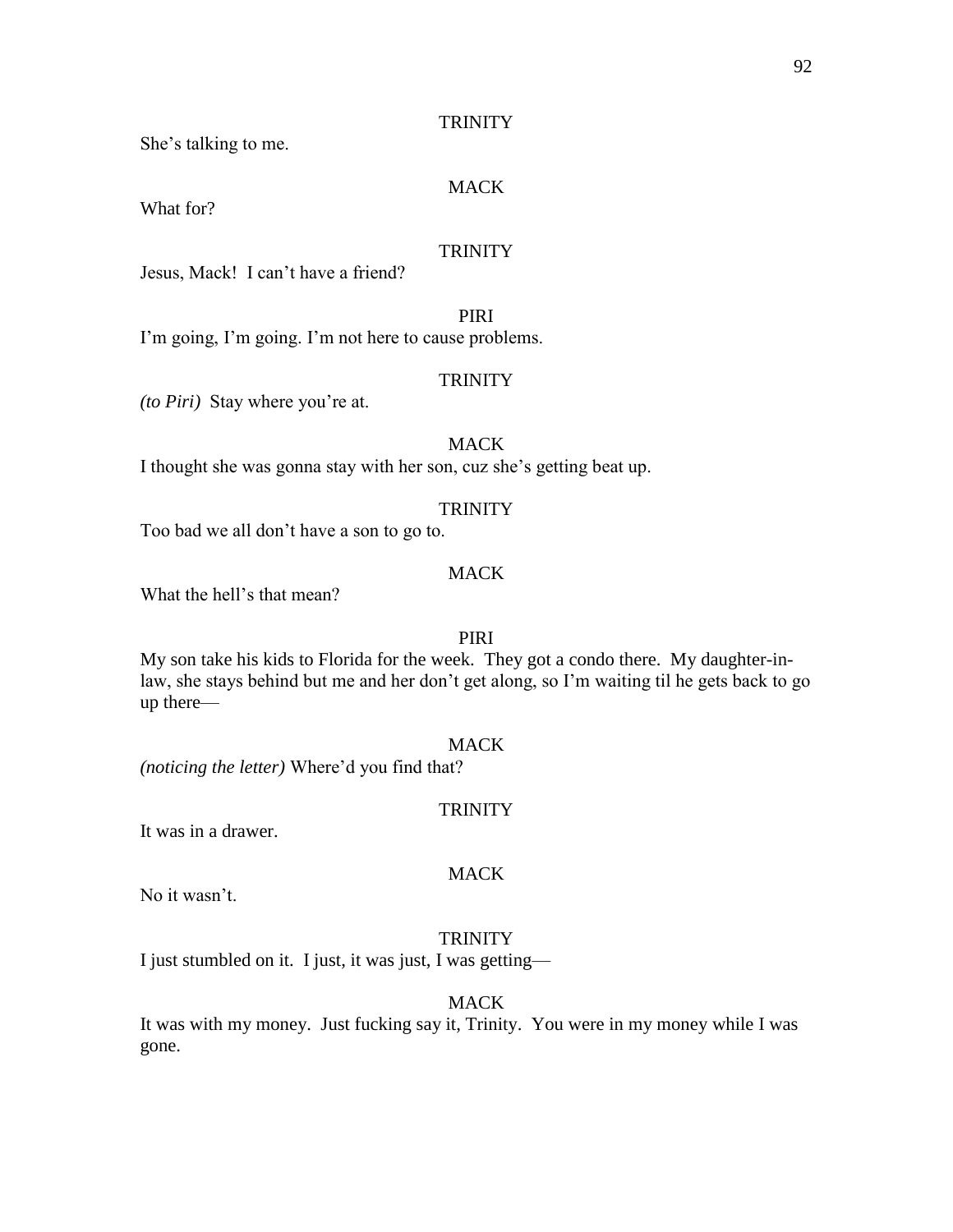TRINITY

She's talking to me.

MACK

What for?

TRINITY

Jesus, Mack! I can't have a friend?

PIRI

I'm going, I'm going. I'm not here to cause problems.

TRINITY

*(to Piri)* Stay where you're at.

MACK

I thought she was gonna stay with her son, cuz she's getting beat up.

TRINITY

Too bad we all don't have a son to go to.

MACK

What the hell's that mean?

PIRI

My son take his kids to Florida for the week. They got a condo there. My daughter-in-law, she stays behind but me and her don't get along, so I'm waiting til he gets back to go up there—

MACK

*(noticing the letter)* Where'd you find that?

TRINITY

It was in a drawer.

MACK

No it wasn't.

TRINITY

I just stumbled on it. I just, it was just, I was getting—

MACK

It was with my money. Just fucking say it, Trinity. You were in my money while I was gone.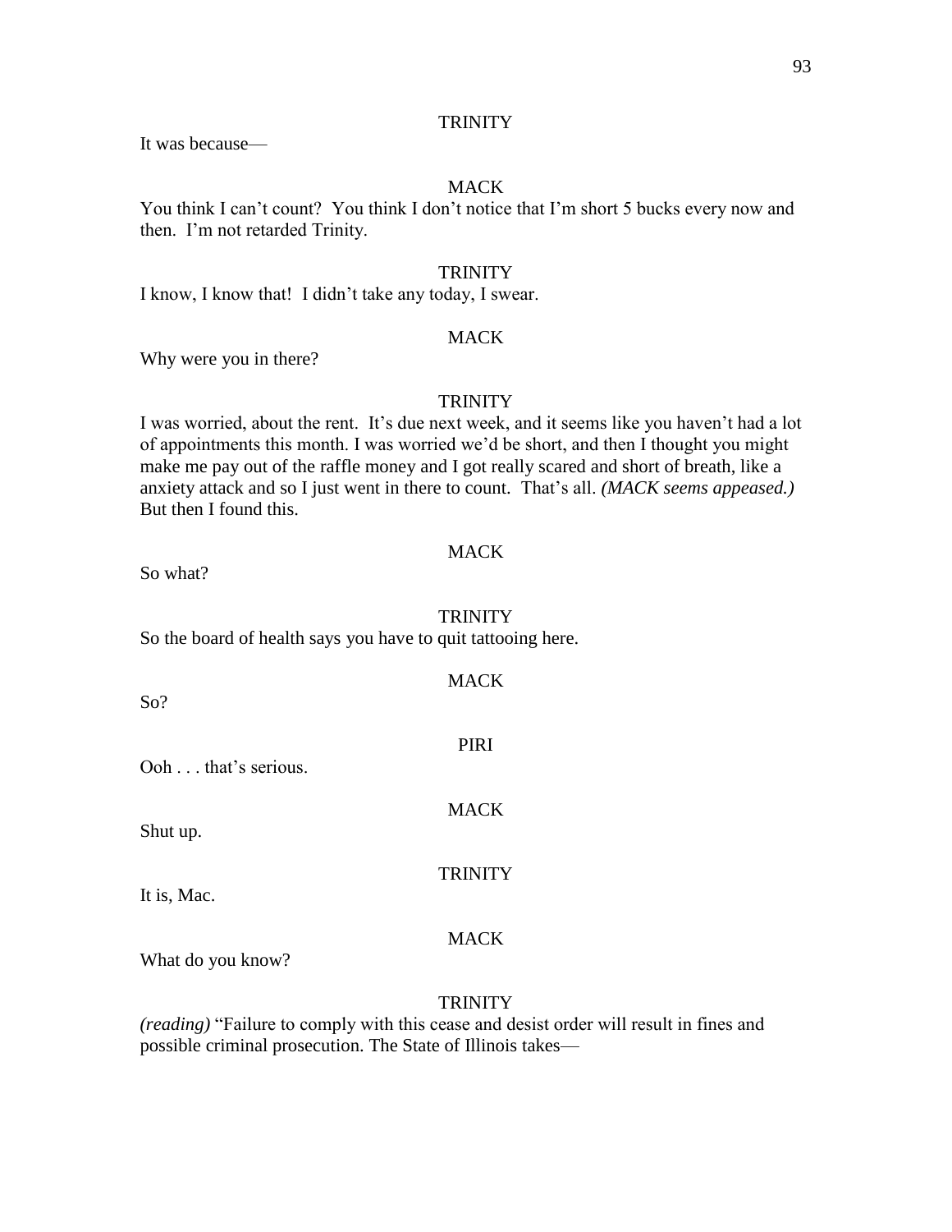TRINITY

It was because—

MACK

You think I can't count? You think I don't notice that I'm short 5 bucks every now and then. I'm not retarded Trinity.

TRINITY

I know, I know that! I didn't take any today, I swear.

MACK

Why were you in there?

TRINITY

I was worried, about the rent. It's due next week, and it seems like you haven't had a lot of appointments this month. I was worried we'd be short, and then I thought you might make me pay out of the raffle money and I got really scared and short of breath, like a anxiety attack and so I just went in there to count. That's all. *(MACK seems appeased.)* But then I found this.

MACK

So what?

TRINITY

So the board of health says you have to quit tattooing here.

MACK

So?

PIRI

Ooh . . . that's serious.

MACK

Shut up.

TRINITY

It is, Mac.

MACK

What do you know?

TRINITY

*(reading)* "Failure to comply with this cease and desist order will result in fines and possible criminal prosecution. The State of Illinois takes—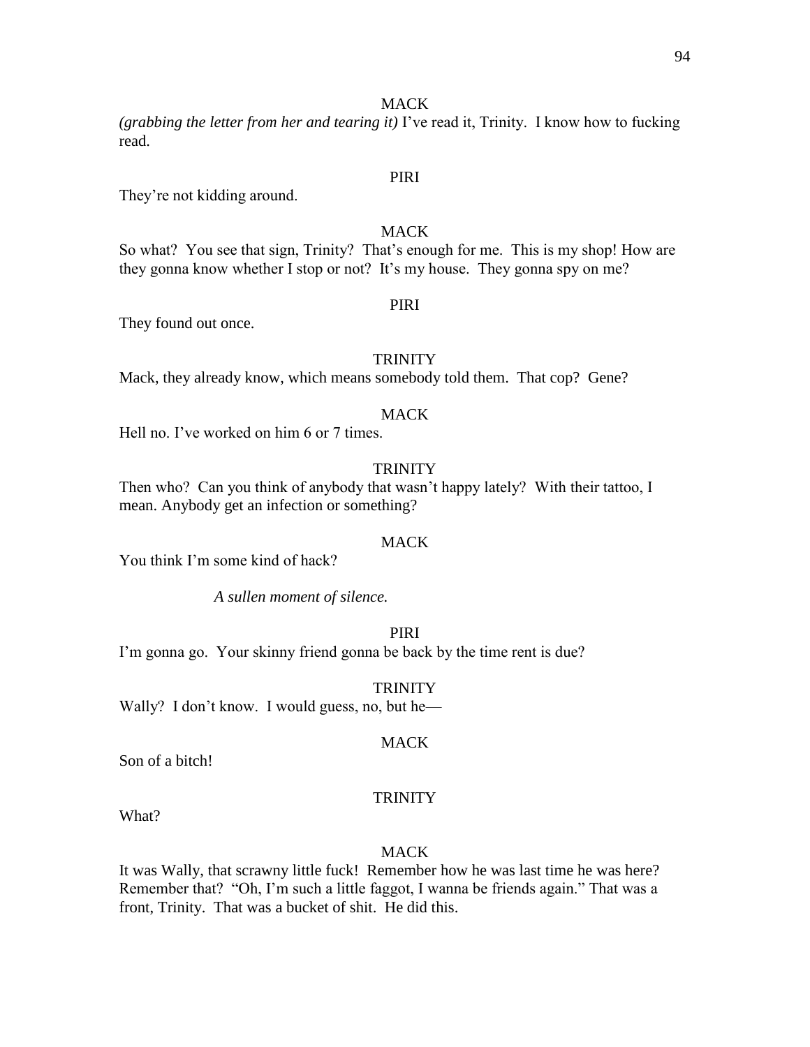MACK

*(grabbing the letter from her and tearing it)* I've read it, Trinity. I know how to fucking read.

PIRI

They're not kidding around.

MACK

So what? You see that sign, Trinity? That's enough for me. This is my shop! How are they gonna know whether I stop or not? It's my house. They gonna spy on me?

PIRI

They found out once.

TRINITY

Mack, they already know, which means somebody told them. That cop? Gene?

MACK

Hell no. I've worked on him 6 or 7 times.

TRINITY

Then who? Can you think of anybody that wasn't happy lately? With their tattoo, I mean. Anybody get an infection or something?

MACK

You think I'm some kind of hack?

*A sullen moment of silence.*

PIRI

I'm gonna go. Your skinny friend gonna be back by the time rent is due?

TRINITY

Wally? I don't know. I would guess, no, but he—

MACK

Son of a bitch!

TRINITY

What?

MACK

It was Wally, that scrawny little fuck! Remember how he was last time he was here? Remember that? "Oh, I'm such a little faggot, I wanna be friends again." That was a front, Trinity. That was a bucket of shit. He did this.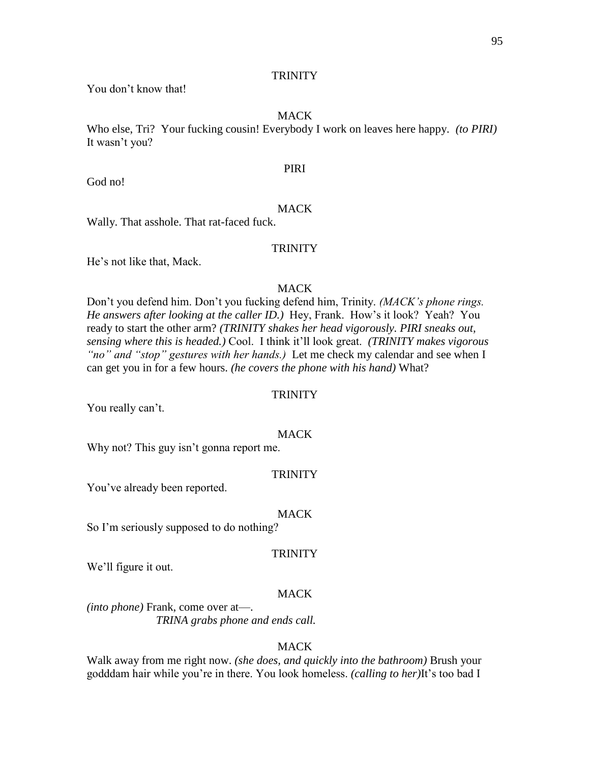TRINITY

You don't know that!

MACK

Who else, Tri? Your fucking cousin! Everybody I work on leaves here happy. *(to PIRI)* It wasn't you?

PIRI

God no!

MACK

Wally. That asshole. That rat-faced fuck.

TRINITY

He's not like that, Mack.

MACK

Don't you defend him. Don't you fucking defend him, Trinity. *(MACK's phone rings. He answers after looking at the caller ID.)* Hey, Frank. How's it look? Yeah? You ready to start the other arm? *(TRINITY shakes her head vigorously. PIRI sneaks out, sensing where this is headed.)* Cool. I think it'll look great. *(TRINITY makes vigorous "no" and "stop" gestures with her hands.)* Let me check my calendar and see when I can get you in for a few hours. *(he covers the phone with his hand)* What?

TRINITY

You really can't.

MACK

Why not? This guy isn't gonna report me.

TRINITY

You've already been reported.

MACK

So I'm seriously supposed to do nothing?

TRINITY

We'll figure it out.

MACK

*(into phone)* Frank, come over at—.

*TRINA grabs phone and ends call.*

MACK

Walk away from me right now. *(she does, and quickly into the bathroom)* Brush your godddam hair while you're in there. You look homeless. *(calling to her)*It's too bad I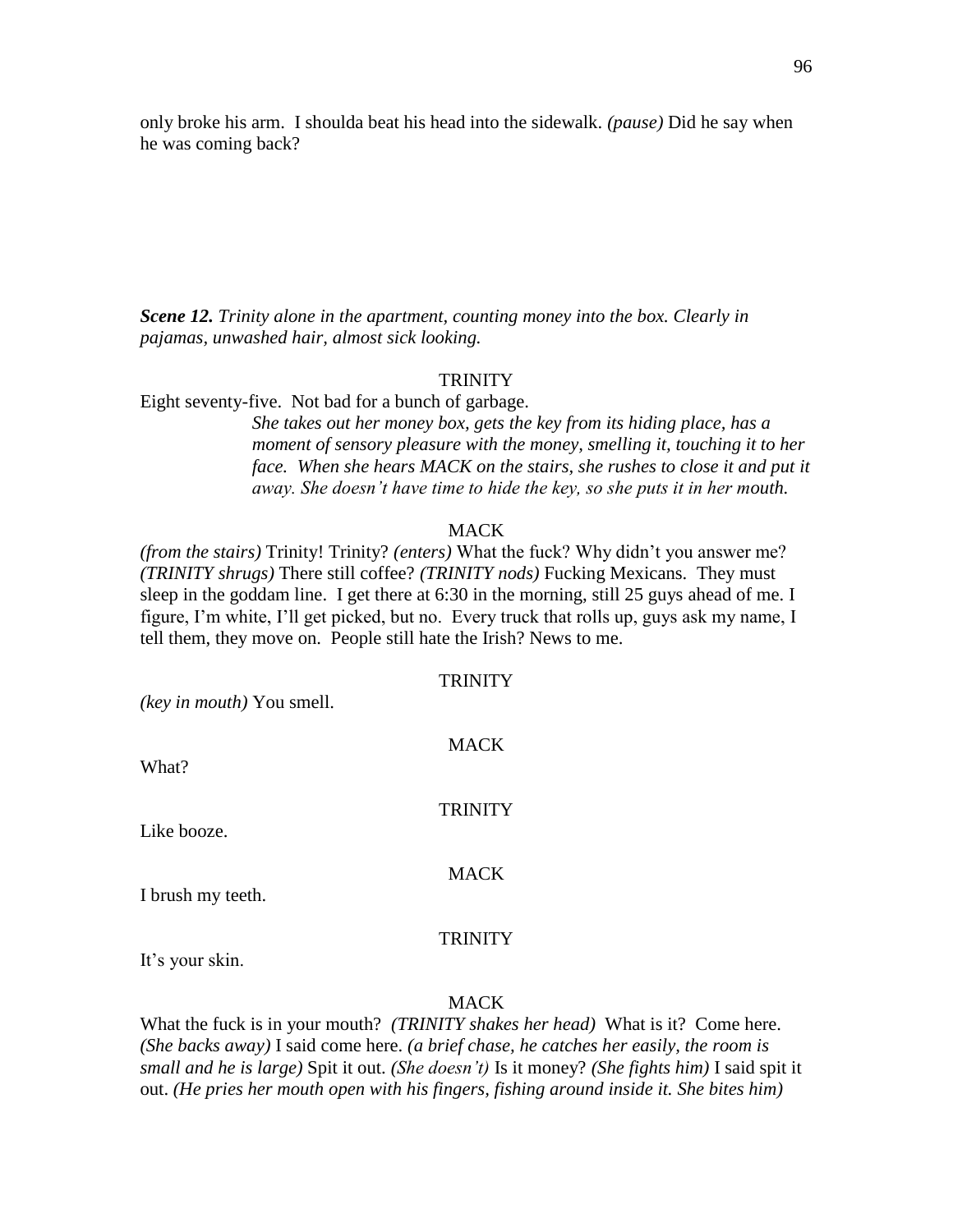only broke his arm. I shoulda beat his head into the sidewalk. *(pause)* Did he say when he was coming back?

***Scene 12.*** *Trinity alone in the apartment, counting money into the box. Clearly in pajamas, unwashed hair, almost sick looking.*

TRINITY

Eight seventy-five. Not bad for a bunch of garbage.

*She takes out her money box, gets the key from its hiding place, has a moment of sensory pleasure with the money, smelling it, touching it to her face. When she hears MACK on the stairs, she rushes to close it and put it away. She doesn't have time to hide the key, so she puts it in her mouth.*

MACK

*(from the stairs)* Trinity! Trinity? *(enters)* What the fuck? Why didn't you answer me? *(TRINITY shrugs)* There still coffee? *(TRINITY nods)* Fucking Mexicans. They must sleep in the goddam line. I get there at 6:30 in the morning, still 25 guys ahead of me. I figure, I'm white, I'll get picked, but no. Every truck that rolls up, guys ask my name, I tell them, they move on. People still hate the Irish? News to me.

TRINITY

*(key in mouth)* You smell.

MACK

What?

TRINITY

Like booze.

MACK

I brush my teeth.

TRINITY

It's your skin.

MACK

What the fuck is in your mouth? *(TRINITY shakes her head)* What is it? Come here. *(She backs away)* I said come here. *(a brief chase, he catches her easily, the room is small and he is large)* Spit it out. *(She doesn't)* Is it money? *(She fights him)* I said spit it out. *(He pries her mouth open with his fingers, fishing around inside it. She bites him)*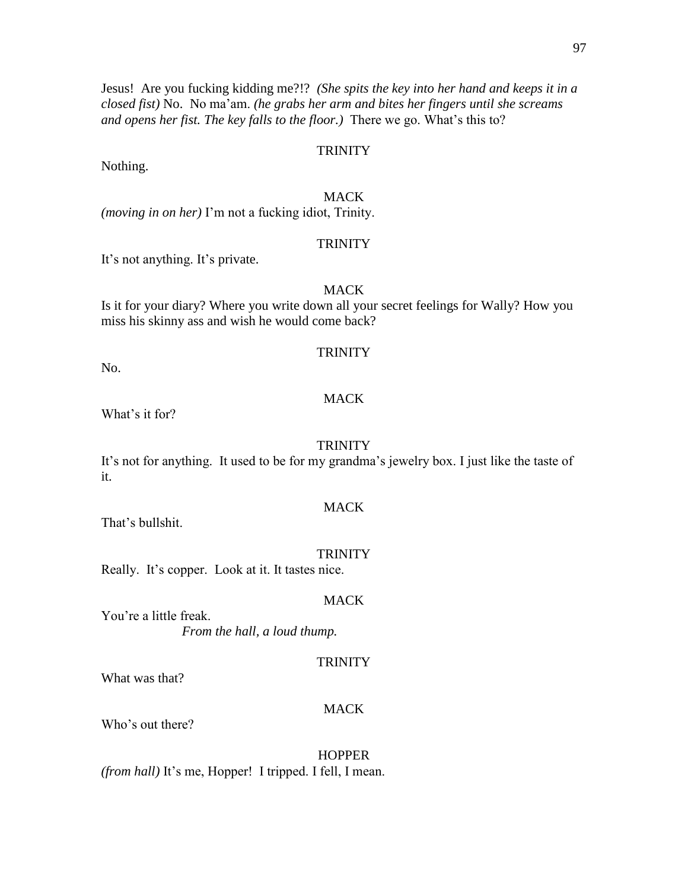Jesus! Are you fucking kidding me?!? *(She spits the key into her hand and keeps it in a closed fist)* No. No ma'am. *(he grabs her arm and bites her fingers until she screams and opens her fist. The key falls to the floor.)* There we go. What's this to?

TRINITY

Nothing.

MACK

*(moving in on her)* I'm not a fucking idiot, Trinity.

TRINITY

It's not anything. It's private.

MACK

Is it for your diary? Where you write down all your secret feelings for Wally? How you miss his skinny ass and wish he would come back?

TRINITY

No.

MACK

What's it for?

TRINITY

It's not for anything. It used to be for my grandma's jewelry box. I just like the taste of it.

MACK

That's bullshit.

TRINITY

Really. It's copper. Look at it. It tastes nice.

MACK

You're a little freak.

*From the hall, a loud thump.*

TRINITY

What was that?

MACK

Who's out there?

HOPPER

*(from hall)* It's me, Hopper! I tripped. I fell, I mean.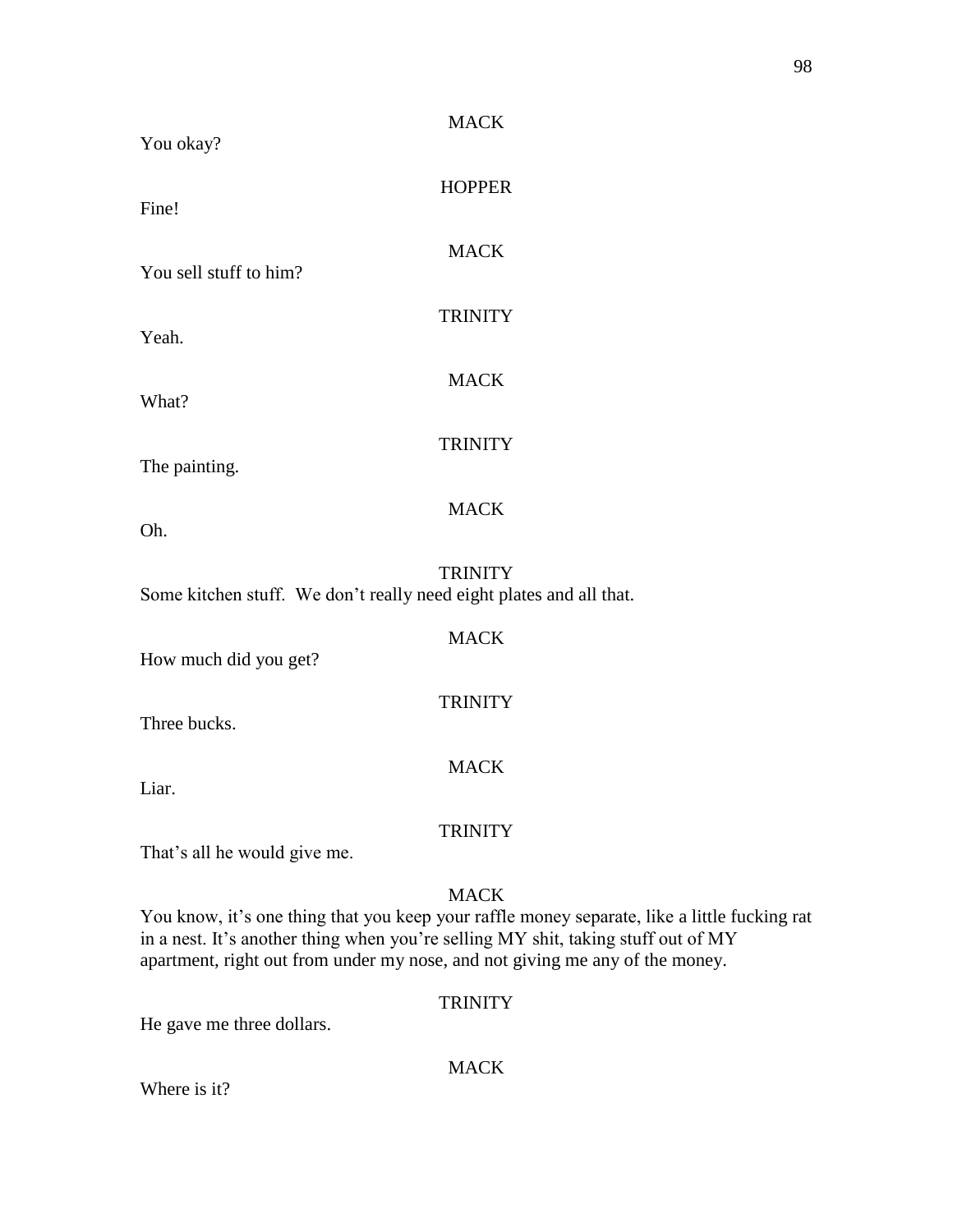MACK

You okay?

HOPPER

Fine!

MACK

You sell stuff to him?

TRINITY

Yeah.

MACK

What?

TRINITY

The painting.

MACK

Oh.

TRINITY

Some kitchen stuff. We don't really need eight plates and all that.

MACK

How much did you get?

TRINITY

Three bucks.

MACK

Liar.

TRINITY

That's all he would give me.

MACK

You know, it's one thing that you keep your raffle money separate, like a little fucking rat in a nest. It's another thing when you're selling MY shit, taking stuff out of MY apartment, right out from under my nose, and not giving me any of the money.

TRINITY

He gave me three dollars.

MACK

Where is it?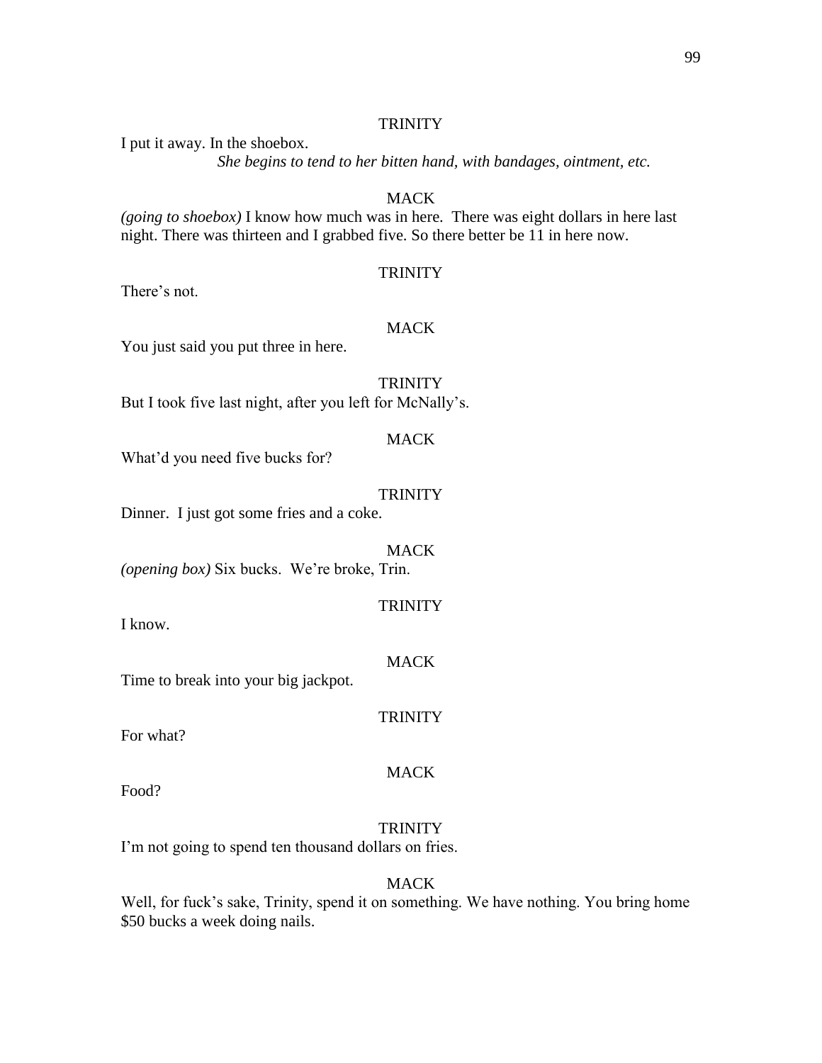TRINITY

I put it away. In the shoebox.

*She begins to tend to her bitten hand, with bandages, ointment, etc.*

MACK

*(going to shoebox)* I know how much was in here. There was eight dollars in here last night. There was thirteen and I grabbed five. So there better be 11 in here now.

TRINITY

There's not.

MACK

You just said you put three in here.

TRINITY

But I took five last night, after you left for McNally's.

MACK

What'd you need five bucks for?

TRINITY

Dinner. I just got some fries and a coke.

MACK

*(opening box)* Six bucks. We're broke, Trin.

TRINITY

I know.

MACK

Time to break into your big jackpot.

TRINITY

For what?

MACK

Food?

TRINITY

I'm not going to spend ten thousand dollars on fries.

MACK

Well, for fuck's sake, Trinity, spend it on something. We have nothing. You bring home $50 bucks a week doing nails.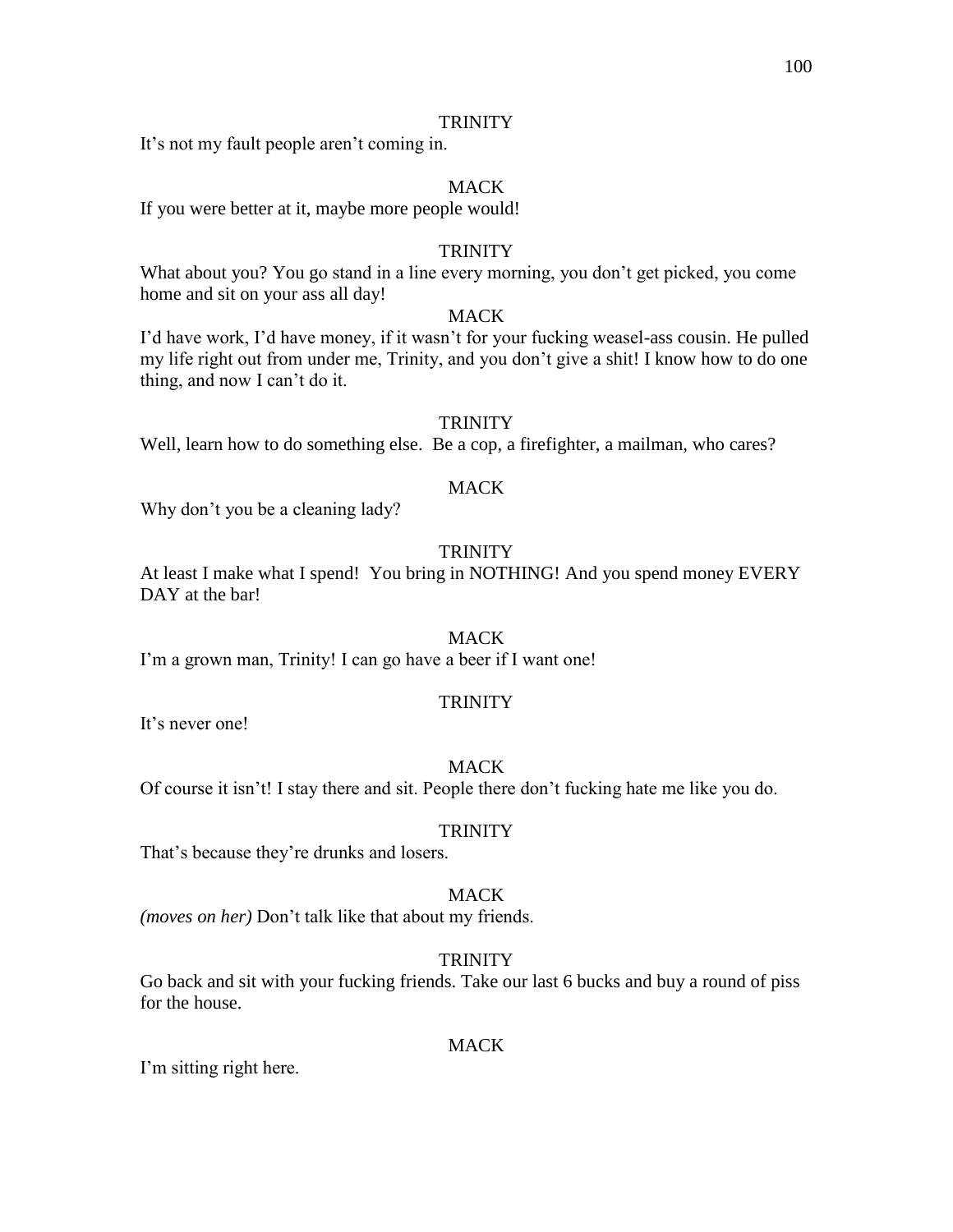TRINITY

It's not my fault people aren't coming in.

MACK

If you were better at it, maybe more people would!

TRINITY

What about you? You go stand in a line every morning, you don't get picked, you come home and sit on your ass all day!

MACK

I'd have work, I'd have money, if it wasn't for your fucking weasel-ass cousin. He pulled my life right out from under me, Trinity, and you don't give a shit! I know how to do one thing, and now I can't do it.

TRINITY

Well, learn how to do something else. Be a cop, a firefighter, a mailman, who cares?

MACK

Why don't you be a cleaning lady?

TRINITY

At least I make what I spend! You bring in NOTHING! And you spend money EVERY DAY at the bar!

MACK

I'm a grown man, Trinity! I can go have a beer if I want one!

TRINITY

It's never one!

MACK

Of course it isn't! I stay there and sit. People there don't fucking hate me like you do.

TRINITY

That's because they're drunks and losers.

MACK

*(moves on her)* Don't talk like that about my friends.

TRINITY

Go back and sit with your fucking friends. Take our last 6 bucks and buy a round of piss for the house.

MACK

I'm sitting right here.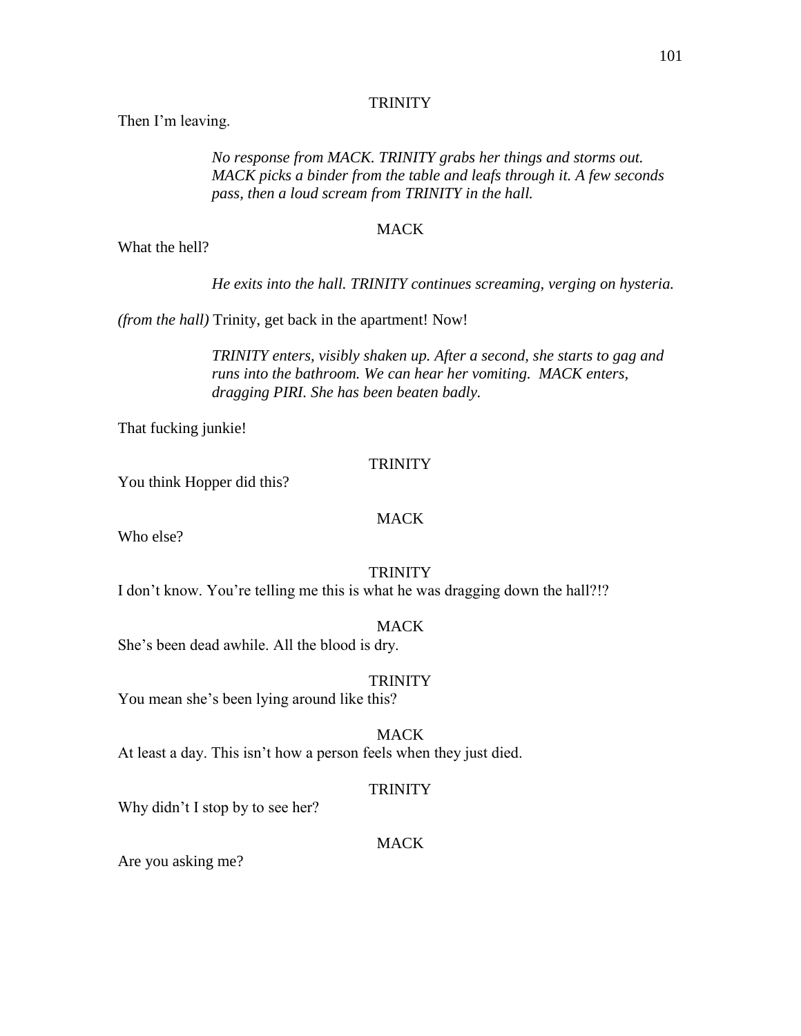TRINITY

Then I'm leaving.

*No response from MACK. TRINITY grabs her things and storms out. MACK picks a binder from the table and leafs through it. A few seconds pass, then a loud scream from TRINITY in the hall.*

MACK

What the hell?

*He exits into the hall. TRINITY continues screaming, verging on hysteria.*

*(from the hall)* Trinity, get back in the apartment! Now!

*TRINITY enters, visibly shaken up. After a second, she starts to gag and runs into the bathroom. We can hear her vomiting. MACK enters, dragging PIRI. She has been beaten badly.*

That fucking junkie!

TRINITY

You think Hopper did this?

MACK

Who else?

TRINITY

I don't know. You're telling me this is what he was dragging down the hall?!?

MACK

She's been dead awhile. All the blood is dry.

TRINITY

You mean she's been lying around like this?

MACK

At least a day. This isn't how a person feels when they just died.

TRINITY

Why didn't I stop by to see her?

MACK

Are you asking me?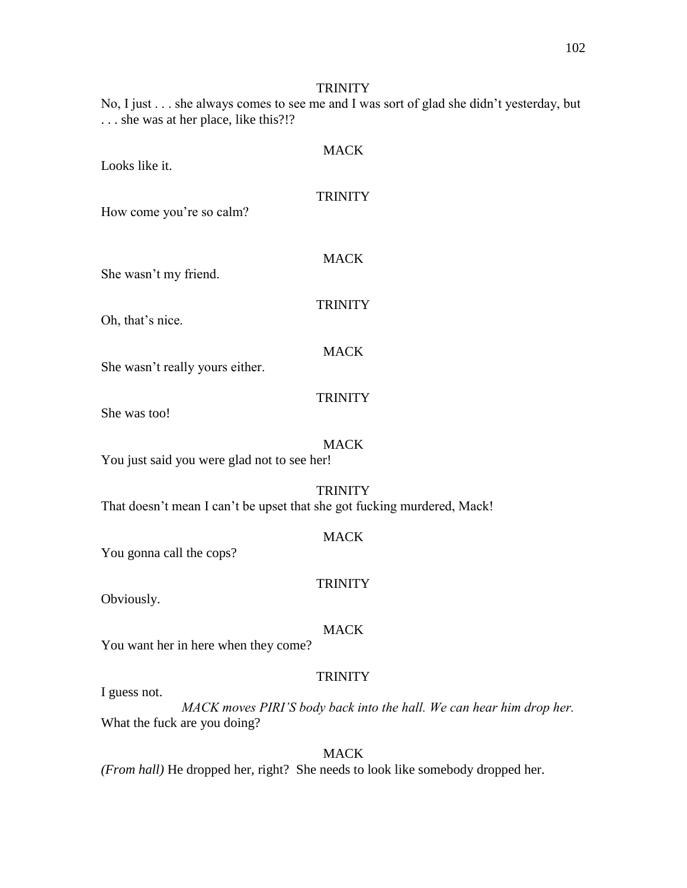TRINITY

No, I just . . . she always comes to see me and I was sort of glad she didn't yesterday, but . . . she was at her place, like this?!?

MACK

Looks like it.

TRINITY

How come you're so calm?

MACK

She wasn't my friend.

TRINITY

Oh, that's nice.

MACK

She wasn't really yours either.

TRINITY

She was too!

MACK

You just said you were glad not to see her!

TRINITY

That doesn't mean I can't be upset that she got fucking murdered, Mack!

MACK

You gonna call the cops?

TRINITY

Obviously.

MACK

You want her in here when they come?

TRINITY

I guess not.

*MACK moves PIRI'S body back into the hall. We can hear him drop her.*

What the fuck are you doing?

MACK

*(From hall)* He dropped her, right? She needs to look like somebody dropped her.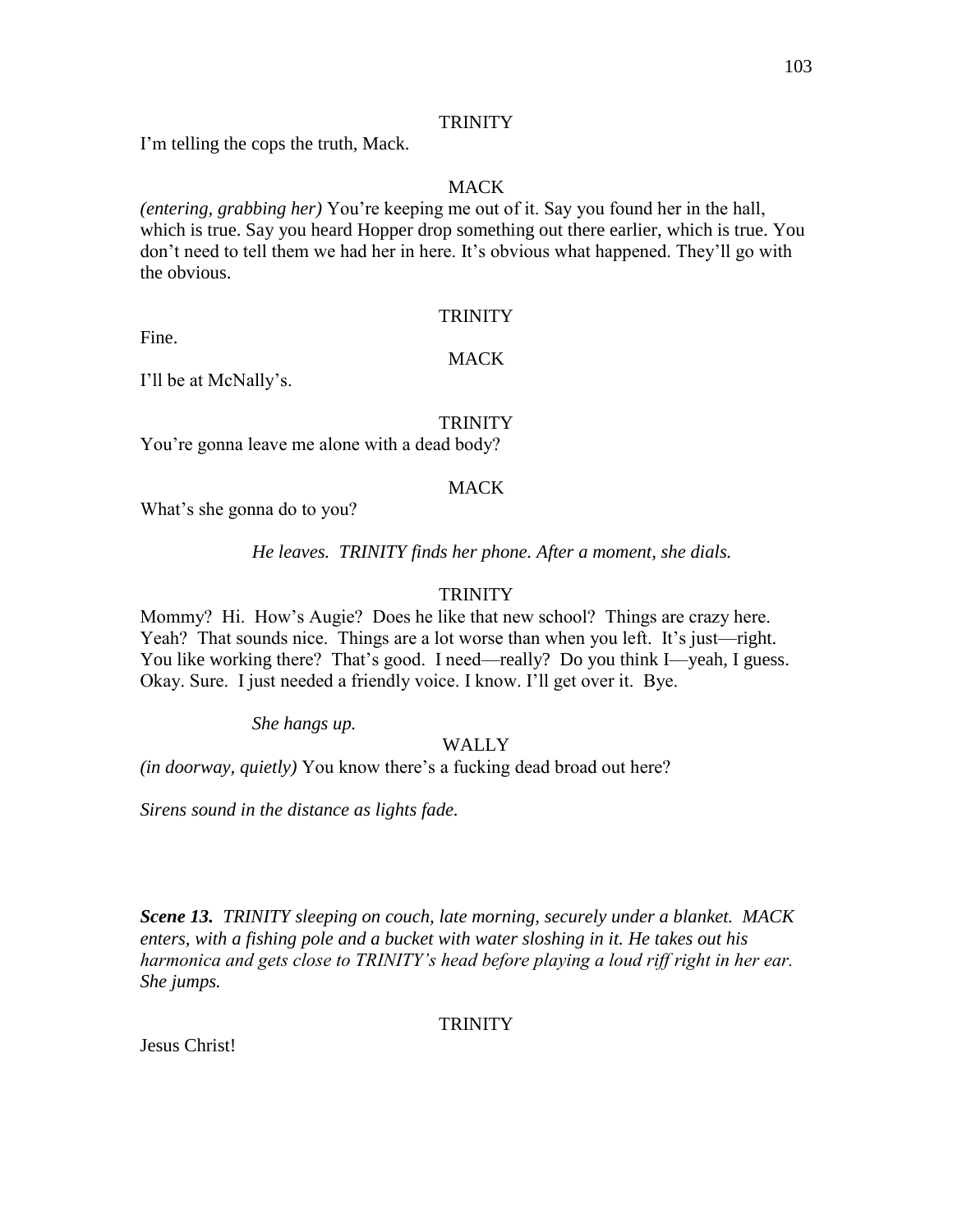TRINITY

I'm telling the cops the truth, Mack.

MACK

*(entering, grabbing her)* You're keeping me out of it. Say you found her in the hall, which is true. Say you heard Hopper drop something out there earlier, which is true. You don't need to tell them we had her in here. It's obvious what happened. They'll go with the obvious.

TRINITY

Fine.

MACK

I'll be at McNally's.

TRINITY

You're gonna leave me alone with a dead body?

MACK

What's she gonna do to you?

*He leaves. TRINITY finds her phone. After a moment, she dials.*

TRINITY

Mommy? Hi. How's Augie? Does he like that new school? Things are crazy here. Yeah? That sounds nice. Things are a lot worse than when you left. It's just—right. You like working there? That's good. I need—really? Do you think I—yeah, I guess. Okay. Sure. I just needed a friendly voice. I know. I'll get over it. Bye.

*She hangs up.*

WALLY

*(in doorway, quietly)* You know there's a fucking dead broad out here?

*Sirens sound in the distance as lights fade.*

***Scene 13.*** *TRINITY sleeping on couch, late morning, securely under a blanket. MACK enters, with a fishing pole and a bucket with water sloshing in it. He takes out his harmonica and gets close to TRINITY's head before playing a loud riff right in her ear. She jumps.*

TRINITY

Jesus Christ!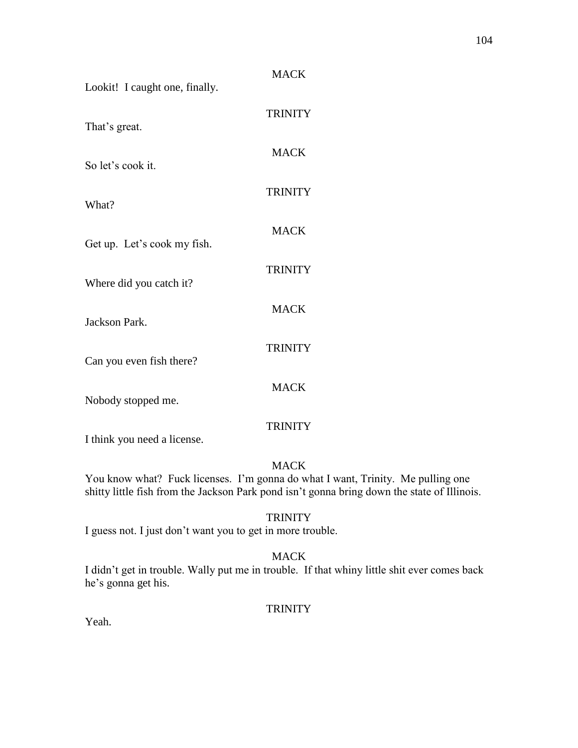MACK

Lookit! I caught one, finally.

TRINITY

That's great.

MACK

So let's cook it.

TRINITY

What?

MACK

Get up. Let's cook my fish.

TRINITY

Where did you catch it?

MACK

Jackson Park.

TRINITY

Can you even fish there?

MACK

Nobody stopped me.

TRINITY

I think you need a license.

MACK

You know what? Fuck licenses. I'm gonna do what I want, Trinity. Me pulling one shitty little fish from the Jackson Park pond isn't gonna bring down the state of Illinois.

TRINITY

I guess not. I just don't want you to get in more trouble.

MACK

I didn't get in trouble. Wally put me in trouble. If that whiny little shit ever comes back he's gonna get his.

TRINITY

Yeah.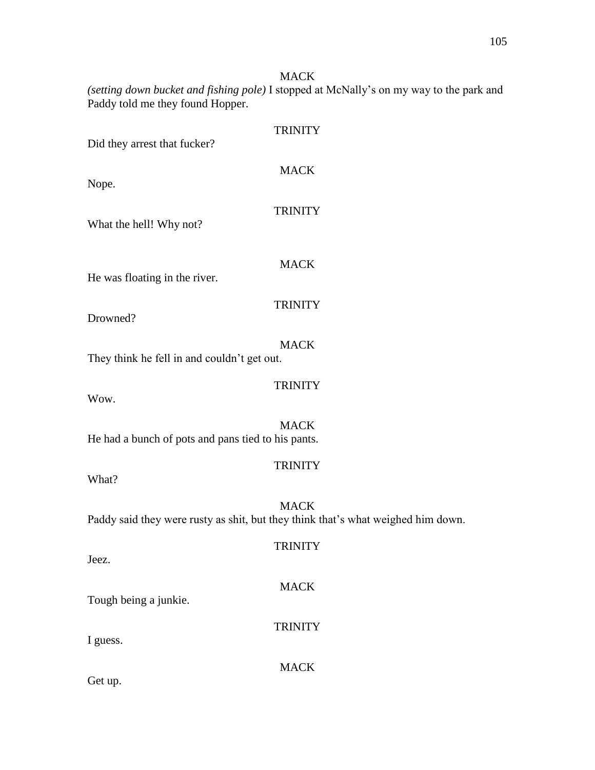MACK

*(setting down bucket and fishing pole)* I stopped at McNally's on my way to the park and Paddy told me they found Hopper.

TRINITY

Did they arrest that fucker?

MACK

Nope.

TRINITY

What the hell! Why not?

MACK

He was floating in the river.

TRINITY

Drowned?

MACK

They think he fell in and couldn't get out.

TRINITY

Wow.

MACK

He had a bunch of pots and pans tied to his pants.

TRINITY

What?

MACK

Paddy said they were rusty as shit, but they think that's what weighed him down.

TRINITY

Jeez.

MACK

Tough being a junkie.

TRINITY

I guess.

MACK

Get up.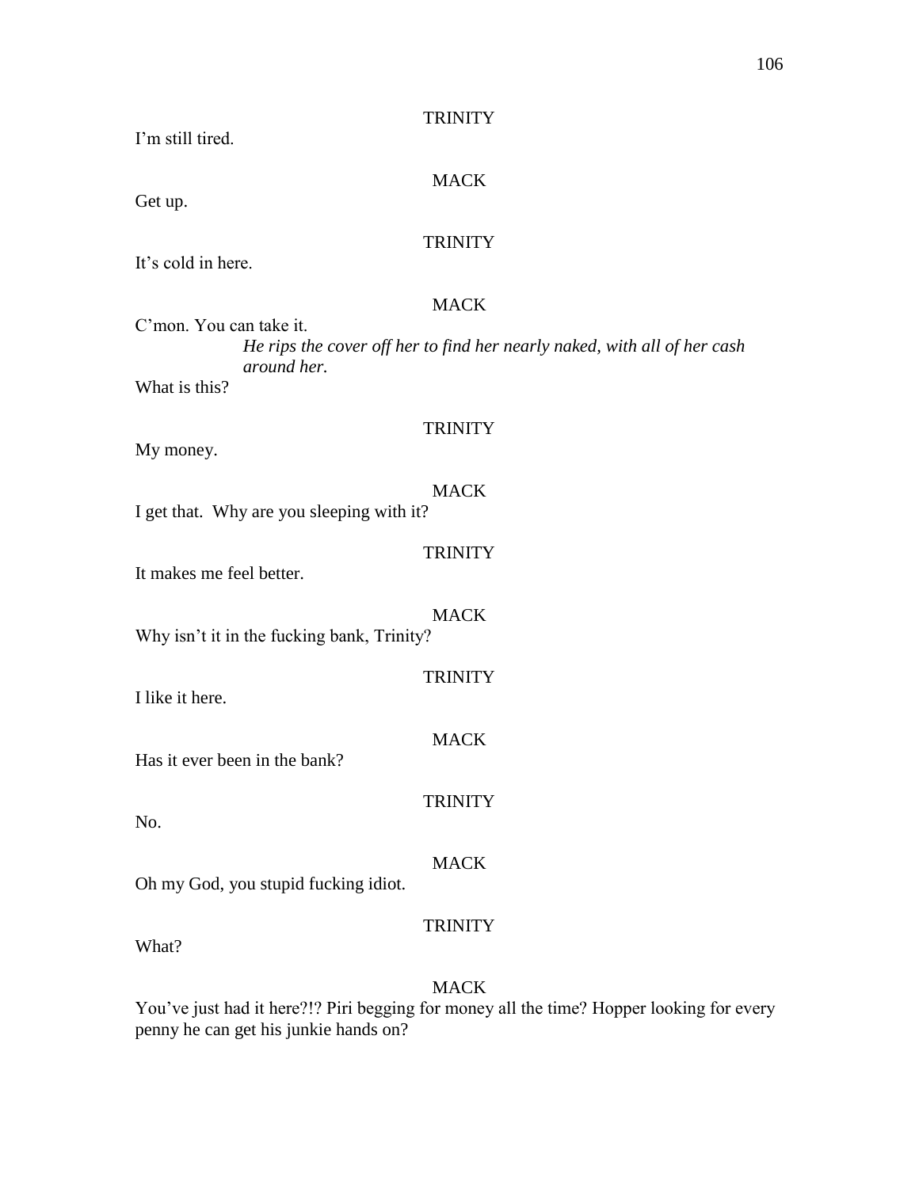TRINITY

I'm still tired.

MACK

Get up.

TRINITY

It's cold in here.

MACK

C'mon. You can take it.

*He rips the cover off her to find her nearly naked, with all of her cash around her.*

What is this?

TRINITY

My money.

MACK

I get that. Why are you sleeping with it?

TRINITY

It makes me feel better.

MACK

Why isn't it in the fucking bank, Trinity?

TRINITY

I like it here.

MACK

Has it ever been in the bank?

TRINITY

No.

MACK

Oh my God, you stupid fucking idiot.

TRINITY

What?

MACK

You've just had it here?!? Piri begging for money all the time? Hopper looking for every penny he can get his junkie hands on?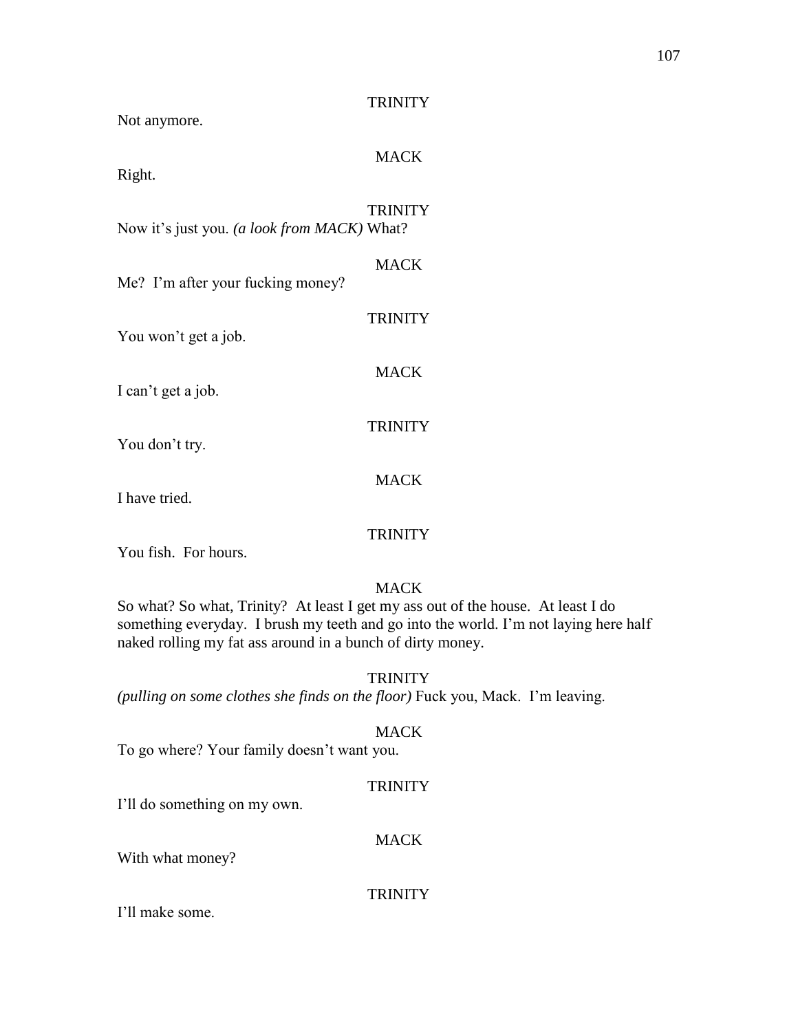TRINITY

Not anymore.

MACK

Right.

TRINITY

Now it's just you. *(a look from MACK)* What?

MACK

Me? I'm after your fucking money?

TRINITY

You won't get a job.

MACK

I can't get a job.

TRINITY

You don't try.

MACK

I have tried.

TRINITY

You fish. For hours.

MACK

So what? So what, Trinity? At least I get my ass out of the house. At least I do something everyday. I brush my teeth and go into the world. I'm not laying here half naked rolling my fat ass around in a bunch of dirty money.

TRINITY

*(pulling on some clothes she finds on the floor)* Fuck you, Mack. I'm leaving.

MACK

To go where? Your family doesn't want you.

TRINITY

I'll do something on my own.

MACK

With what money?

TRINITY

I'll make some.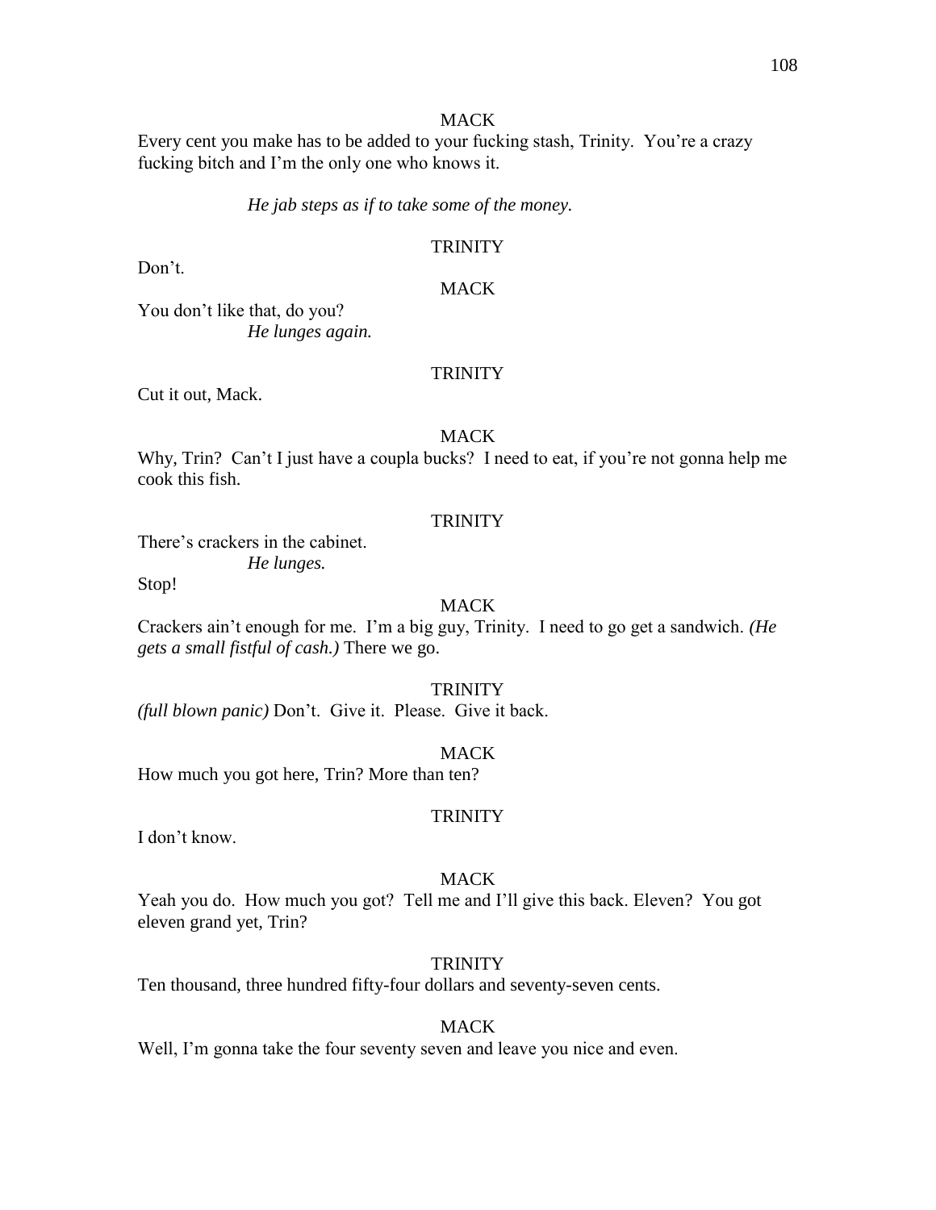MACK

Every cent you make has to be added to your fucking stash, Trinity. You're a crazy fucking bitch and I'm the only one who knows it.

*He jab steps as if to take some of the money.*

TRINITY

Don't.

MACK

You don't like that, do you?

*He lunges again.*

TRINITY

Cut it out, Mack.

MACK

Why, Trin? Can't I just have a coupla bucks? I need to eat, if you're not gonna help me cook this fish.

TRINITY

There's crackers in the cabinet.

*He lunges.*

Stop!

MACK

Crackers ain't enough for me. I'm a big guy, Trinity. I need to go get a sandwich. *(He gets a small fistful of cash.)* There we go.

TRINITY

*(full blown panic)* Don't. Give it. Please. Give it back.

MACK

How much you got here, Trin? More than ten?

TRINITY

I don't know.

MACK

Yeah you do. How much you got? Tell me and I'll give this back. Eleven? You got eleven grand yet, Trin?

TRINITY

Ten thousand, three hundred fifty-four dollars and seventy-seven cents.

MACK

Well, I'm gonna take the four seventy seven and leave you nice and even.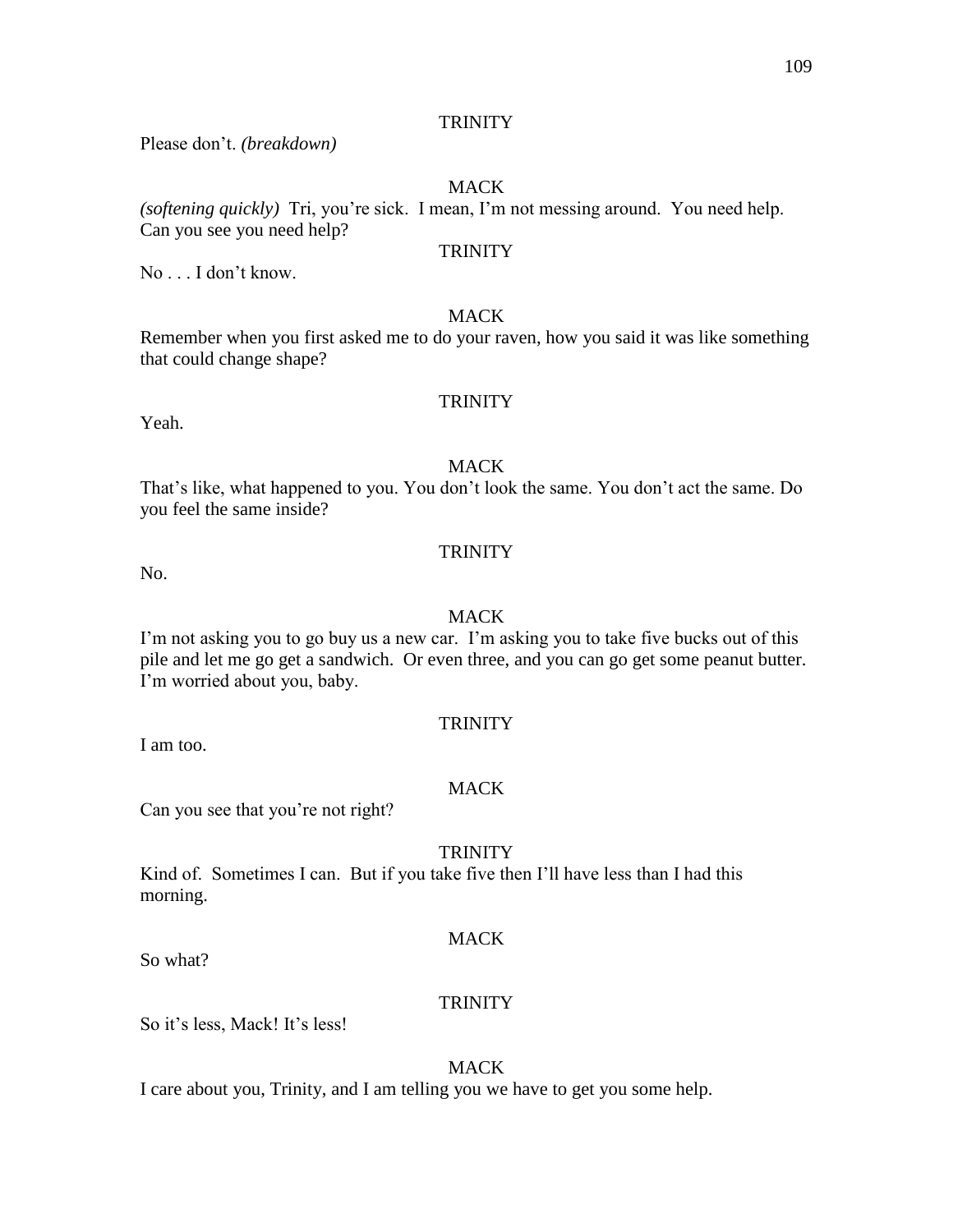TRINITY

Please don't. *(breakdown)*

MACK

*(softening quickly)* Tri, you're sick. I mean, I'm not messing around. You need help. Can you see you need help?

TRINITY

No . . . I don't know.

MACK

Remember when you first asked me to do your raven, how you said it was like something that could change shape?

TRINITY

Yeah.

MACK

That's like, what happened to you. You don't look the same. You don't act the same. Do you feel the same inside?

TRINITY

No.

MACK

I'm not asking you to go buy us a new car. I'm asking you to take five bucks out of this pile and let me go get a sandwich. Or even three, and you can go get some peanut butter. I'm worried about you, baby.

TRINITY

I am too.

MACK

Can you see that you're not right?

TRINITY

Kind of. Sometimes I can. But if you take five then I'll have less than I had this morning.

MACK

So what?

TRINITY

So it's less, Mack! It's less!

MACK

I care about you, Trinity, and I am telling you we have to get you some help.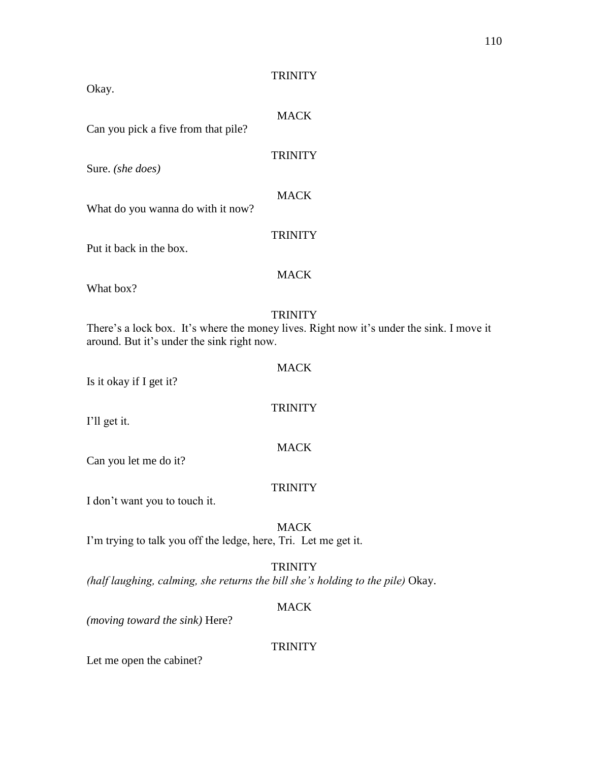TRINITY

Okay.

MACK

Can you pick a five from that pile?

TRINITY

Sure. *(she does)*

MACK

What do you wanna do with it now?

TRINITY

Put it back in the box.

MACK

What box?

TRINITY

There's a lock box. It's where the money lives. Right now it's under the sink. I move it around. But it's under the sink right now.

MACK

Is it okay if I get it?

TRINITY

I'll get it.

MACK

Can you let me do it?

TRINITY

I don't want you to touch it.

MACK

I'm trying to talk you off the ledge, here, Tri. Let me get it.

TRINITY

*(half laughing, calming, she returns the bill she's holding to the pile)* Okay.

MACK

*(moving toward the sink)* Here?

TRINITY

Let me open the cabinet?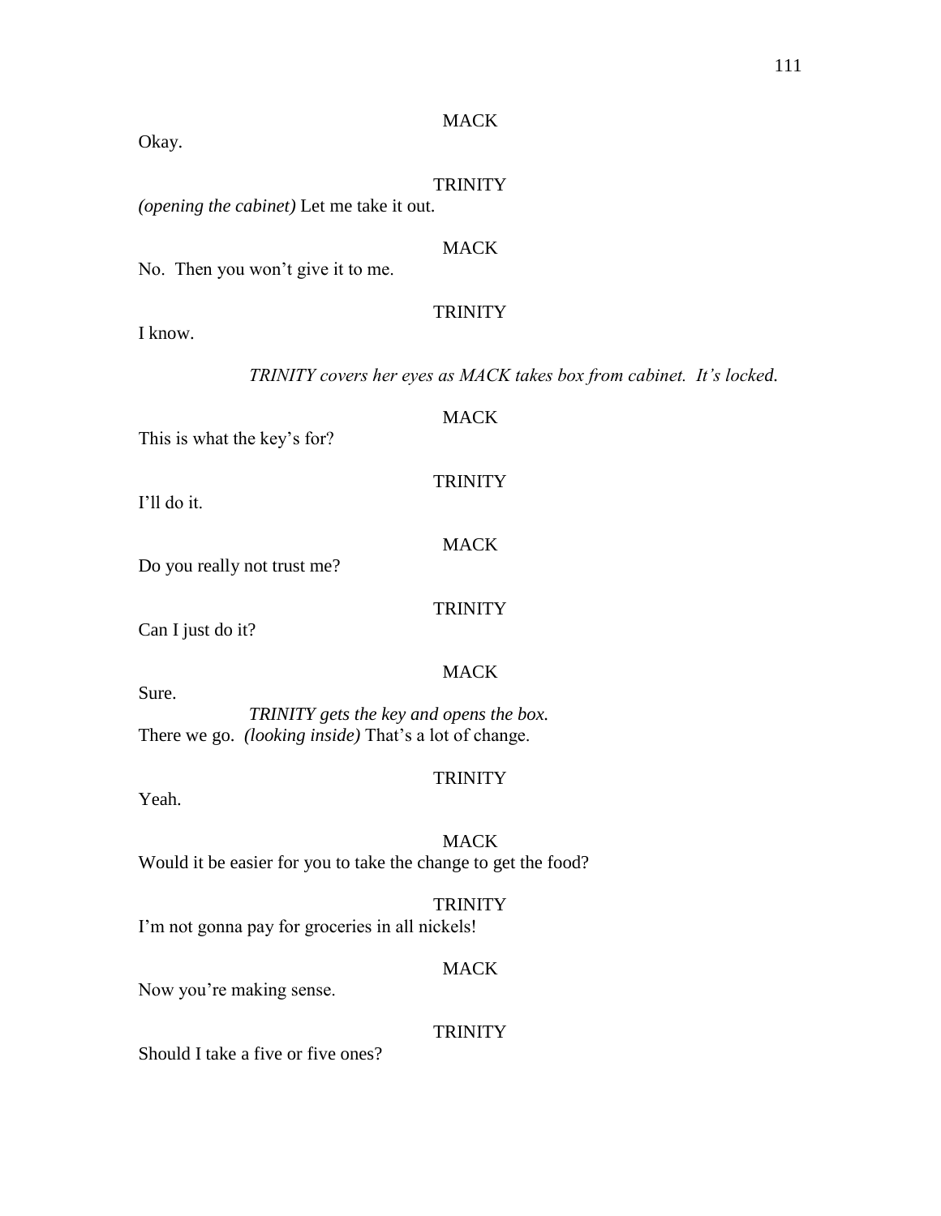MACK

Okay.

TRINITY

*(opening the cabinet)* Let me take it out.

MACK

No. Then you won't give it to me.

TRINITY

I know.

*TRINITY covers her eyes as MACK takes box from cabinet. It's locked.*

MACK

This is what the key's for?

TRINITY

I'll do it.

MACK

Do you really not trust me?

TRINITY

Can I just do it?

MACK

Sure.

*TRINITY gets the key and opens the box.*

There we go. *(looking inside)* That's a lot of change.

TRINITY

Yeah.

MACK

Would it be easier for you to take the change to get the food?

TRINITY

I'm not gonna pay for groceries in all nickels!

MACK

Now you're making sense.

TRINITY

Should I take a five or five ones?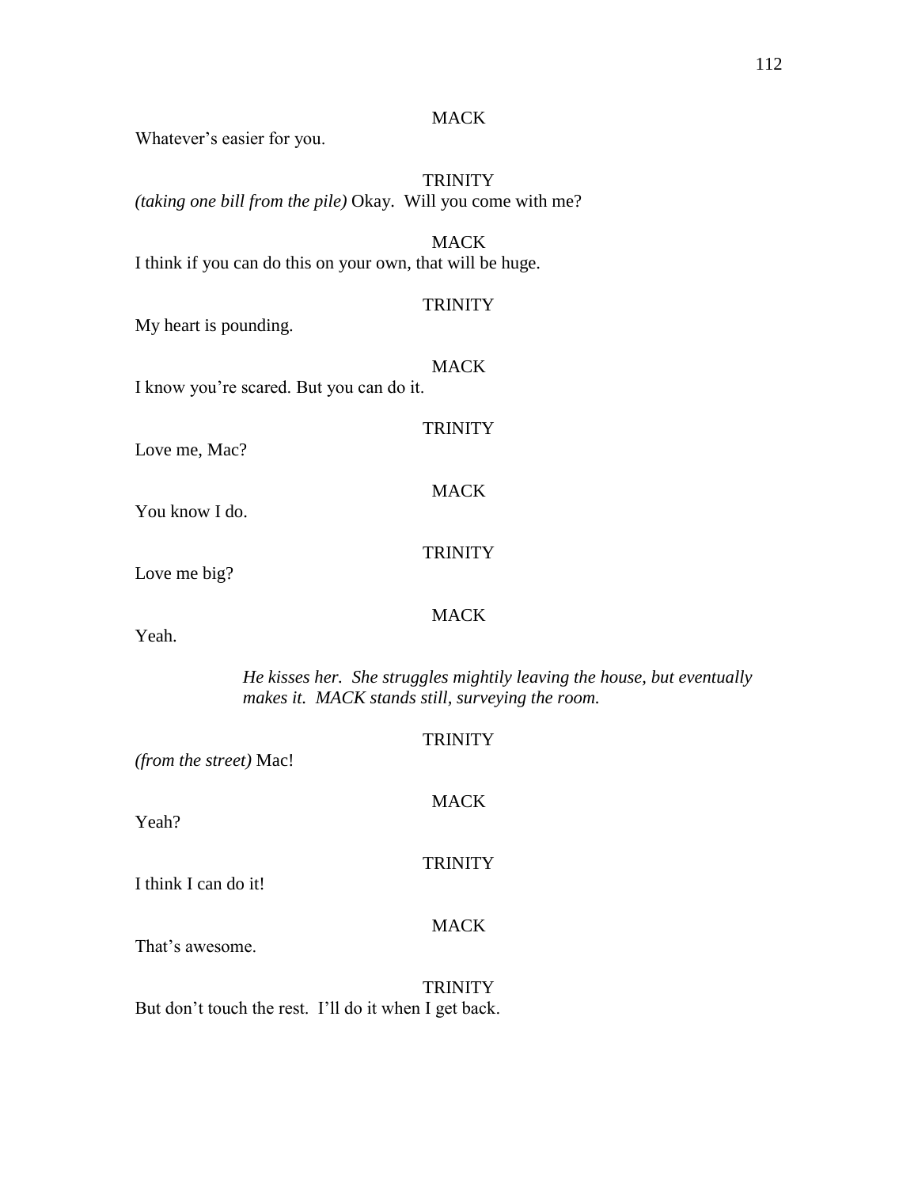MACK

Whatever's easier for you.

TRINITY

*(taking one bill from the pile)* Okay. Will you come with me?

MACK

I think if you can do this on your own, that will be huge.

TRINITY

My heart is pounding.

MACK

I know you're scared. But you can do it.

TRINITY

Love me, Mac?

MACK

You know I do.

TRINITY

Love me big?

MACK

Yeah.

*He kisses her. She struggles mightily leaving the house, but eventually makes it. MACK stands still, surveying the room.*

TRINITY

*(from the street)* Mac!

MACK

Yeah?

TRINITY

I think I can do it!

MACK

That's awesome.

TRINITY

But don't touch the rest. I'll do it when I get back.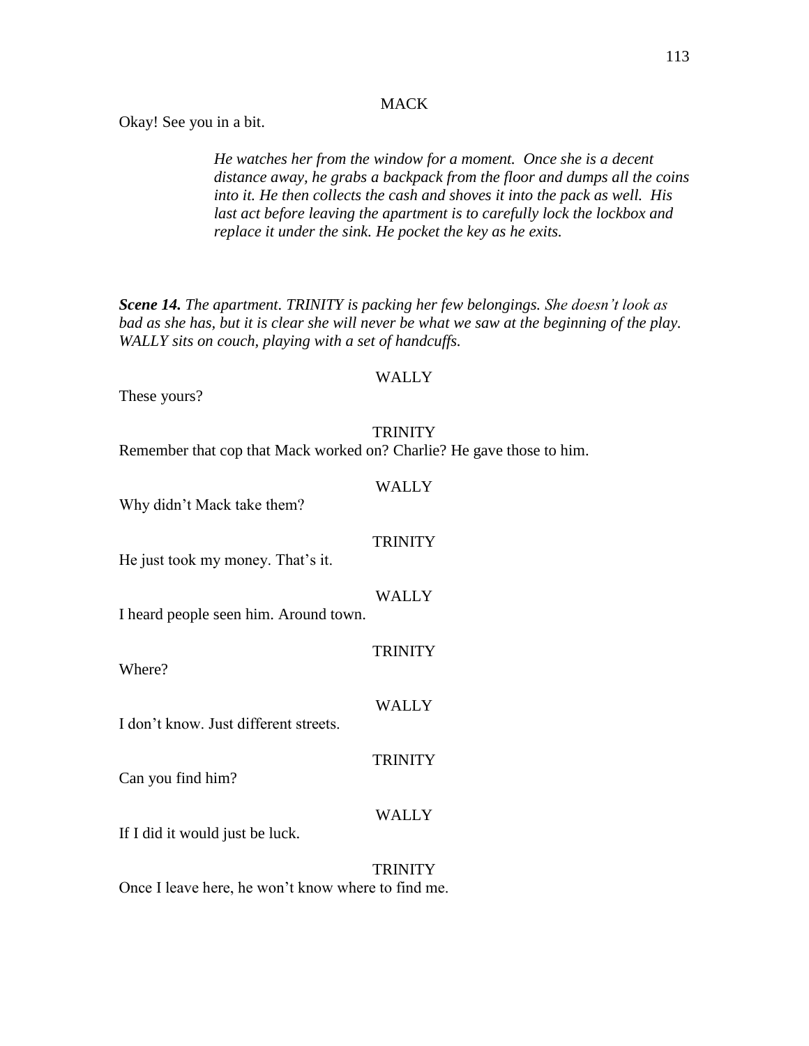MACK

Okay! See you in a bit.

*He watches her from the window for a moment. Once she is a decent distance away, he grabs a backpack from the floor and dumps all the coins into it. He then collects the cash and shoves it into the pack as well. His last act before leaving the apartment is to carefully lock the lockbox and replace it under the sink. He pocket the key as he exits.*

***Scene 14.*** *The apartment. TRINITY is packing her few belongings. She doesn't look as bad as she has, but it is clear she will never be what we saw at the beginning of the play. WALLY sits on couch, playing with a set of handcuffs.*

WALLY

These yours?

TRINITY

Remember that cop that Mack worked on? Charlie? He gave those to him.

WALLY

Why didn't Mack take them?

TRINITY

He just took my money. That's it.

WALLY

I heard people seen him. Around town.

TRINITY

Where?

WALLY

I don't know. Just different streets.

TRINITY

Can you find him?

WALLY

If I did it would just be luck.

TRINITY

Once I leave here, he won't know where to find me.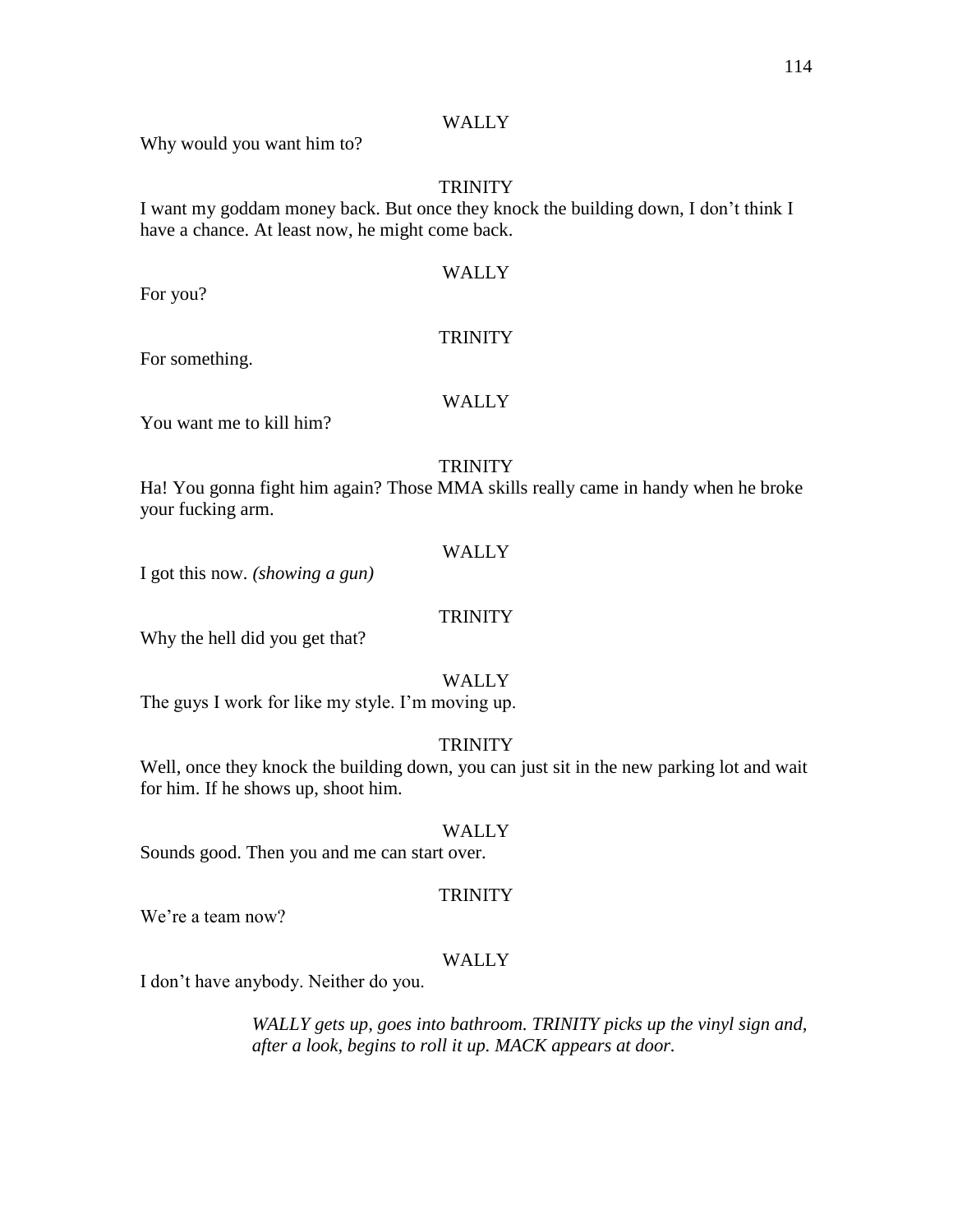WALLY

Why would you want him to?

TRINITY

I want my goddam money back. But once they knock the building down, I don't think I have a chance. At least now, he might come back.

WALLY

For you?

TRINITY

For something.

WALLY

You want me to kill him?

TRINITY

Ha! You gonna fight him again? Those MMA skills really came in handy when he broke your fucking arm.

WALLY

I got this now. *(showing a gun)*

TRINITY

Why the hell did you get that?

WALLY

The guys I work for like my style. I'm moving up.

TRINITY

Well, once they knock the building down, you can just sit in the new parking lot and wait for him. If he shows up, shoot him.

WALLY

Sounds good. Then you and me can start over.

TRINITY

We're a team now?

WALLY

I don't have anybody. Neither do you.

*WALLY gets up, goes into bathroom. TRINITY picks up the vinyl sign and, after a look, begins to roll it up. MACK appears at door.*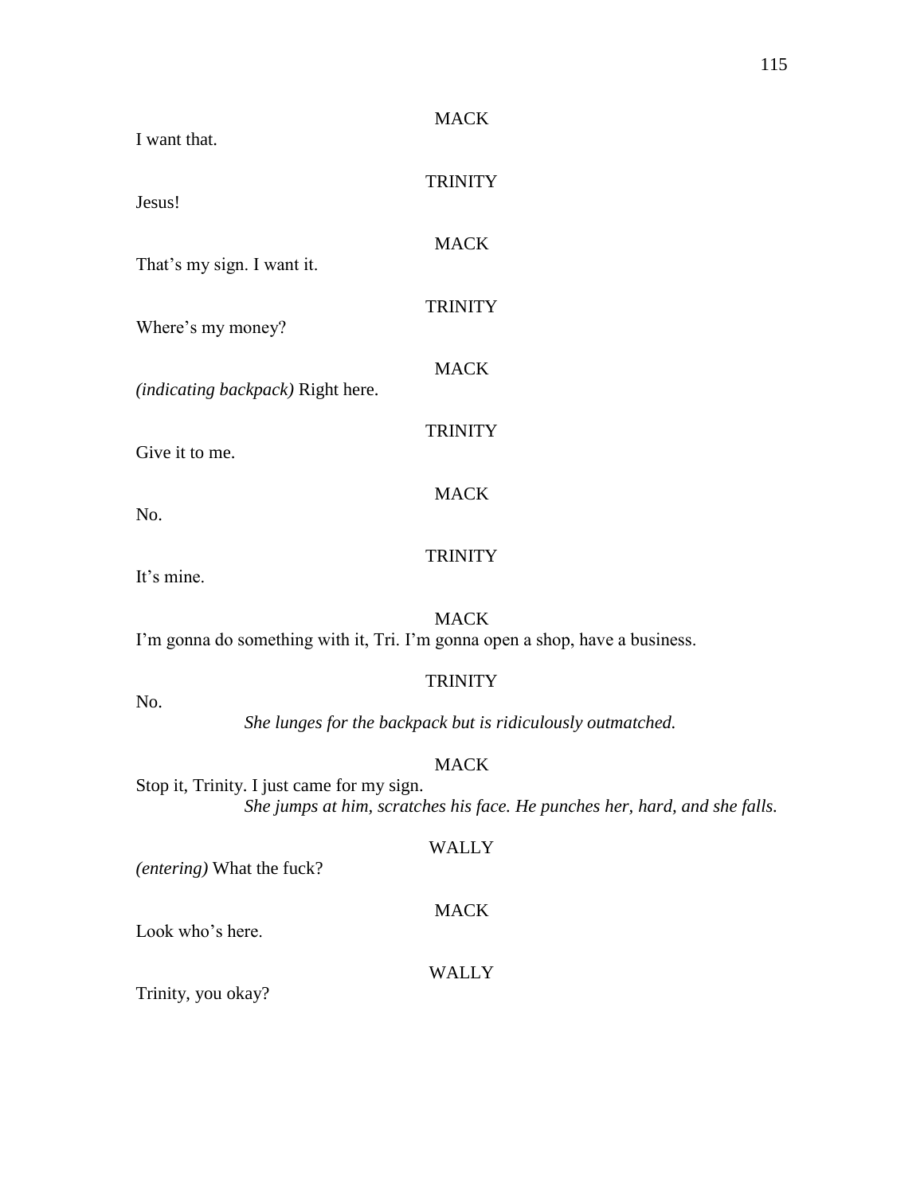MACK

I want that.

TRINITY

Jesus!

MACK

That's my sign. I want it.

TRINITY

Where's my money?

MACK

*(indicating backpack)* Right here.

TRINITY

Give it to me.

MACK

No.

TRINITY

It's mine.

MACK

I'm gonna do something with it, Tri. I'm gonna open a shop, have a business.

TRINITY

No.

*She lunges for the backpack but is ridiculously outmatched.*

MACK

Stop it, Trinity. I just came for my sign.

*She jumps at him, scratches his face. He punches her, hard, and she falls.*

WALLY

*(entering)* What the fuck?

MACK

Look who's here.

WALLY

Trinity, you okay?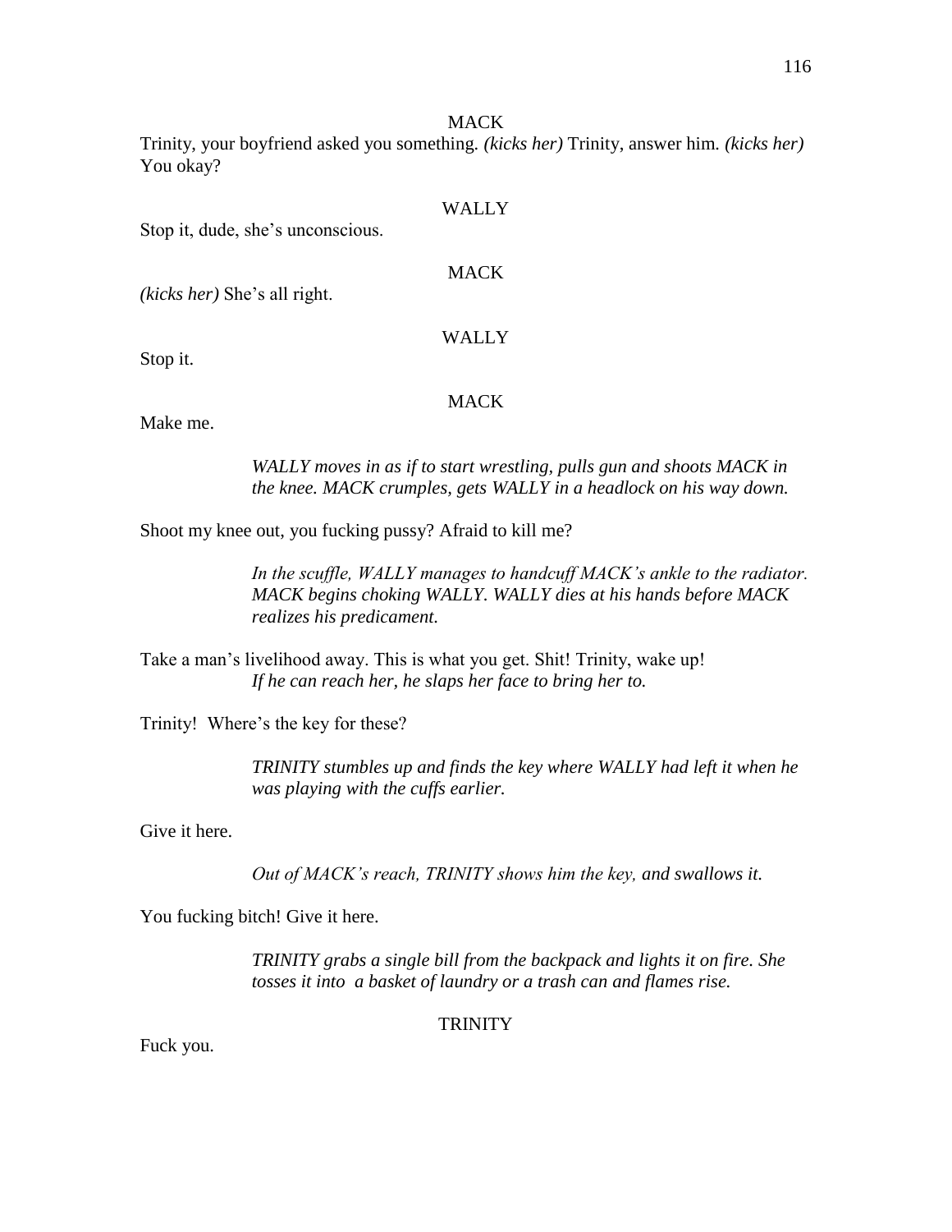MACK

Trinity, your boyfriend asked you something. *(kicks her)* Trinity, answer him. *(kicks her)* You okay?

WALLY

Stop it, dude, she's unconscious.

MACK

*(kicks her)* She's all right.

WALLY

Stop it.

MACK

Make me.

*WALLY moves in as if to start wrestling, pulls gun and shoots MACK in the knee. MACK crumples, gets WALLY in a headlock on his way down.*

Shoot my knee out, you fucking pussy? Afraid to kill me?

*In the scuffle, WALLY manages to handcuff MACK's ankle to the radiator. MACK begins choking WALLY. WALLY dies at his hands before MACK realizes his predicament.*

Take a man's livelihood away. This is what you get. Shit! Trinity, wake up!
*If he can reach her, he slaps her face to bring her to.*

Trinity! Where's the key for these?

*TRINITY stumbles up and finds the key where WALLY had left it when he was playing with the cuffs earlier.*

Give it here.

*Out of MACK's reach, TRINITY shows him the key, and swallows it.*

You fucking bitch! Give it here.

*TRINITY grabs a single bill from the backpack and lights it on fire. She tosses it into a basket of laundry or a trash can and flames rise.*

TRINITY

Fuck you.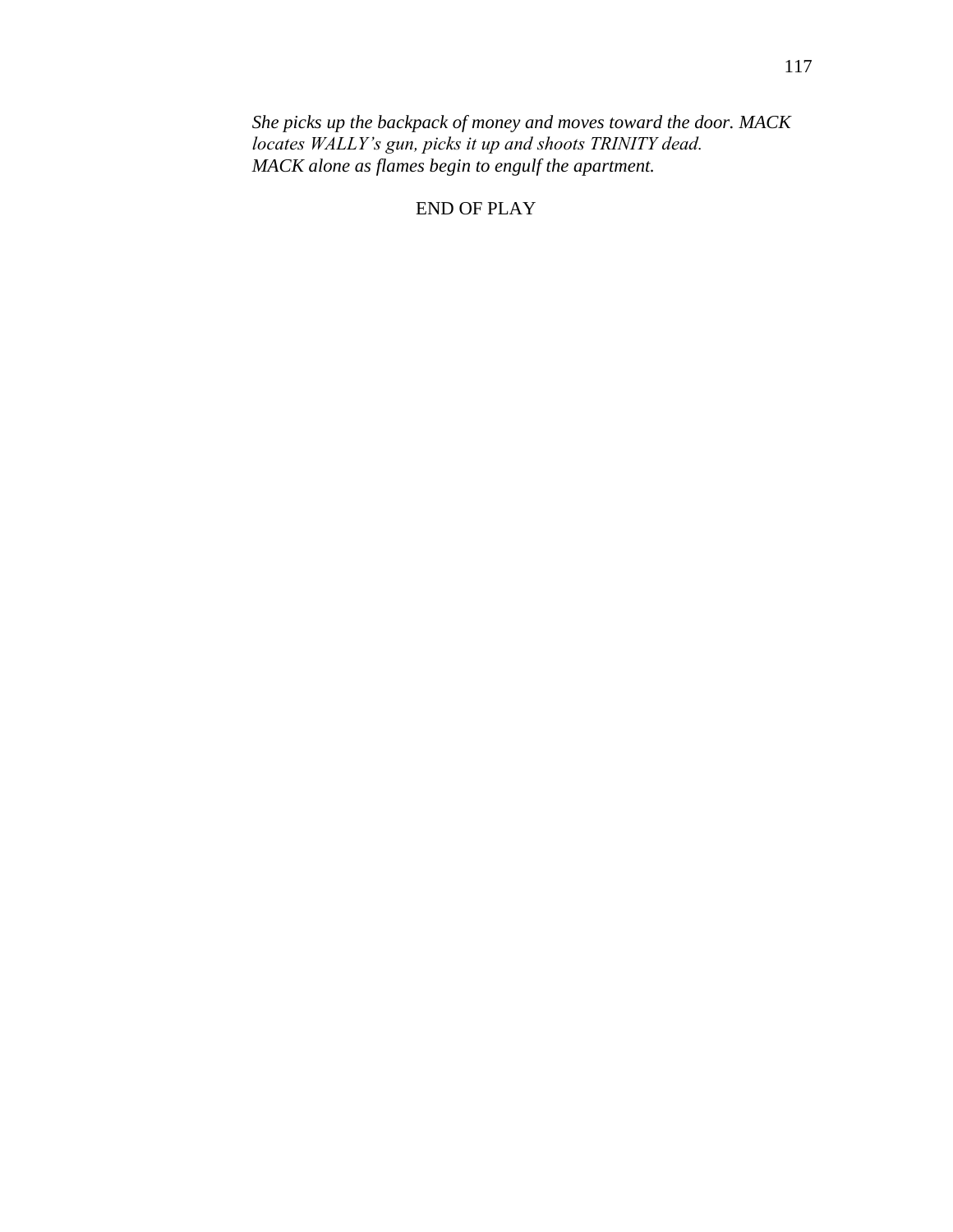*She picks up the backpack of money and moves toward the door. MACK locates WALLY's gun, picks it up and shoots TRINITY dead. MACK alone as flames begin to engulf the apartment.*

END OF PLAY